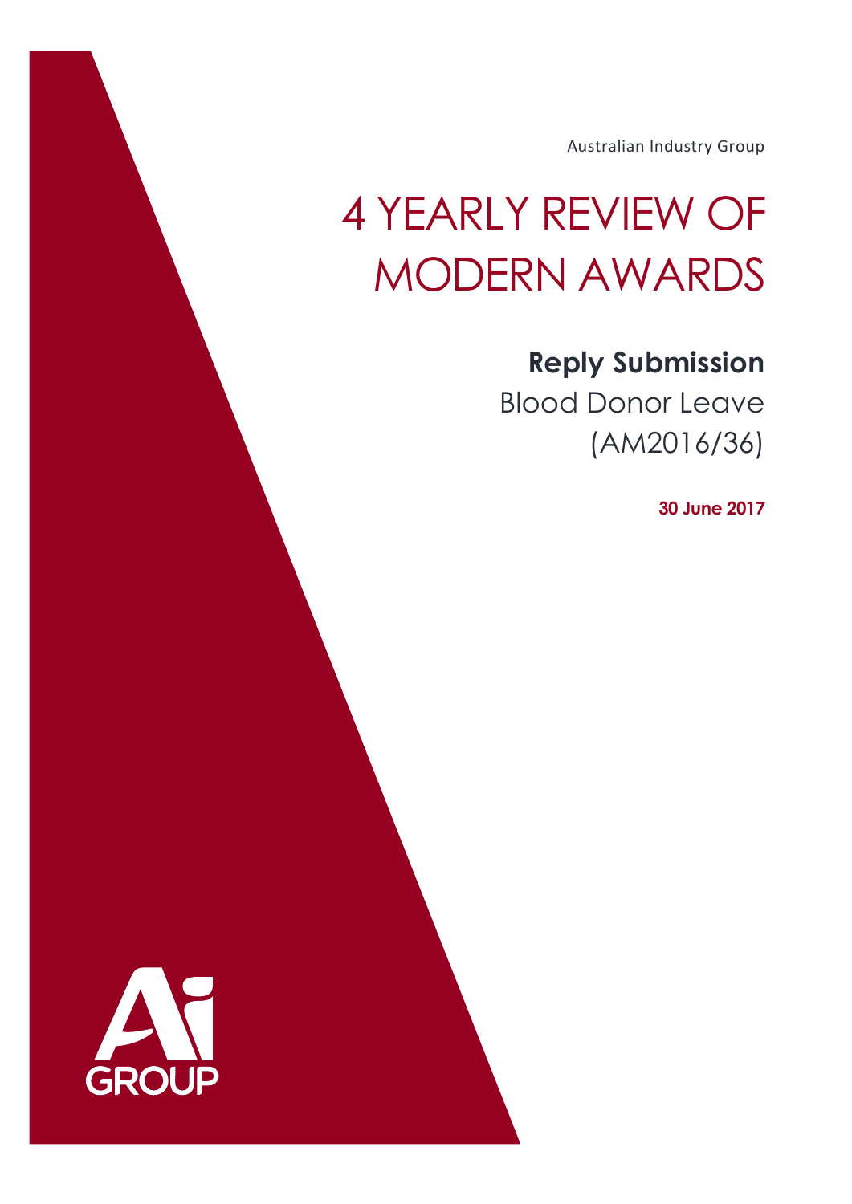Australian Industry Group

# 4 YEARLY REVIEW OF MODERN AWARDS

## Reply Submission

Blood Donor Leave
(AM2016/36)

**30 June 2017**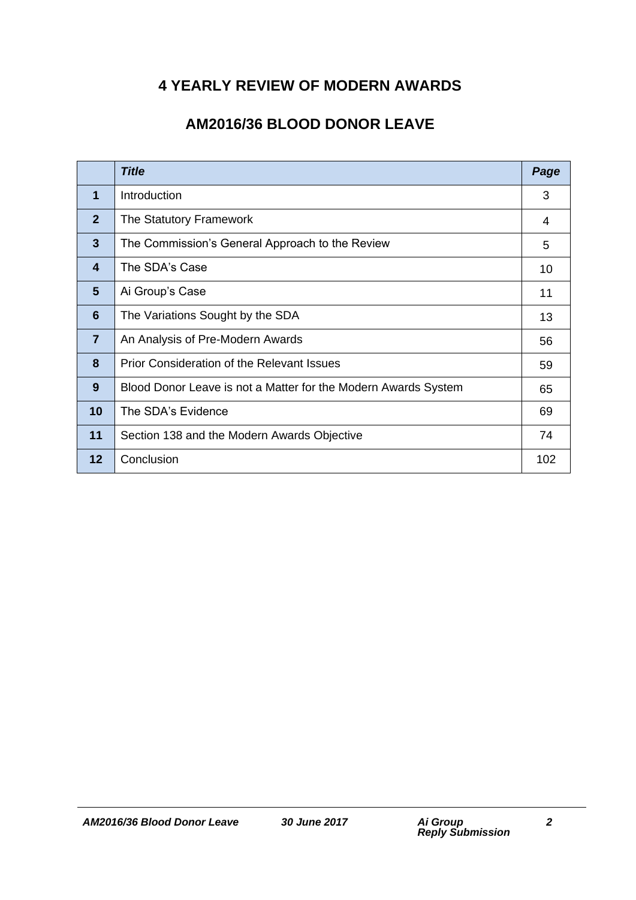# 4 YEARLY REVIEW OF MODERN AWARDS

## AM2016/36 BLOOD DONOR LEAVE

| | ***Title*** | ***Page*** |
|---|---|---|
| **1** | Introduction | 3 |
| **2** | The Statutory Framework | 4 |
| **3** | The Commission's General Approach to the Review | 5 |
| **4** | The SDA's Case | 10 |
| **5** | Ai Group's Case | 11 |
| **6** | The Variations Sought by the SDA | 13 |
| **7** | An Analysis of Pre-Modern Awards | 56 |
| **8** | Prior Consideration of the Relevant Issues | 59 |
| **9** | Blood Donor Leave is not a Matter for the Modern Awards System | 65 |
| **10** | The SDA's Evidence | 69 |
| **11** | Section 138 and the Modern Awards Objective | 74 |
| **12** | Conclusion | 102 |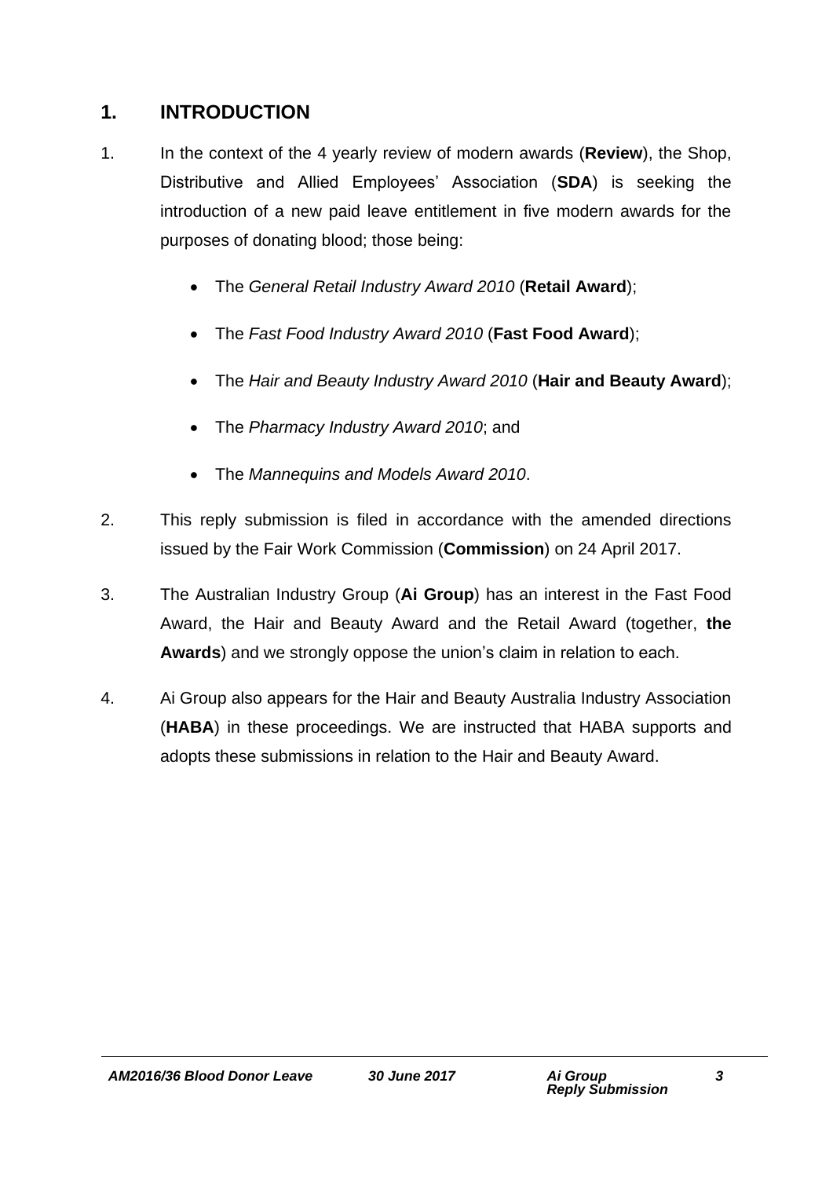## 1. INTRODUCTION

1. In the context of the 4 yearly review of modern awards (**Review**), the Shop, Distributive and Allied Employees' Association (**SDA**) is seeking the introduction of a new paid leave entitlement in five modern awards for the purposes of donating blood; those being:

   - The *General Retail Industry Award 2010* (**Retail Award**);
   - The *Fast Food Industry Award 2010* (**Fast Food Award**);
   - The *Hair and Beauty Industry Award 2010* (**Hair and Beauty Award**);
   - The *Pharmacy Industry Award 2010*; and
   - The *Mannequins and Models Award 2010*.

2. This reply submission is filed in accordance with the amended directions issued by the Fair Work Commission (**Commission**) on 24 April 2017.

3. The Australian Industry Group (**Ai Group**) has an interest in the Fast Food Award, the Hair and Beauty Award and the Retail Award (together, **the Awards**) and we strongly oppose the union's claim in relation to each.

4. Ai Group also appears for the Hair and Beauty Australia Industry Association (**HABA**) in these proceedings. We are instructed that HABA supports and adopts these submissions in relation to the Hair and Beauty Award.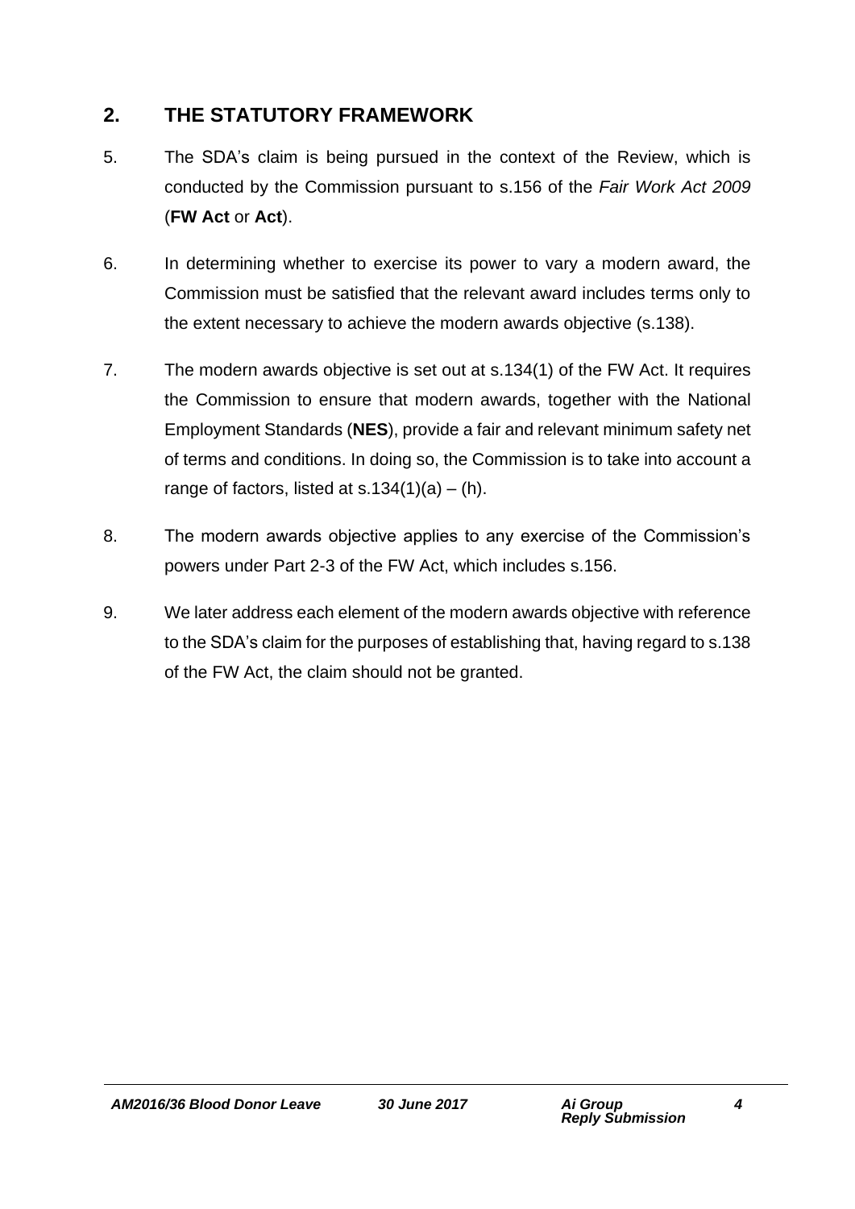## 2. THE STATUTORY FRAMEWORK

5. The SDA's claim is being pursued in the context of the Review, which is conducted by the Commission pursuant to s.156 of the *Fair Work Act 2009* (**FW Act** or **Act**).

6. In determining whether to exercise its power to vary a modern award, the Commission must be satisfied that the relevant award includes terms only to the extent necessary to achieve the modern awards objective (s.138).

7. The modern awards objective is set out at s.134(1) of the FW Act. It requires the Commission to ensure that modern awards, together with the National Employment Standards (**NES**), provide a fair and relevant minimum safety net of terms and conditions. In doing so, the Commission is to take into account a range of factors, listed at s.134(1)(a) – (h).

8. The modern awards objective applies to any exercise of the Commission's powers under Part 2-3 of the FW Act, which includes s.156.

9. We later address each element of the modern awards objective with reference to the SDA's claim for the purposes of establishing that, having regard to s.138 of the FW Act, the claim should not be granted.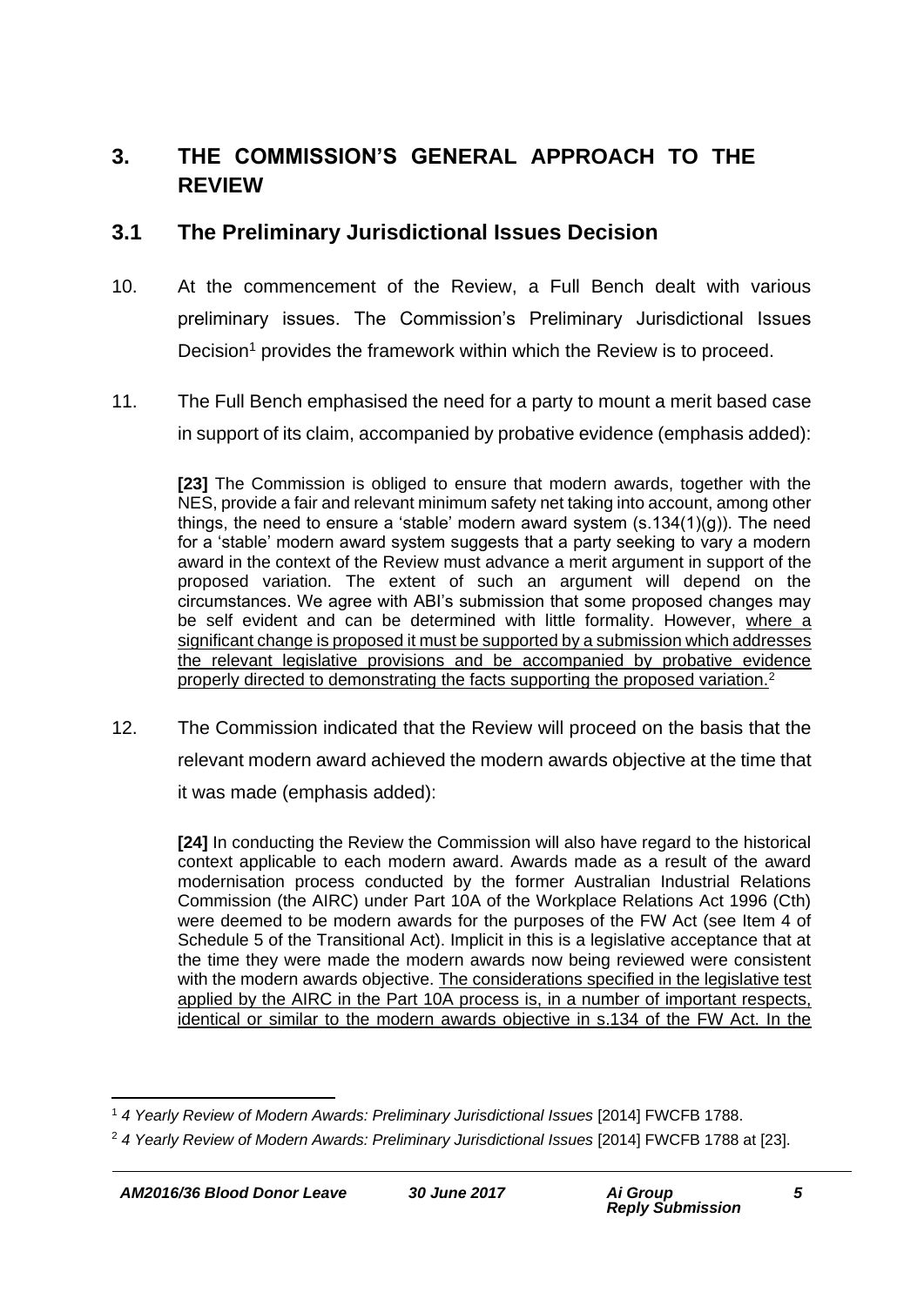## 3. THE COMMISSION'S GENERAL APPROACH TO THE REVIEW

### 3.1 The Preliminary Jurisdictional Issues Decision

10. At the commencement of the Review, a Full Bench dealt with various preliminary issues. The Commission's Preliminary Jurisdictional Issues Decision[1] provides the framework within which the Review is to proceed.

11. The Full Bench emphasised the need for a party to mount a merit based case in support of its claim, accompanied by probative evidence (emphasis added):

> **[23]** The Commission is obliged to ensure that modern awards, together with the NES, provide a fair and relevant minimum safety net taking into account, among other things, the need to ensure a 'stable' modern award system (s.134(1)(g)). The need for a 'stable' modern award system suggests that a party seeking to vary a modern award in the context of the Review must advance a merit argument in support of the proposed variation. The extent of such an argument will depend on the circumstances. We agree with ABI's submission that some proposed changes may be self evident and can be determined with little formality. However, <u>where a significant change is proposed it must be supported by a submission which addresses the relevant legislative provisions and be accompanied by probative evidence properly directed to demonstrating the facts supporting the proposed variation.</u>[2]

12. The Commission indicated that the Review will proceed on the basis that the relevant modern award achieved the modern awards objective at the time that it was made (emphasis added):

> **[24]** In conducting the Review the Commission will also have regard to the historical context applicable to each modern award. Awards made as a result of the award modernisation process conducted by the former Australian Industrial Relations Commission (the AIRC) under Part 10A of the Workplace Relations Act 1996 (Cth) were deemed to be modern awards for the purposes of the FW Act (see Item 4 of Schedule 5 of the Transitional Act). Implicit in this is a legislative acceptance that at the time they were made the modern awards now being reviewed were consistent with the modern awards objective. <u>The considerations specified in the legislative test applied by the AIRC in the Part 10A process is, in a number of important respects, identical or similar to the modern awards objective in s.134 of the FW Act. In the</u>

---

[1] *4 Yearly Review of Modern Awards: Preliminary Jurisdictional Issues* [2014] FWCFB 1788.

[2] *4 Yearly Review of Modern Awards: Preliminary Jurisdictional Issues* [2014] FWCFB 1788 at [23].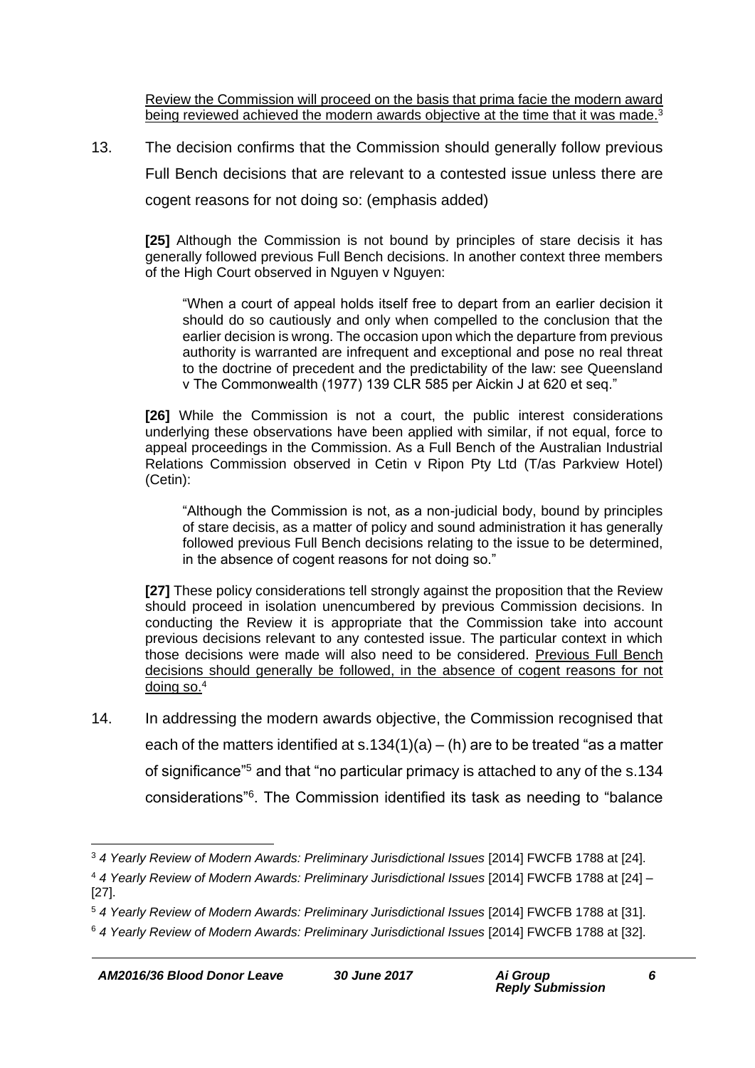Review the Commission will proceed on the basis that prima facie the modern award being reviewed achieved the modern awards objective at the time that it was made.[3]

13. The decision confirms that the Commission should generally follow previous Full Bench decisions that are relevant to a contested issue unless there are cogent reasons for not doing so: (emphasis added)

> **[25]** Although the Commission is not bound by principles of stare decisis it has generally followed previous Full Bench decisions. In another context three members of the High Court observed in Nguyen v Nguyen:
>
> > "When a court of appeal holds itself free to depart from an earlier decision it should do so cautiously and only when compelled to the conclusion that the earlier decision is wrong. The occasion upon which the departure from previous authority is warranted are infrequent and exceptional and pose no real threat to the doctrine of precedent and the predictability of the law: see Queensland v The Commonwealth (1977) 139 CLR 585 per Aickin J at 620 et seq."
>
> **[26]** While the Commission is not a court, the public interest considerations underlying these observations have been applied with similar, if not equal, force to appeal proceedings in the Commission. As a Full Bench of the Australian Industrial Relations Commission observed in Cetin v Ripon Pty Ltd (T/as Parkview Hotel) (Cetin):
>
> > "Although the Commission is not, as a non-judicial body, bound by principles of stare decisis, as a matter of policy and sound administration it has generally followed previous Full Bench decisions relating to the issue to be determined, in the absence of cogent reasons for not doing so."
>
> **[27]** These policy considerations tell strongly against the proposition that the Review should proceed in isolation unencumbered by previous Commission decisions. In conducting the Review it is appropriate that the Commission take into account previous decisions relevant to any contested issue. The particular context in which those decisions were made will also need to be considered. Previous Full Bench decisions should generally be followed, in the absence of cogent reasons for not doing so.[4]

14. In addressing the modern awards objective, the Commission recognised that each of the matters identified at s.134(1)(a) – (h) are to be treated "as a matter of significance"[5] and that "no particular primacy is attached to any of the s.134 considerations"[6]. The Commission identified its task as needing to "balance

---

[3] *4 Yearly Review of Modern Awards: Preliminary Jurisdictional Issues* [2014] FWCFB 1788 at [24].

[4] *4 Yearly Review of Modern Awards: Preliminary Jurisdictional Issues* [2014] FWCFB 1788 at [24] – [27].

[5] *4 Yearly Review of Modern Awards: Preliminary Jurisdictional Issues* [2014] FWCFB 1788 at [31].

[6] *4 Yearly Review of Modern Awards: Preliminary Jurisdictional Issues* [2014] FWCFB 1788 at [32].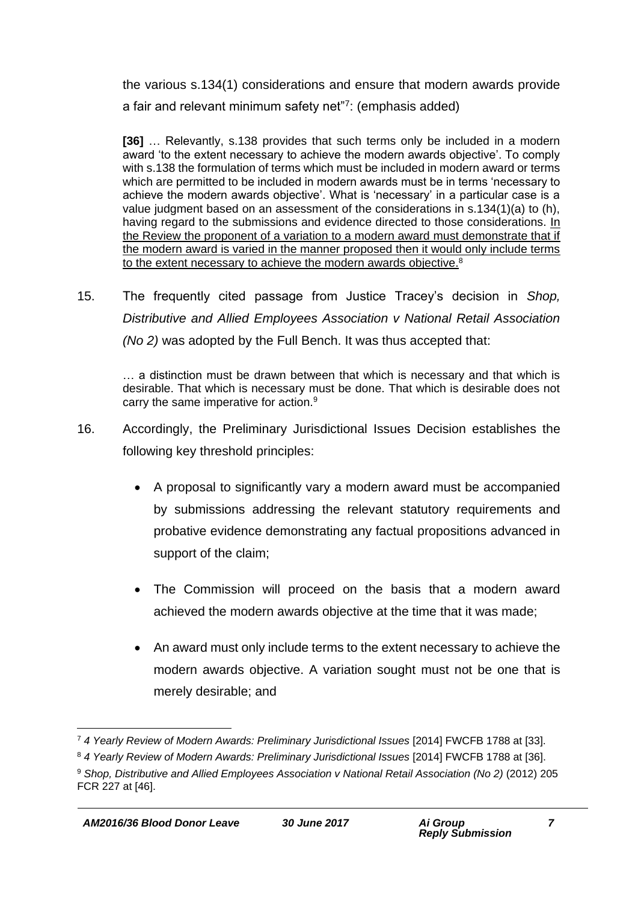the various s.134(1) considerations and ensure that modern awards provide a fair and relevant minimum safety net"[7]: (emphasis added)

> **[36]** … Relevantly, s.138 provides that such terms only be included in a modern award 'to the extent necessary to achieve the modern awards objective'. To comply with s.138 the formulation of terms which must be included in modern award or terms which are permitted to be included in modern awards must be in terms 'necessary to achieve the modern awards objective'. What is 'necessary' in a particular case is a value judgment based on an assessment of the considerations in s.134(1)(a) to (h), having regard to the submissions and evidence directed to those considerations. <u>In the Review the proponent of a variation to a modern award must demonstrate that if the modern award is varied in the manner proposed then it would only include terms to the extent necessary to achieve the modern awards objective.</u>[8]

15. The frequently cited passage from Justice Tracey's decision in *Shop, Distributive and Allied Employees Association v National Retail Association (No 2)* was adopted by the Full Bench. It was thus accepted that:

> … a distinction must be drawn between that which is necessary and that which is desirable. That which is necessary must be done. That which is desirable does not carry the same imperative for action.[9]

16. Accordingly, the Preliminary Jurisdictional Issues Decision establishes the following key threshold principles:

    - A proposal to significantly vary a modern award must be accompanied by submissions addressing the relevant statutory requirements and probative evidence demonstrating any factual propositions advanced in support of the claim;

    - The Commission will proceed on the basis that a modern award achieved the modern awards objective at the time that it was made;

    - An award must only include terms to the extent necessary to achieve the modern awards objective. A variation sought must not be one that is merely desirable; and

---

[7] *4 Yearly Review of Modern Awards: Preliminary Jurisdictional Issues* [2014] FWCFB 1788 at [33].

[8] *4 Yearly Review of Modern Awards: Preliminary Jurisdictional Issues* [2014] FWCFB 1788 at [36].

[9] *Shop, Distributive and Allied Employees Association v National Retail Association (No 2)* (2012) 205 FCR 227 at [46].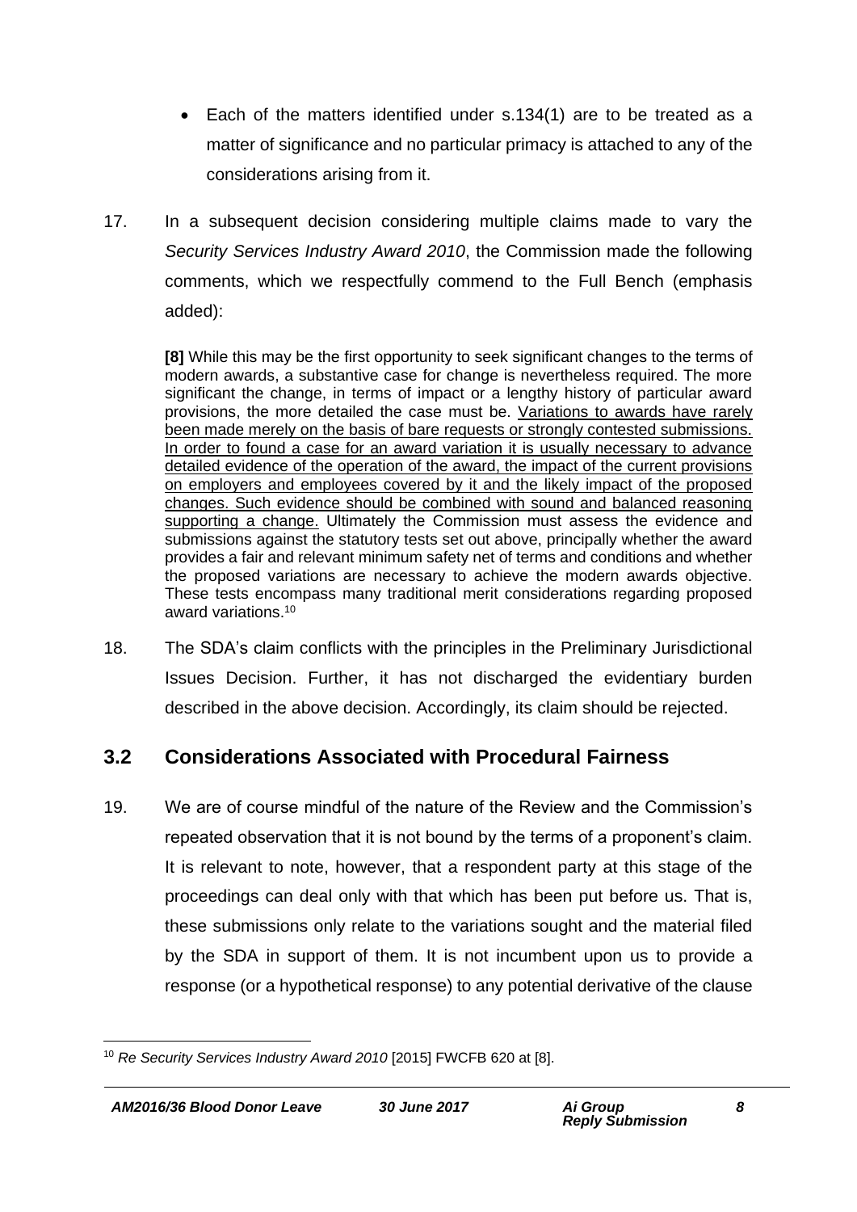- Each of the matters identified under s.134(1) are to be treated as a matter of significance and no particular primacy is attached to any of the considerations arising from it.

17. In a subsequent decision considering multiple claims made to vary the *Security Services Industry Award 2010*, the Commission made the following comments, which we respectfully commend to the Full Bench (emphasis added):

> **[8]** While this may be the first opportunity to seek significant changes to the terms of modern awards, a substantive case for change is nevertheless required. The more significant the change, in terms of impact or a lengthy history of particular award provisions, the more detailed the case must be. <u>Variations to awards have rarely been made merely on the basis of bare requests or strongly contested submissions. In order to found a case for an award variation it is usually necessary to advance detailed evidence of the operation of the award, the impact of the current provisions on employers and employees covered by it and the likely impact of the proposed changes. Such evidence should be combined with sound and balanced reasoning supporting a change.</u> Ultimately the Commission must assess the evidence and submissions against the statutory tests set out above, principally whether the award provides a fair and relevant minimum safety net of terms and conditions and whether the proposed variations are necessary to achieve the modern awards objective. These tests encompass many traditional merit considerations regarding proposed award variations.[10]

18. The SDA's claim conflicts with the principles in the Preliminary Jurisdictional Issues Decision. Further, it has not discharged the evidentiary burden described in the above decision. Accordingly, its claim should be rejected.

## 3.2 Considerations Associated with Procedural Fairness

19. We are of course mindful of the nature of the Review and the Commission's repeated observation that it is not bound by the terms of a proponent's claim. It is relevant to note, however, that a respondent party at this stage of the proceedings can deal only with that which has been put before us. That is, these submissions only relate to the variations sought and the material filed by the SDA in support of them. It is not incumbent upon us to provide a response (or a hypothetical response) to any potential derivative of the clause

---

[10] *Re Security Services Industry Award 2010* [2015] FWCFB 620 at [8].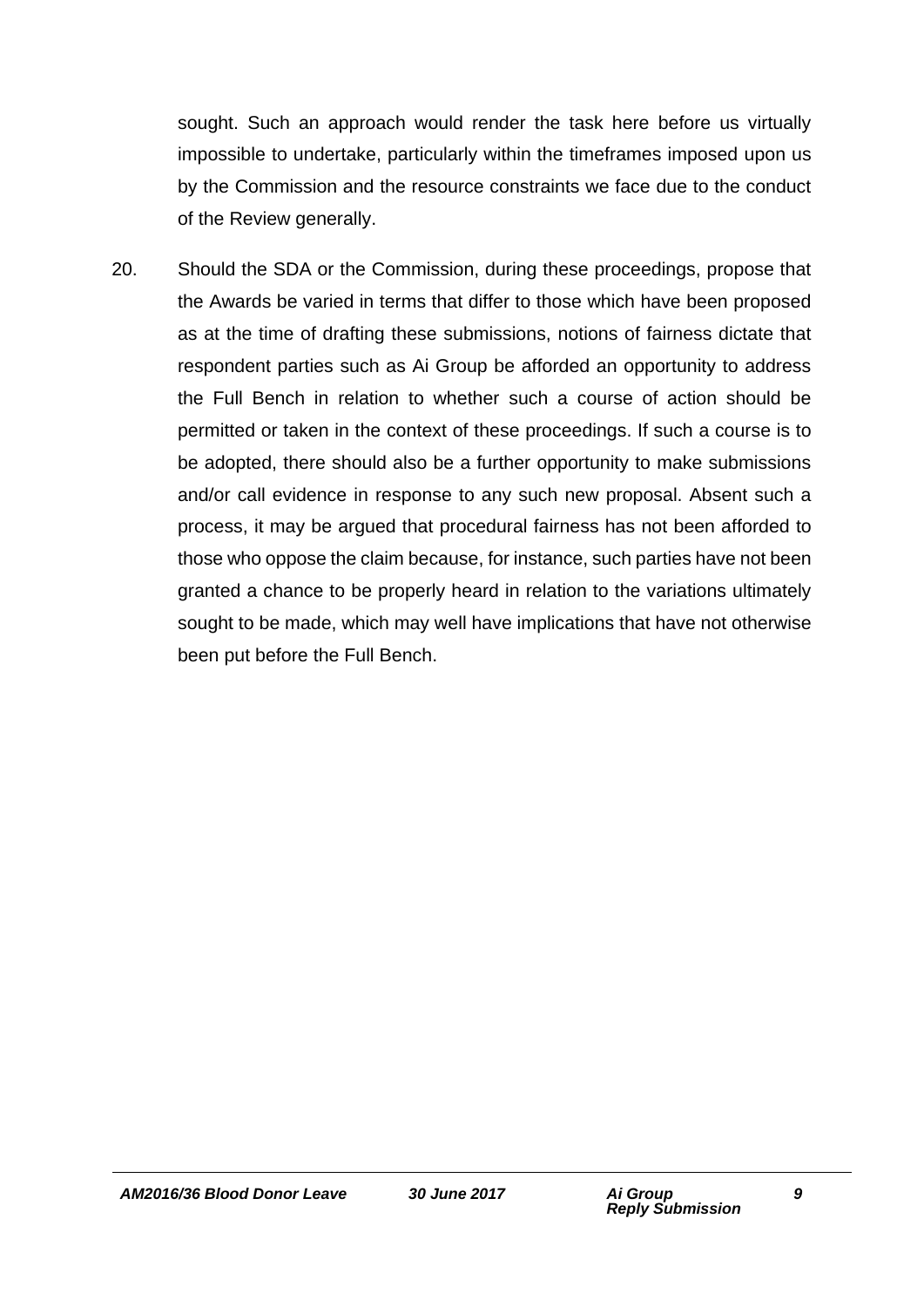sought. Such an approach would render the task here before us virtually impossible to undertake, particularly within the timeframes imposed upon us by the Commission and the resource constraints we face due to the conduct of the Review generally.

20. Should the SDA or the Commission, during these proceedings, propose that the Awards be varied in terms that differ to those which have been proposed as at the time of drafting these submissions, notions of fairness dictate that respondent parties such as Ai Group be afforded an opportunity to address the Full Bench in relation to whether such a course of action should be permitted or taken in the context of these proceedings. If such a course is to be adopted, there should also be a further opportunity to make submissions and/or call evidence in response to any such new proposal. Absent such a process, it may be argued that procedural fairness has not been afforded to those who oppose the claim because, for instance, such parties have not been granted a chance to be properly heard in relation to the variations ultimately sought to be made, which may well have implications that have not otherwise been put before the Full Bench.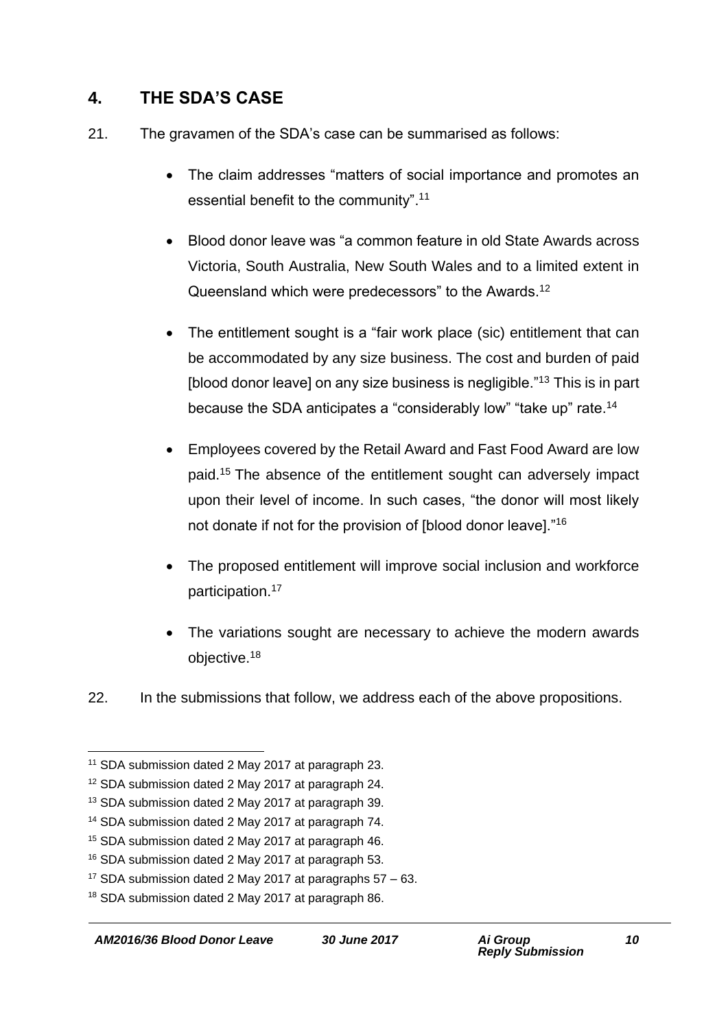## 4. THE SDA'S CASE

21. The gravamen of the SDA's case can be summarised as follows:

- The claim addresses "matters of social importance and promotes an essential benefit to the community".[11]

- Blood donor leave was "a common feature in old State Awards across Victoria, South Australia, New South Wales and to a limited extent in Queensland which were predecessors" to the Awards.[12]

- The entitlement sought is a "fair work place (sic) entitlement that can be accommodated by any size business. The cost and burden of paid [blood donor leave] on any size business is negligible."[13] This is in part because the SDA anticipates a "considerably low" "take up" rate.[14]

- Employees covered by the Retail Award and Fast Food Award are low paid.[15] The absence of the entitlement sought can adversely impact upon their level of income. In such cases, "the donor will most likely not donate if not for the provision of [blood donor leave]."[16]

- The proposed entitlement will improve social inclusion and workforce participation.[17]

- The variations sought are necessary to achieve the modern awards objective.[18]

22. In the submissions that follow, we address each of the above propositions.

---

[11] SDA submission dated 2 May 2017 at paragraph 23.

[12] SDA submission dated 2 May 2017 at paragraph 24.

[13] SDA submission dated 2 May 2017 at paragraph 39.

[14] SDA submission dated 2 May 2017 at paragraph 74.

[15] SDA submission dated 2 May 2017 at paragraph 46.

[16] SDA submission dated 2 May 2017 at paragraph 53.

[17] SDA submission dated 2 May 2017 at paragraphs 57 – 63.

[18] SDA submission dated 2 May 2017 at paragraph 86.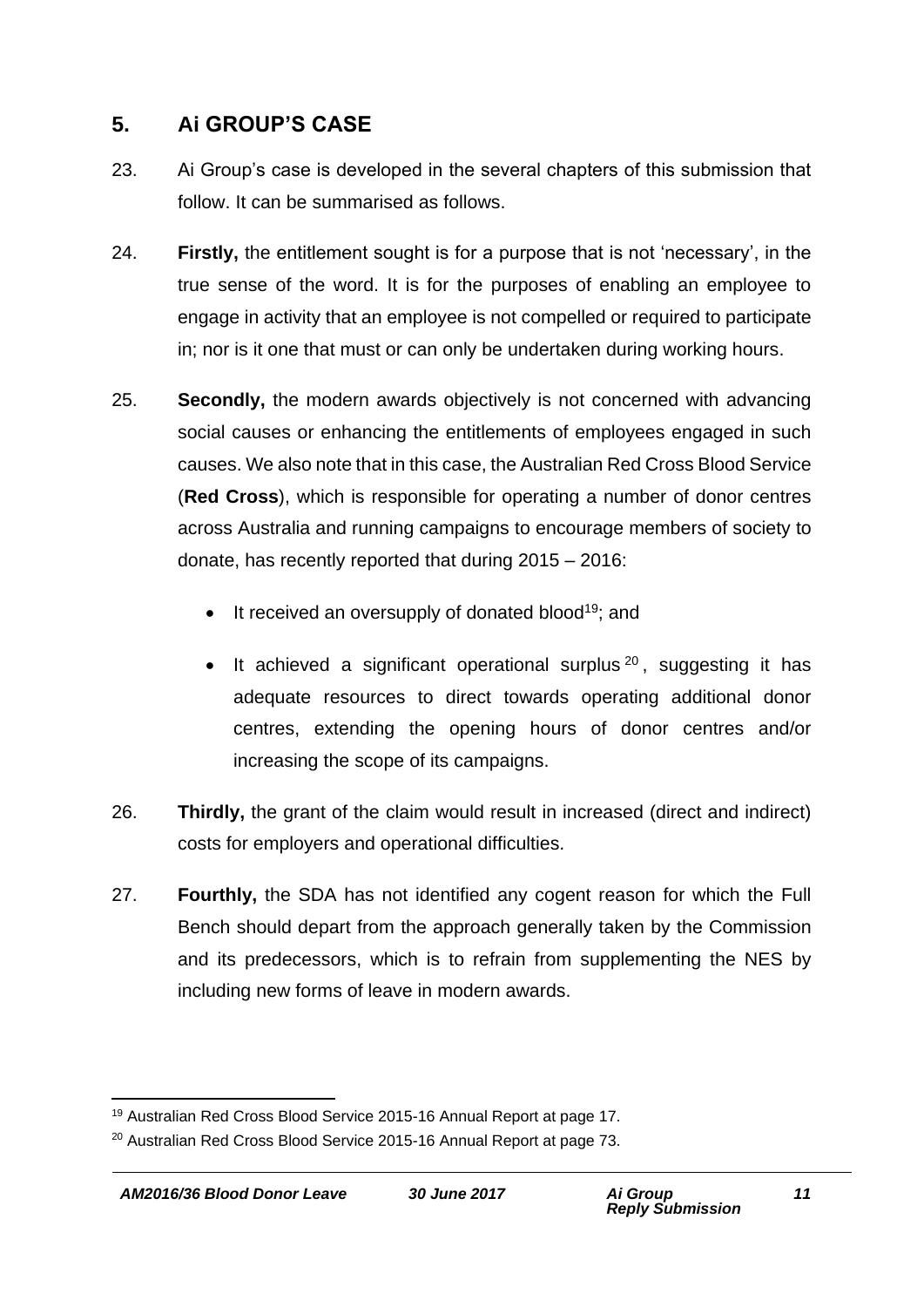## 5. Ai GROUP'S CASE

23. Ai Group's case is developed in the several chapters of this submission that follow. It can be summarised as follows.

24. **Firstly,** the entitlement sought is for a purpose that is not 'necessary', in the true sense of the word. It is for the purposes of enabling an employee to engage in activity that an employee is not compelled or required to participate in; nor is it one that must or can only be undertaken during working hours.

25. **Secondly,** the modern awards objectively is not concerned with advancing social causes or enhancing the entitlements of employees engaged in such causes. We also note that in this case, the Australian Red Cross Blood Service (**Red Cross**), which is responsible for operating a number of donor centres across Australia and running campaigns to encourage members of society to donate, has recently reported that during 2015 – 2016:

- It received an oversupply of donated blood[19]; and
- It achieved a significant operational surplus[20], suggesting it has adequate resources to direct towards operating additional donor centres, extending the opening hours of donor centres and/or increasing the scope of its campaigns.

26. **Thirdly,** the grant of the claim would result in increased (direct and indirect) costs for employers and operational difficulties.

27. **Fourthly,** the SDA has not identified any cogent reason for which the Full Bench should depart from the approach generally taken by the Commission and its predecessors, which is to refrain from supplementing the NES by including new forms of leave in modern awards.

---

[19] Australian Red Cross Blood Service 2015-16 Annual Report at page 17.

[20] Australian Red Cross Blood Service 2015-16 Annual Report at page 73.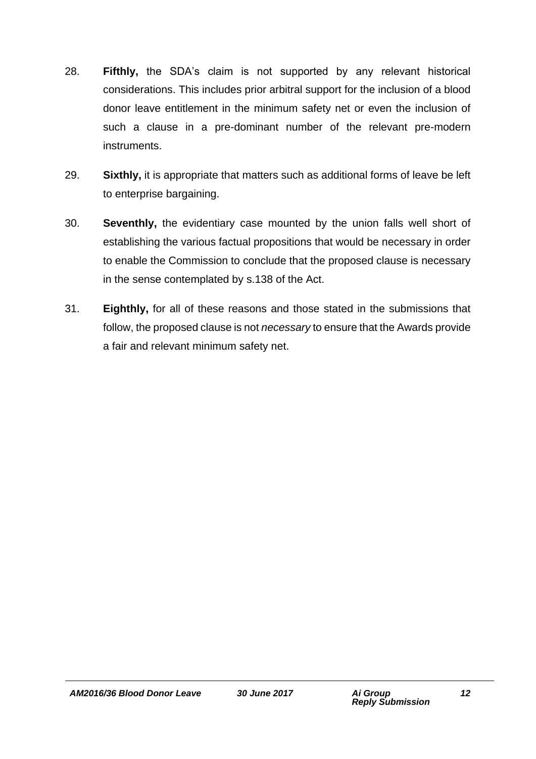28. **Fifthly,** the SDA's claim is not supported by any relevant historical considerations. This includes prior arbitral support for the inclusion of a blood donor leave entitlement in the minimum safety net or even the inclusion of such a clause in a pre-dominant number of the relevant pre-modern instruments.

29. **Sixthly,** it is appropriate that matters such as additional forms of leave be left to enterprise bargaining.

30. **Seventhly,** the evidentiary case mounted by the union falls well short of establishing the various factual propositions that would be necessary in order to enable the Commission to conclude that the proposed clause is necessary in the sense contemplated by s.138 of the Act.

31. **Eighthly,** for all of these reasons and those stated in the submissions that follow, the proposed clause is not *necessary* to ensure that the Awards provide a fair and relevant minimum safety net.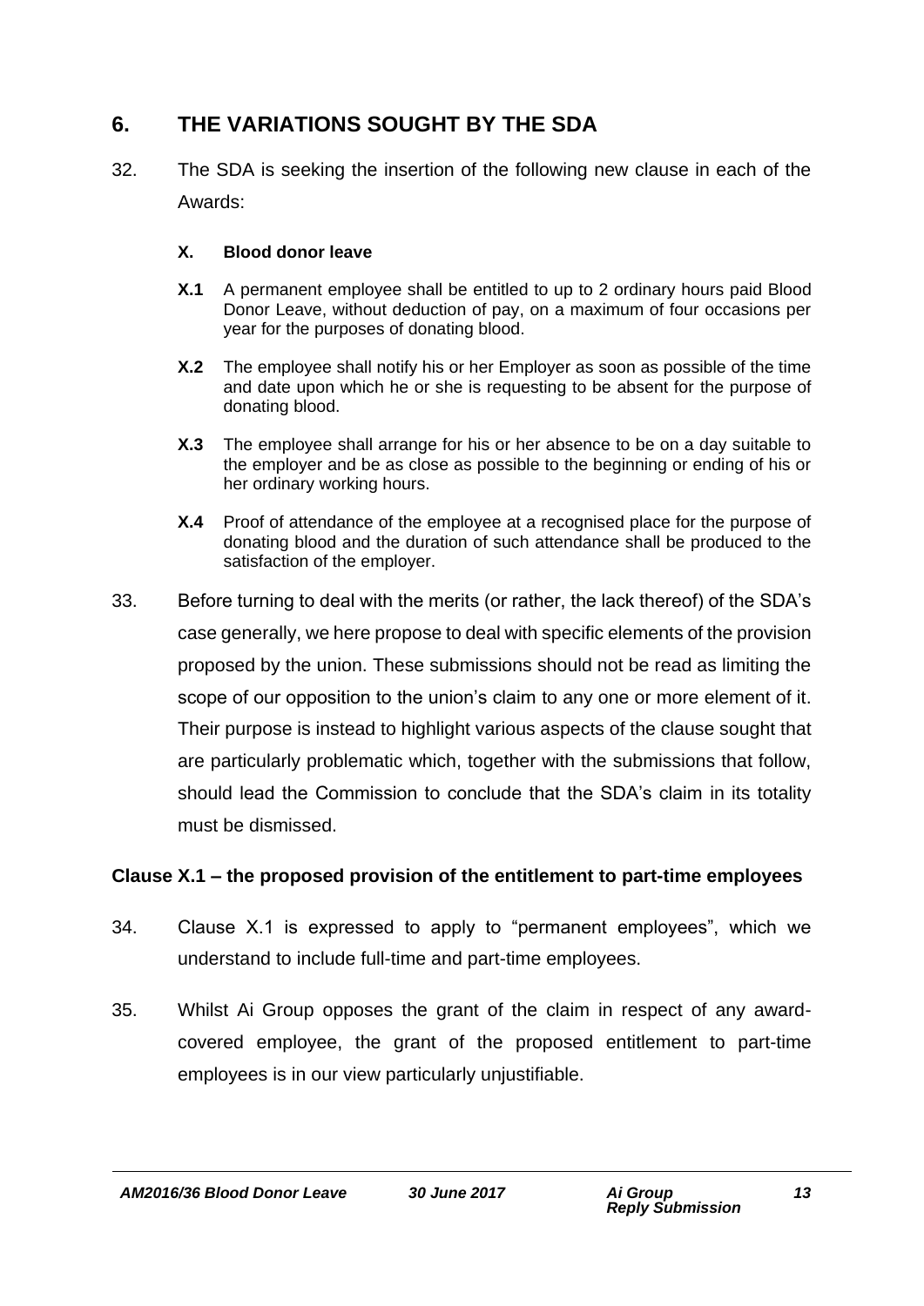## 6. THE VARIATIONS SOUGHT BY THE SDA

32. The SDA is seeking the insertion of the following new clause in each of the Awards:

**X. Blood donor leave**

**X.1** A permanent employee shall be entitled to up to 2 ordinary hours paid Blood Donor Leave, without deduction of pay, on a maximum of four occasions per year for the purposes of donating blood.

**X.2** The employee shall notify his or her Employer as soon as possible of the time and date upon which he or she is requesting to be absent for the purpose of donating blood.

**X.3** The employee shall arrange for his or her absence to be on a day suitable to the employer and be as close as possible to the beginning or ending of his or her ordinary working hours.

**X.4** Proof of attendance of the employee at a recognised place for the purpose of donating blood and the duration of such attendance shall be produced to the satisfaction of the employer.

33. Before turning to deal with the merits (or rather, the lack thereof) of the SDA's case generally, we here propose to deal with specific elements of the provision proposed by the union. These submissions should not be read as limiting the scope of our opposition to the union's claim to any one or more element of it. Their purpose is instead to highlight various aspects of the clause sought that are particularly problematic which, together with the submissions that follow, should lead the Commission to conclude that the SDA's claim in its totality must be dismissed.

### Clause X.1 – the proposed provision of the entitlement to part-time employees

34. Clause X.1 is expressed to apply to "permanent employees", which we understand to include full-time and part-time employees.

35. Whilst Ai Group opposes the grant of the claim in respect of any award-covered employee, the grant of the proposed entitlement to part-time employees is in our view particularly unjustifiable.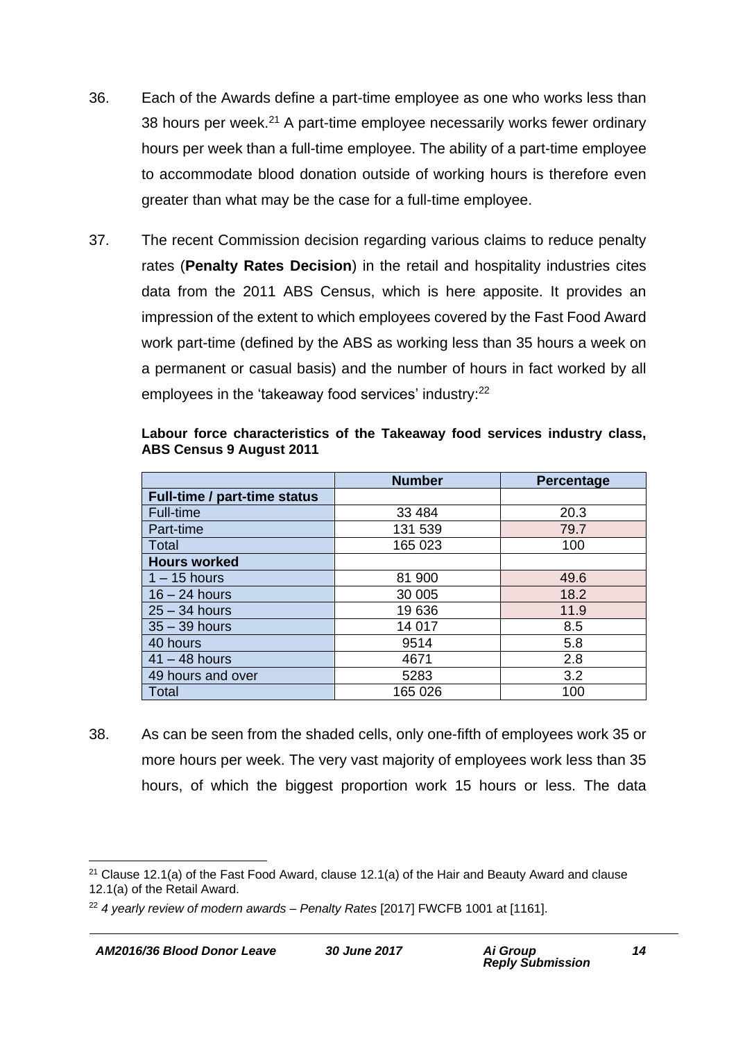36. Each of the Awards define a part-time employee as one who works less than 38 hours per week.[21] A part-time employee necessarily works fewer ordinary hours per week than a full-time employee. The ability of a part-time employee to accommodate blood donation outside of working hours is therefore even greater than what may be the case for a full-time employee.

37. The recent Commission decision regarding various claims to reduce penalty rates (**Penalty Rates Decision**) in the retail and hospitality industries cites data from the 2011 ABS Census, which is here apposite. It provides an impression of the extent to which employees covered by the Fast Food Award work part-time (defined by the ABS as working less than 35 hours a week on a permanent or casual basis) and the number of hours in fact worked by all employees in the 'takeaway food services' industry:[22]

**Labour force characteristics of the Takeaway food services industry class, ABS Census 9 August 2011**

| | Number | Percentage |
|---|---|---|
| **Full-time / part-time status** | | |
| Full-time | 33 484 | 20.3 |
| Part-time | 131 539 | 79.7 |
| Total | 165 023 | 100 |
| **Hours worked** | | |
| 1 – 15 hours | 81 900 | 49.6 |
| 16 – 24 hours | 30 005 | 18.2 |
| 25 – 34 hours | 19 636 | 11.9 |
| 35 – 39 hours | 14 017 | 8.5 |
| 40 hours | 9514 | 5.8 |
| 41 – 48 hours | 4671 | 2.8 |
| 49 hours and over | 5283 | 3.2 |
| Total | 165 026 | 100 |

38. As can be seen from the shaded cells, only one-fifth of employees work 35 or more hours per week. The very vast majority of employees work less than 35 hours, of which the biggest proportion work 15 hours or less. The data

---

[21] Clause 12.1(a) of the Fast Food Award, clause 12.1(a) of the Hair and Beauty Award and clause 12.1(a) of the Retail Award.

[22] *4 yearly review of modern awards – Penalty Rates* [2017] FWCFB 1001 at [1161].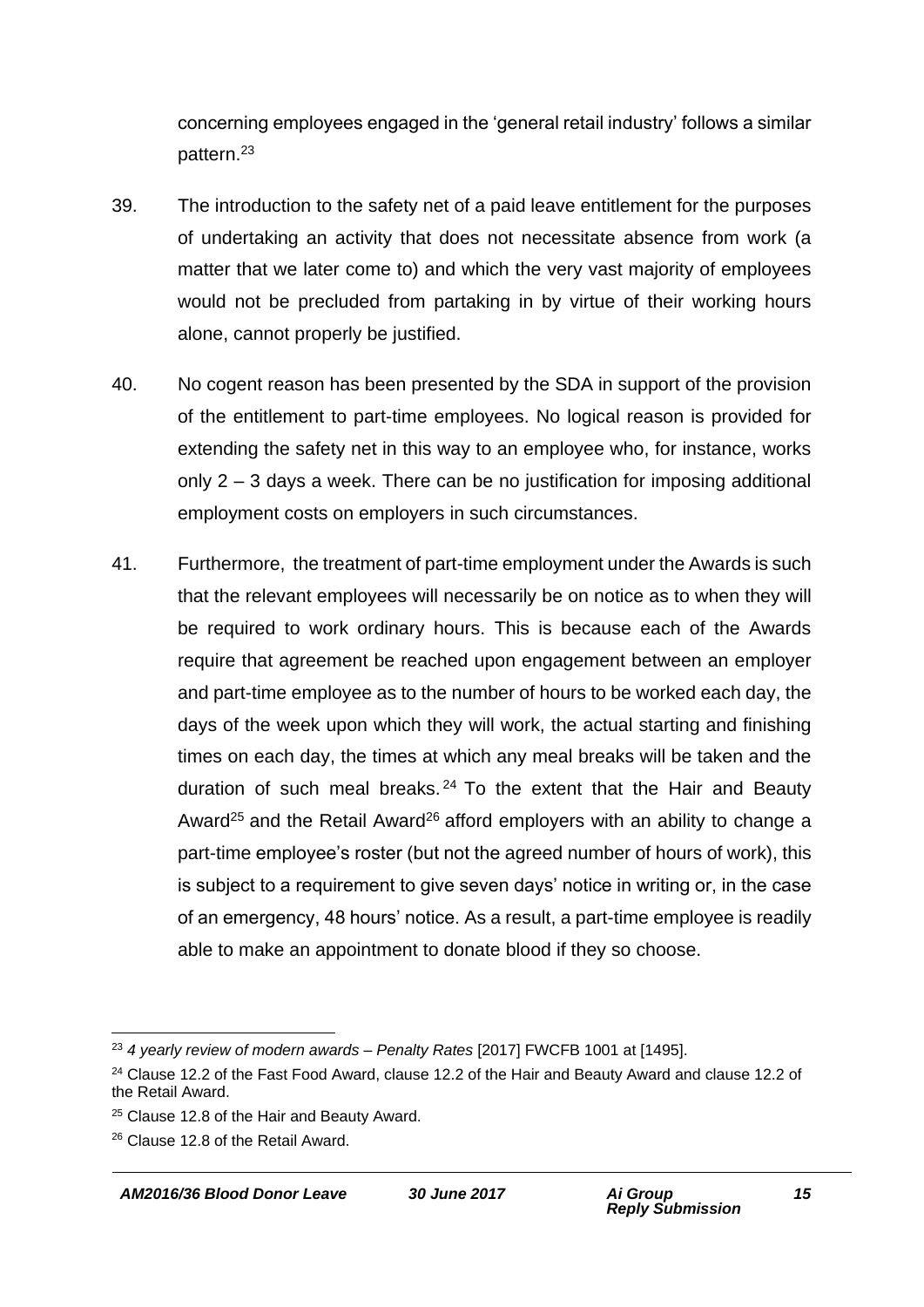concerning employees engaged in the 'general retail industry' follows a similar pattern.[23]

39. The introduction to the safety net of a paid leave entitlement for the purposes of undertaking an activity that does not necessitate absence from work (a matter that we later come to) and which the very vast majority of employees would not be precluded from partaking in by virtue of their working hours alone, cannot properly be justified.

40. No cogent reason has been presented by the SDA in support of the provision of the entitlement to part-time employees. No logical reason is provided for extending the safety net in this way to an employee who, for instance, works only 2 – 3 days a week. There can be no justification for imposing additional employment costs on employers in such circumstances.

41. Furthermore, the treatment of part-time employment under the Awards is such that the relevant employees will necessarily be on notice as to when they will be required to work ordinary hours. This is because each of the Awards require that agreement be reached upon engagement between an employer and part-time employee as to the number of hours to be worked each day, the days of the week upon which they will work, the actual starting and finishing times on each day, the times at which any meal breaks will be taken and the duration of such meal breaks.[24] To the extent that the Hair and Beauty Award[25] and the Retail Award[26] afford employers with an ability to change a part-time employee's roster (but not the agreed number of hours of work), this is subject to a requirement to give seven days' notice in writing or, in the case of an emergency, 48 hours' notice. As a result, a part-time employee is readily able to make an appointment to donate blood if they so choose.

---

[23] *4 yearly review of modern awards – Penalty Rates* [2017] FWCFB 1001 at [1495].

[24] Clause 12.2 of the Fast Food Award, clause 12.2 of the Hair and Beauty Award and clause 12.2 of the Retail Award.

[25] Clause 12.8 of the Hair and Beauty Award.

[26] Clause 12.8 of the Retail Award.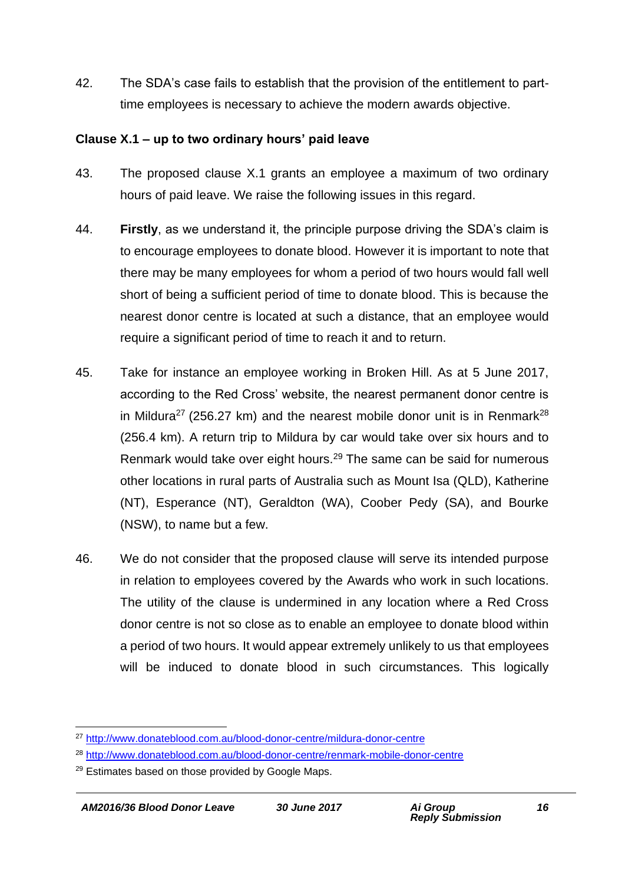42. The SDA's case fails to establish that the provision of the entitlement to part-time employees is necessary to achieve the modern awards objective.

**Clause X.1 – up to two ordinary hours' paid leave**

43. The proposed clause X.1 grants an employee a maximum of two ordinary hours of paid leave. We raise the following issues in this regard.

44. **Firstly**, as we understand it, the principle purpose driving the SDA's claim is to encourage employees to donate blood. However it is important to note that there may be many employees for whom a period of two hours would fall well short of being a sufficient period of time to donate blood. This is because the nearest donor centre is located at such a distance, that an employee would require a significant period of time to reach it and to return.

45. Take for instance an employee working in Broken Hill. As at 5 June 2017, according to the Red Cross' website, the nearest permanent donor centre is in Mildura[27] (256.27 km) and the nearest mobile donor unit is in Renmark[28] (256.4 km). A return trip to Mildura by car would take over six hours and to Renmark would take over eight hours.[29] The same can be said for numerous other locations in rural parts of Australia such as Mount Isa (QLD), Katherine (NT), Esperance (NT), Geraldton (WA), Coober Pedy (SA), and Bourke (NSW), to name but a few.

46. We do not consider that the proposed clause will serve its intended purpose in relation to employees covered by the Awards who work in such locations. The utility of the clause is undermined in any location where a Red Cross donor centre is not so close as to enable an employee to donate blood within a period of two hours. It would appear extremely unlikely to us that employees will be induced to donate blood in such circumstances. This logically

---

[27] http://www.donateblood.com.au/blood-donor-centre/mildura-donor-centre

[28] http://www.donateblood.com.au/blood-donor-centre/renmark-mobile-donor-centre

[29] Estimates based on those provided by Google Maps.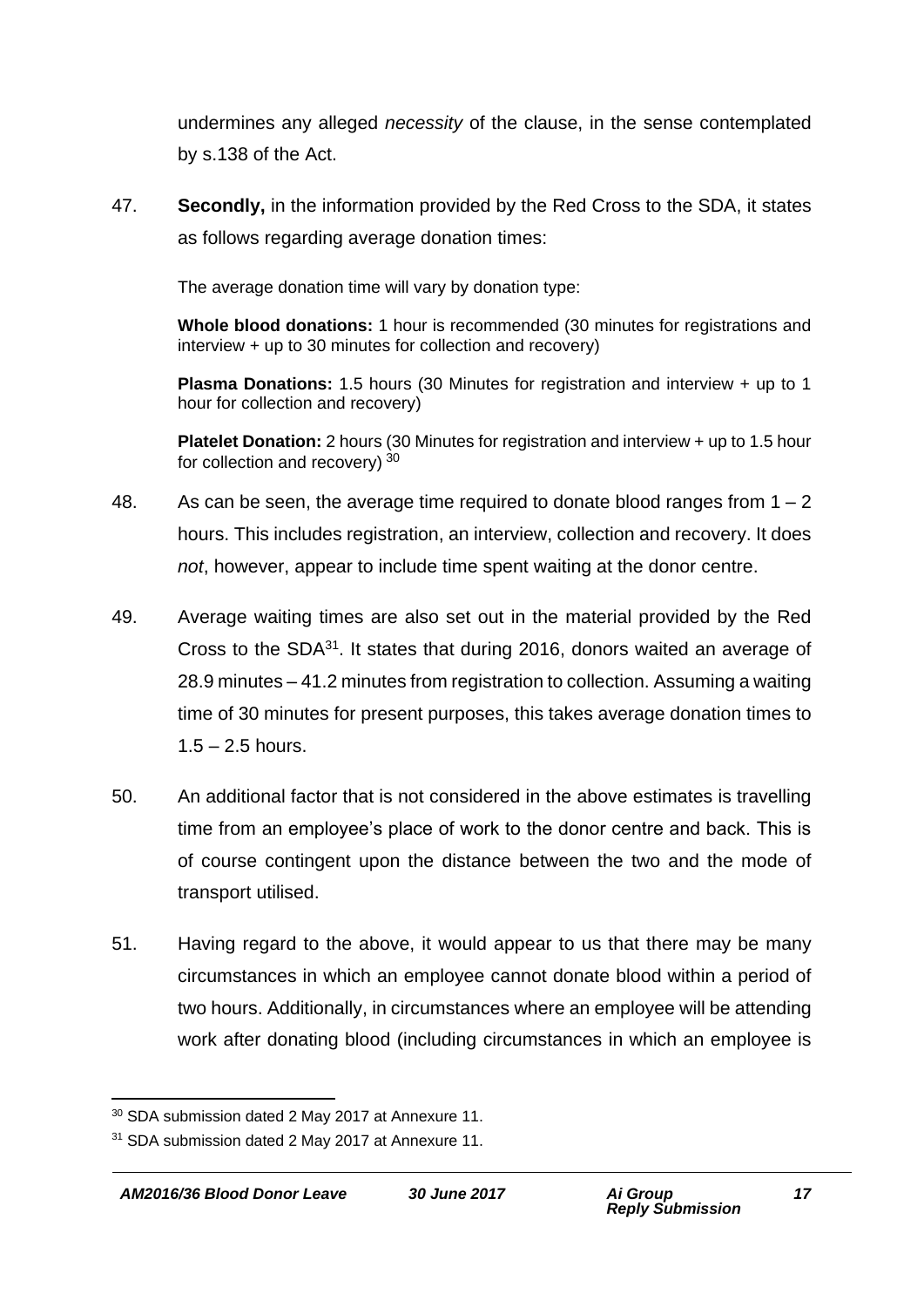undermines any alleged *necessity* of the clause, in the sense contemplated by s.138 of the Act.

47. **Secondly,** in the information provided by the Red Cross to the SDA, it states as follows regarding average donation times:

> The average donation time will vary by donation type:
>
> **Whole blood donations:** 1 hour is recommended (30 minutes for registrations and interview + up to 30 minutes for collection and recovery)
>
> **Plasma Donations:** 1.5 hours (30 Minutes for registration and interview + up to 1 hour for collection and recovery)
>
> **Platelet Donation:** 2 hours (30 Minutes for registration and interview + up to 1.5 hour for collection and recovery) [30]

48. As can be seen, the average time required to donate blood ranges from 1 – 2 hours. This includes registration, an interview, collection and recovery. It does *not*, however, appear to include time spent waiting at the donor centre.

49. Average waiting times are also set out in the material provided by the Red Cross to the SDA[31]. It states that during 2016, donors waited an average of 28.9 minutes – 41.2 minutes from registration to collection. Assuming a waiting time of 30 minutes for present purposes, this takes average donation times to 1.5 – 2.5 hours.

50. An additional factor that is not considered in the above estimates is travelling time from an employee's place of work to the donor centre and back. This is of course contingent upon the distance between the two and the mode of transport utilised.

51. Having regard to the above, it would appear to us that there may be many circumstances in which an employee cannot donate blood within a period of two hours. Additionally, in circumstances where an employee will be attending work after donating blood (including circumstances in which an employee is

---

[30] SDA submission dated 2 May 2017 at Annexure 11.

[31] SDA submission dated 2 May 2017 at Annexure 11.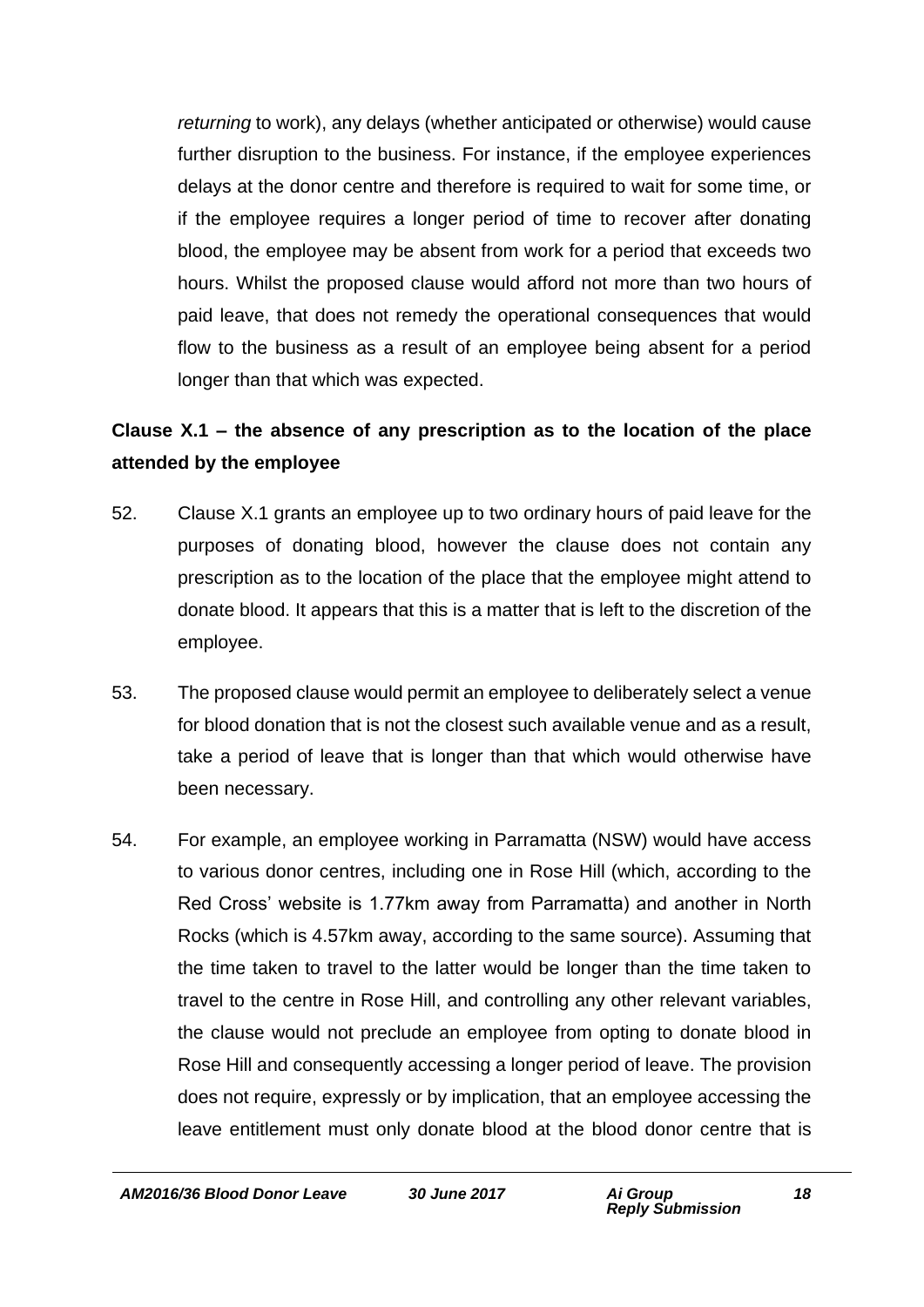*returning* to work), any delays (whether anticipated or otherwise) would cause further disruption to the business. For instance, if the employee experiences delays at the donor centre and therefore is required to wait for some time, or if the employee requires a longer period of time to recover after donating blood, the employee may be absent from work for a period that exceeds two hours. Whilst the proposed clause would afford not more than two hours of paid leave, that does not remedy the operational consequences that would flow to the business as a result of an employee being absent for a period longer than that which was expected.

**Clause X.1 – the absence of any prescription as to the location of the place attended by the employee**

52. Clause X.1 grants an employee up to two ordinary hours of paid leave for the purposes of donating blood, however the clause does not contain any prescription as to the location of the place that the employee might attend to donate blood. It appears that this is a matter that is left to the discretion of the employee.

53. The proposed clause would permit an employee to deliberately select a venue for blood donation that is not the closest such available venue and as a result, take a period of leave that is longer than that which would otherwise have been necessary.

54. For example, an employee working in Parramatta (NSW) would have access to various donor centres, including one in Rose Hill (which, according to the Red Cross' website is 1.77km away from Parramatta) and another in North Rocks (which is 4.57km away, according to the same source). Assuming that the time taken to travel to the latter would be longer than the time taken to travel to the centre in Rose Hill, and controlling any other relevant variables, the clause would not preclude an employee from opting to donate blood in Rose Hill and consequently accessing a longer period of leave. The provision does not require, expressly or by implication, that an employee accessing the leave entitlement must only donate blood at the blood donor centre that is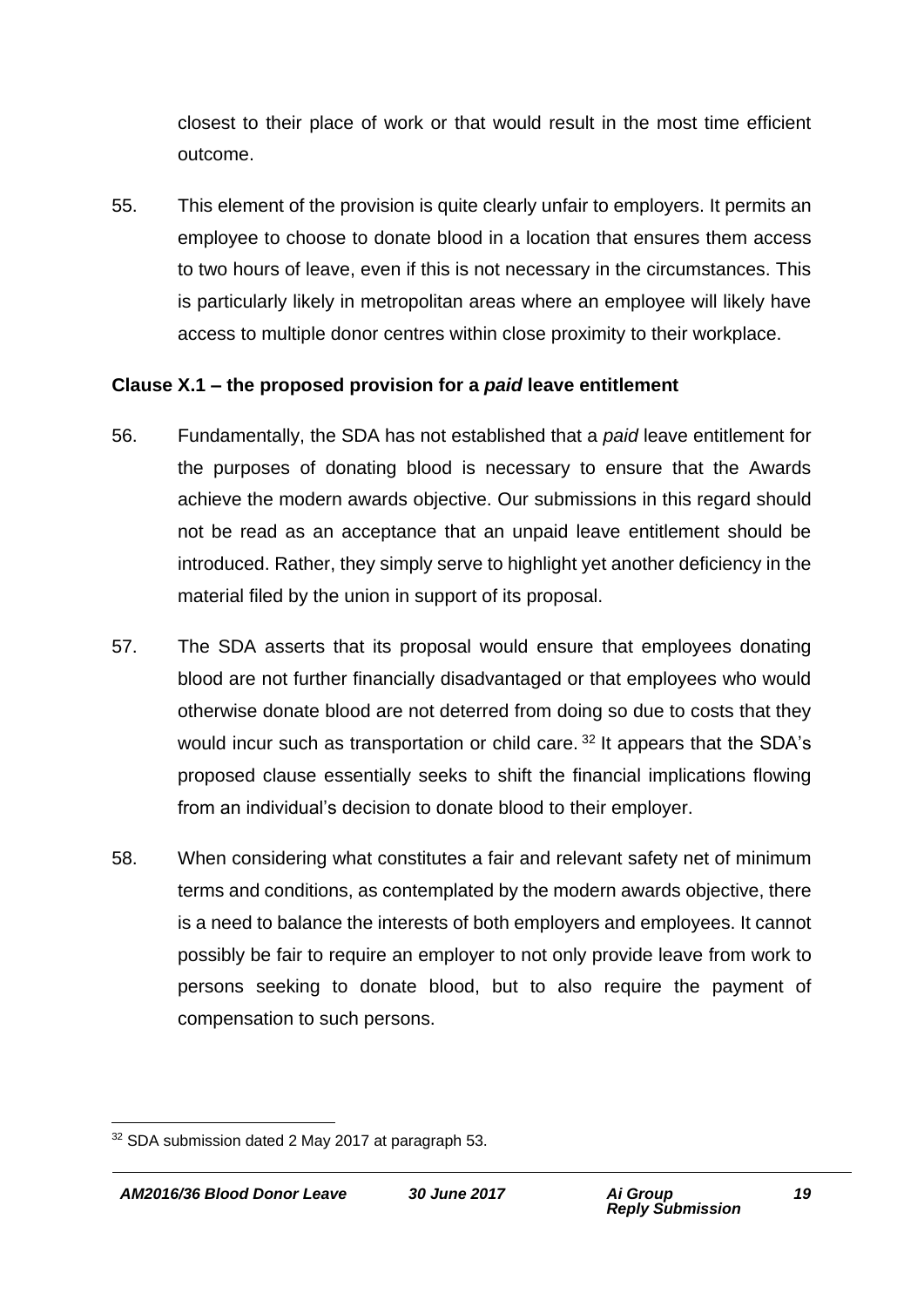closest to their place of work or that would result in the most time efficient outcome.

55. This element of the provision is quite clearly unfair to employers. It permits an employee to choose to donate blood in a location that ensures them access to two hours of leave, even if this is not necessary in the circumstances. This is particularly likely in metropolitan areas where an employee will likely have access to multiple donor centres within close proximity to their workplace.

**Clause X.1 – the proposed provision for a *paid* leave entitlement**

56. Fundamentally, the SDA has not established that a *paid* leave entitlement for the purposes of donating blood is necessary to ensure that the Awards achieve the modern awards objective. Our submissions in this regard should not be read as an acceptance that an unpaid leave entitlement should be introduced. Rather, they simply serve to highlight yet another deficiency in the material filed by the union in support of its proposal.

57. The SDA asserts that its proposal would ensure that employees donating blood are not further financially disadvantaged or that employees who would otherwise donate blood are not deterred from doing so due to costs that they would incur such as transportation or child care.[32] It appears that the SDA's proposed clause essentially seeks to shift the financial implications flowing from an individual's decision to donate blood to their employer.

58. When considering what constitutes a fair and relevant safety net of minimum terms and conditions, as contemplated by the modern awards objective, there is a need to balance the interests of both employers and employees. It cannot possibly be fair to require an employer to not only provide leave from work to persons seeking to donate blood, but to also require the payment of compensation to such persons.

[32] SDA submission dated 2 May 2017 at paragraph 53.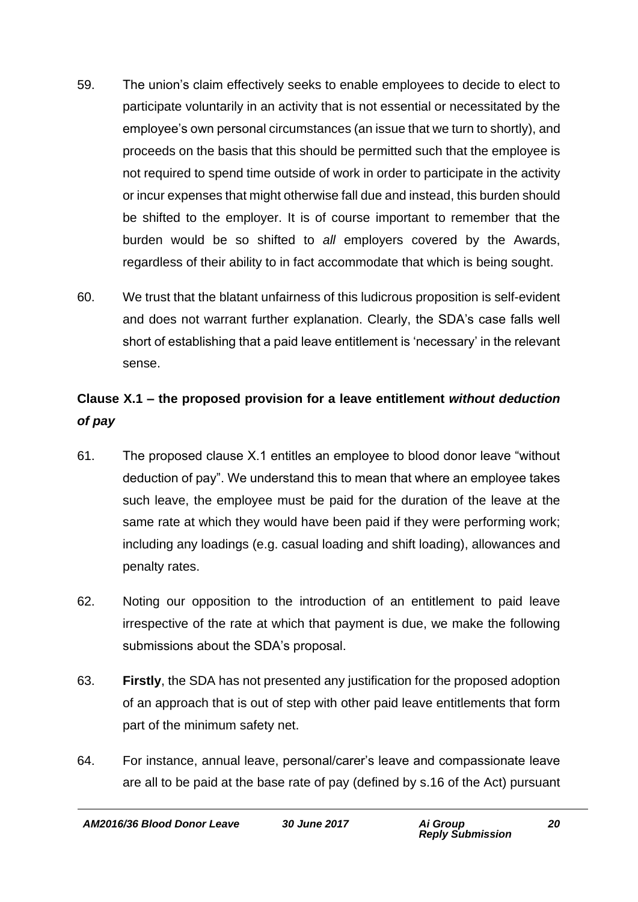59. The union's claim effectively seeks to enable employees to decide to elect to participate voluntarily in an activity that is not essential or necessitated by the employee's own personal circumstances (an issue that we turn to shortly), and proceeds on the basis that this should be permitted such that the employee is not required to spend time outside of work in order to participate in the activity or incur expenses that might otherwise fall due and instead, this burden should be shifted to the employer. It is of course important to remember that the burden would be so shifted to *all* employers covered by the Awards, regardless of their ability to in fact accommodate that which is being sought.

60. We trust that the blatant unfairness of this ludicrous proposition is self-evident and does not warrant further explanation. Clearly, the SDA's case falls well short of establishing that a paid leave entitlement is 'necessary' in the relevant sense.

### Clause X.1 – the proposed provision for a leave entitlement *without deduction of pay*

61. The proposed clause X.1 entitles an employee to blood donor leave "without deduction of pay". We understand this to mean that where an employee takes such leave, the employee must be paid for the duration of the leave at the same rate at which they would have been paid if they were performing work; including any loadings (e.g. casual loading and shift loading), allowances and penalty rates.

62. Noting our opposition to the introduction of an entitlement to paid leave irrespective of the rate at which that payment is due, we make the following submissions about the SDA's proposal.

63. **Firstly**, the SDA has not presented any justification for the proposed adoption of an approach that is out of step with other paid leave entitlements that form part of the minimum safety net.

64. For instance, annual leave, personal/carer's leave and compassionate leave are all to be paid at the base rate of pay (defined by s.16 of the Act) pursuant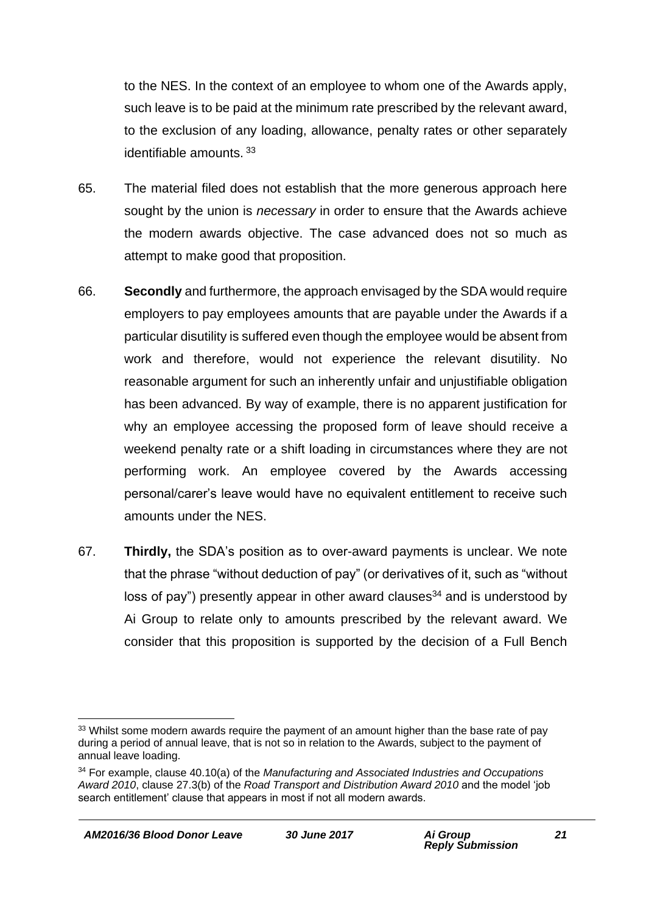to the NES. In the context of an employee to whom one of the Awards apply, such leave is to be paid at the minimum rate prescribed by the relevant award, to the exclusion of any loading, allowance, penalty rates or other separately identifiable amounts. [33]

65. The material filed does not establish that the more generous approach here sought by the union is *necessary* in order to ensure that the Awards achieve the modern awards objective. The case advanced does not so much as attempt to make good that proposition.

66. **Secondly** and furthermore, the approach envisaged by the SDA would require employers to pay employees amounts that are payable under the Awards if a particular disutility is suffered even though the employee would be absent from work and therefore, would not experience the relevant disutility. No reasonable argument for such an inherently unfair and unjustifiable obligation has been advanced. By way of example, there is no apparent justification for why an employee accessing the proposed form of leave should receive a weekend penalty rate or a shift loading in circumstances where they are not performing work. An employee covered by the Awards accessing personal/carer's leave would have no equivalent entitlement to receive such amounts under the NES.

67. **Thirdly,** the SDA's position as to over-award payments is unclear. We note that the phrase "without deduction of pay" (or derivatives of it, such as "without loss of pay") presently appear in other award clauses[34] and is understood by Ai Group to relate only to amounts prescribed by the relevant award. We consider that this proposition is supported by the decision of a Full Bench

---

[33] Whilst some modern awards require the payment of an amount higher than the base rate of pay during a period of annual leave, that is not so in relation to the Awards, subject to the payment of annual leave loading.

[34] For example, clause 40.10(a) of the *Manufacturing and Associated Industries and Occupations Award 2010*, clause 27.3(b) of the *Road Transport and Distribution Award 2010* and the model 'job search entitlement' clause that appears in most if not all modern awards.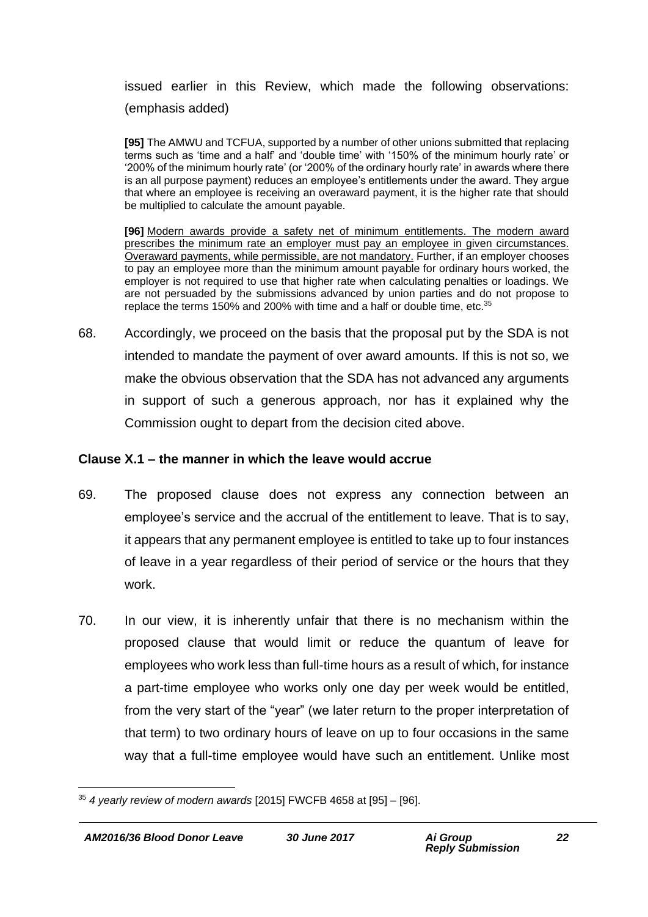issued earlier in this Review, which made the following observations: (emphasis added)

> **[95]** The AMWU and TCFUA, supported by a number of other unions submitted that replacing terms such as 'time and a half' and 'double time' with '150% of the minimum hourly rate' or '200% of the minimum hourly rate' (or '200% of the ordinary hourly rate' in awards where there is an all purpose payment) reduces an employee's entitlements under the award. They argue that where an employee is receiving an overaward payment, it is the higher rate that should be multiplied to calculate the amount payable.
>
> **[96]** <u>Modern awards provide a safety net of minimum entitlements. The modern award prescribes the minimum rate an employer must pay an employee in given circumstances. Overaward payments, while permissible, are not mandatory.</u> Further, if an employer chooses to pay an employee more than the minimum amount payable for ordinary hours worked, the employer is not required to use that higher rate when calculating penalties or loadings. We are not persuaded by the submissions advanced by union parties and do not propose to replace the terms 150% and 200% with time and a half or double time, etc.[35]

68. Accordingly, we proceed on the basis that the proposal put by the SDA is not intended to mandate the payment of over award amounts. If this is not so, we make the obvious observation that the SDA has not advanced any arguments in support of such a generous approach, nor has it explained why the Commission ought to depart from the decision cited above.

### Clause X.1 – the manner in which the leave would accrue

69. The proposed clause does not express any connection between an employee's service and the accrual of the entitlement to leave. That is to say, it appears that any permanent employee is entitled to take up to four instances of leave in a year regardless of their period of service or the hours that they work.

70. In our view, it is inherently unfair that there is no mechanism within the proposed clause that would limit or reduce the quantum of leave for employees who work less than full-time hours as a result of which, for instance a part-time employee who works only one day per week would be entitled, from the very start of the "year" (we later return to the proper interpretation of that term) to two ordinary hours of leave on up to four occasions in the same way that a full-time employee would have such an entitlement. Unlike most

---

[35] *4 yearly review of modern awards* [2015] FWCFB 4658 at [95] – [96].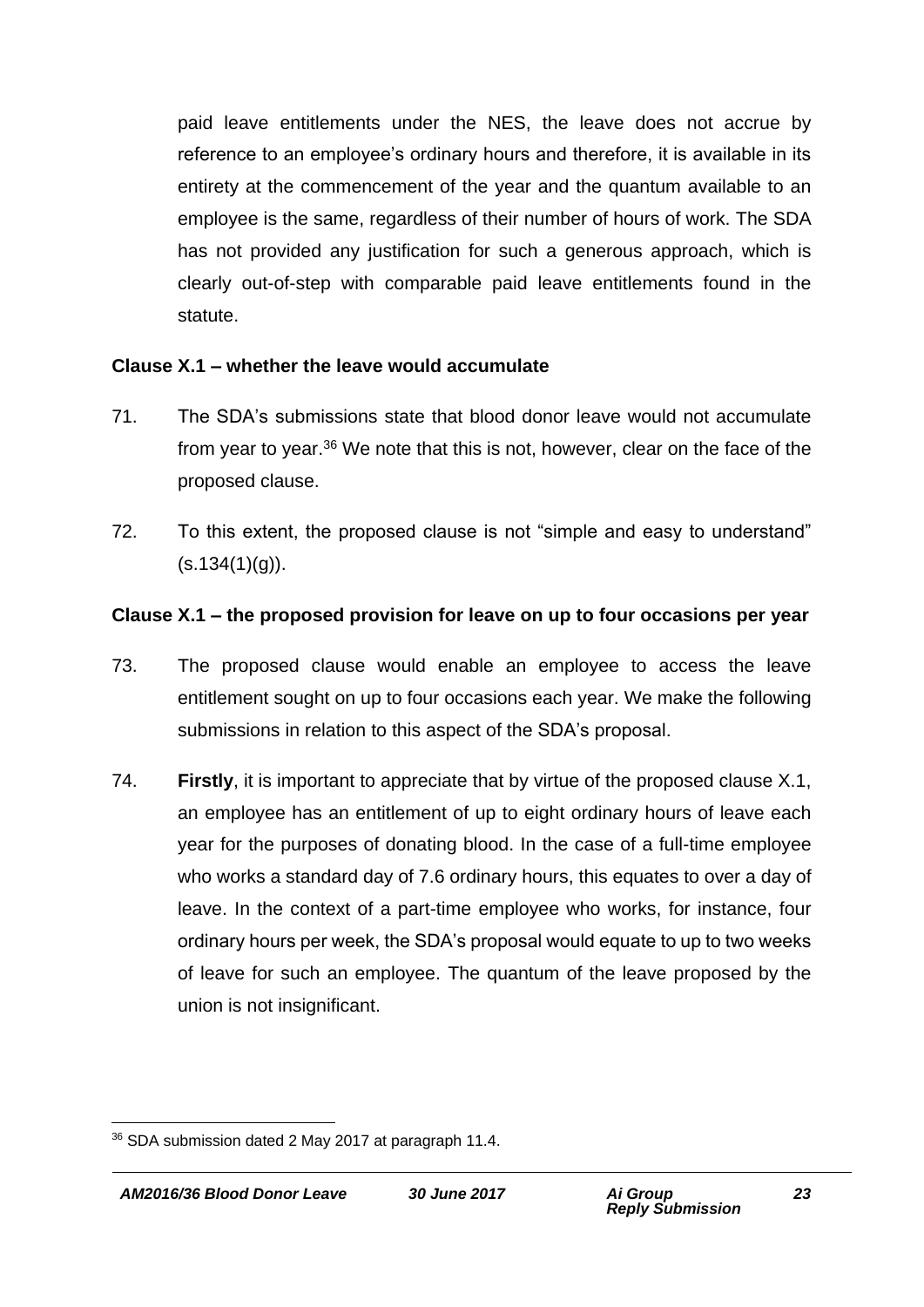paid leave entitlements under the NES, the leave does not accrue by reference to an employee's ordinary hours and therefore, it is available in its entirety at the commencement of the year and the quantum available to an employee is the same, regardless of their number of hours of work. The SDA has not provided any justification for such a generous approach, which is clearly out-of-step with comparable paid leave entitlements found in the statute.

**Clause X.1 – whether the leave would accumulate**

71. The SDA's submissions state that blood donor leave would not accumulate from year to year.[36] We note that this is not, however, clear on the face of the proposed clause.

72. To this extent, the proposed clause is not "simple and easy to understand" (s.134(1)(g)).

**Clause X.1 – the proposed provision for leave on up to four occasions per year**

73. The proposed clause would enable an employee to access the leave entitlement sought on up to four occasions each year. We make the following submissions in relation to this aspect of the SDA's proposal.

74. **Firstly**, it is important to appreciate that by virtue of the proposed clause X.1, an employee has an entitlement of up to eight ordinary hours of leave each year for the purposes of donating blood. In the case of a full-time employee who works a standard day of 7.6 ordinary hours, this equates to over a day of leave. In the context of a part-time employee who works, for instance, four ordinary hours per week, the SDA's proposal would equate to up to two weeks of leave for such an employee. The quantum of the leave proposed by the union is not insignificant.

---

[36] SDA submission dated 2 May 2017 at paragraph 11.4.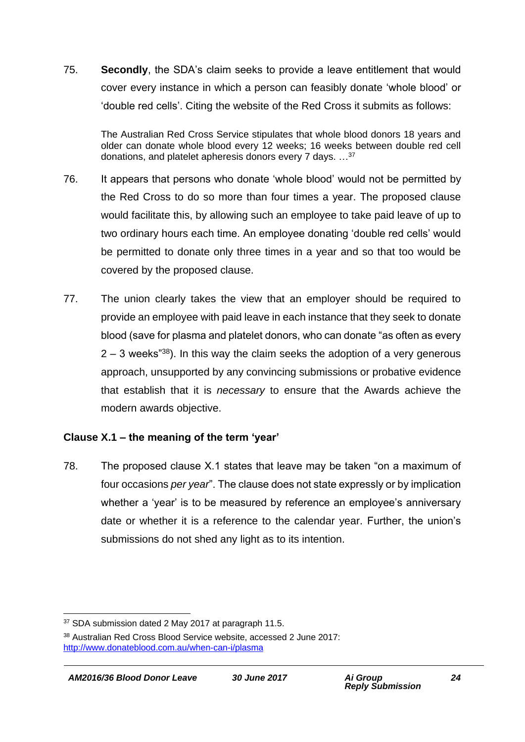75. **Secondly**, the SDA's claim seeks to provide a leave entitlement that would cover every instance in which a person can feasibly donate 'whole blood' or 'double red cells'. Citing the website of the Red Cross it submits as follows:

> The Australian Red Cross Service stipulates that whole blood donors 18 years and older can donate whole blood every 12 weeks; 16 weeks between double red cell donations, and platelet apheresis donors every 7 days. …[37]

76. It appears that persons who donate 'whole blood' would not be permitted by the Red Cross to do so more than four times a year. The proposed clause would facilitate this, by allowing such an employee to take paid leave of up to two ordinary hours each time. An employee donating 'double red cells' would be permitted to donate only three times in a year and so that too would be covered by the proposed clause.

77. The union clearly takes the view that an employer should be required to provide an employee with paid leave in each instance that they seek to donate blood (save for plasma and platelet donors, who can donate "as often as every 2 – 3 weeks"[38]). In this way the claim seeks the adoption of a very generous approach, unsupported by any convincing submissions or probative evidence that establish that it is *necessary* to ensure that the Awards achieve the modern awards objective.

### Clause X.1 – the meaning of the term 'year'

78. The proposed clause X.1 states that leave may be taken "on a maximum of four occasions *per year*". The clause does not state expressly or by implication whether a 'year' is to be measured by reference an employee's anniversary date or whether it is a reference to the calendar year. Further, the union's submissions do not shed any light as to its intention.

---

[37] SDA submission dated 2 May 2017 at paragraph 11.5.

[38] Australian Red Cross Blood Service website, accessed 2 June 2017: http://www.donateblood.com.au/when-can-i/plasma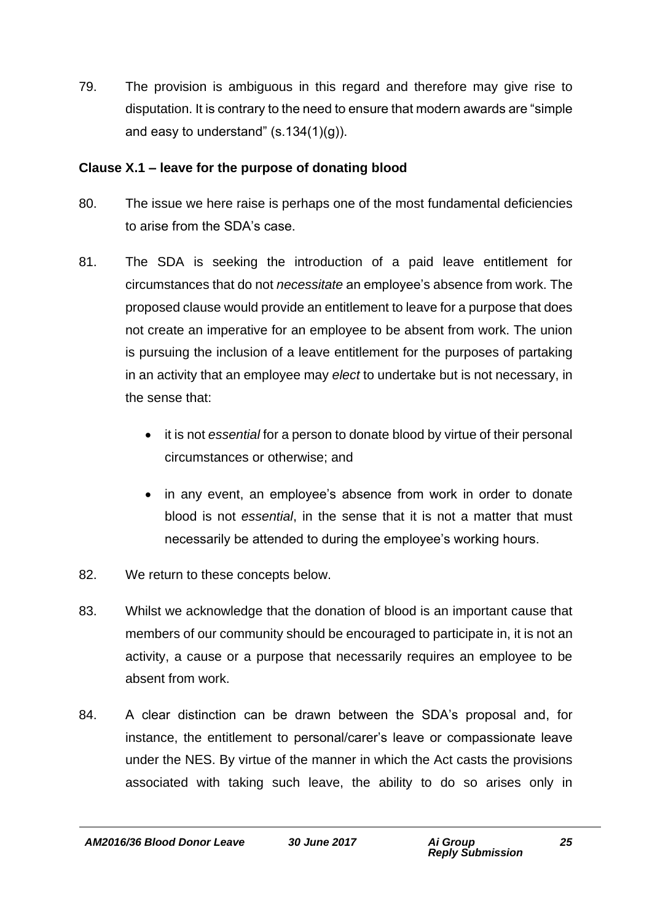79. The provision is ambiguous in this regard and therefore may give rise to disputation. It is contrary to the need to ensure that modern awards are "simple and easy to understand" (s.134(1)(g)).

### Clause X.1 – leave for the purpose of donating blood

80. The issue we here raise is perhaps one of the most fundamental deficiencies to arise from the SDA's case.

81. The SDA is seeking the introduction of a paid leave entitlement for circumstances that do not *necessitate* an employee's absence from work. The proposed clause would provide an entitlement to leave for a purpose that does not create an imperative for an employee to be absent from work. The union is pursuing the inclusion of a leave entitlement for the purposes of partaking in an activity that an employee may *elect* to undertake but is not necessary, in the sense that:

   - it is not *essential* for a person to donate blood by virtue of their personal circumstances or otherwise; and

   - in any event, an employee's absence from work in order to donate blood is not *essential*, in the sense that it is not a matter that must necessarily be attended to during the employee's working hours.

82. We return to these concepts below.

83. Whilst we acknowledge that the donation of blood is an important cause that members of our community should be encouraged to participate in, it is not an activity, a cause or a purpose that necessarily requires an employee to be absent from work.

84. A clear distinction can be drawn between the SDA's proposal and, for instance, the entitlement to personal/carer's leave or compassionate leave under the NES. By virtue of the manner in which the Act casts the provisions associated with taking such leave, the ability to do so arises only in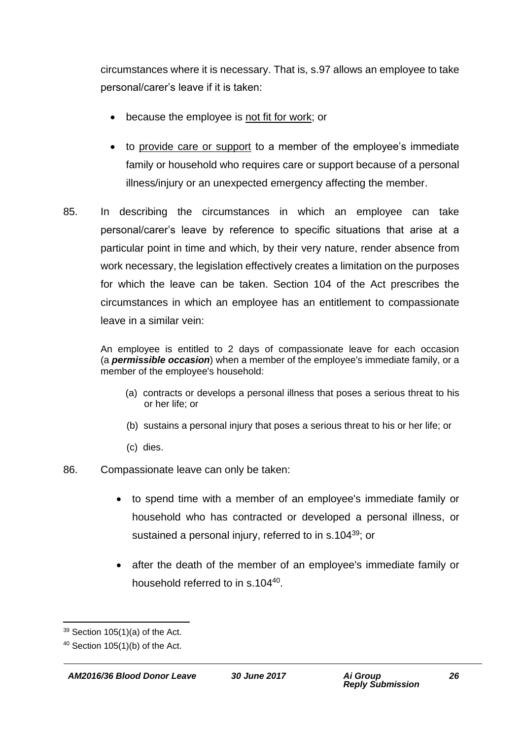circumstances where it is necessary. That is, s.97 allows an employee to take personal/carer's leave if it is taken:

- because the employee is not fit for work; or
- to provide care or support to a member of the employee's immediate family or household who requires care or support because of a personal illness/injury or an unexpected emergency affecting the member.

85. In describing the circumstances in which an employee can take personal/carer's leave by reference to specific situations that arise at a particular point in time and which, by their very nature, render absence from work necessary, the legislation effectively creates a limitation on the purposes for which the leave can be taken. Section 104 of the Act prescribes the circumstances in which an employee has an entitlement to compassionate leave in a similar vein:

> An employee is entitled to 2 days of compassionate leave for each occasion (a ***permissible occasion***) when a member of the employee's immediate family, or a member of the employee's household:
>
> (a) contracts or develops a personal illness that poses a serious threat to his or her life; or
>
> (b) sustains a personal injury that poses a serious threat to his or her life; or
>
> (c) dies.

86. Compassionate leave can only be taken:

- to spend time with a member of an employee's immediate family or household who has contracted or developed a personal illness, or sustained a personal injury, referred to in s.104[39]; or
- after the death of the member of an employee's immediate family or household referred to in s.104[40].

[39] Section 105(1)(a) of the Act.

[40] Section 105(1)(b) of the Act.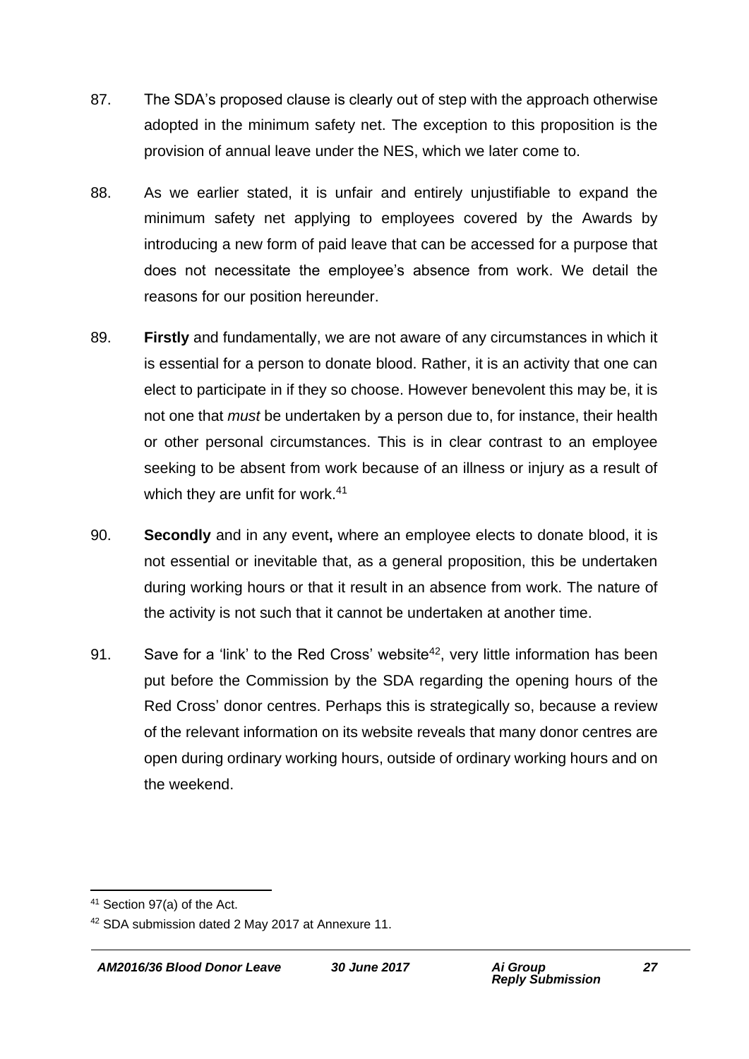87. The SDA's proposed clause is clearly out of step with the approach otherwise adopted in the minimum safety net. The exception to this proposition is the provision of annual leave under the NES, which we later come to.

88. As we earlier stated, it is unfair and entirely unjustifiable to expand the minimum safety net applying to employees covered by the Awards by introducing a new form of paid leave that can be accessed for a purpose that does not necessitate the employee's absence from work. We detail the reasons for our position hereunder.

89. **Firstly** and fundamentally, we are not aware of any circumstances in which it is essential for a person to donate blood. Rather, it is an activity that one can elect to participate in if they so choose. However benevolent this may be, it is not one that *must* be undertaken by a person due to, for instance, their health or other personal circumstances. This is in clear contrast to an employee seeking to be absent from work because of an illness or injury as a result of which they are unfit for work.[41]

90. **Secondly** and in any event**,** where an employee elects to donate blood, it is not essential or inevitable that, as a general proposition, this be undertaken during working hours or that it result in an absence from work. The nature of the activity is not such that it cannot be undertaken at another time.

91. Save for a 'link' to the Red Cross' website[42], very little information has been put before the Commission by the SDA regarding the opening hours of the Red Cross' donor centres. Perhaps this is strategically so, because a review of the relevant information on its website reveals that many donor centres are open during ordinary working hours, outside of ordinary working hours and on the weekend.

---

[41] Section 97(a) of the Act.

[42] SDA submission dated 2 May 2017 at Annexure 11.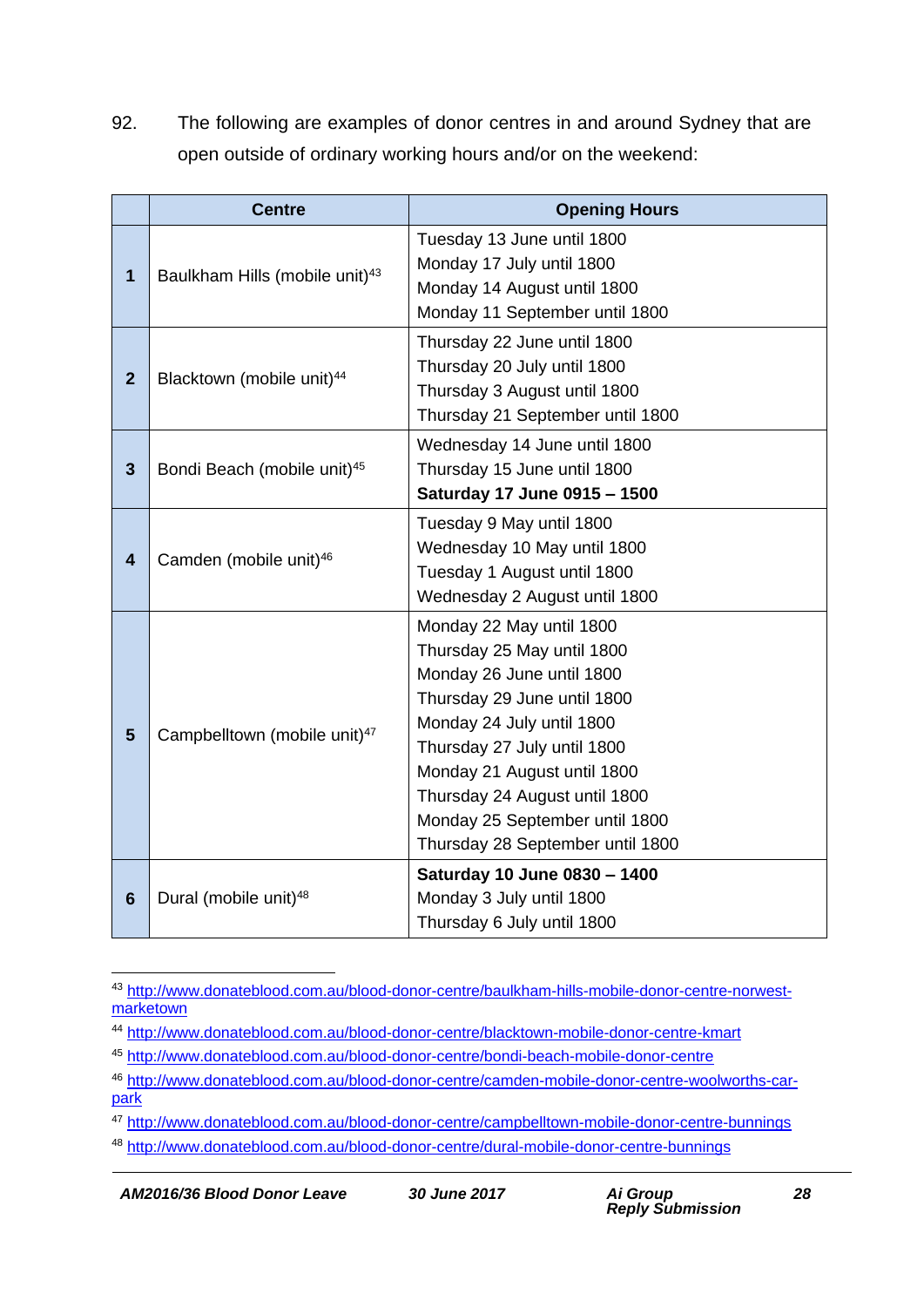92. The following are examples of donor centres in and around Sydney that are open outside of ordinary working hours and/or on the weekend:

| | Centre | Opening Hours |
|---|---|---|
| **1** | Baulkham Hills (mobile unit)[43] | Tuesday 13 June until 1800<br>Monday 17 July until 1800<br>Monday 14 August until 1800<br>Monday 11 September until 1800 |
| **2** | Blacktown (mobile unit)[44] | Thursday 22 June until 1800<br>Thursday 20 July until 1800<br>Thursday 3 August until 1800<br>Thursday 21 September until 1800 |
| **3** | Bondi Beach (mobile unit)[45] | Wednesday 14 June until 1800<br>Thursday 15 June until 1800<br>**Saturday 17 June 0915 – 1500** |
| **4** | Camden (mobile unit)[46] | Tuesday 9 May until 1800<br>Wednesday 10 May until 1800<br>Tuesday 1 August until 1800<br>Wednesday 2 August until 1800 |
| **5** | Campbelltown (mobile unit)[47] | Monday 22 May until 1800<br>Thursday 25 May until 1800<br>Monday 26 June until 1800<br>Thursday 29 June until 1800<br>Monday 24 July until 1800<br>Thursday 27 July until 1800<br>Monday 21 August until 1800<br>Thursday 24 August until 1800<br>Monday 25 September until 1800<br>Thursday 28 September until 1800 |
| **6** | Dural (mobile unit)[48] | **Saturday 10 June 0830 – 1400**<br>Monday 3 July until 1800<br>Thursday 6 July until 1800 |

---

[43] http://www.donateblood.com.au/blood-donor-centre/baulkham-hills-mobile-donor-centre-norwest-marketown

[44] http://www.donateblood.com.au/blood-donor-centre/blacktown-mobile-donor-centre-kmart

[45] http://www.donateblood.com.au/blood-donor-centre/bondi-beach-mobile-donor-centre

[46] http://www.donateblood.com.au/blood-donor-centre/camden-mobile-donor-centre-woolworths-car-park

[47] http://www.donateblood.com.au/blood-donor-centre/campbelltown-mobile-donor-centre-bunnings

[48] http://www.donateblood.com.au/blood-donor-centre/dural-mobile-donor-centre-bunnings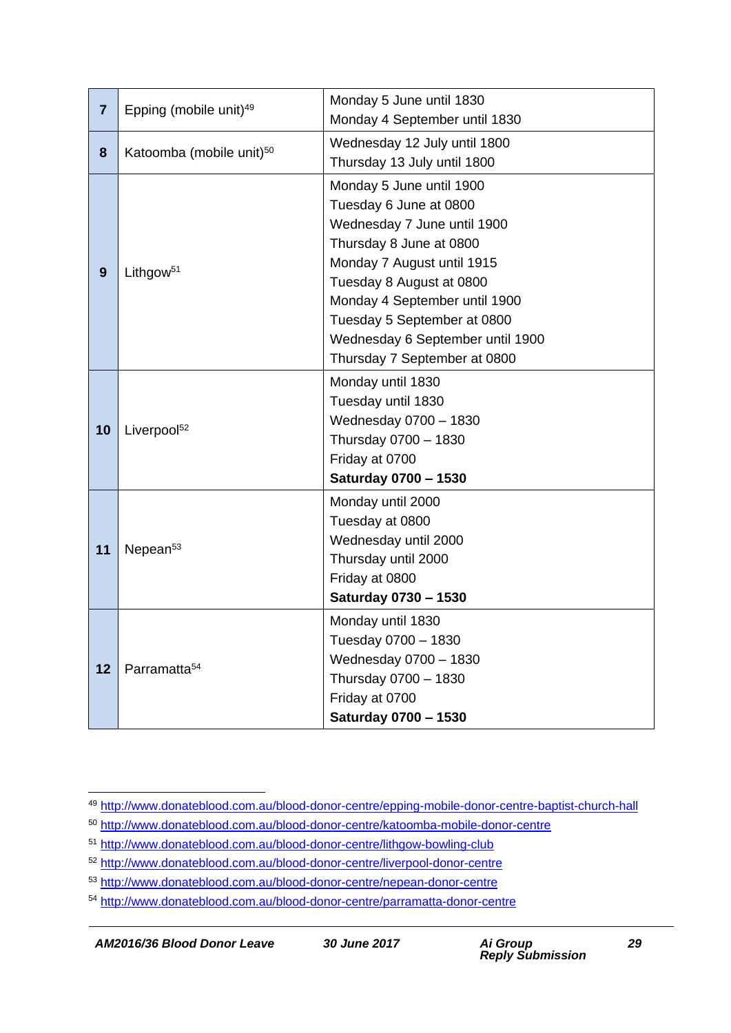| | | |
|---|---|---|
| **7** | Epping (mobile unit)[49] | Monday 5 June until 1830<br>Monday 4 September until 1830 |
| **8** | Katoomba (mobile unit)[50] | Wednesday 12 July until 1800<br>Thursday 13 July until 1800 |
| **9** | Lithgow[51] | Monday 5 June until 1900<br>Tuesday 6 June at 0800<br>Wednesday 7 June until 1900<br>Thursday 8 June at 0800<br>Monday 7 August until 1915<br>Tuesday 8 August at 0800<br>Monday 4 September until 1900<br>Tuesday 5 September at 0800<br>Wednesday 6 September until 1900<br>Thursday 7 September at 0800 |
| **10** | Liverpool[52] | Monday until 1830<br>Tuesday until 1830<br>Wednesday 0700 – 1830<br>Thursday 0700 – 1830<br>Friday at 0700<br>**Saturday 0700 – 1530** |
| **11** | Nepean[53] | Monday until 2000<br>Tuesday at 0800<br>Wednesday until 2000<br>Thursday until 2000<br>Friday at 0800<br>**Saturday 0730 – 1530** |
| **12** | Parramatta[54] | Monday until 1830<br>Tuesday 0700 – 1830<br>Wednesday 0700 – 1830<br>Thursday 0700 – 1830<br>Friday at 0700<br>**Saturday 0700 – 1530** |

---

[49] http://www.donateblood.com.au/blood-donor-centre/epping-mobile-donor-centre-baptist-church-hall

[50] http://www.donateblood.com.au/blood-donor-centre/katoomba-mobile-donor-centre

[51] http://www.donateblood.com.au/blood-donor-centre/lithgow-bowling-club

[52] http://www.donateblood.com.au/blood-donor-centre/liverpool-donor-centre

[53] http://www.donateblood.com.au/blood-donor-centre/nepean-donor-centre

[54] http://www.donateblood.com.au/blood-donor-centre/parramatta-donor-centre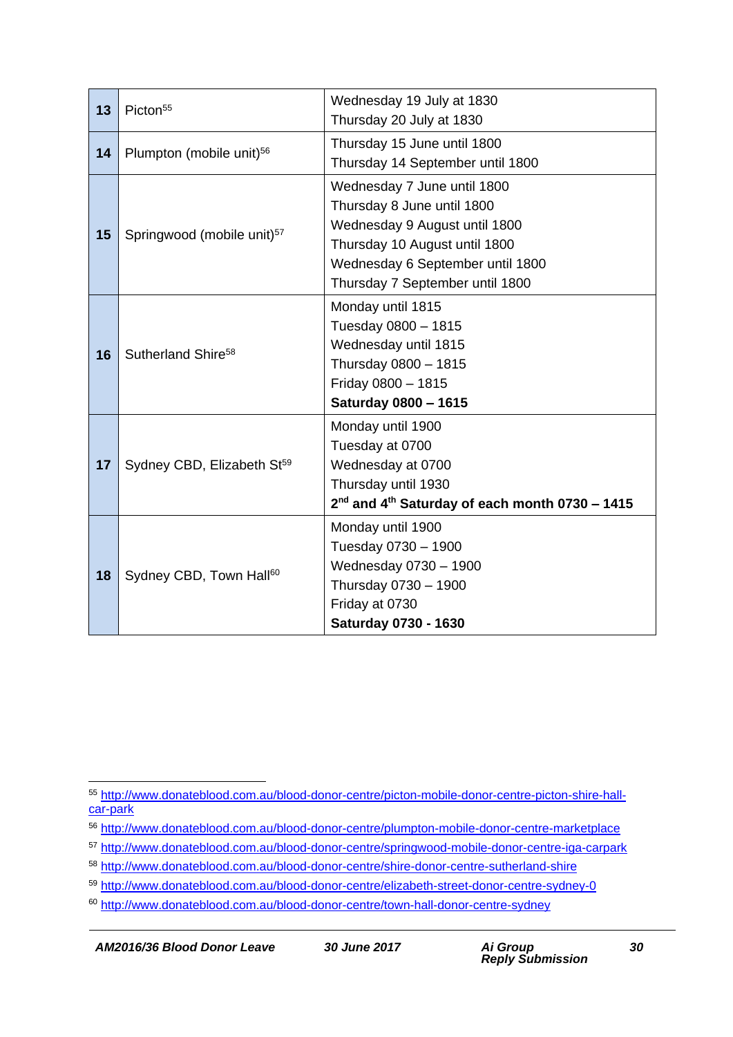| | | |
|---|---|---|
| **13** | Picton[55] | Wednesday 19 July at 1830<br>Thursday 20 July at 1830 |
| **14** | Plumpton (mobile unit)[56] | Thursday 15 June until 1800<br>Thursday 14 September until 1800 |
| **15** | Springwood (mobile unit)[57] | Wednesday 7 June until 1800<br>Thursday 8 June until 1800<br>Wednesday 9 August until 1800<br>Thursday 10 August until 1800<br>Wednesday 6 September until 1800<br>Thursday 7 September until 1800 |
| **16** | Sutherland Shire[58] | Monday until 1815<br>Tuesday 0800 – 1815<br>Wednesday until 1815<br>Thursday 0800 – 1815<br>Friday 0800 – 1815<br>**Saturday 0800 – 1615** |
| **17** | Sydney CBD, Elizabeth St[59] | Monday until 1900<br>Tuesday at 0700<br>Wednesday at 0700<br>Thursday until 1930<br>**2nd and 4th Saturday of each month 0730 – 1415** |
| **18** | Sydney CBD, Town Hall[60] | Monday until 1900<br>Tuesday 0730 – 1900<br>Wednesday 0730 – 1900<br>Thursday 0730 – 1900<br>Friday at 0730<br>**Saturday 0730 - 1630** |

[55] http://www.donateblood.com.au/blood-donor-centre/picton-mobile-donor-centre-picton-shire-hall-car-park

[56] http://www.donateblood.com.au/blood-donor-centre/plumpton-mobile-donor-centre-marketplace

[57] http://www.donateblood.com.au/blood-donor-centre/springwood-mobile-donor-centre-iga-carpark

[58] http://www.donateblood.com.au/blood-donor-centre/shire-donor-centre-sutherland-shire

[59] http://www.donateblood.com.au/blood-donor-centre/elizabeth-street-donor-centre-sydney-0

[60] http://www.donateblood.com.au/blood-donor-centre/town-hall-donor-centre-sydney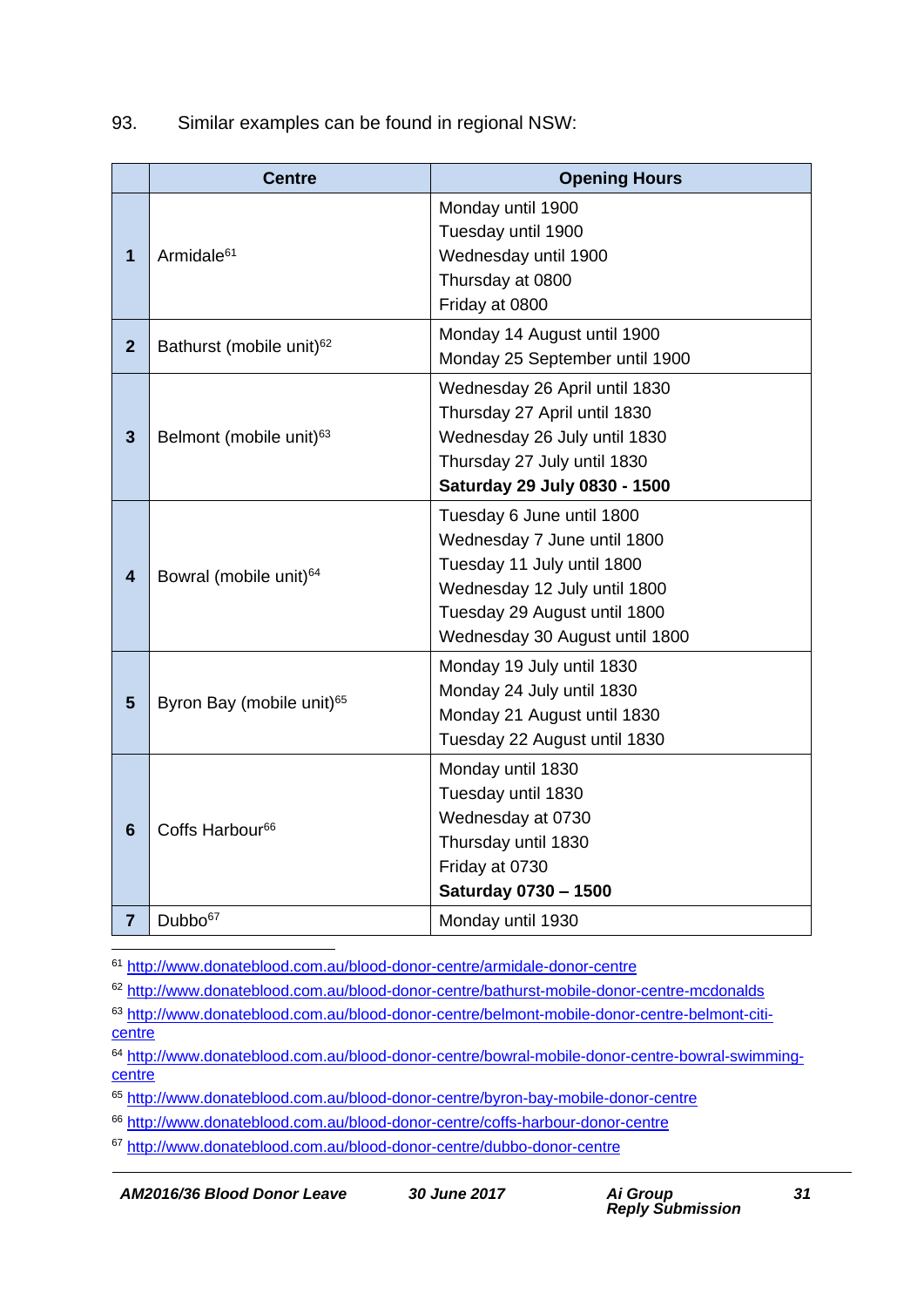93. Similar examples can be found in regional NSW:

| | Centre | Opening Hours |
|---|---|---|
| **1** | Armidale[61] | Monday until 1900<br>Tuesday until 1900<br>Wednesday until 1900<br>Thursday at 0800<br>Friday at 0800 |
| **2** | Bathurst (mobile unit)[62] | Monday 14 August until 1900<br>Monday 25 September until 1900 |
| **3** | Belmont (mobile unit)[63] | Wednesday 26 April until 1830<br>Thursday 27 April until 1830<br>Wednesday 26 July until 1830<br>Thursday 27 July until 1830<br>**Saturday 29 July 0830 - 1500** |
| **4** | Bowral (mobile unit)[64] | Tuesday 6 June until 1800<br>Wednesday 7 June until 1800<br>Tuesday 11 July until 1800<br>Wednesday 12 July until 1800<br>Tuesday 29 August until 1800<br>Wednesday 30 August until 1800 |
| **5** | Byron Bay (mobile unit)[65] | Monday 19 July until 1830<br>Monday 24 July until 1830<br>Monday 21 August until 1830<br>Tuesday 22 August until 1830 |
| **6** | Coffs Harbour[66] | Monday until 1830<br>Tuesday until 1830<br>Wednesday at 0730<br>Thursday until 1830<br>Friday at 0730<br>**Saturday 0730 – 1500** |
| **7** | Dubbo[67] | Monday until 1930 |

[61] http://www.donateblood.com.au/blood-donor-centre/armidale-donor-centre

[62] http://www.donateblood.com.au/blood-donor-centre/bathurst-mobile-donor-centre-mcdonalds

[63] http://www.donateblood.com.au/blood-donor-centre/belmont-mobile-donor-centre-belmont-citi-centre

[64] http://www.donateblood.com.au/blood-donor-centre/bowral-mobile-donor-centre-bowral-swimming-centre

[65] http://www.donateblood.com.au/blood-donor-centre/byron-bay-mobile-donor-centre

[66] http://www.donateblood.com.au/blood-donor-centre/coffs-harbour-donor-centre

[67] http://www.donateblood.com.au/blood-donor-centre/dubbo-donor-centre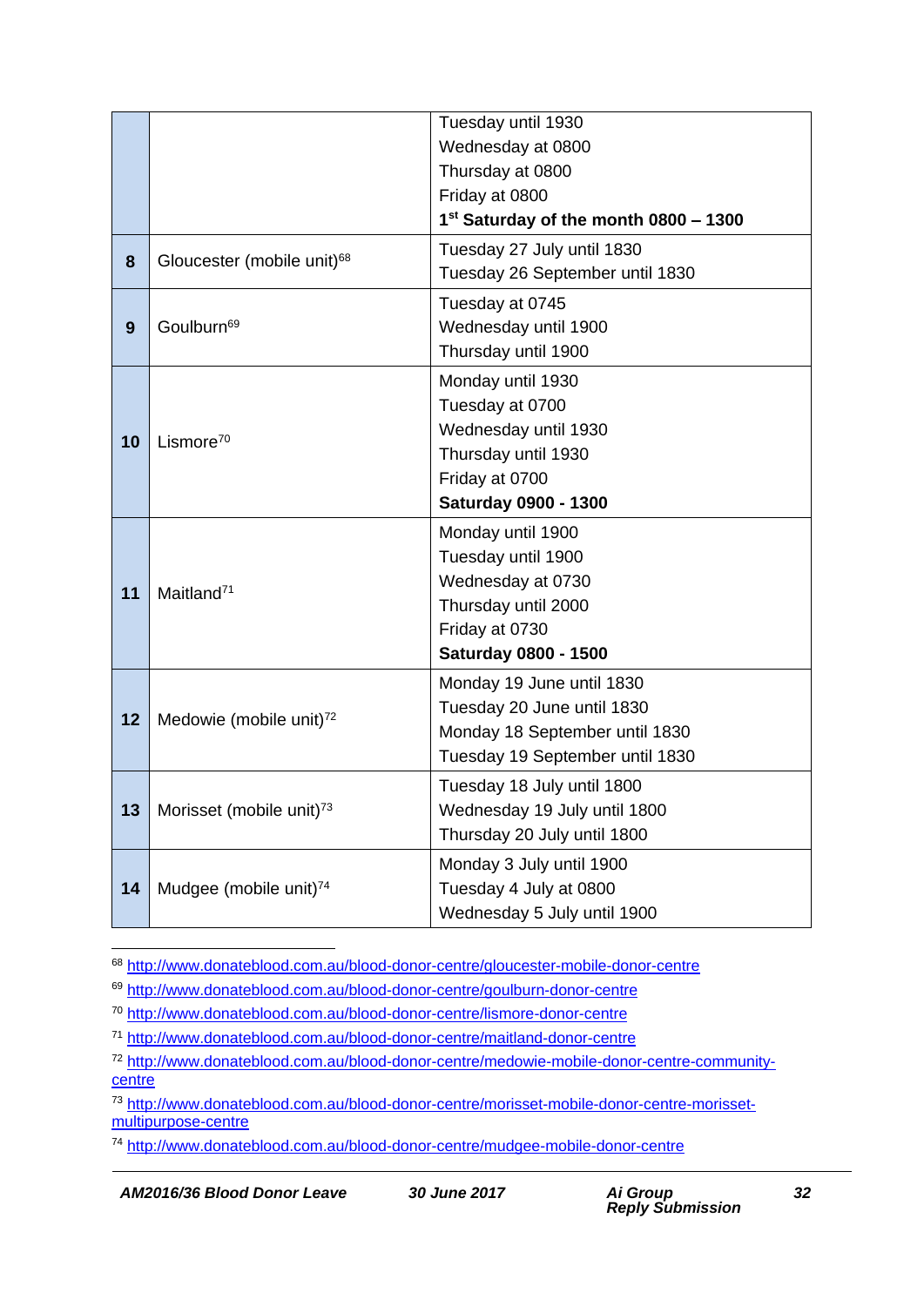| | | |
|---|---|---|
| | | Tuesday until 1930<br>Wednesday at 0800<br>Thursday at 0800<br>Friday at 0800<br>**1st Saturday of the month 0800 – 1300** |
| **8** | Gloucester (mobile unit)[68] | Tuesday 27 July until 1830<br>Tuesday 26 September until 1830 |
| **9** | Goulburn[69] | Tuesday at 0745<br>Wednesday until 1900<br>Thursday until 1900 |
| **10** | Lismore[70] | Monday until 1930<br>Tuesday at 0700<br>Wednesday until 1930<br>Thursday until 1930<br>Friday at 0700<br>**Saturday 0900 - 1300** |
| **11** | Maitland[71] | Monday until 1900<br>Tuesday until 1900<br>Wednesday at 0730<br>Thursday until 2000<br>Friday at 0730<br>**Saturday 0800 - 1500** |
| **12** | Medowie (mobile unit)[72] | Monday 19 June until 1830<br>Tuesday 20 June until 1830<br>Monday 18 September until 1830<br>Tuesday 19 September until 1830 |
| **13** | Morisset (mobile unit)[73] | Tuesday 18 July until 1800<br>Wednesday 19 July until 1800<br>Thursday 20 July until 1800 |
| **14** | Mudgee (mobile unit)[74] | Monday 3 July until 1900<br>Tuesday 4 July at 0800<br>Wednesday 5 July until 1900 |

[68] http://www.donateblood.com.au/blood-donor-centre/gloucester-mobile-donor-centre

[69] http://www.donateblood.com.au/blood-donor-centre/goulburn-donor-centre

[70] http://www.donateblood.com.au/blood-donor-centre/lismore-donor-centre

[71] http://www.donateblood.com.au/blood-donor-centre/maitland-donor-centre

[72] http://www.donateblood.com.au/blood-donor-centre/medowie-mobile-donor-centre-community-centre

[73] http://www.donateblood.com.au/blood-donor-centre/morisset-mobile-donor-centre-morisset-multipurpose-centre

[74] http://www.donateblood.com.au/blood-donor-centre/mudgee-mobile-donor-centre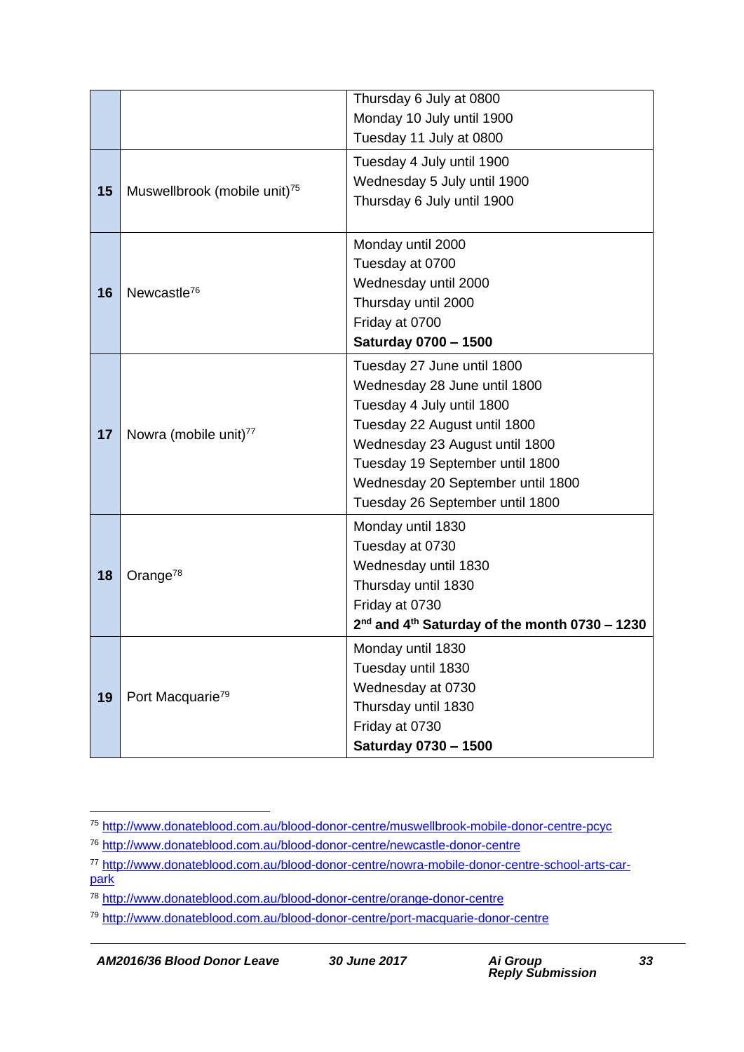| | | |
|---|---|---|
| | | Thursday 6 July at 0800<br>Monday 10 July until 1900<br>Tuesday 11 July at 0800 |
| **15** | Muswellbrook (mobile unit)[75] | Tuesday 4 July until 1900<br>Wednesday 5 July until 1900<br>Thursday 6 July until 1900 |
| **16** | Newcastle[76] | Monday until 2000<br>Tuesday at 0700<br>Wednesday until 2000<br>Thursday until 2000<br>Friday at 0700<br>**Saturday 0700 – 1500** |
| **17** | Nowra (mobile unit)[77] | Tuesday 27 June until 1800<br>Wednesday 28 June until 1800<br>Tuesday 4 July until 1800<br>Tuesday 22 August until 1800<br>Wednesday 23 August until 1800<br>Tuesday 19 September until 1800<br>Wednesday 20 September until 1800<br>Tuesday 26 September until 1800 |
| **18** | Orange[78] | Monday until 1830<br>Tuesday at 0730<br>Wednesday until 1830<br>Thursday until 1830<br>Friday at 0730<br>**2nd and 4th Saturday of the month 0730 – 1230** |
| **19** | Port Macquarie[79] | Monday until 1830<br>Tuesday until 1830<br>Wednesday at 0730<br>Thursday until 1830<br>Friday at 0730<br>**Saturday 0730 – 1500** |

---

[75] http://www.donateblood.com.au/blood-donor-centre/muswellbrook-mobile-donor-centre-pcyc

[76] http://www.donateblood.com.au/blood-donor-centre/newcastle-donor-centre

[77] http://www.donateblood.com.au/blood-donor-centre/nowra-mobile-donor-centre-school-arts-car-park

[78] http://www.donateblood.com.au/blood-donor-centre/orange-donor-centre

[79] http://www.donateblood.com.au/blood-donor-centre/port-macquarie-donor-centre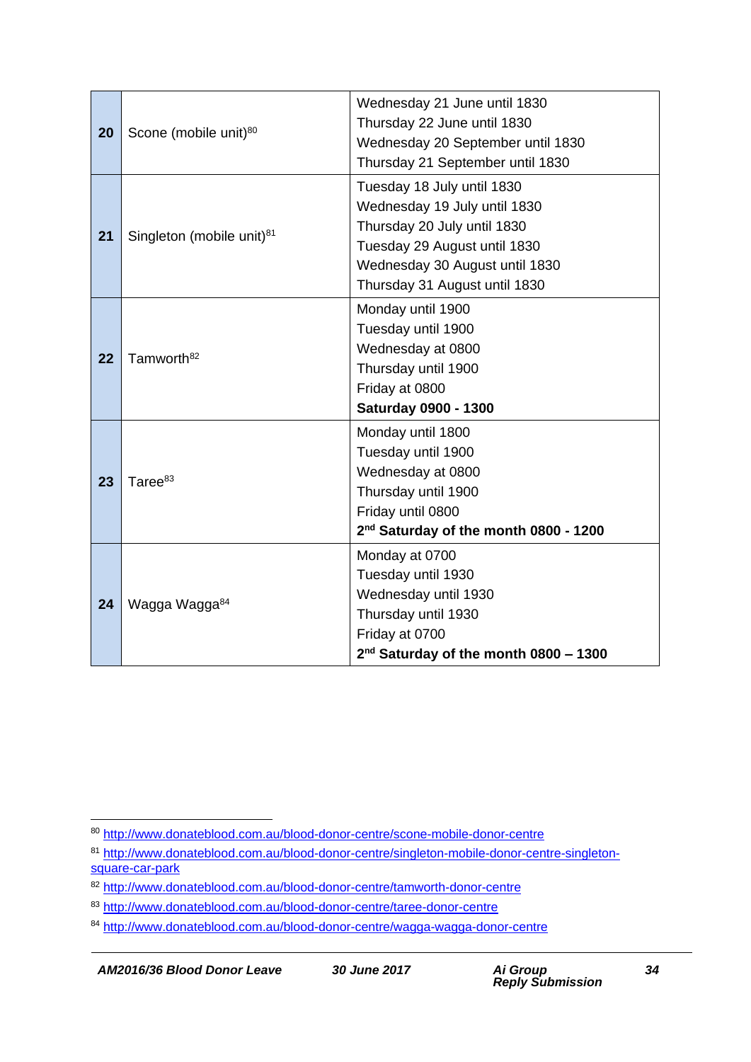| | | |
|---|---|---|
| **20** | Scone (mobile unit)[80] | Wednesday 21 June until 1830<br>Thursday 22 June until 1830<br>Wednesday 20 September until 1830<br>Thursday 21 September until 1830 |
| **21** | Singleton (mobile unit)[81] | Tuesday 18 July until 1830<br>Wednesday 19 July until 1830<br>Thursday 20 July until 1830<br>Tuesday 29 August until 1830<br>Wednesday 30 August until 1830<br>Thursday 31 August until 1830 |
| **22** | Tamworth[82] | Monday until 1900<br>Tuesday until 1900<br>Wednesday at 0800<br>Thursday until 1900<br>Friday at 0800<br>**Saturday 0900 - 1300** |
| **23** | Taree[83] | Monday until 1800<br>Tuesday until 1900<br>Wednesday at 0800<br>Thursday until 1900<br>Friday until 0800<br>**2nd Saturday of the month 0800 - 1200** |
| **24** | Wagga Wagga[84] | Monday at 0700<br>Tuesday until 1930<br>Wednesday until 1930<br>Thursday until 1930<br>Friday at 0700<br>**2nd Saturday of the month 0800 – 1300** |

[80] http://www.donateblood.com.au/blood-donor-centre/scone-mobile-donor-centre

[81] http://www.donateblood.com.au/blood-donor-centre/singleton-mobile-donor-centre-singleton-square-car-park

[82] http://www.donateblood.com.au/blood-donor-centre/tamworth-donor-centre

[83] http://www.donateblood.com.au/blood-donor-centre/taree-donor-centre

[84] http://www.donateblood.com.au/blood-donor-centre/wagga-wagga-donor-centre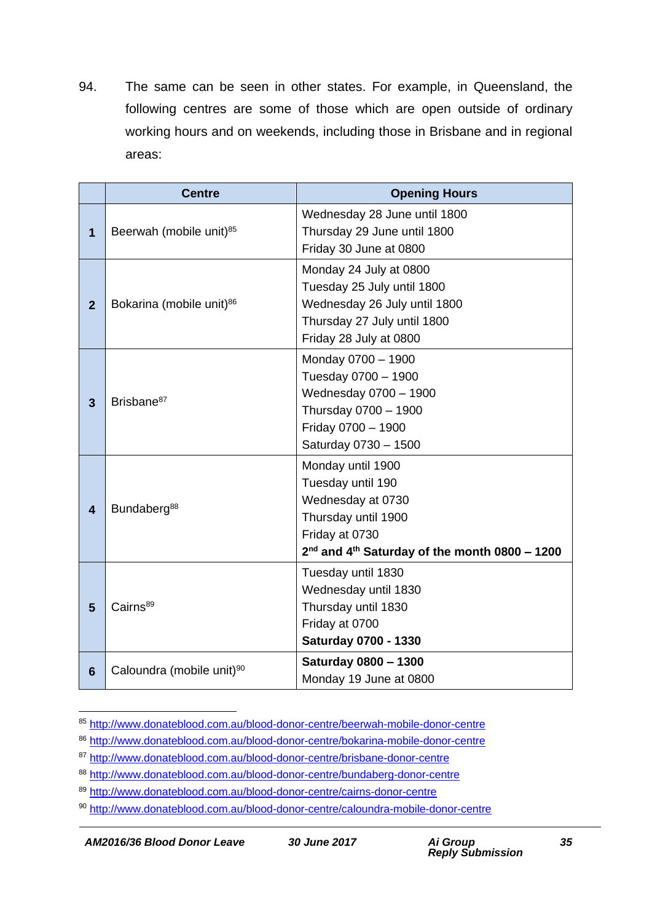94. The same can be seen in other states. For example, in Queensland, the following centres are some of those which are open outside of ordinary working hours and on weekends, including those in Brisbane and in regional areas:

| | Centre | Opening Hours |
|---|---|---|
| **1** | Beerwah (mobile unit)[85] | Wednesday 28 June until 1800<br>Thursday 29 June until 1800<br>Friday 30 June at 0800 |
| **2** | Bokarina (mobile unit)[86] | Monday 24 July at 0800<br>Tuesday 25 July until 1800<br>Wednesday 26 July until 1800<br>Thursday 27 July until 1800<br>Friday 28 July at 0800 |
| **3** | Brisbane[87] | Monday 0700 – 1900<br>Tuesday 0700 – 1900<br>Wednesday 0700 – 1900<br>Thursday 0700 – 1900<br>Friday 0700 – 1900<br>Saturday 0730 – 1500 |
| **4** | Bundaberg[88] | Monday until 1900<br>Tuesday until 190<br>Wednesday at 0730<br>Thursday until 1900<br>Friday at 0730<br>**2nd and 4th Saturday of the month 0800 – 1200** |
| **5** | Cairns[89] | Tuesday until 1830<br>Wednesday until 1830<br>Thursday until 1830<br>Friday at 0700<br>**Saturday 0700 - 1330** |
| **6** | Caloundra (mobile unit)[90] | **Saturday 0800 – 1300**<br>Monday 19 June at 0800 |

---

[85] http://www.donateblood.com.au/blood-donor-centre/beerwah-mobile-donor-centre

[86] http://www.donateblood.com.au/blood-donor-centre/bokarina-mobile-donor-centre

[87] http://www.donateblood.com.au/blood-donor-centre/brisbane-donor-centre

[88] http://www.donateblood.com.au/blood-donor-centre/bundaberg-donor-centre

[89] http://www.donateblood.com.au/blood-donor-centre/cairns-donor-centre

[90] http://www.donateblood.com.au/blood-donor-centre/caloundra-mobile-donor-centre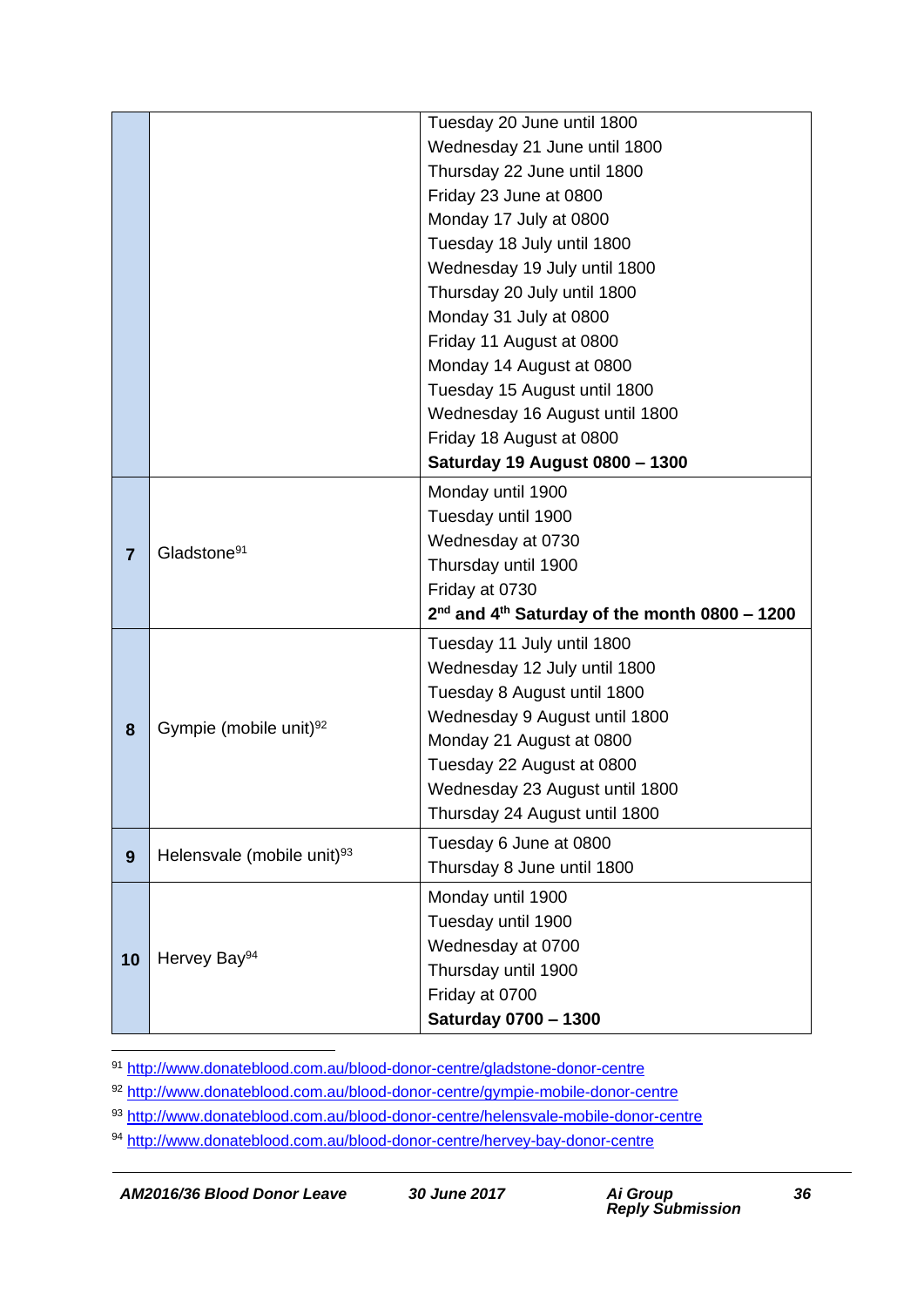| | | |
|---|---|---|
| | | Tuesday 20 June until 1800<br>Wednesday 21 June until 1800<br>Thursday 22 June until 1800<br>Friday 23 June at 0800<br>Monday 17 July at 0800<br>Tuesday 18 July until 1800<br>Wednesday 19 July until 1800<br>Thursday 20 July until 1800<br>Monday 31 July at 0800<br>Friday 11 August at 0800<br>Monday 14 August at 0800<br>Tuesday 15 August until 1800<br>Wednesday 16 August until 1800<br>Friday 18 August at 0800<br>**Saturday 19 August 0800 – 1300** |
| **7** | Gladstone[91] | Monday until 1900<br>Tuesday until 1900<br>Wednesday at 0730<br>Thursday until 1900<br>Friday at 0730<br>**2nd and 4th Saturday of the month 0800 – 1200** |
| **8** | Gympie (mobile unit)[92] | Tuesday 11 July until 1800<br>Wednesday 12 July until 1800<br>Tuesday 8 August until 1800<br>Wednesday 9 August until 1800<br>Monday 21 August at 0800<br>Tuesday 22 August at 0800<br>Wednesday 23 August until 1800<br>Thursday 24 August until 1800 |
| **9** | Helensvale (mobile unit)[93] | Tuesday 6 June at 0800<br>Thursday 8 June until 1800 |
| **10** | Hervey Bay[94] | Monday until 1900<br>Tuesday until 1900<br>Wednesday at 0700<br>Thursday until 1900<br>Friday at 0700<br>**Saturday 0700 – 1300** |

[91] http://www.donateblood.com.au/blood-donor-centre/gladstone-donor-centre

[92] http://www.donateblood.com.au/blood-donor-centre/gympie-mobile-donor-centre

[93] http://www.donateblood.com.au/blood-donor-centre/helensvale-mobile-donor-centre

[94] http://www.donateblood.com.au/blood-donor-centre/hervey-bay-donor-centre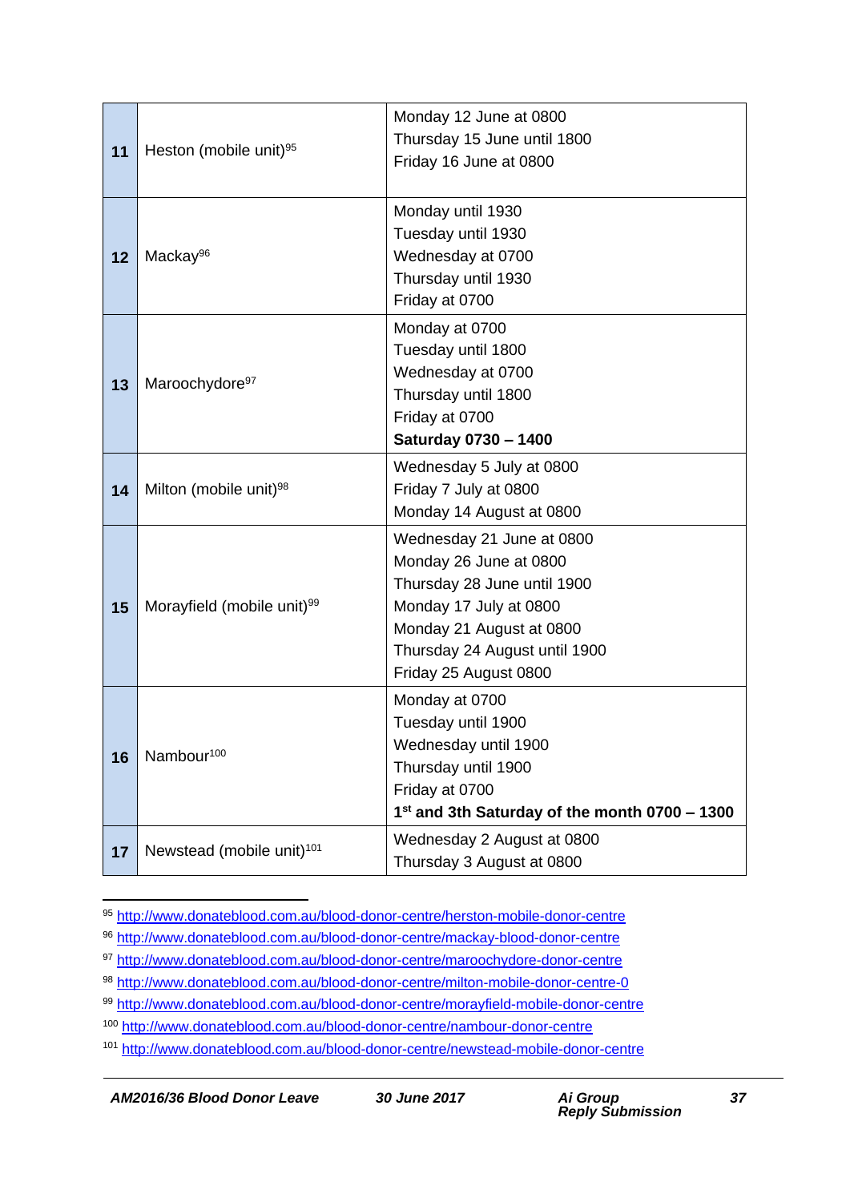| | | |
|---|---|---|
| **11** | Heston (mobile unit)[95] | Monday 12 June at 0800<br>Thursday 15 June until 1800<br>Friday 16 June at 0800 |
| **12** | Mackay[96] | Monday until 1930<br>Tuesday until 1930<br>Wednesday at 0700<br>Thursday until 1930<br>Friday at 0700 |
| **13** | Maroochydore[97] | Monday at 0700<br>Tuesday until 1800<br>Wednesday at 0700<br>Thursday until 1800<br>Friday at 0700<br>**Saturday 0730 – 1400** |
| **14** | Milton (mobile unit)[98] | Wednesday 5 July at 0800<br>Friday 7 July at 0800<br>Monday 14 August at 0800 |
| **15** | Morayfield (mobile unit)[99] | Wednesday 21 June at 0800<br>Monday 26 June at 0800<br>Thursday 28 June until 1900<br>Monday 17 July at 0800<br>Monday 21 August at 0800<br>Thursday 24 August until 1900<br>Friday 25 August 0800 |
| **16** | Nambour[100] | Monday at 0700<br>Tuesday until 1900<br>Wednesday until 1900<br>Thursday until 1900<br>Friday at 0700<br>**1st and 3th Saturday of the month 0700 – 1300** |
| **17** | Newstead (mobile unit)[101] | Wednesday 2 August at 0800<br>Thursday 3 August at 0800 |

---

[95] http://www.donateblood.com.au/blood-donor-centre/herston-mobile-donor-centre

[96] http://www.donateblood.com.au/blood-donor-centre/mackay-blood-donor-centre

[97] http://www.donateblood.com.au/blood-donor-centre/maroochydore-donor-centre

[98] http://www.donateblood.com.au/blood-donor-centre/milton-mobile-donor-centre-0

[99] http://www.donateblood.com.au/blood-donor-centre/morayfield-mobile-donor-centre

[100] http://www.donateblood.com.au/blood-donor-centre/nambour-donor-centre

[101] http://www.donateblood.com.au/blood-donor-centre/newstead-mobile-donor-centre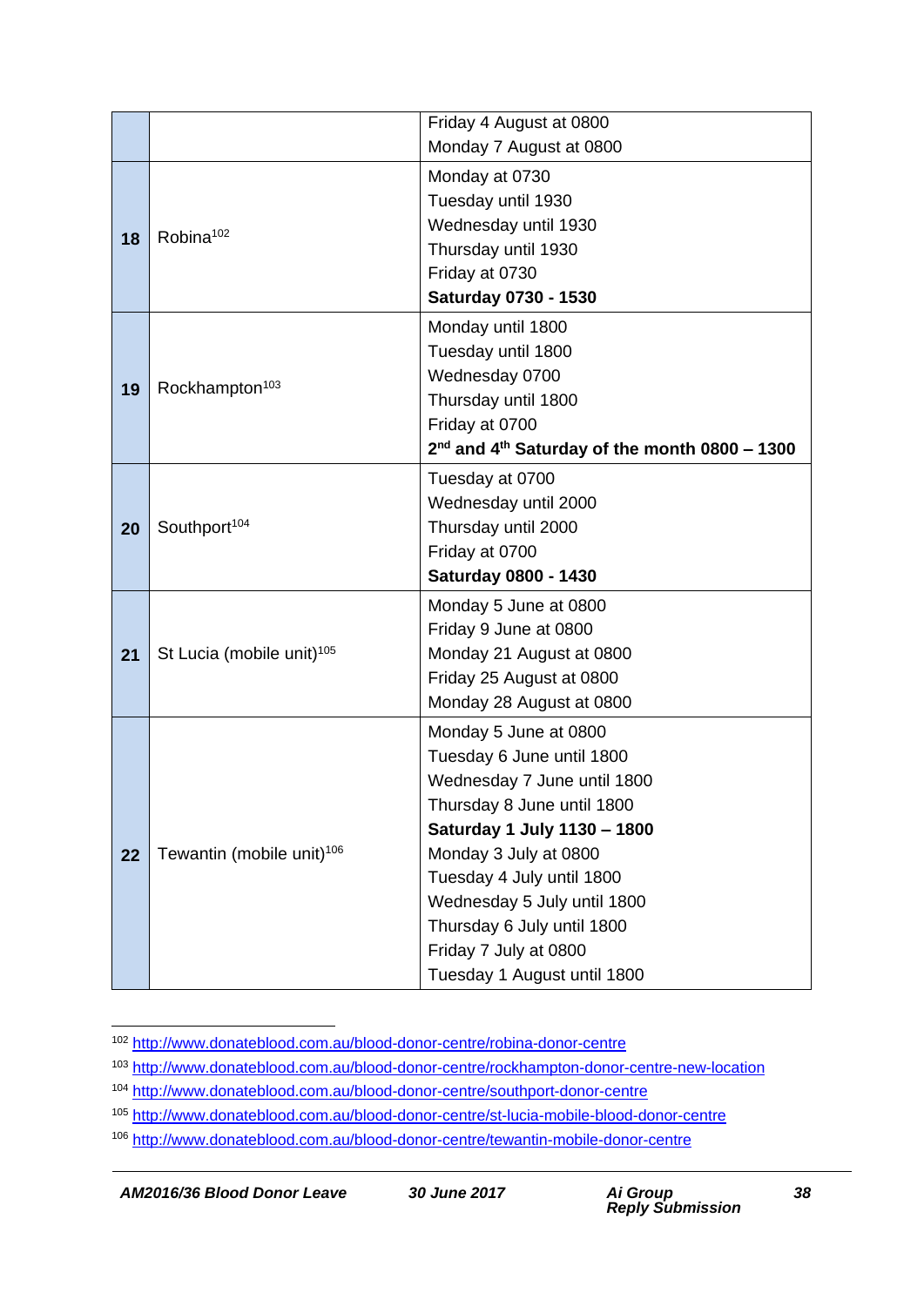| | | |
|---|---|---|
| | | Friday 4 August at 0800<br>Monday 7 August at 0800 |
| **18** | Robina[102] | Monday at 0730<br>Tuesday until 1930<br>Wednesday until 1930<br>Thursday until 1930<br>Friday at 0730<br>**Saturday 0730 - 1530** |
| **19** | Rockhampton[103] | Monday until 1800<br>Tuesday until 1800<br>Wednesday 0700<br>Thursday until 1800<br>Friday at 0700<br>**2nd and 4th Saturday of the month 0800 – 1300** |
| **20** | Southport[104] | Tuesday at 0700<br>Wednesday until 2000<br>Thursday until 2000<br>Friday at 0700<br>**Saturday 0800 - 1430** |
| **21** | St Lucia (mobile unit)[105] | Monday 5 June at 0800<br>Friday 9 June at 0800<br>Monday 21 August at 0800<br>Friday 25 August at 0800<br>Monday 28 August at 0800 |
| **22** | Tewantin (mobile unit)[106] | Monday 5 June at 0800<br>Tuesday 6 June until 1800<br>Wednesday 7 June until 1800<br>Thursday 8 June until 1800<br>**Saturday 1 July 1130 – 1800**<br>Monday 3 July at 0800<br>Tuesday 4 July until 1800<br>Wednesday 5 July until 1800<br>Thursday 6 July until 1800<br>Friday 7 July at 0800<br>Tuesday 1 August until 1800 |

[102] http://www.donateblood.com.au/blood-donor-centre/robina-donor-centre

[103] http://www.donateblood.com.au/blood-donor-centre/rockhampton-donor-centre-new-location

[104] http://www.donateblood.com.au/blood-donor-centre/southport-donor-centre

[105] http://www.donateblood.com.au/blood-donor-centre/st-lucia-mobile-blood-donor-centre

[106] http://www.donateblood.com.au/blood-donor-centre/tewantin-mobile-donor-centre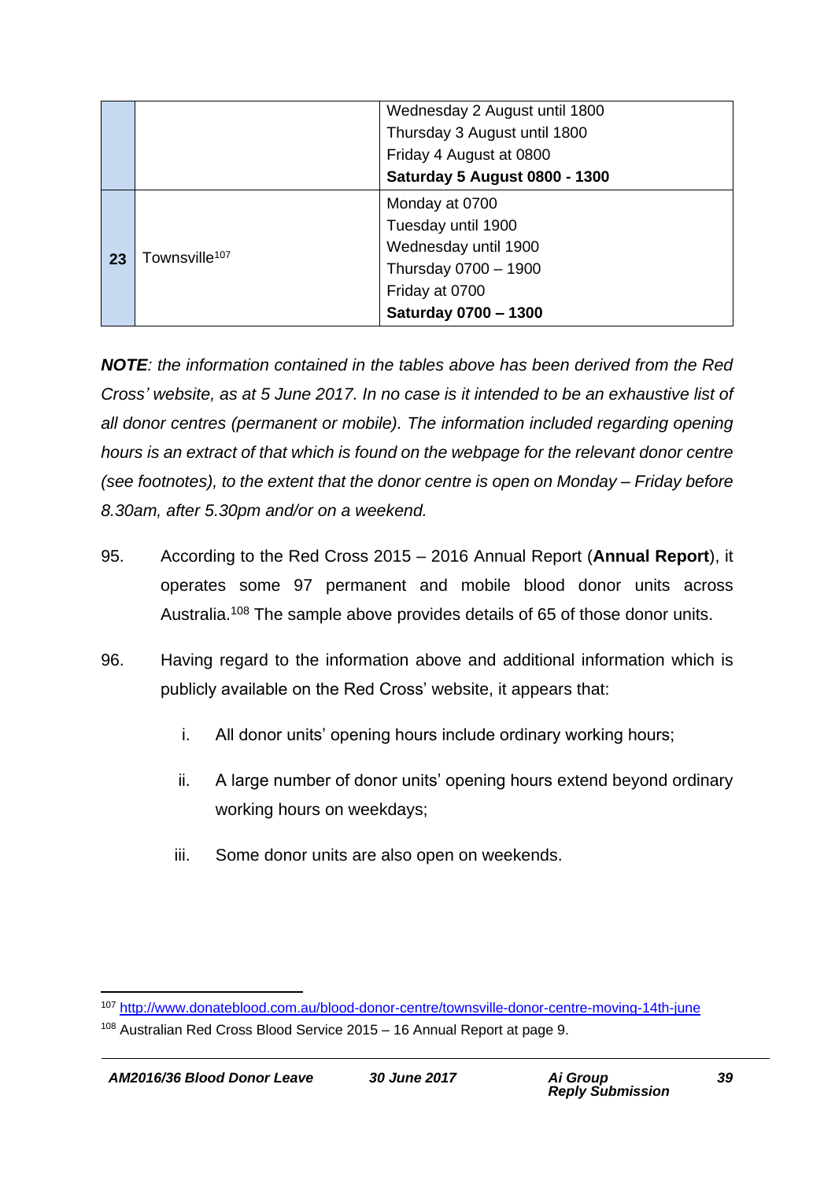| | | |
|---|---|---|
| | | Wednesday 2 August until 1800<br>Thursday 3 August until 1800<br>Friday 4 August at 0800<br>**Saturday 5 August 0800 - 1300** |
| **23** | Townsville[107] | Monday at 0700<br>Tuesday until 1900<br>Wednesday until 1900<br>Thursday 0700 – 1900<br>Friday at 0700<br>**Saturday 0700 – 1300** |

***NOTE**: the information contained in the tables above has been derived from the Red Cross' website, as at 5 June 2017. In no case is it intended to be an exhaustive list of all donor centres (permanent or mobile). The information included regarding opening hours is an extract of that which is found on the webpage for the relevant donor centre (see footnotes), to the extent that the donor centre is open on Monday – Friday before 8.30am, after 5.30pm and/or on a weekend.*

95. According to the Red Cross 2015 – 2016 Annual Report (**Annual Report**), it operates some 97 permanent and mobile blood donor units across Australia.[108] The sample above provides details of 65 of those donor units.

96. Having regard to the information above and additional information which is publicly available on the Red Cross' website, it appears that:

   i. All donor units' opening hours include ordinary working hours;

   ii. A large number of donor units' opening hours extend beyond ordinary working hours on weekdays;

   iii. Some donor units are also open on weekends.

---

[107] http://www.donateblood.com.au/blood-donor-centre/townsville-donor-centre-moving-14th-june

[108] Australian Red Cross Blood Service 2015 – 16 Annual Report at page 9.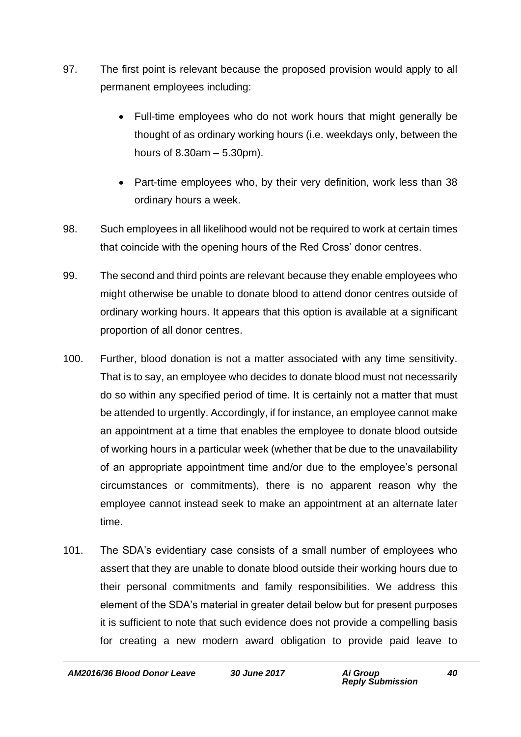97. The first point is relevant because the proposed provision would apply to all permanent employees including:

    - Full-time employees who do not work hours that might generally be thought of as ordinary working hours (i.e. weekdays only, between the hours of 8.30am – 5.30pm).

    - Part-time employees who, by their very definition, work less than 38 ordinary hours a week.

98. Such employees in all likelihood would not be required to work at certain times that coincide with the opening hours of the Red Cross' donor centres.

99. The second and third points are relevant because they enable employees who might otherwise be unable to donate blood to attend donor centres outside of ordinary working hours. It appears that this option is available at a significant proportion of all donor centres.

100. Further, blood donation is not a matter associated with any time sensitivity. That is to say, an employee who decides to donate blood must not necessarily do so within any specified period of time. It is certainly not a matter that must be attended to urgently. Accordingly, if for instance, an employee cannot make an appointment at a time that enables the employee to donate blood outside of working hours in a particular week (whether that be due to the unavailability of an appropriate appointment time and/or due to the employee's personal circumstances or commitments), there is no apparent reason why the employee cannot instead seek to make an appointment at an alternate later time.

101. The SDA's evidentiary case consists of a small number of employees who assert that they are unable to donate blood outside their working hours due to their personal commitments and family responsibilities. We address this element of the SDA's material in greater detail below but for present purposes it is sufficient to note that such evidence does not provide a compelling basis for creating a new modern award obligation to provide paid leave to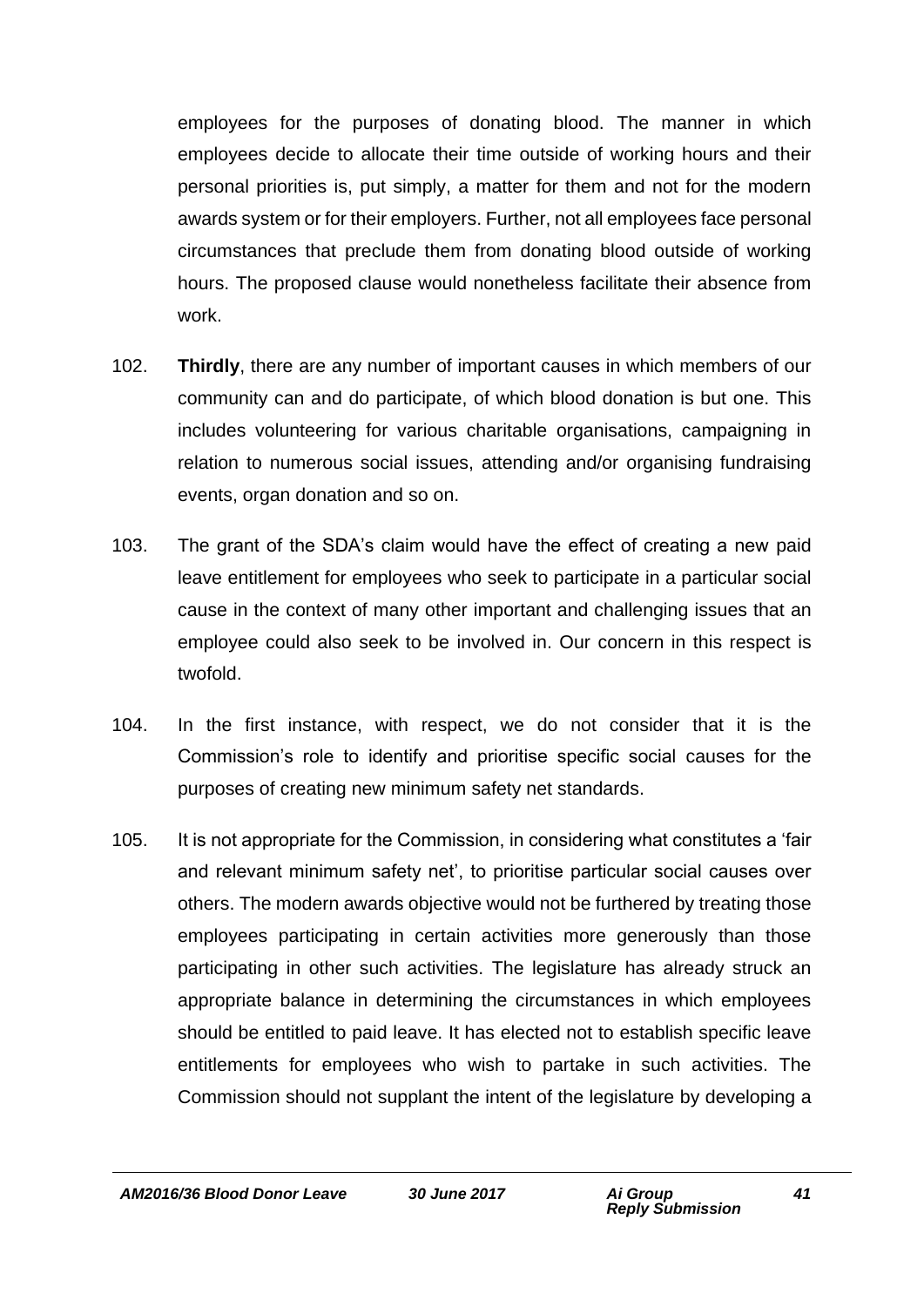employees for the purposes of donating blood. The manner in which employees decide to allocate their time outside of working hours and their personal priorities is, put simply, a matter for them and not for the modern awards system or for their employers. Further, not all employees face personal circumstances that preclude them from donating blood outside of working hours. The proposed clause would nonetheless facilitate their absence from work.

102. **Thirdly**, there are any number of important causes in which members of our community can and do participate, of which blood donation is but one. This includes volunteering for various charitable organisations, campaigning in relation to numerous social issues, attending and/or organising fundraising events, organ donation and so on.

103. The grant of the SDA's claim would have the effect of creating a new paid leave entitlement for employees who seek to participate in a particular social cause in the context of many other important and challenging issues that an employee could also seek to be involved in. Our concern in this respect is twofold.

104. In the first instance, with respect, we do not consider that it is the Commission's role to identify and prioritise specific social causes for the purposes of creating new minimum safety net standards.

105. It is not appropriate for the Commission, in considering what constitutes a 'fair and relevant minimum safety net', to prioritise particular social causes over others. The modern awards objective would not be furthered by treating those employees participating in certain activities more generously than those participating in other such activities. The legislature has already struck an appropriate balance in determining the circumstances in which employees should be entitled to paid leave. It has elected not to establish specific leave entitlements for employees who wish to partake in such activities. The Commission should not supplant the intent of the legislature by developing a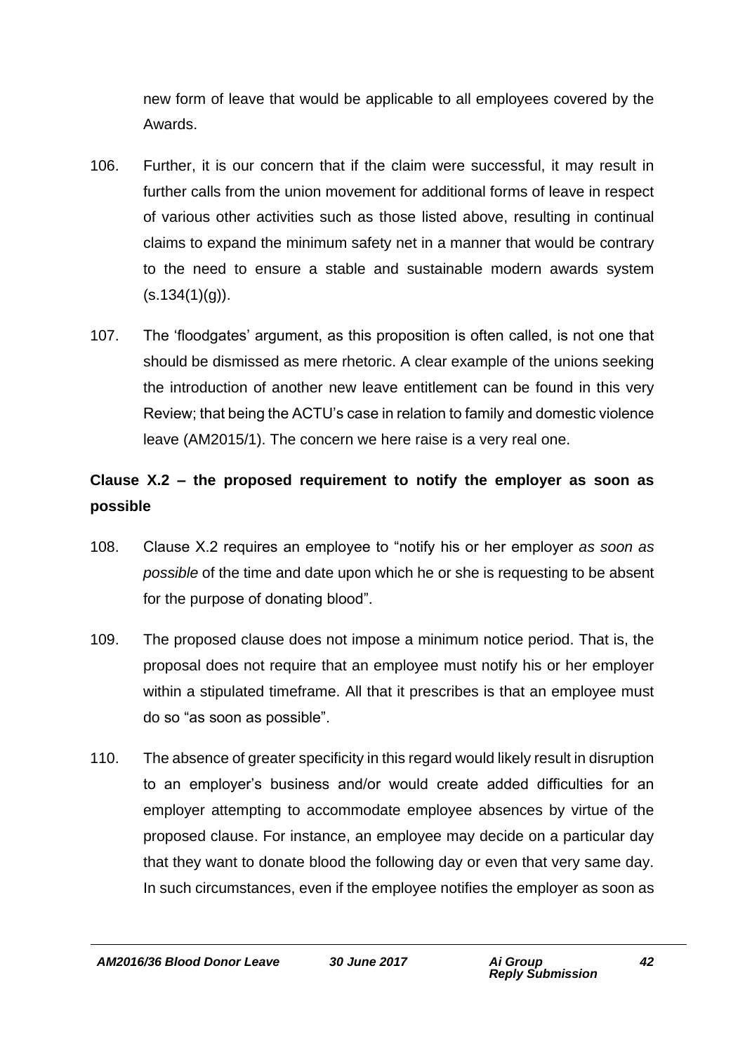new form of leave that would be applicable to all employees covered by the Awards.

106. Further, it is our concern that if the claim were successful, it may result in further calls from the union movement for additional forms of leave in respect of various other activities such as those listed above, resulting in continual claims to expand the minimum safety net in a manner that would be contrary to the need to ensure a stable and sustainable modern awards system (s.134(1)(g)).

107. The 'floodgates' argument, as this proposition is often called, is not one that should be dismissed as mere rhetoric. A clear example of the unions seeking the introduction of another new leave entitlement can be found in this very Review; that being the ACTU's case in relation to family and domestic violence leave (AM2015/1). The concern we here raise is a very real one.

**Clause X.2 – the proposed requirement to notify the employer as soon as possible**

108. Clause X.2 requires an employee to "notify his or her employer *as soon as possible* of the time and date upon which he or she is requesting to be absent for the purpose of donating blood".

109. The proposed clause does not impose a minimum notice period. That is, the proposal does not require that an employee must notify his or her employer within a stipulated timeframe. All that it prescribes is that an employee must do so "as soon as possible".

110. The absence of greater specificity in this regard would likely result in disruption to an employer's business and/or would create added difficulties for an employer attempting to accommodate employee absences by virtue of the proposed clause. For instance, an employee may decide on a particular day that they want to donate blood the following day or even that very same day. In such circumstances, even if the employee notifies the employer as soon as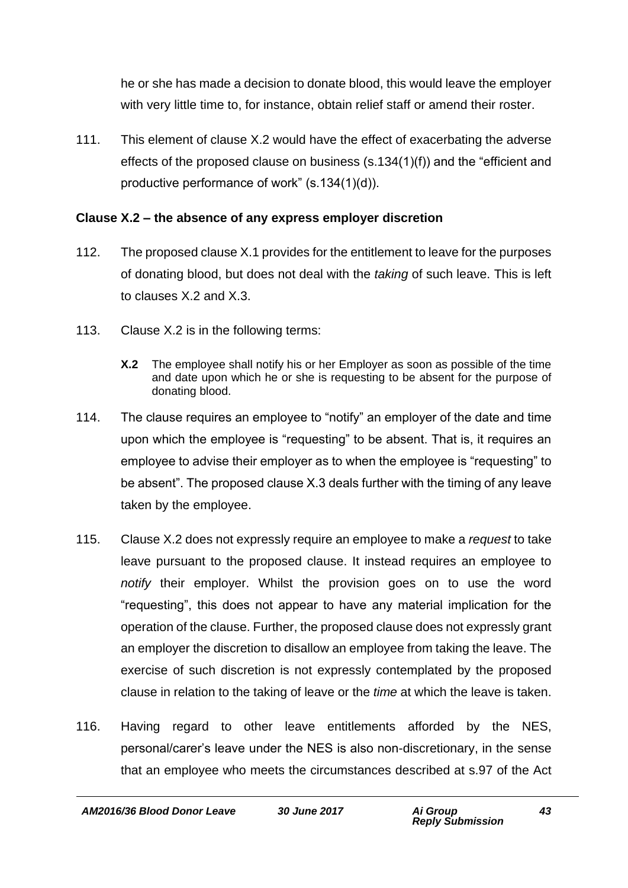he or she has made a decision to donate blood, this would leave the employer with very little time to, for instance, obtain relief staff or amend their roster.

111. This element of clause X.2 would have the effect of exacerbating the adverse effects of the proposed clause on business (s.134(1)(f)) and the "efficient and productive performance of work" (s.134(1)(d)).

**Clause X.2 – the absence of any express employer discretion**

112. The proposed clause X.1 provides for the entitlement to leave for the purposes of donating blood, but does not deal with the *taking* of such leave. This is left to clauses X.2 and X.3.

113. Clause X.2 is in the following terms:

> **X.2** The employee shall notify his or her Employer as soon as possible of the time and date upon which he or she is requesting to be absent for the purpose of donating blood.

114. The clause requires an employee to "notify" an employer of the date and time upon which the employee is "requesting" to be absent. That is, it requires an employee to advise their employer as to when the employee is "requesting" to be absent". The proposed clause X.3 deals further with the timing of any leave taken by the employee.

115. Clause X.2 does not expressly require an employee to make a *request* to take leave pursuant to the proposed clause. It instead requires an employee to *notify* their employer. Whilst the provision goes on to use the word "requesting", this does not appear to have any material implication for the operation of the clause. Further, the proposed clause does not expressly grant an employer the discretion to disallow an employee from taking the leave. The exercise of such discretion is not expressly contemplated by the proposed clause in relation to the taking of leave or the *time* at which the leave is taken.

116. Having regard to other leave entitlements afforded by the NES, personal/carer's leave under the NES is also non-discretionary, in the sense that an employee who meets the circumstances described at s.97 of the Act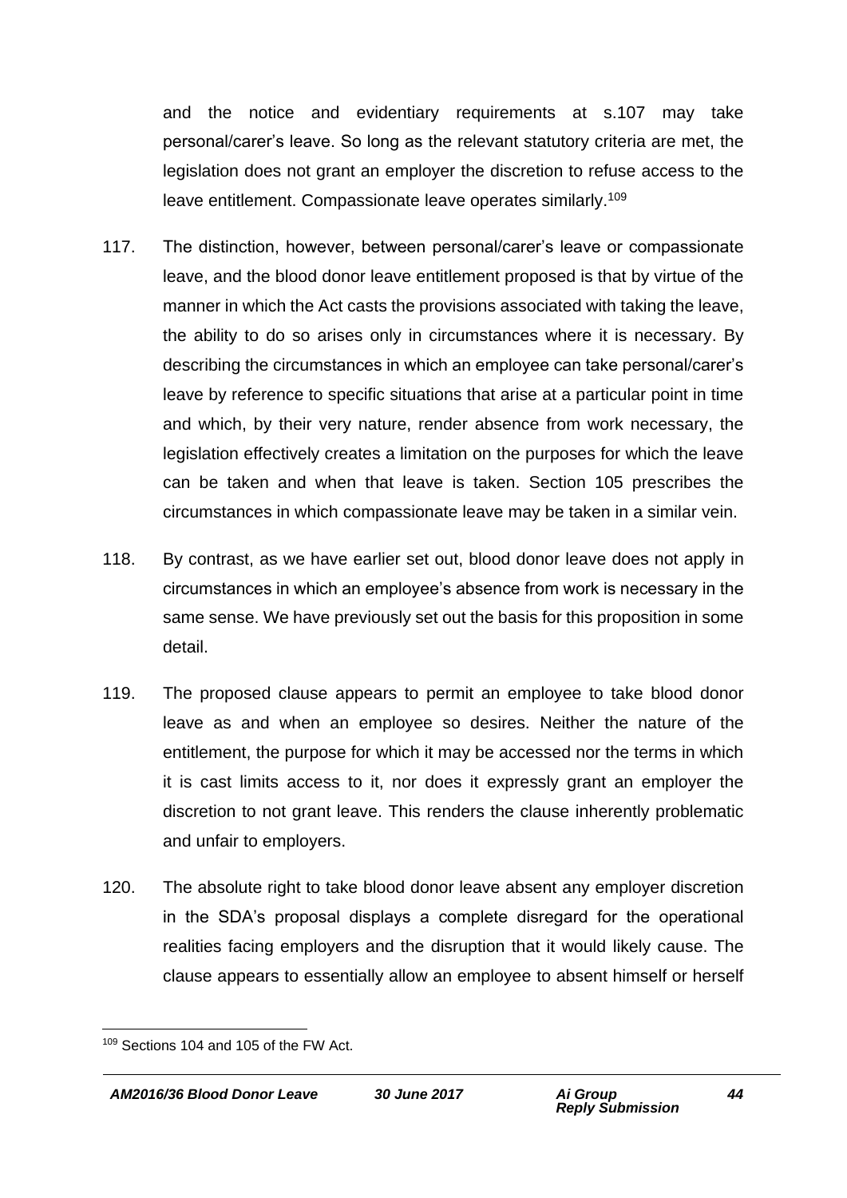and the notice and evidentiary requirements at s.107 may take personal/carer's leave. So long as the relevant statutory criteria are met, the legislation does not grant an employer the discretion to refuse access to the leave entitlement. Compassionate leave operates similarly.[109]

117. The distinction, however, between personal/carer's leave or compassionate leave, and the blood donor leave entitlement proposed is that by virtue of the manner in which the Act casts the provisions associated with taking the leave, the ability to do so arises only in circumstances where it is necessary. By describing the circumstances in which an employee can take personal/carer's leave by reference to specific situations that arise at a particular point in time and which, by their very nature, render absence from work necessary, the legislation effectively creates a limitation on the purposes for which the leave can be taken and when that leave is taken. Section 105 prescribes the circumstances in which compassionate leave may be taken in a similar vein.

118. By contrast, as we have earlier set out, blood donor leave does not apply in circumstances in which an employee's absence from work is necessary in the same sense. We have previously set out the basis for this proposition in some detail.

119. The proposed clause appears to permit an employee to take blood donor leave as and when an employee so desires. Neither the nature of the entitlement, the purpose for which it may be accessed nor the terms in which it is cast limits access to it, nor does it expressly grant an employer the discretion to not grant leave. This renders the clause inherently problematic and unfair to employers.

120. The absolute right to take blood donor leave absent any employer discretion in the SDA's proposal displays a complete disregard for the operational realities facing employers and the disruption that it would likely cause. The clause appears to essentially allow an employee to absent himself or herself

[109] Sections 104 and 105 of the FW Act.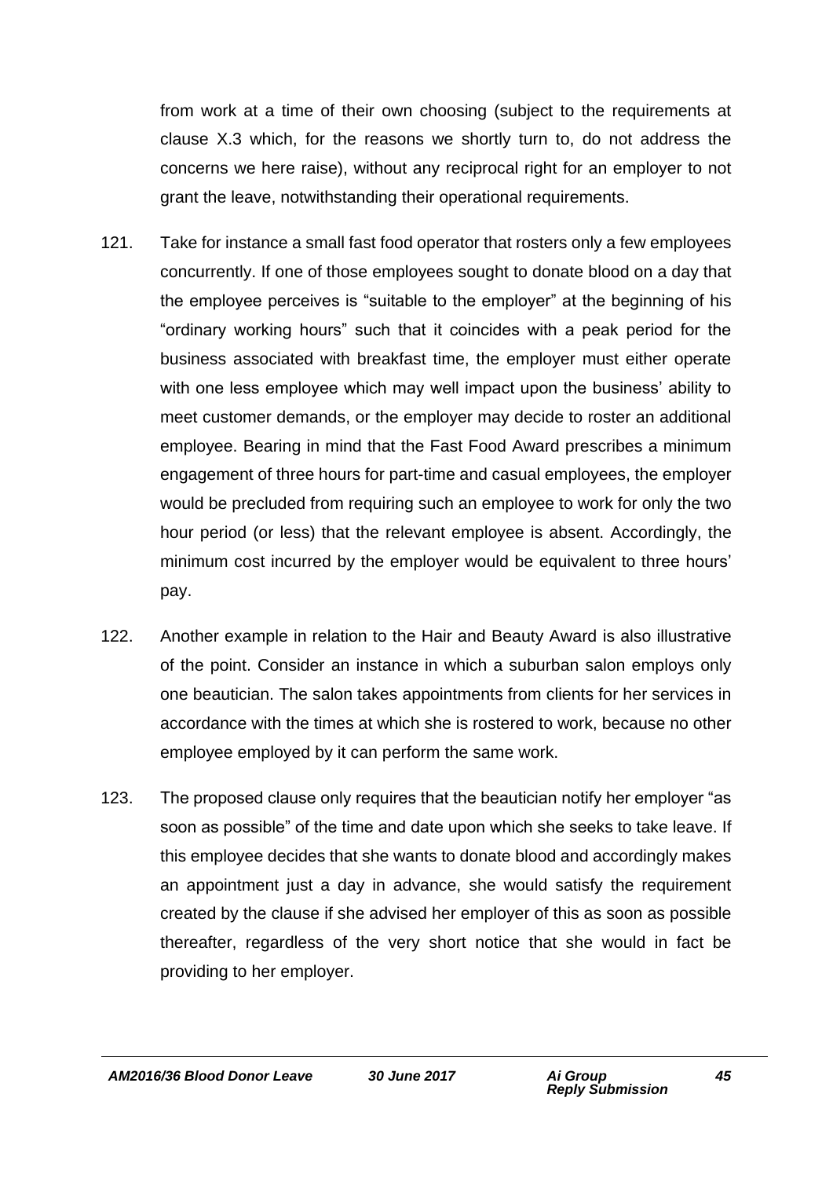from work at a time of their own choosing (subject to the requirements at clause X.3 which, for the reasons we shortly turn to, do not address the concerns we here raise), without any reciprocal right for an employer to not grant the leave, notwithstanding their operational requirements.

121. Take for instance a small fast food operator that rosters only a few employees concurrently. If one of those employees sought to donate blood on a day that the employee perceives is "suitable to the employer" at the beginning of his "ordinary working hours" such that it coincides with a peak period for the business associated with breakfast time, the employer must either operate with one less employee which may well impact upon the business' ability to meet customer demands, or the employer may decide to roster an additional employee. Bearing in mind that the Fast Food Award prescribes a minimum engagement of three hours for part-time and casual employees, the employer would be precluded from requiring such an employee to work for only the two hour period (or less) that the relevant employee is absent. Accordingly, the minimum cost incurred by the employer would be equivalent to three hours' pay.

122. Another example in relation to the Hair and Beauty Award is also illustrative of the point. Consider an instance in which a suburban salon employs only one beautician. The salon takes appointments from clients for her services in accordance with the times at which she is rostered to work, because no other employee employed by it can perform the same work.

123. The proposed clause only requires that the beautician notify her employer "as soon as possible" of the time and date upon which she seeks to take leave. If this employee decides that she wants to donate blood and accordingly makes an appointment just a day in advance, she would satisfy the requirement created by the clause if she advised her employer of this as soon as possible thereafter, regardless of the very short notice that she would in fact be providing to her employer.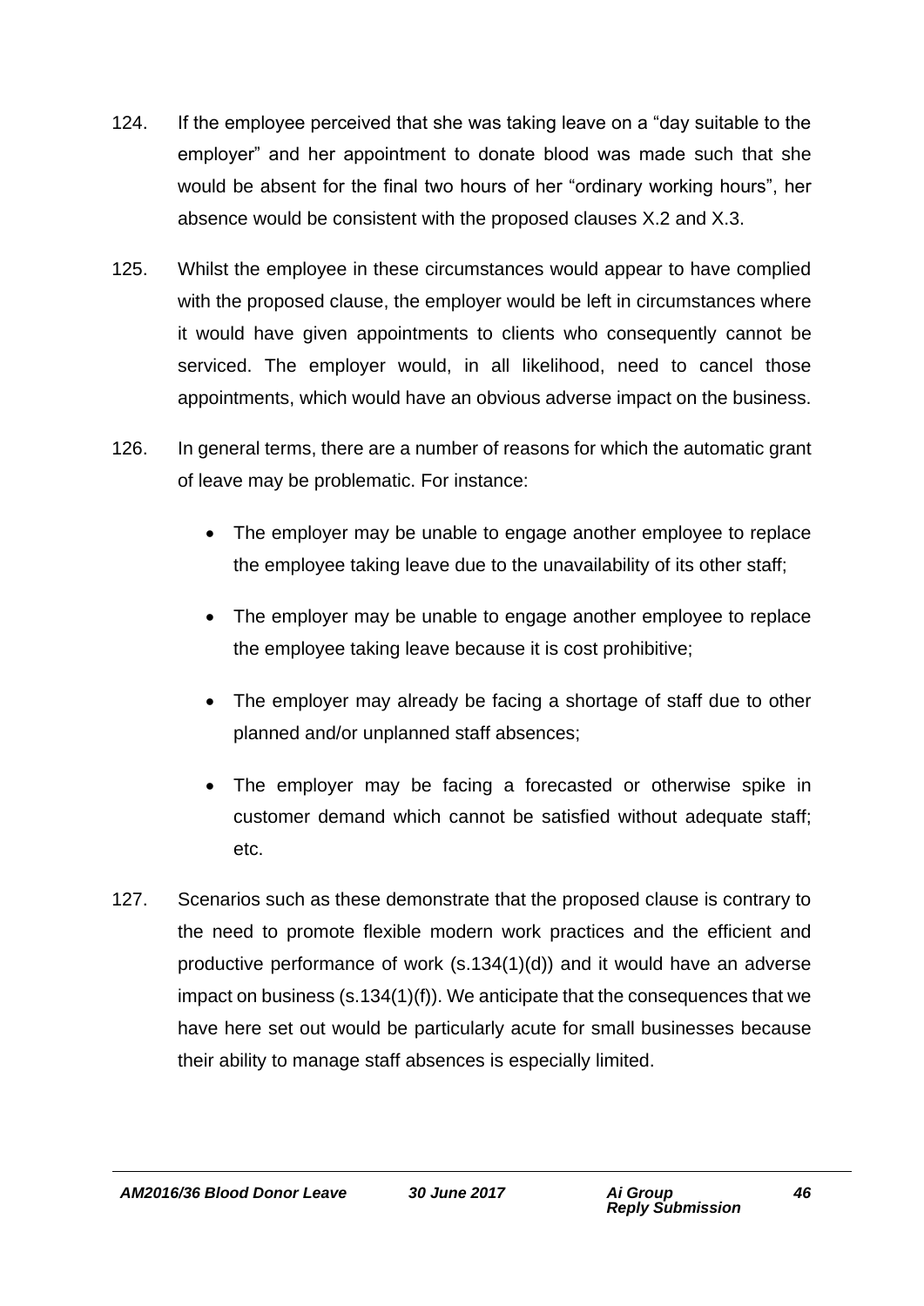124. If the employee perceived that she was taking leave on a "day suitable to the employer" and her appointment to donate blood was made such that she would be absent for the final two hours of her "ordinary working hours", her absence would be consistent with the proposed clauses X.2 and X.3.

125. Whilst the employee in these circumstances would appear to have complied with the proposed clause, the employer would be left in circumstances where it would have given appointments to clients who consequently cannot be serviced. The employer would, in all likelihood, need to cancel those appointments, which would have an obvious adverse impact on the business.

126. In general terms, there are a number of reasons for which the automatic grant of leave may be problematic. For instance:

- The employer may be unable to engage another employee to replace the employee taking leave due to the unavailability of its other staff;
- The employer may be unable to engage another employee to replace the employee taking leave because it is cost prohibitive;
- The employer may already be facing a shortage of staff due to other planned and/or unplanned staff absences;
- The employer may be facing a forecasted or otherwise spike in customer demand which cannot be satisfied without adequate staff; etc.

127. Scenarios such as these demonstrate that the proposed clause is contrary to the need to promote flexible modern work practices and the efficient and productive performance of work (s.134(1)(d)) and it would have an adverse impact on business (s.134(1)(f)). We anticipate that the consequences that we have here set out would be particularly acute for small businesses because their ability to manage staff absences is especially limited.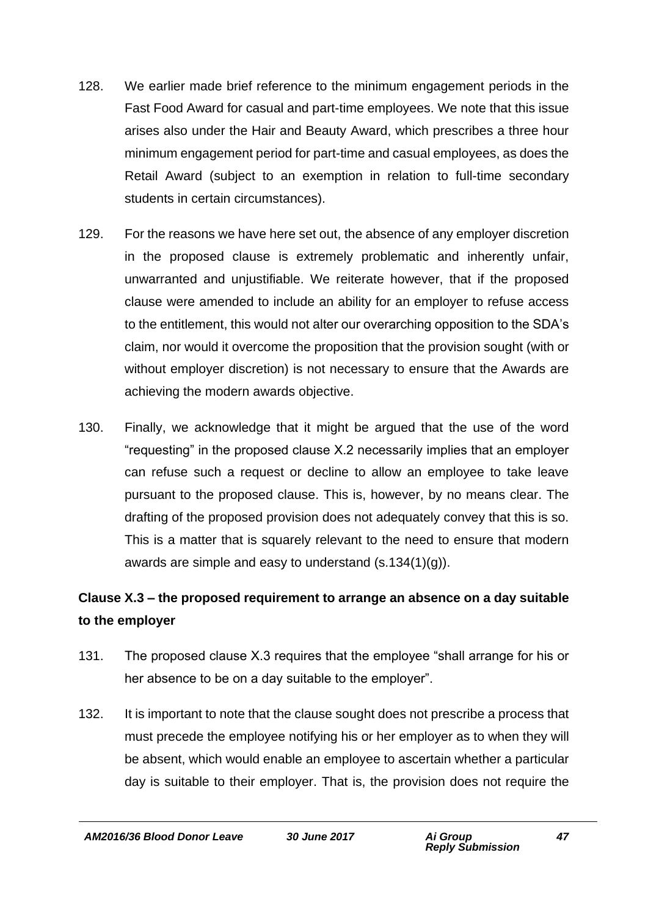128. We earlier made brief reference to the minimum engagement periods in the Fast Food Award for casual and part-time employees. We note that this issue arises also under the Hair and Beauty Award, which prescribes a three hour minimum engagement period for part-time and casual employees, as does the Retail Award (subject to an exemption in relation to full-time secondary students in certain circumstances).

129. For the reasons we have here set out, the absence of any employer discretion in the proposed clause is extremely problematic and inherently unfair, unwarranted and unjustifiable. We reiterate however, that if the proposed clause were amended to include an ability for an employer to refuse access to the entitlement, this would not alter our overarching opposition to the SDA's claim, nor would it overcome the proposition that the provision sought (with or without employer discretion) is not necessary to ensure that the Awards are achieving the modern awards objective.

130. Finally, we acknowledge that it might be argued that the use of the word "requesting" in the proposed clause X.2 necessarily implies that an employer can refuse such a request or decline to allow an employee to take leave pursuant to the proposed clause. This is, however, by no means clear. The drafting of the proposed provision does not adequately convey that this is so. This is a matter that is squarely relevant to the need to ensure that modern awards are simple and easy to understand (s.134(1)(g)).

**Clause X.3 – the proposed requirement to arrange an absence on a day suitable to the employer**

131. The proposed clause X.3 requires that the employee "shall arrange for his or her absence to be on a day suitable to the employer".

132. It is important to note that the clause sought does not prescribe a process that must precede the employee notifying his or her employer as to when they will be absent, which would enable an employee to ascertain whether a particular day is suitable to their employer. That is, the provision does not require the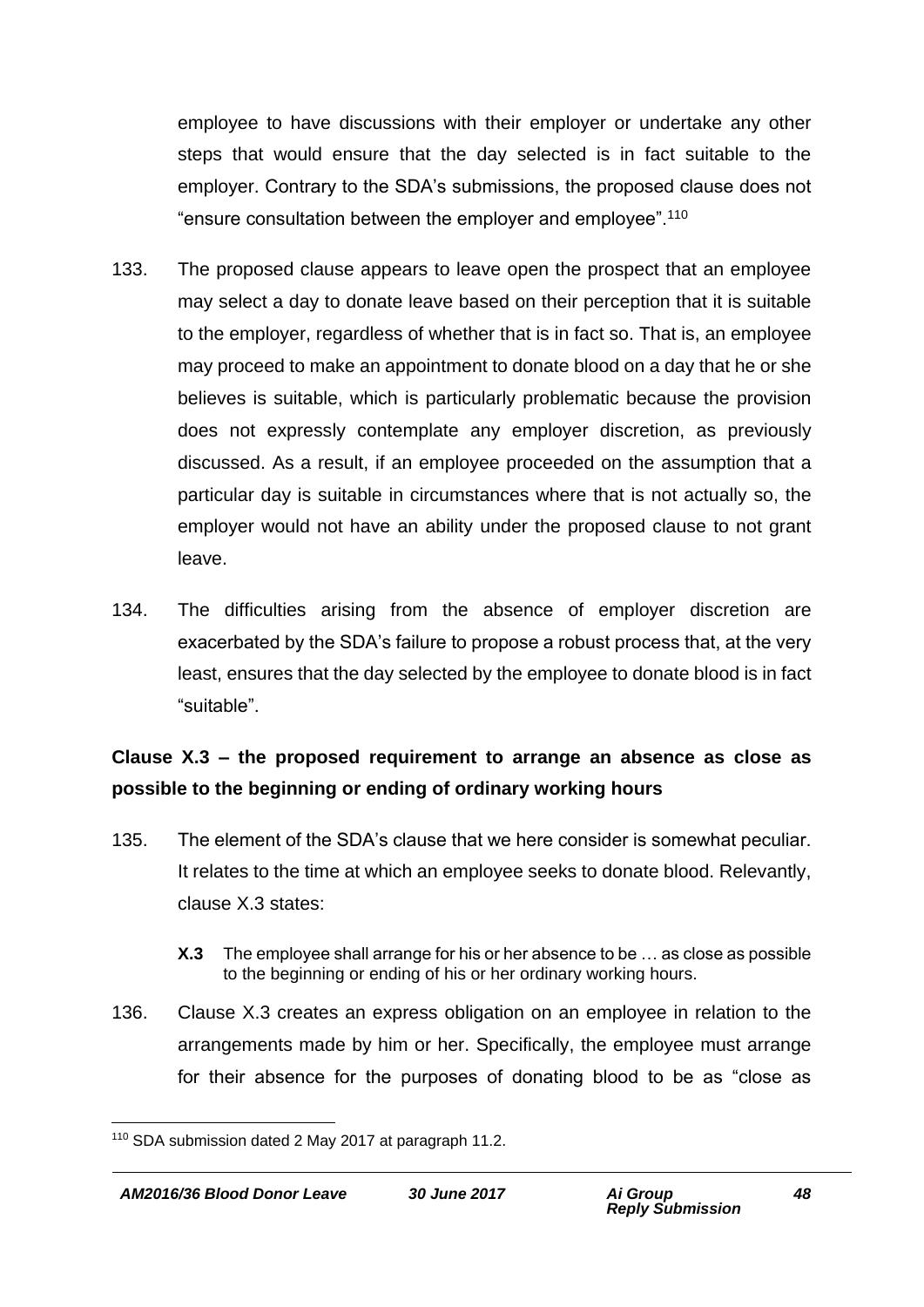employee to have discussions with their employer or undertake any other steps that would ensure that the day selected is in fact suitable to the employer. Contrary to the SDA's submissions, the proposed clause does not "ensure consultation between the employer and employee".[110]

133. The proposed clause appears to leave open the prospect that an employee may select a day to donate leave based on their perception that it is suitable to the employer, regardless of whether that is in fact so. That is, an employee may proceed to make an appointment to donate blood on a day that he or she believes is suitable, which is particularly problematic because the provision does not expressly contemplate any employer discretion, as previously discussed. As a result, if an employee proceeded on the assumption that a particular day is suitable in circumstances where that is not actually so, the employer would not have an ability under the proposed clause to not grant leave.

134. The difficulties arising from the absence of employer discretion are exacerbated by the SDA's failure to propose a robust process that, at the very least, ensures that the day selected by the employee to donate blood is in fact "suitable".

**Clause X.3 – the proposed requirement to arrange an absence as close as possible to the beginning or ending of ordinary working hours**

135. The element of the SDA's clause that we here consider is somewhat peculiar. It relates to the time at which an employee seeks to donate blood. Relevantly, clause X.3 states:

> **X.3** The employee shall arrange for his or her absence to be … as close as possible to the beginning or ending of his or her ordinary working hours.

136. Clause X.3 creates an express obligation on an employee in relation to the arrangements made by him or her. Specifically, the employee must arrange for their absence for the purposes of donating blood to be as "close as

---

[110] SDA submission dated 2 May 2017 at paragraph 11.2.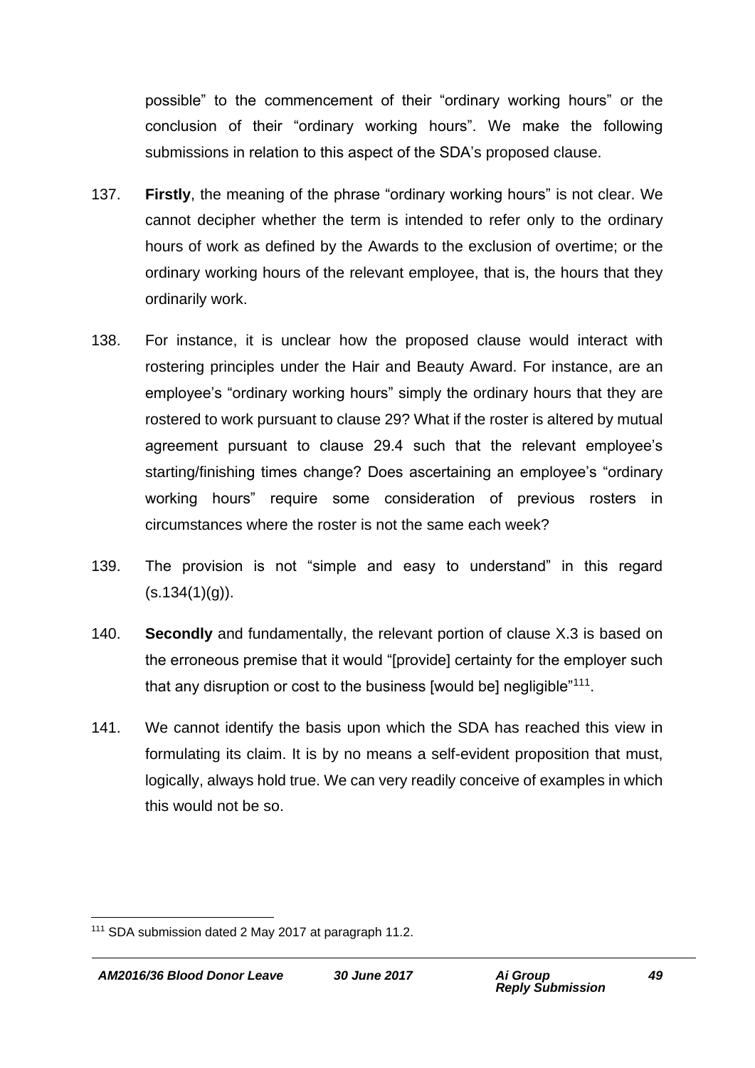possible" to the commencement of their "ordinary working hours" or the conclusion of their "ordinary working hours". We make the following submissions in relation to this aspect of the SDA's proposed clause.

137. **Firstly**, the meaning of the phrase "ordinary working hours" is not clear. We cannot decipher whether the term is intended to refer only to the ordinary hours of work as defined by the Awards to the exclusion of overtime; or the ordinary working hours of the relevant employee, that is, the hours that they ordinarily work.

138. For instance, it is unclear how the proposed clause would interact with rostering principles under the Hair and Beauty Award. For instance, are an employee's "ordinary working hours" simply the ordinary hours that they are rostered to work pursuant to clause 29? What if the roster is altered by mutual agreement pursuant to clause 29.4 such that the relevant employee's starting/finishing times change? Does ascertaining an employee's "ordinary working hours" require some consideration of previous rosters in circumstances where the roster is not the same each week?

139. The provision is not "simple and easy to understand" in this regard (s.134(1)(g)).

140. **Secondly** and fundamentally, the relevant portion of clause X.3 is based on the erroneous premise that it would "[provide] certainty for the employer such that any disruption or cost to the business [would be] negligible"[111].

141. We cannot identify the basis upon which the SDA has reached this view in formulating its claim. It is by no means a self-evident proposition that must, logically, always hold true. We can very readily conceive of examples in which this would not be so.

[111] SDA submission dated 2 May 2017 at paragraph 11.2.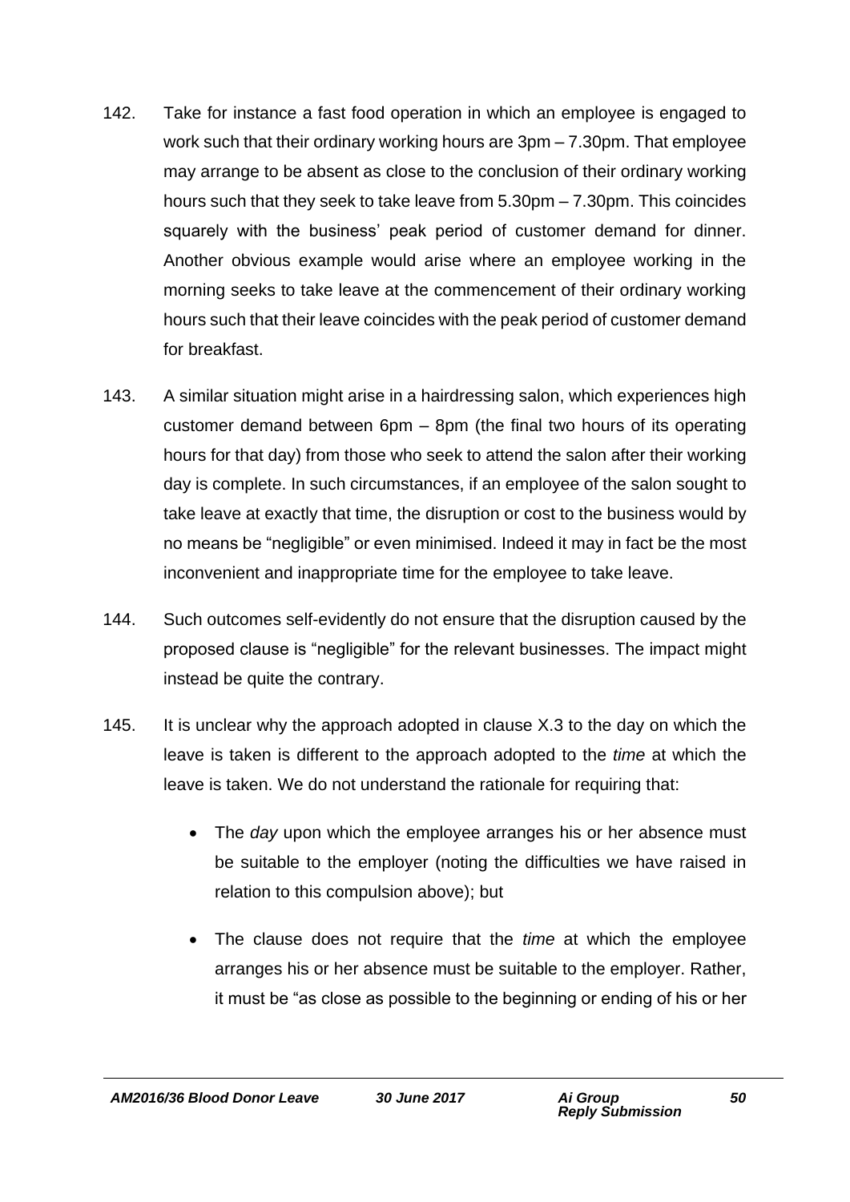142. Take for instance a fast food operation in which an employee is engaged to work such that their ordinary working hours are 3pm – 7.30pm. That employee may arrange to be absent as close to the conclusion of their ordinary working hours such that they seek to take leave from 5.30pm – 7.30pm. This coincides squarely with the business' peak period of customer demand for dinner. Another obvious example would arise where an employee working in the morning seeks to take leave at the commencement of their ordinary working hours such that their leave coincides with the peak period of customer demand for breakfast.

143. A similar situation might arise in a hairdressing salon, which experiences high customer demand between 6pm – 8pm (the final two hours of its operating hours for that day) from those who seek to attend the salon after their working day is complete. In such circumstances, if an employee of the salon sought to take leave at exactly that time, the disruption or cost to the business would by no means be "negligible" or even minimised. Indeed it may in fact be the most inconvenient and inappropriate time for the employee to take leave.

144. Such outcomes self-evidently do not ensure that the disruption caused by the proposed clause is "negligible" for the relevant businesses. The impact might instead be quite the contrary.

145. It is unclear why the approach adopted in clause X.3 to the day on which the leave is taken is different to the approach adopted to the *time* at which the leave is taken. We do not understand the rationale for requiring that:

- The *day* upon which the employee arranges his or her absence must be suitable to the employer (noting the difficulties we have raised in relation to this compulsion above); but

- The clause does not require that the *time* at which the employee arranges his or her absence must be suitable to the employer. Rather, it must be "as close as possible to the beginning or ending of his or her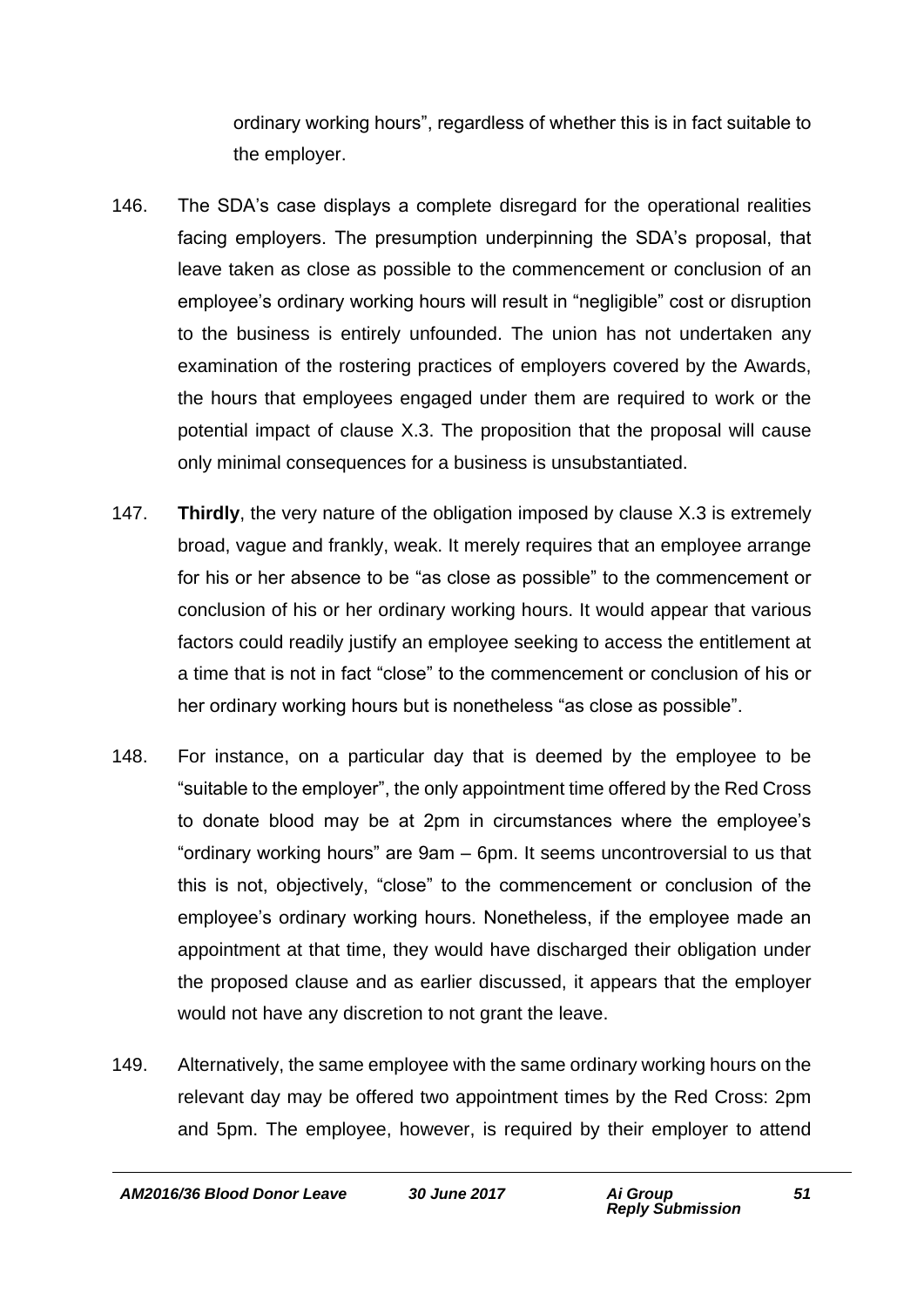ordinary working hours", regardless of whether this is in fact suitable to the employer.

146. The SDA's case displays a complete disregard for the operational realities facing employers. The presumption underpinning the SDA's proposal, that leave taken as close as possible to the commencement or conclusion of an employee's ordinary working hours will result in "negligible" cost or disruption to the business is entirely unfounded. The union has not undertaken any examination of the rostering practices of employers covered by the Awards, the hours that employees engaged under them are required to work or the potential impact of clause X.3. The proposition that the proposal will cause only minimal consequences for a business is unsubstantiated.

147. **Thirdly**, the very nature of the obligation imposed by clause X.3 is extremely broad, vague and frankly, weak. It merely requires that an employee arrange for his or her absence to be "as close as possible" to the commencement or conclusion of his or her ordinary working hours. It would appear that various factors could readily justify an employee seeking to access the entitlement at a time that is not in fact "close" to the commencement or conclusion of his or her ordinary working hours but is nonetheless "as close as possible".

148. For instance, on a particular day that is deemed by the employee to be "suitable to the employer", the only appointment time offered by the Red Cross to donate blood may be at 2pm in circumstances where the employee's "ordinary working hours" are 9am – 6pm. It seems uncontroversial to us that this is not, objectively, "close" to the commencement or conclusion of the employee's ordinary working hours. Nonetheless, if the employee made an appointment at that time, they would have discharged their obligation under the proposed clause and as earlier discussed, it appears that the employer would not have any discretion to not grant the leave.

149. Alternatively, the same employee with the same ordinary working hours on the relevant day may be offered two appointment times by the Red Cross: 2pm and 5pm. The employee, however, is required by their employer to attend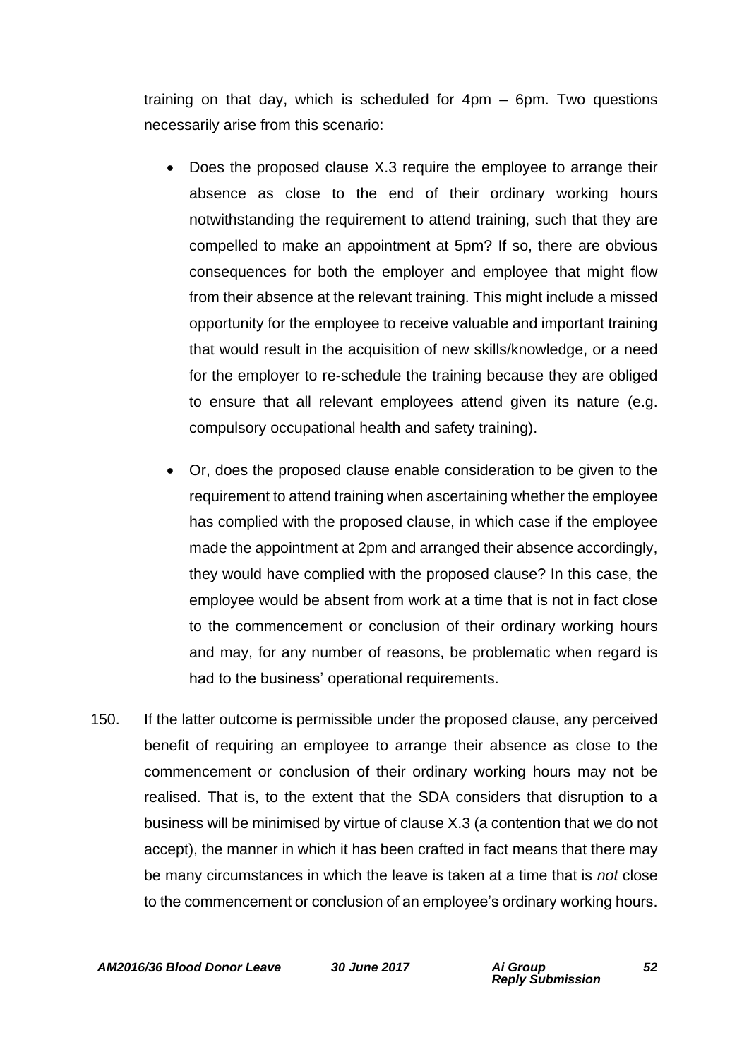training on that day, which is scheduled for 4pm – 6pm. Two questions necessarily arise from this scenario:

- Does the proposed clause X.3 require the employee to arrange their absence as close to the end of their ordinary working hours notwithstanding the requirement to attend training, such that they are compelled to make an appointment at 5pm? If so, there are obvious consequences for both the employer and employee that might flow from their absence at the relevant training. This might include a missed opportunity for the employee to receive valuable and important training that would result in the acquisition of new skills/knowledge, or a need for the employer to re-schedule the training because they are obliged to ensure that all relevant employees attend given its nature (e.g. compulsory occupational health and safety training).

- Or, does the proposed clause enable consideration to be given to the requirement to attend training when ascertaining whether the employee has complied with the proposed clause, in which case if the employee made the appointment at 2pm and arranged their absence accordingly, they would have complied with the proposed clause? In this case, the employee would be absent from work at a time that is not in fact close to the commencement or conclusion of their ordinary working hours and may, for any number of reasons, be problematic when regard is had to the business' operational requirements.

150. If the latter outcome is permissible under the proposed clause, any perceived benefit of requiring an employee to arrange their absence as close to the commencement or conclusion of their ordinary working hours may not be realised. That is, to the extent that the SDA considers that disruption to a business will be minimised by virtue of clause X.3 (a contention that we do not accept), the manner in which it has been crafted in fact means that there may be many circumstances in which the leave is taken at a time that is *not* close to the commencement or conclusion of an employee's ordinary working hours.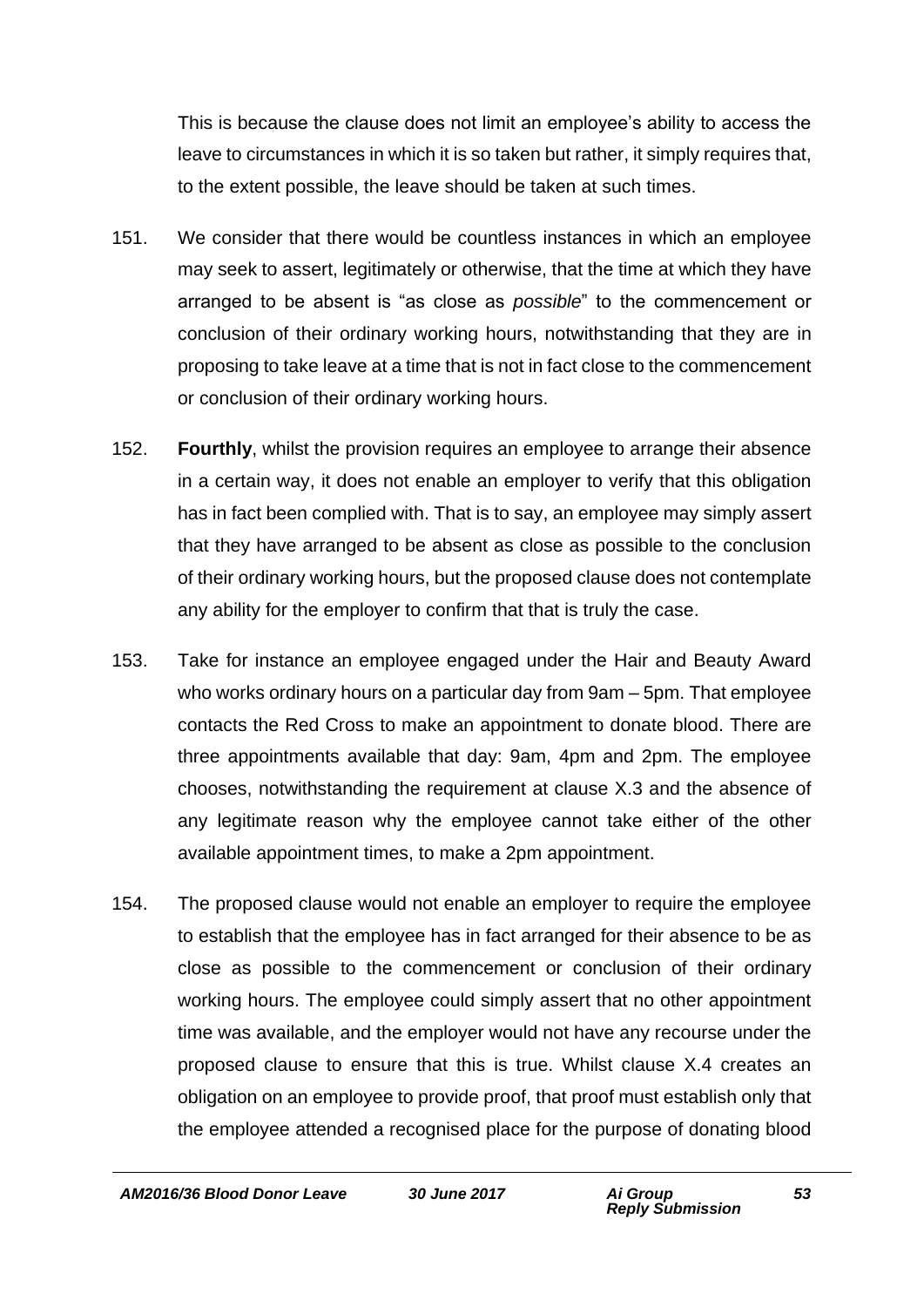This is because the clause does not limit an employee's ability to access the leave to circumstances in which it is so taken but rather, it simply requires that, to the extent possible, the leave should be taken at such times.

151. We consider that there would be countless instances in which an employee may seek to assert, legitimately or otherwise, that the time at which they have arranged to be absent is "as close as *possible*" to the commencement or conclusion of their ordinary working hours, notwithstanding that they are in proposing to take leave at a time that is not in fact close to the commencement or conclusion of their ordinary working hours.

152. **Fourthly**, whilst the provision requires an employee to arrange their absence in a certain way, it does not enable an employer to verify that this obligation has in fact been complied with. That is to say, an employee may simply assert that they have arranged to be absent as close as possible to the conclusion of their ordinary working hours, but the proposed clause does not contemplate any ability for the employer to confirm that that is truly the case.

153. Take for instance an employee engaged under the Hair and Beauty Award who works ordinary hours on a particular day from 9am – 5pm. That employee contacts the Red Cross to make an appointment to donate blood. There are three appointments available that day: 9am, 4pm and 2pm. The employee chooses, notwithstanding the requirement at clause X.3 and the absence of any legitimate reason why the employee cannot take either of the other available appointment times, to make a 2pm appointment.

154. The proposed clause would not enable an employer to require the employee to establish that the employee has in fact arranged for their absence to be as close as possible to the commencement or conclusion of their ordinary working hours. The employee could simply assert that no other appointment time was available, and the employer would not have any recourse under the proposed clause to ensure that this is true. Whilst clause X.4 creates an obligation on an employee to provide proof, that proof must establish only that the employee attended a recognised place for the purpose of donating blood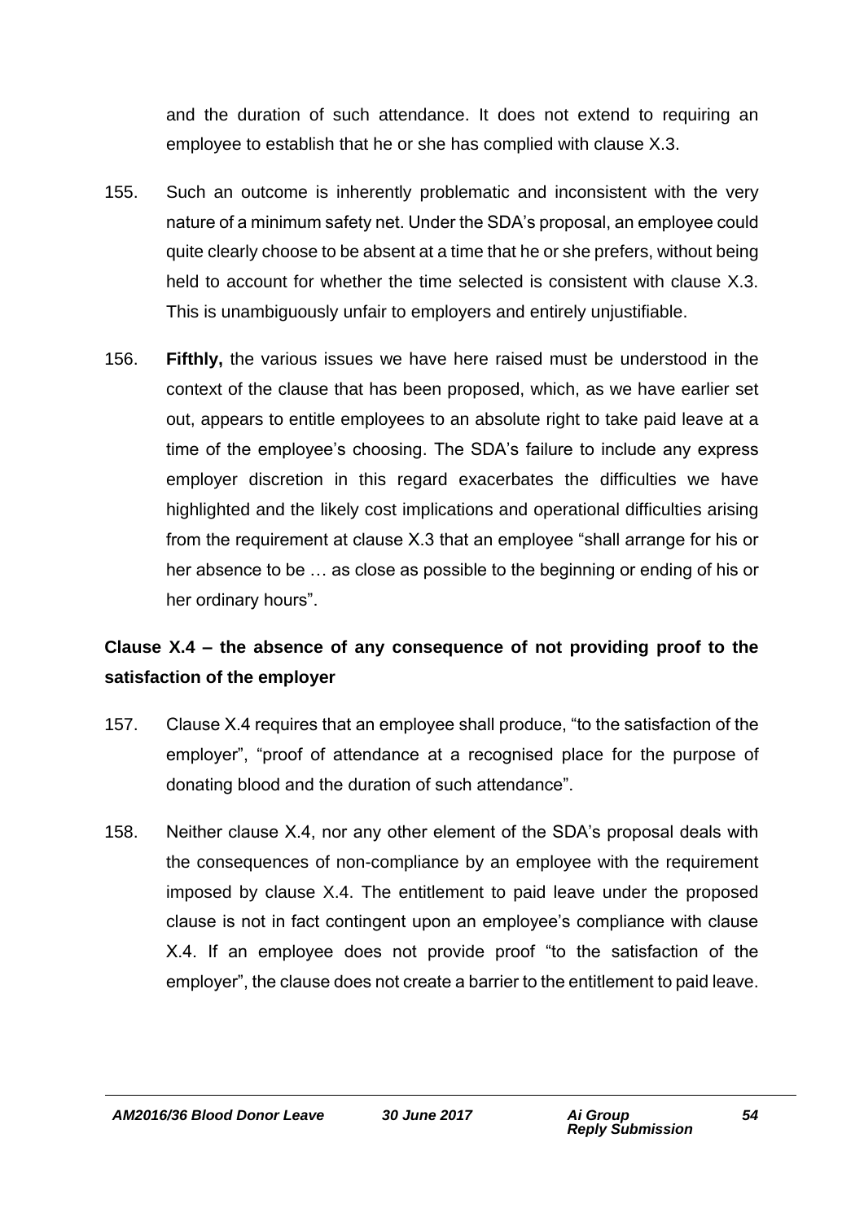and the duration of such attendance. It does not extend to requiring an employee to establish that he or she has complied with clause X.3.

155. Such an outcome is inherently problematic and inconsistent with the very nature of a minimum safety net. Under the SDA's proposal, an employee could quite clearly choose to be absent at a time that he or she prefers, without being held to account for whether the time selected is consistent with clause X.3. This is unambiguously unfair to employers and entirely unjustifiable.

156. **Fifthly,** the various issues we have here raised must be understood in the context of the clause that has been proposed, which, as we have earlier set out, appears to entitle employees to an absolute right to take paid leave at a time of the employee's choosing. The SDA's failure to include any express employer discretion in this regard exacerbates the difficulties we have highlighted and the likely cost implications and operational difficulties arising from the requirement at clause X.3 that an employee "shall arrange for his or her absence to be … as close as possible to the beginning or ending of his or her ordinary hours".

**Clause X.4 – the absence of any consequence of not providing proof to the satisfaction of the employer**

157. Clause X.4 requires that an employee shall produce, "to the satisfaction of the employer", "proof of attendance at a recognised place for the purpose of donating blood and the duration of such attendance".

158. Neither clause X.4, nor any other element of the SDA's proposal deals with the consequences of non-compliance by an employee with the requirement imposed by clause X.4. The entitlement to paid leave under the proposed clause is not in fact contingent upon an employee's compliance with clause X.4. If an employee does not provide proof "to the satisfaction of the employer", the clause does not create a barrier to the entitlement to paid leave.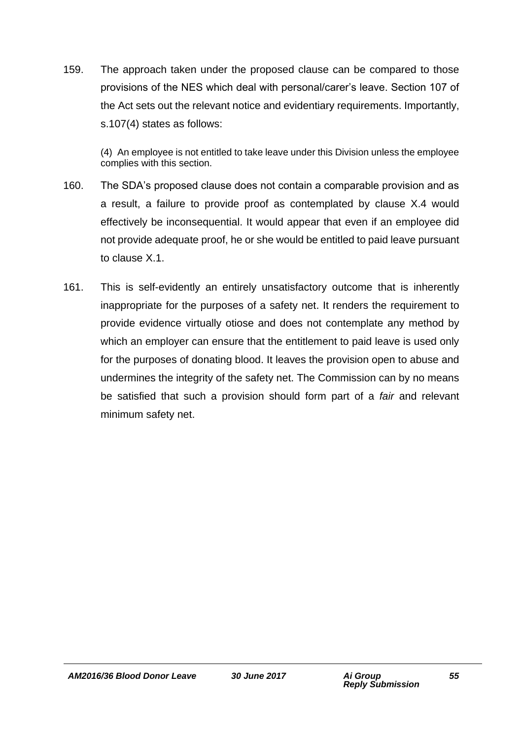159. The approach taken under the proposed clause can be compared to those provisions of the NES which deal with personal/carer's leave. Section 107 of the Act sets out the relevant notice and evidentiary requirements. Importantly, s.107(4) states as follows:

> (4) An employee is not entitled to take leave under this Division unless the employee complies with this section.

160. The SDA's proposed clause does not contain a comparable provision and as a result, a failure to provide proof as contemplated by clause X.4 would effectively be inconsequential. It would appear that even if an employee did not provide adequate proof, he or she would be entitled to paid leave pursuant to clause X.1.

161. This is self-evidently an entirely unsatisfactory outcome that is inherently inappropriate for the purposes of a safety net. It renders the requirement to provide evidence virtually otiose and does not contemplate any method by which an employer can ensure that the entitlement to paid leave is used only for the purposes of donating blood. It leaves the provision open to abuse and undermines the integrity of the safety net. The Commission can by no means be satisfied that such a provision should form part of a *fair* and relevant minimum safety net.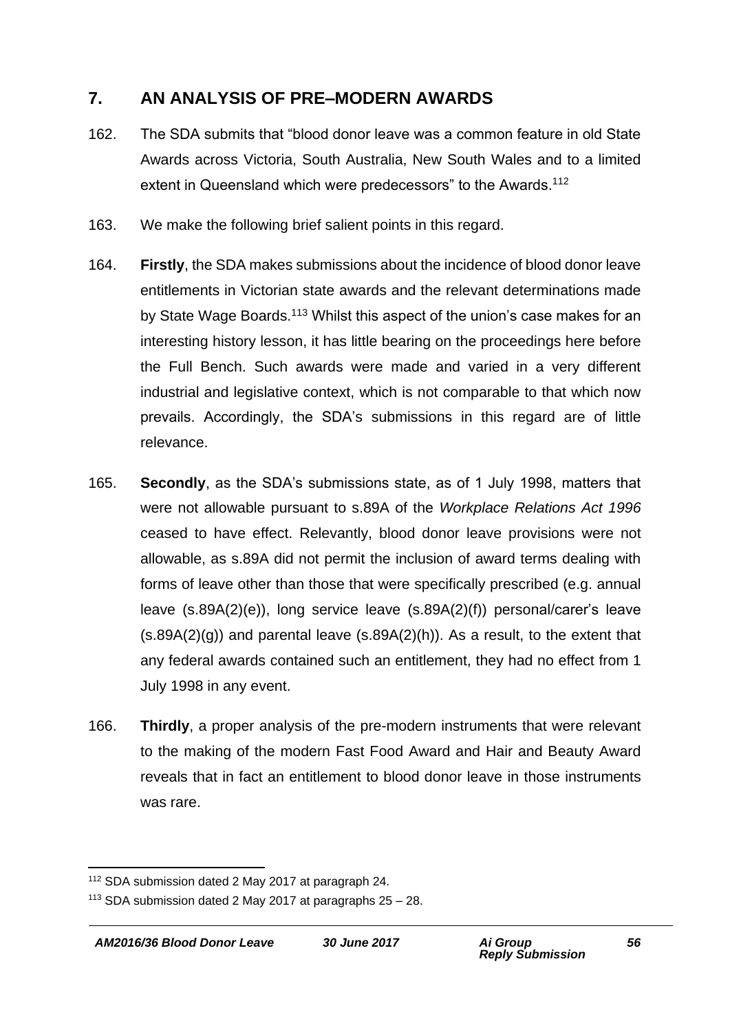## 7. AN ANALYSIS OF PRE–MODERN AWARDS

162. The SDA submits that "blood donor leave was a common feature in old State Awards across Victoria, South Australia, New South Wales and to a limited extent in Queensland which were predecessors" to the Awards.[112]

163. We make the following brief salient points in this regard.

164. **Firstly**, the SDA makes submissions about the incidence of blood donor leave entitlements in Victorian state awards and the relevant determinations made by State Wage Boards.[113] Whilst this aspect of the union's case makes for an interesting history lesson, it has little bearing on the proceedings here before the Full Bench. Such awards were made and varied in a very different industrial and legislative context, which is not comparable to that which now prevails. Accordingly, the SDA's submissions in this regard are of little relevance.

165. **Secondly**, as the SDA's submissions state, as of 1 July 1998, matters that were not allowable pursuant to s.89A of the *Workplace Relations Act 1996* ceased to have effect. Relevantly, blood donor leave provisions were not allowable, as s.89A did not permit the inclusion of award terms dealing with forms of leave other than those that were specifically prescribed (e.g. annual leave (s.89A(2)(e)), long service leave (s.89A(2)(f)) personal/carer's leave (s.89A(2)(g)) and parental leave (s.89A(2)(h)). As a result, to the extent that any federal awards contained such an entitlement, they had no effect from 1 July 1998 in any event.

166. **Thirdly**, a proper analysis of the pre-modern instruments that were relevant to the making of the modern Fast Food Award and Hair and Beauty Award reveals that in fact an entitlement to blood donor leave in those instruments was rare.

---

[112] SDA submission dated 2 May 2017 at paragraph 24.

[113] SDA submission dated 2 May 2017 at paragraphs 25 – 28.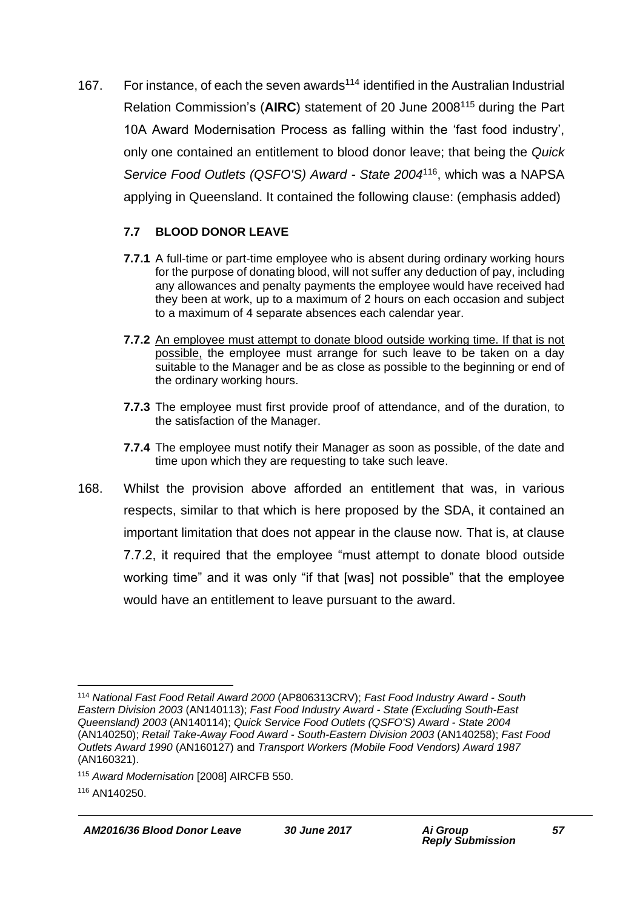167. For instance, of each the seven awards[114] identified in the Australian Industrial Relation Commission's (**AIRC**) statement of 20 June 2008[115] during the Part 10A Award Modernisation Process as falling within the 'fast food industry', only one contained an entitlement to blood donor leave; that being the *Quick Service Food Outlets (QSFO'S) Award - State 2004*[116], which was a NAPSA applying in Queensland. It contained the following clause: (emphasis added)

> **7.7 BLOOD DONOR LEAVE**
>
> **7.7.1** A full-time or part-time employee who is absent during ordinary working hours for the purpose of donating blood, will not suffer any deduction of pay, including any allowances and penalty payments the employee would have received had they been at work, up to a maximum of 2 hours on each occasion and subject to a maximum of 4 separate absences each calendar year.
>
> **7.7.2** <u>An employee must attempt to donate blood outside working time. If that is not possible,</u> the employee must arrange for such leave to be taken on a day suitable to the Manager and be as close as possible to the beginning or end of the ordinary working hours.
>
> **7.7.3** The employee must first provide proof of attendance, and of the duration, to the satisfaction of the Manager.
>
> **7.7.4** The employee must notify their Manager as soon as possible, of the date and time upon which they are requesting to take such leave.

168. Whilst the provision above afforded an entitlement that was, in various respects, similar to that which is here proposed by the SDA, it contained an important limitation that does not appear in the clause now. That is, at clause 7.7.2, it required that the employee "must attempt to donate blood outside working time" and it was only "if that [was] not possible" that the employee would have an entitlement to leave pursuant to the award.

---

[114] *National Fast Food Retail Award 2000* (AP806313CRV); *Fast Food Industry Award - South Eastern Division 2003* (AN140113); *Fast Food Industry Award - State (Excluding South-East Queensland) 2003* (AN140114); *Quick Service Food Outlets (QSFO'S) Award - State 2004* (AN140250); *Retail Take-Away Food Award - South-Eastern Division 2003* (AN140258); *Fast Food Outlets Award 1990* (AN160127) and *Transport Workers (Mobile Food Vendors) Award 1987* (AN160321).

[115] *Award Modernisation* [2008] AIRCFB 550.

[116] AN140250.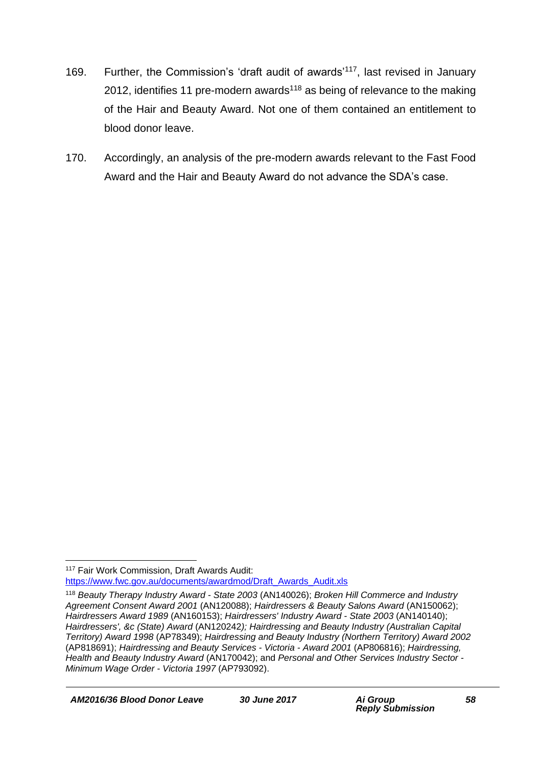169. Further, the Commission's 'draft audit of awards'[117], last revised in January 2012, identifies 11 pre-modern awards[118] as being of relevance to the making of the Hair and Beauty Award. Not one of them contained an entitlement to blood donor leave.

170. Accordingly, an analysis of the pre-modern awards relevant to the Fast Food Award and the Hair and Beauty Award do not advance the SDA's case.

---

[117] Fair Work Commission, Draft Awards Audit: https://www.fwc.gov.au/documents/awardmod/Draft_Awards_Audit.xls

[118] *Beauty Therapy Industry Award - State 2003* (AN140026); *Broken Hill Commerce and Industry Agreement Consent Award 2001* (AN120088); *Hairdressers & Beauty Salons Award* (AN150062); *Hairdressers Award 1989* (AN160153); *Hairdressers' Industry Award - State 2003* (AN140140); *Hairdressers', &c (State) Award* (AN120242*); Hairdressing and Beauty Industry (Australian Capital Territory) Award 1998* (AP78349); *Hairdressing and Beauty Industry (Northern Territory) Award 2002* (AP818691); *Hairdressing and Beauty Services - Victoria - Award 2001* (AP806816); *Hairdressing, Health and Beauty Industry Award* (AN170042); and *Personal and Other Services Industry Sector - Minimum Wage Order - Victoria 1997* (AP793092).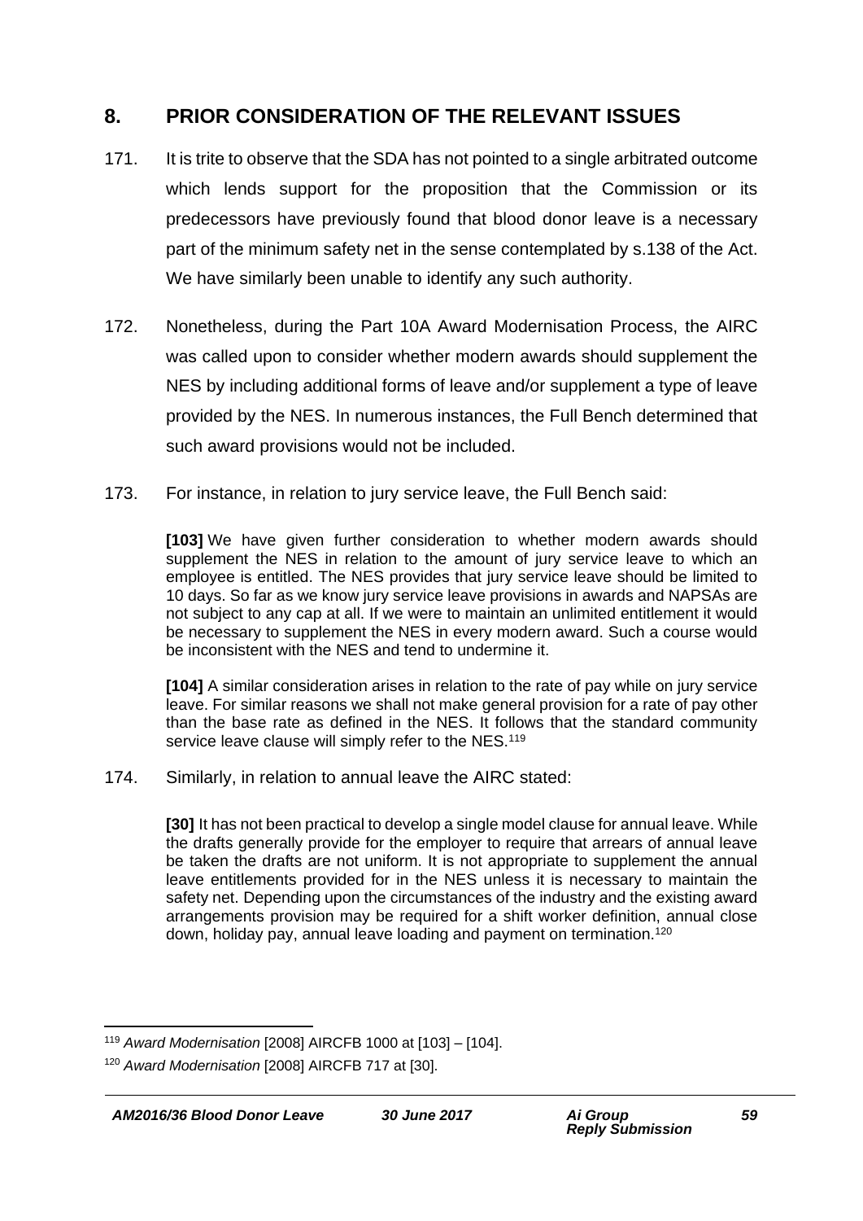## 8. PRIOR CONSIDERATION OF THE RELEVANT ISSUES

171. It is trite to observe that the SDA has not pointed to a single arbitrated outcome which lends support for the proposition that the Commission or its predecessors have previously found that blood donor leave is a necessary part of the minimum safety net in the sense contemplated by s.138 of the Act. We have similarly been unable to identify any such authority.

172. Nonetheless, during the Part 10A Award Modernisation Process, the AIRC was called upon to consider whether modern awards should supplement the NES by including additional forms of leave and/or supplement a type of leave provided by the NES. In numerous instances, the Full Bench determined that such award provisions would not be included.

173. For instance, in relation to jury service leave, the Full Bench said:

> **[103]** We have given further consideration to whether modern awards should supplement the NES in relation to the amount of jury service leave to which an employee is entitled. The NES provides that jury service leave should be limited to 10 days. So far as we know jury service leave provisions in awards and NAPSAs are not subject to any cap at all. If we were to maintain an unlimited entitlement it would be necessary to supplement the NES in every modern award. Such a course would be inconsistent with the NES and tend to undermine it.
>
> **[104]** A similar consideration arises in relation to the rate of pay while on jury service leave. For similar reasons we shall not make general provision for a rate of pay other than the base rate as defined in the NES. It follows that the standard community service leave clause will simply refer to the NES.[119]

174. Similarly, in relation to annual leave the AIRC stated:

> **[30]** It has not been practical to develop a single model clause for annual leave. While the drafts generally provide for the employer to require that arrears of annual leave be taken the drafts are not uniform. It is not appropriate to supplement the annual leave entitlements provided for in the NES unless it is necessary to maintain the safety net. Depending upon the circumstances of the industry and the existing award arrangements provision may be required for a shift worker definition, annual close down, holiday pay, annual leave loading and payment on termination.[120]

---

[119] *Award Modernisation* [2008] AIRCFB 1000 at [103] – [104].

[120] *Award Modernisation* [2008] AIRCFB 717 at [30].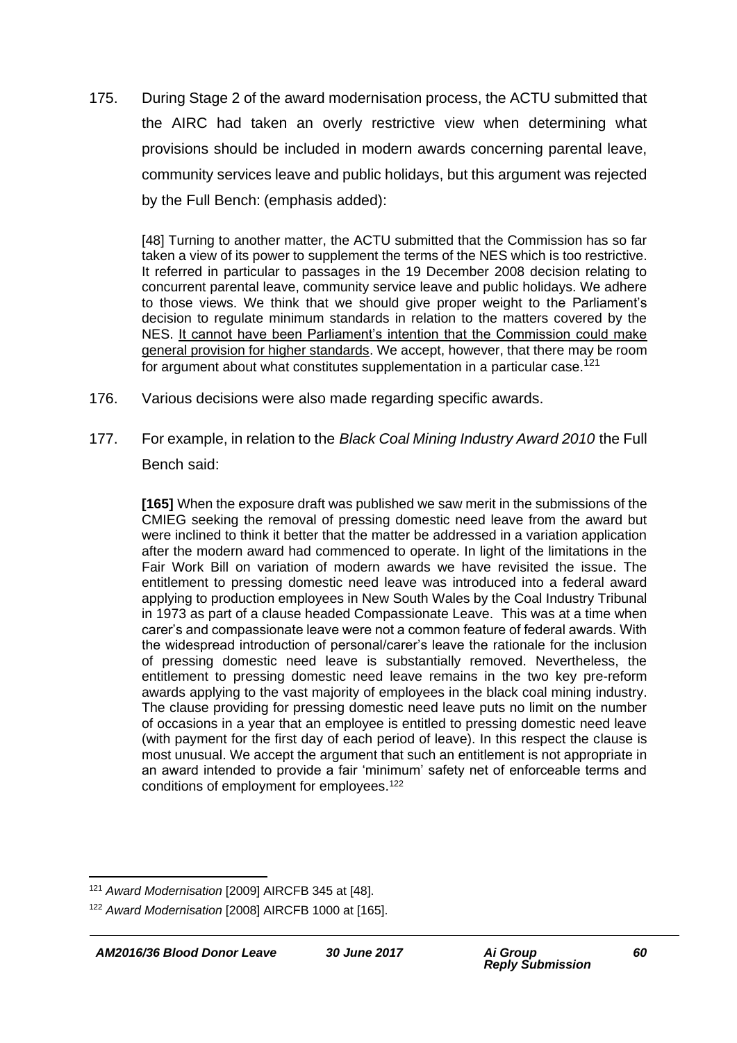175. During Stage 2 of the award modernisation process, the ACTU submitted that the AIRC had taken an overly restrictive view when determining what provisions should be included in modern awards concerning parental leave, community services leave and public holidays, but this argument was rejected by the Full Bench: (emphasis added):

> [48] Turning to another matter, the ACTU submitted that the Commission has so far taken a view of its power to supplement the terms of the NES which is too restrictive. It referred in particular to passages in the 19 December 2008 decision relating to concurrent parental leave, community service leave and public holidays. We adhere to those views. We think that we should give proper weight to the Parliament's decision to regulate minimum standards in relation to the matters covered by the NES. <u>It cannot have been Parliament's intention that the Commission could make general provision for higher standards</u>. We accept, however, that there may be room for argument about what constitutes supplementation in a particular case.[121]

176. Various decisions were also made regarding specific awards.

177. For example, in relation to the *Black Coal Mining Industry Award 2010* the Full Bench said:

> **[165]** When the exposure draft was published we saw merit in the submissions of the CMIEG seeking the removal of pressing domestic need leave from the award but were inclined to think it better that the matter be addressed in a variation application after the modern award had commenced to operate. In light of the limitations in the Fair Work Bill on variation of modern awards we have revisited the issue. The entitlement to pressing domestic need leave was introduced into a federal award applying to production employees in New South Wales by the Coal Industry Tribunal in 1973 as part of a clause headed Compassionate Leave. This was at a time when carer's and compassionate leave were not a common feature of federal awards. With the widespread introduction of personal/carer's leave the rationale for the inclusion of pressing domestic need leave is substantially removed. Nevertheless, the entitlement to pressing domestic need leave remains in the two key pre-reform awards applying to the vast majority of employees in the black coal mining industry. The clause providing for pressing domestic need leave puts no limit on the number of occasions in a year that an employee is entitled to pressing domestic need leave (with payment for the first day of each period of leave). In this respect the clause is most unusual. We accept the argument that such an entitlement is not appropriate in an award intended to provide a fair 'minimum' safety net of enforceable terms and conditions of employment for employees.[122]

---

[121] *Award Modernisation* [2009] AIRCFB 345 at [48].

[122] *Award Modernisation* [2008] AIRCFB 1000 at [165].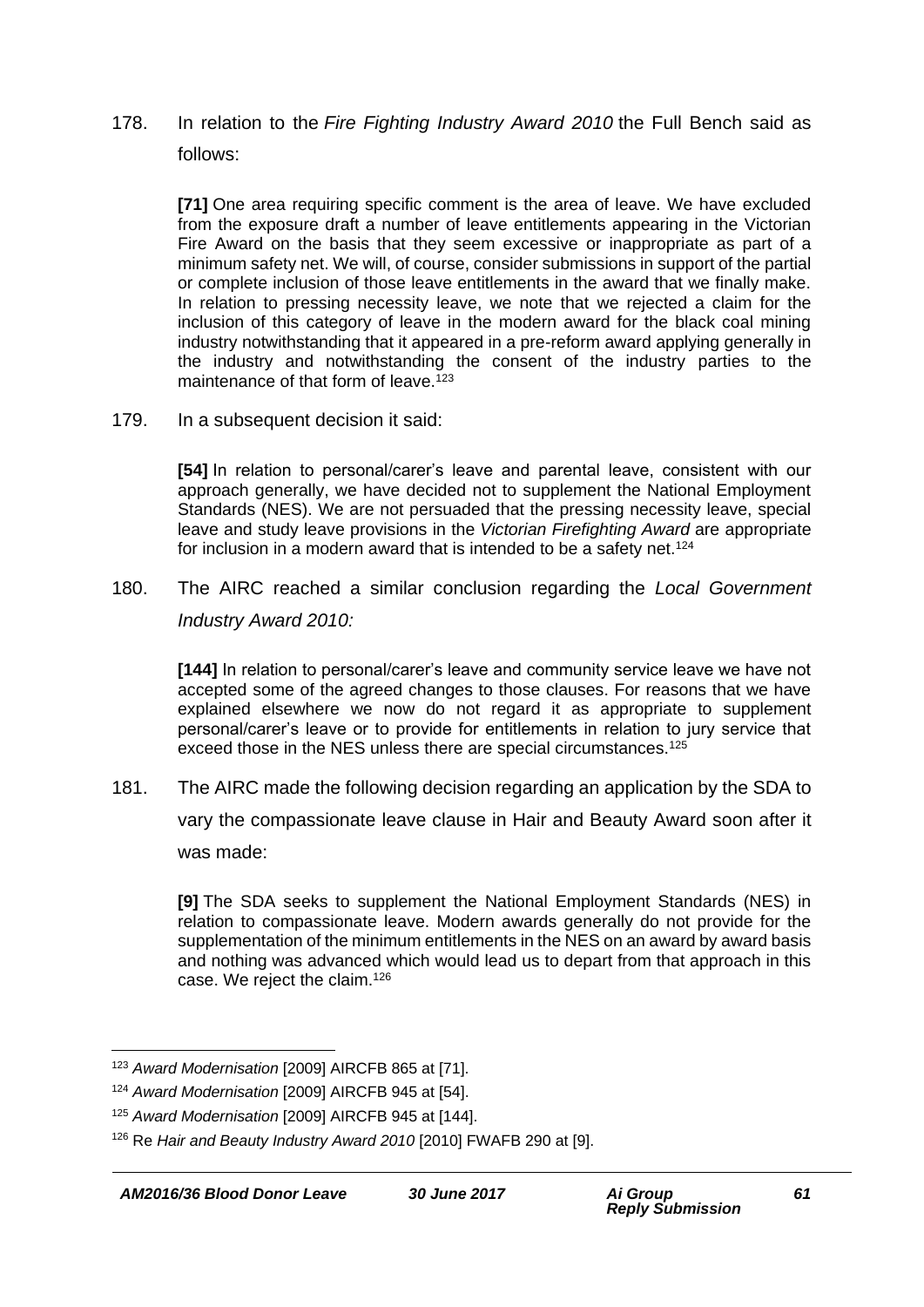178. In relation to the *Fire Fighting Industry Award 2010* the Full Bench said as follows:

> **[71]** One area requiring specific comment is the area of leave. We have excluded from the exposure draft a number of leave entitlements appearing in the Victorian Fire Award on the basis that they seem excessive or inappropriate as part of a minimum safety net. We will, of course, consider submissions in support of the partial or complete inclusion of those leave entitlements in the award that we finally make. In relation to pressing necessity leave, we note that we rejected a claim for the inclusion of this category of leave in the modern award for the black coal mining industry notwithstanding that it appeared in a pre-reform award applying generally in the industry and notwithstanding the consent of the industry parties to the maintenance of that form of leave.[123]

179. In a subsequent decision it said:

> **[54]** In relation to personal/carer's leave and parental leave, consistent with our approach generally, we have decided not to supplement the National Employment Standards (NES). We are not persuaded that the pressing necessity leave, special leave and study leave provisions in the *Victorian Firefighting Award* are appropriate for inclusion in a modern award that is intended to be a safety net.[124]

180. The AIRC reached a similar conclusion regarding the *Local Government Industry Award 2010:*

> **[144]** In relation to personal/carer's leave and community service leave we have not accepted some of the agreed changes to those clauses. For reasons that we have explained elsewhere we now do not regard it as appropriate to supplement personal/carer's leave or to provide for entitlements in relation to jury service that exceed those in the NES unless there are special circumstances.[125]

181. The AIRC made the following decision regarding an application by the SDA to vary the compassionate leave clause in Hair and Beauty Award soon after it was made:

> **[9]** The SDA seeks to supplement the National Employment Standards (NES) in relation to compassionate leave. Modern awards generally do not provide for the supplementation of the minimum entitlements in the NES on an award by award basis and nothing was advanced which would lead us to depart from that approach in this case. We reject the claim.[126]

---

[123] *Award Modernisation* [2009] AIRCFB 865 at [71].

[124] *Award Modernisation* [2009] AIRCFB 945 at [54].

[125] *Award Modernisation* [2009] AIRCFB 945 at [144].

[126] Re *Hair and Beauty Industry Award 2010* [2010] FWAFB 290 at [9].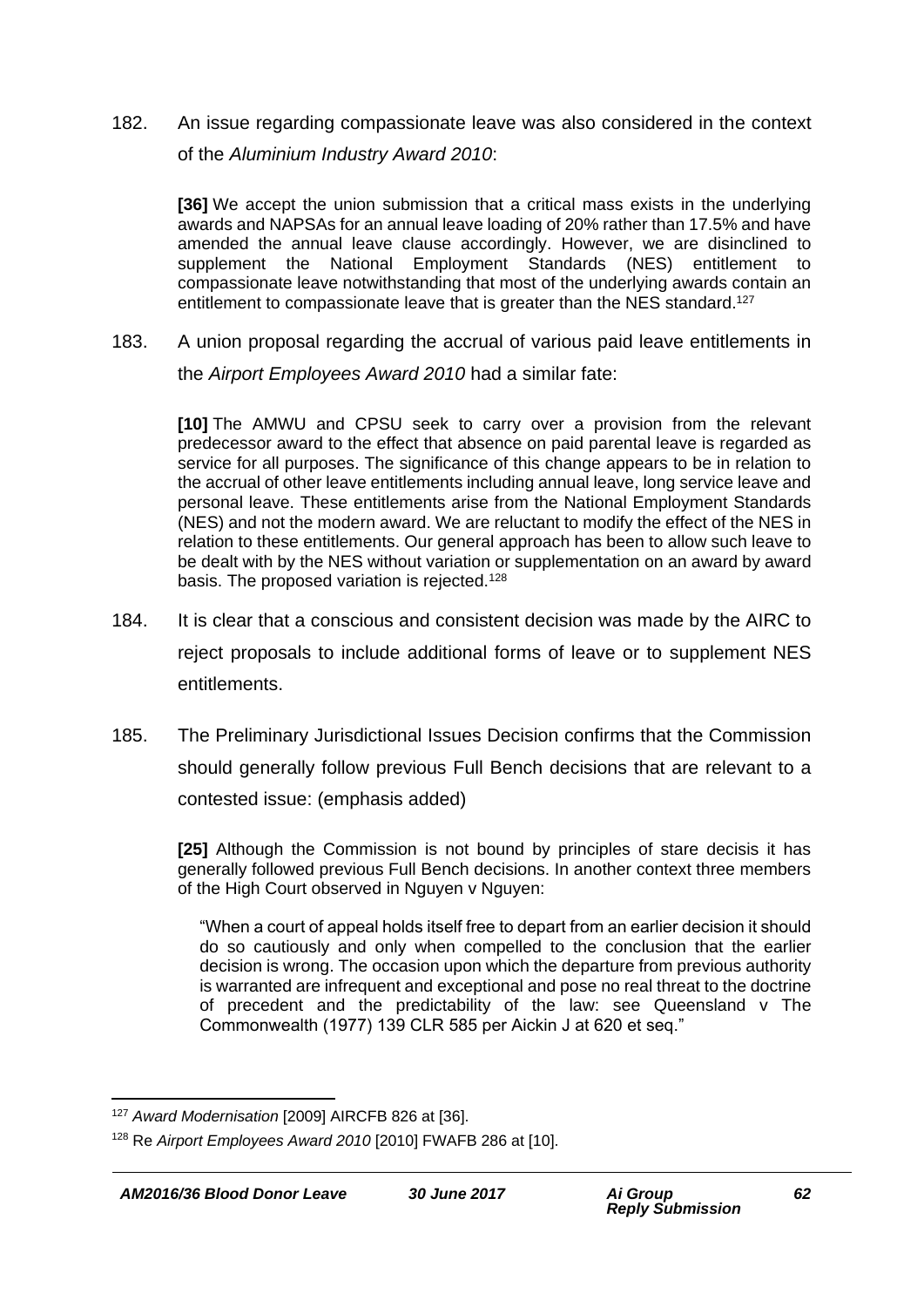182. An issue regarding compassionate leave was also considered in the context of the *Aluminium Industry Award 2010*:

> **[36]** We accept the union submission that a critical mass exists in the underlying awards and NAPSAs for an annual leave loading of 20% rather than 17.5% and have amended the annual leave clause accordingly. However, we are disinclined to supplement the National Employment Standards (NES) entitlement to compassionate leave notwithstanding that most of the underlying awards contain an entitlement to compassionate leave that is greater than the NES standard.[127]

183. A union proposal regarding the accrual of various paid leave entitlements in the *Airport Employees Award 2010* had a similar fate:

> **[10]** The AMWU and CPSU seek to carry over a provision from the relevant predecessor award to the effect that absence on paid parental leave is regarded as service for all purposes. The significance of this change appears to be in relation to the accrual of other leave entitlements including annual leave, long service leave and personal leave. These entitlements arise from the National Employment Standards (NES) and not the modern award. We are reluctant to modify the effect of the NES in relation to these entitlements. Our general approach has been to allow such leave to be dealt with by the NES without variation or supplementation on an award by award basis. The proposed variation is rejected.[128]

184. It is clear that a conscious and consistent decision was made by the AIRC to reject proposals to include additional forms of leave or to supplement NES entitlements.

185. The Preliminary Jurisdictional Issues Decision confirms that the Commission should generally follow previous Full Bench decisions that are relevant to a contested issue: (emphasis added)

> **[25]** Although the Commission is not bound by principles of stare decisis it has generally followed previous Full Bench decisions. In another context three members of the High Court observed in Nguyen v Nguyen:
>
> > "When a court of appeal holds itself free to depart from an earlier decision it should do so cautiously and only when compelled to the conclusion that the earlier decision is wrong. The occasion upon which the departure from previous authority is warranted are infrequent and exceptional and pose no real threat to the doctrine of precedent and the predictability of the law: see Queensland v The Commonwealth (1977) 139 CLR 585 per Aickin J at 620 et seq."

---

[127] *Award Modernisation* [2009] AIRCFB 826 at [36].

[128] Re *Airport Employees Award 2010* [2010] FWAFB 286 at [10].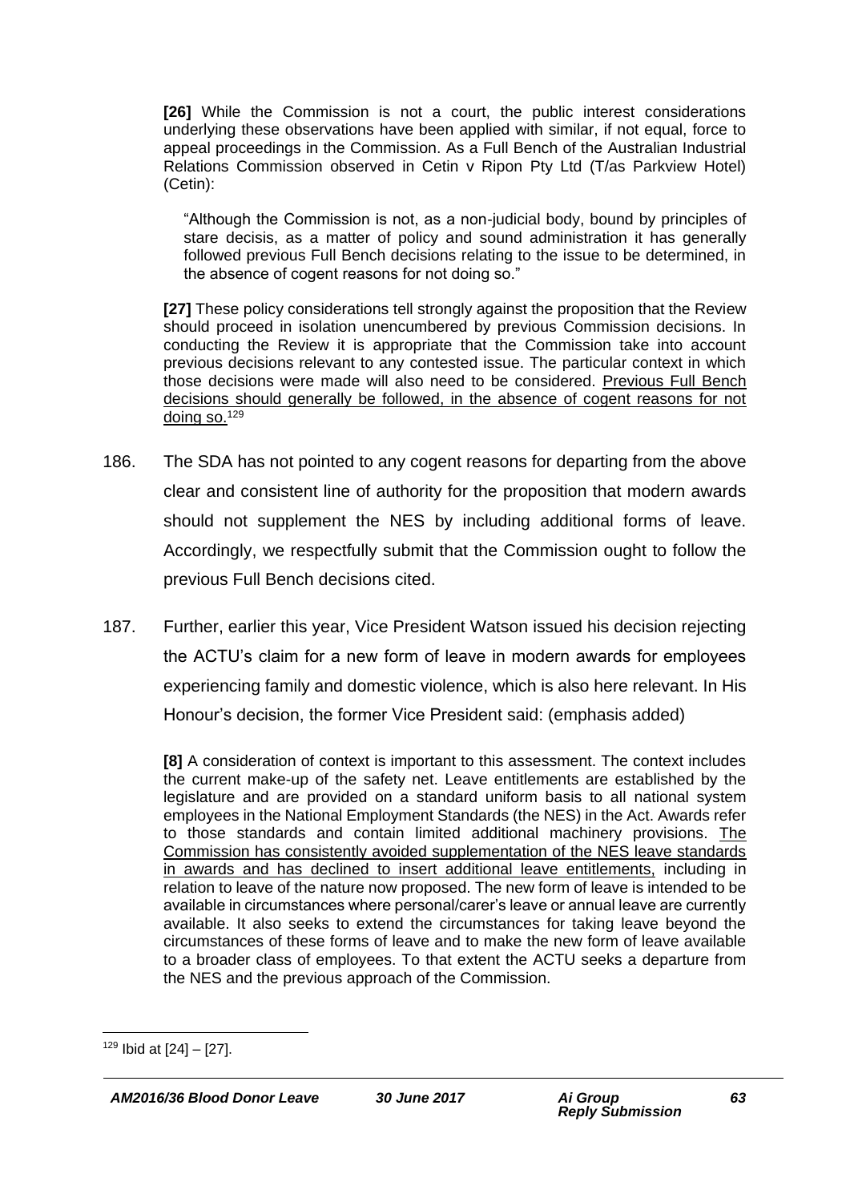> **[26]** While the Commission is not a court, the public interest considerations underlying these observations have been applied with similar, if not equal, force to appeal proceedings in the Commission. As a Full Bench of the Australian Industrial Relations Commission observed in Cetin v Ripon Pty Ltd (T/as Parkview Hotel) (Cetin):
>
> > "Although the Commission is not, as a non-judicial body, bound by principles of stare decisis, as a matter of policy and sound administration it has generally followed previous Full Bench decisions relating to the issue to be determined, in the absence of cogent reasons for not doing so."
>
> **[27]** These policy considerations tell strongly against the proposition that the Review should proceed in isolation unencumbered by previous Commission decisions. In conducting the Review it is appropriate that the Commission take into account previous decisions relevant to any contested issue. The particular context in which those decisions were made will also need to be considered. <u>Previous Full Bench decisions should generally be followed, in the absence of cogent reasons for not doing so.</u>[129]

186. The SDA has not pointed to any cogent reasons for departing from the above clear and consistent line of authority for the proposition that modern awards should not supplement the NES by including additional forms of leave. Accordingly, we respectfully submit that the Commission ought to follow the previous Full Bench decisions cited.

187. Further, earlier this year, Vice President Watson issued his decision rejecting the ACTU's claim for a new form of leave in modern awards for employees experiencing family and domestic violence, which is also here relevant. In His Honour's decision, the former Vice President said: (emphasis added)

> **[8]** A consideration of context is important to this assessment. The context includes the current make-up of the safety net. Leave entitlements are established by the legislature and are provided on a standard uniform basis to all national system employees in the National Employment Standards (the NES) in the Act. Awards refer to those standards and contain limited additional machinery provisions. <u>The Commission has consistently avoided supplementation of the NES leave standards in awards and has declined to insert additional leave entitlements,</u> including in relation to leave of the nature now proposed. The new form of leave is intended to be available in circumstances where personal/carer's leave or annual leave are currently available. It also seeks to extend the circumstances for taking leave beyond the circumstances of these forms of leave and to make the new form of leave available to a broader class of employees. To that extent the ACTU seeks a departure from the NES and the previous approach of the Commission.

---

[129] Ibid at [24] – [27].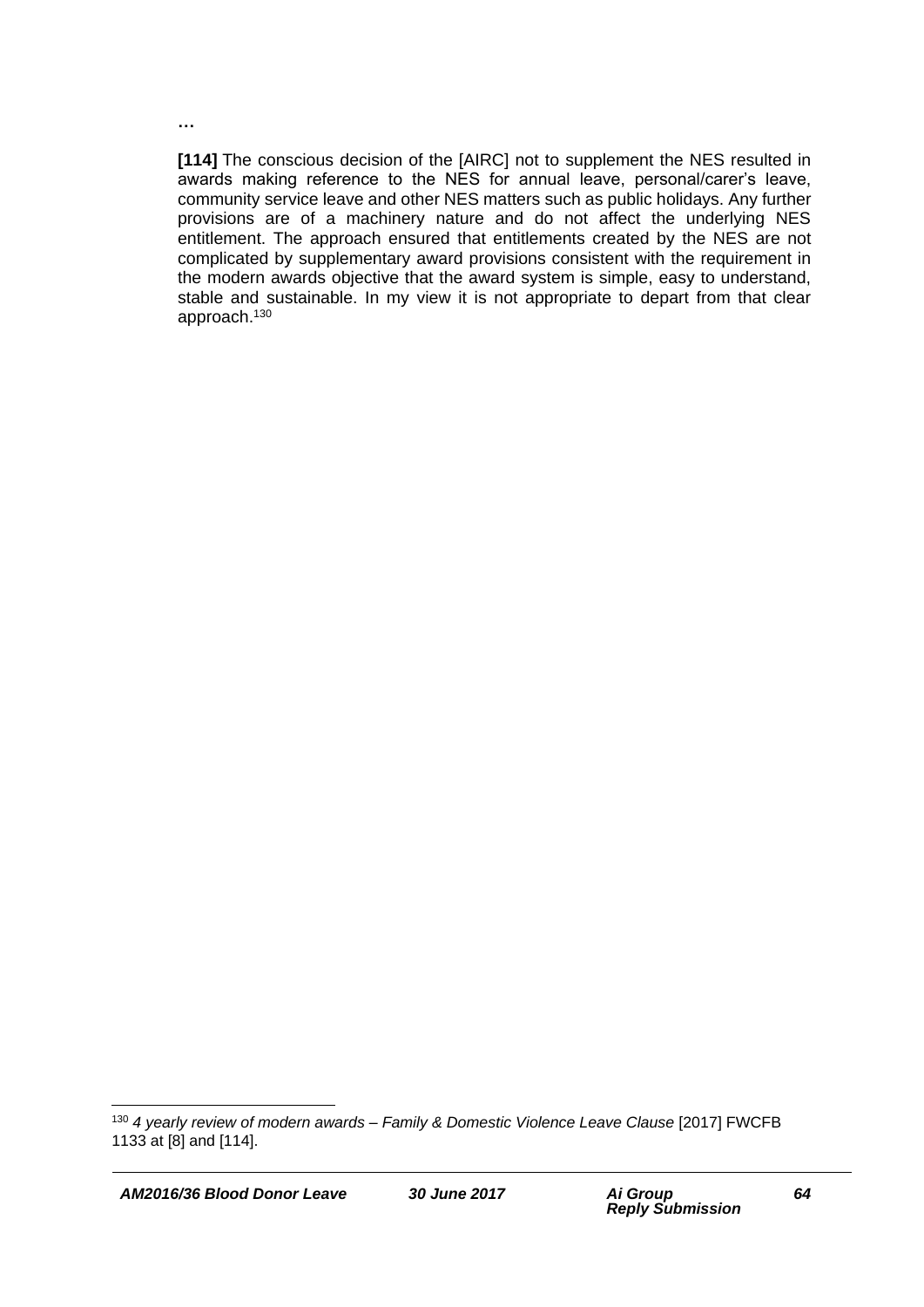…

**[114]** The conscious decision of the [AIRC] not to supplement the NES resulted in awards making reference to the NES for annual leave, personal/carer's leave, community service leave and other NES matters such as public holidays. Any further provisions are of a machinery nature and do not affect the underlying NES entitlement. The approach ensured that entitlements created by the NES are not complicated by supplementary award provisions consistent with the requirement in the modern awards objective that the award system is simple, easy to understand, stable and sustainable. In my view it is not appropriate to depart from that clear approach.[130]

[130] *4 yearly review of modern awards – Family & Domestic Violence Leave Clause* [2017] FWCFB 1133 at [8] and [114].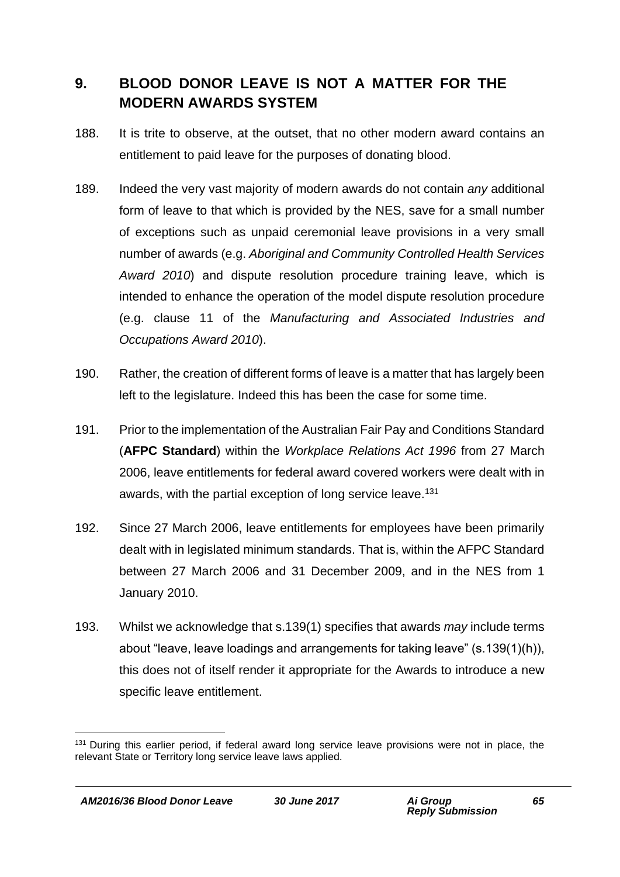## 9. BLOOD DONOR LEAVE IS NOT A MATTER FOR THE MODERN AWARDS SYSTEM

188. It is trite to observe, at the outset, that no other modern award contains an entitlement to paid leave for the purposes of donating blood.

189. Indeed the very vast majority of modern awards do not contain *any* additional form of leave to that which is provided by the NES, save for a small number of exceptions such as unpaid ceremonial leave provisions in a very small number of awards (e.g. *Aboriginal and Community Controlled Health Services Award 2010*) and dispute resolution procedure training leave, which is intended to enhance the operation of the model dispute resolution procedure (e.g. clause 11 of the *Manufacturing and Associated Industries and Occupations Award 2010*).

190. Rather, the creation of different forms of leave is a matter that has largely been left to the legislature. Indeed this has been the case for some time.

191. Prior to the implementation of the Australian Fair Pay and Conditions Standard (**AFPC Standard**) within the *Workplace Relations Act 1996* from 27 March 2006, leave entitlements for federal award covered workers were dealt with in awards, with the partial exception of long service leave.[131]

192. Since 27 March 2006, leave entitlements for employees have been primarily dealt with in legislated minimum standards. That is, within the AFPC Standard between 27 March 2006 and 31 December 2009, and in the NES from 1 January 2010.

193. Whilst we acknowledge that s.139(1) specifies that awards *may* include terms about "leave, leave loadings and arrangements for taking leave" (s.139(1)(h)), this does not of itself render it appropriate for the Awards to introduce a new specific leave entitlement.

---

[131] During this earlier period, if federal award long service leave provisions were not in place, the relevant State or Territory long service leave laws applied.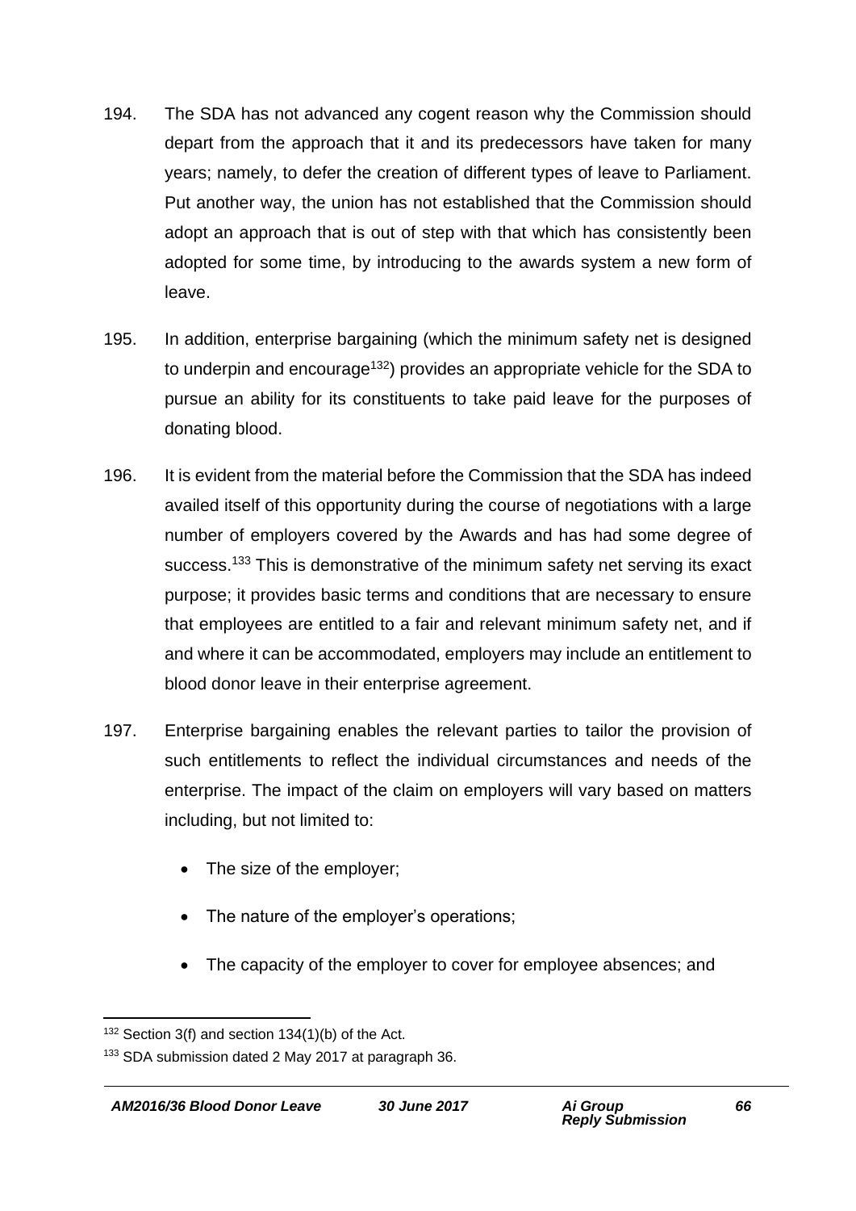194. The SDA has not advanced any cogent reason why the Commission should depart from the approach that it and its predecessors have taken for many years; namely, to defer the creation of different types of leave to Parliament. Put another way, the union has not established that the Commission should adopt an approach that is out of step with that which has consistently been adopted for some time, by introducing to the awards system a new form of leave.

195. In addition, enterprise bargaining (which the minimum safety net is designed to underpin and encourage[132]) provides an appropriate vehicle for the SDA to pursue an ability for its constituents to take paid leave for the purposes of donating blood.

196. It is evident from the material before the Commission that the SDA has indeed availed itself of this opportunity during the course of negotiations with a large number of employers covered by the Awards and has had some degree of success.[133] This is demonstrative of the minimum safety net serving its exact purpose; it provides basic terms and conditions that are necessary to ensure that employees are entitled to a fair and relevant minimum safety net, and if and where it can be accommodated, employers may include an entitlement to blood donor leave in their enterprise agreement.

197. Enterprise bargaining enables the relevant parties to tailor the provision of such entitlements to reflect the individual circumstances and needs of the enterprise. The impact of the claim on employers will vary based on matters including, but not limited to:

- The size of the employer;
- The nature of the employer's operations;
- The capacity of the employer to cover for employee absences; and

---

[132] Section 3(f) and section 134(1)(b) of the Act.

[133] SDA submission dated 2 May 2017 at paragraph 36.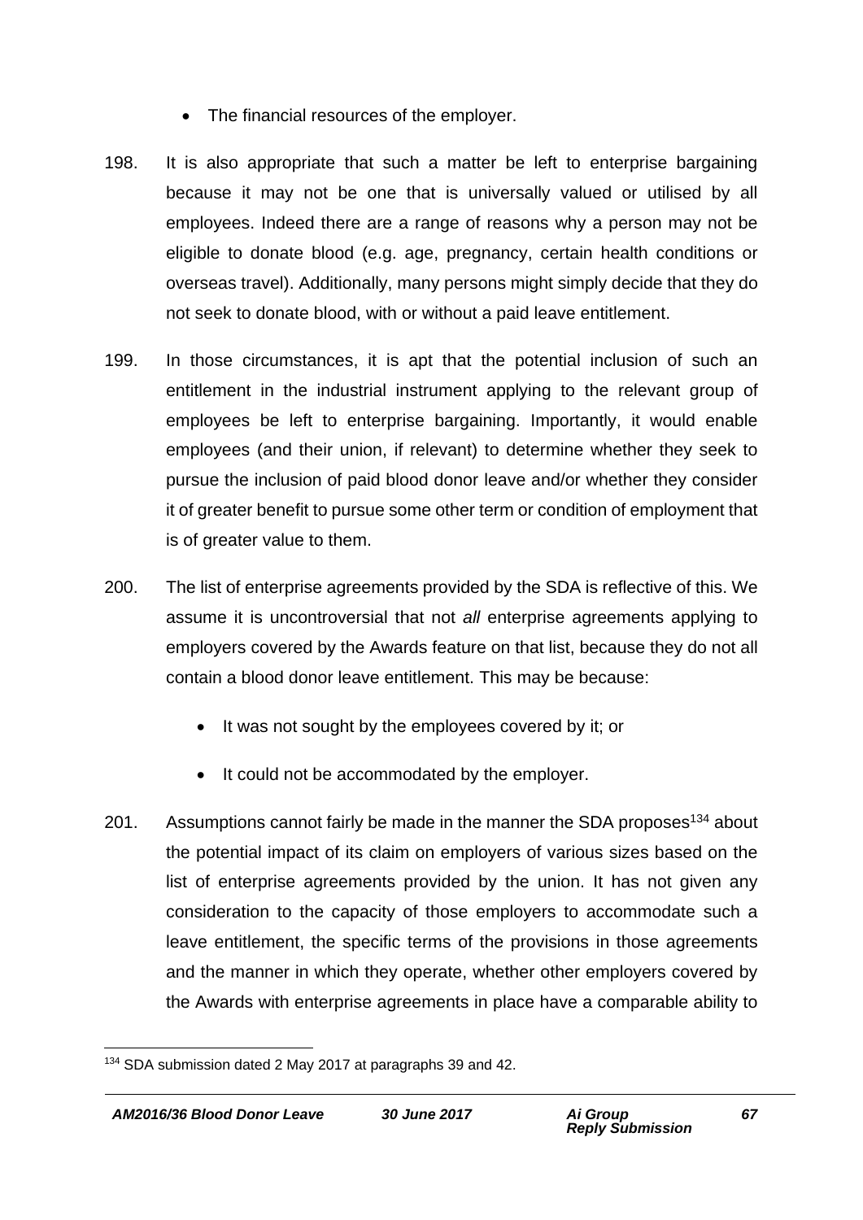- The financial resources of the employer.

198. It is also appropriate that such a matter be left to enterprise bargaining because it may not be one that is universally valued or utilised by all employees. Indeed there are a range of reasons why a person may not be eligible to donate blood (e.g. age, pregnancy, certain health conditions or overseas travel). Additionally, many persons might simply decide that they do not seek to donate blood, with or without a paid leave entitlement.

199. In those circumstances, it is apt that the potential inclusion of such an entitlement in the industrial instrument applying to the relevant group of employees be left to enterprise bargaining. Importantly, it would enable employees (and their union, if relevant) to determine whether they seek to pursue the inclusion of paid blood donor leave and/or whether they consider it of greater benefit to pursue some other term or condition of employment that is of greater value to them.

200. The list of enterprise agreements provided by the SDA is reflective of this. We assume it is uncontroversial that not *all* enterprise agreements applying to employers covered by the Awards feature on that list, because they do not all contain a blood donor leave entitlement. This may be because:

   - It was not sought by the employees covered by it; or
   - It could not be accommodated by the employer.

201. Assumptions cannot fairly be made in the manner the SDA proposes[134] about the potential impact of its claim on employers of various sizes based on the list of enterprise agreements provided by the union. It has not given any consideration to the capacity of those employers to accommodate such a leave entitlement, the specific terms of the provisions in those agreements and the manner in which they operate, whether other employers covered by the Awards with enterprise agreements in place have a comparable ability to

[134] SDA submission dated 2 May 2017 at paragraphs 39 and 42.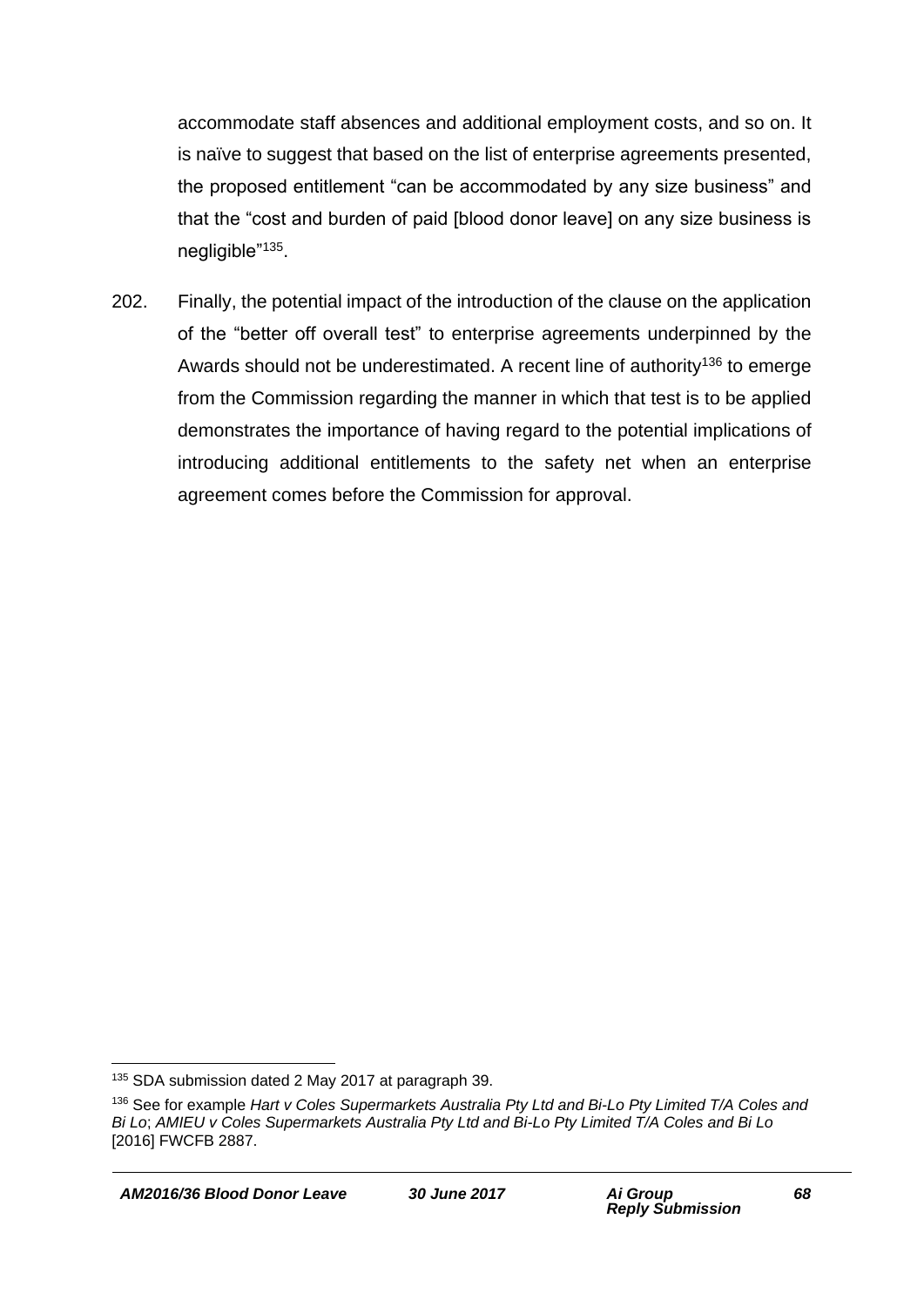accommodate staff absences and additional employment costs, and so on. It is naïve to suggest that based on the list of enterprise agreements presented, the proposed entitlement "can be accommodated by any size business" and that the "cost and burden of paid [blood donor leave] on any size business is negligible"[135].

202. Finally, the potential impact of the introduction of the clause on the application of the "better off overall test" to enterprise agreements underpinned by the Awards should not be underestimated. A recent line of authority[136] to emerge from the Commission regarding the manner in which that test is to be applied demonstrates the importance of having regard to the potential implications of introducing additional entitlements to the safety net when an enterprise agreement comes before the Commission for approval.

---

[135] SDA submission dated 2 May 2017 at paragraph 39.

[136] See for example *Hart v Coles Supermarkets Australia Pty Ltd and Bi-Lo Pty Limited T/A Coles and Bi Lo*; *AMIEU v Coles Supermarkets Australia Pty Ltd and Bi-Lo Pty Limited T/A Coles and Bi Lo* [2016] FWCFB 2887.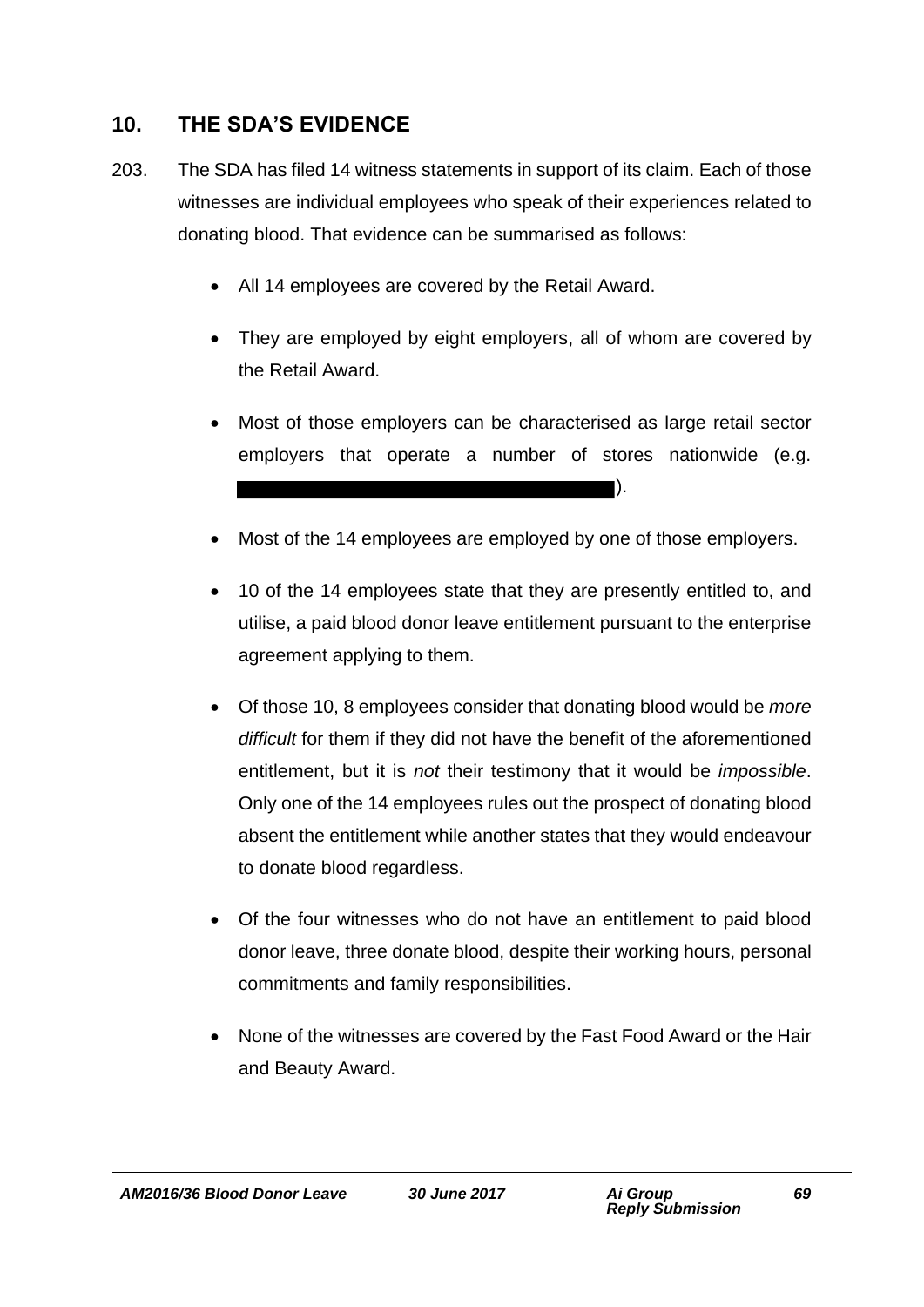## 10. THE SDA'S EVIDENCE

203. The SDA has filed 14 witness statements in support of its claim. Each of those witnesses are individual employees who speak of their experiences related to donating blood. That evidence can be summarised as follows:

- All 14 employees are covered by the Retail Award.
- They are employed by eight employers, all of whom are covered by the Retail Award.
- Most of those employers can be characterised as large retail sector employers that operate a number of stores nationwide (e.g. ).
- Most of the 14 employees are employed by one of those employers.
- 10 of the 14 employees state that they are presently entitled to, and utilise, a paid blood donor leave entitlement pursuant to the enterprise agreement applying to them.
- Of those 10, 8 employees consider that donating blood would be *more difficult* for them if they did not have the benefit of the aforementioned entitlement, but it is *not* their testimony that it would be *impossible*. Only one of the 14 employees rules out the prospect of donating blood absent the entitlement while another states that they would endeavour to donate blood regardless.
- Of the four witnesses who do not have an entitlement to paid blood donor leave, three donate blood, despite their working hours, personal commitments and family responsibilities.
- None of the witnesses are covered by the Fast Food Award or the Hair and Beauty Award.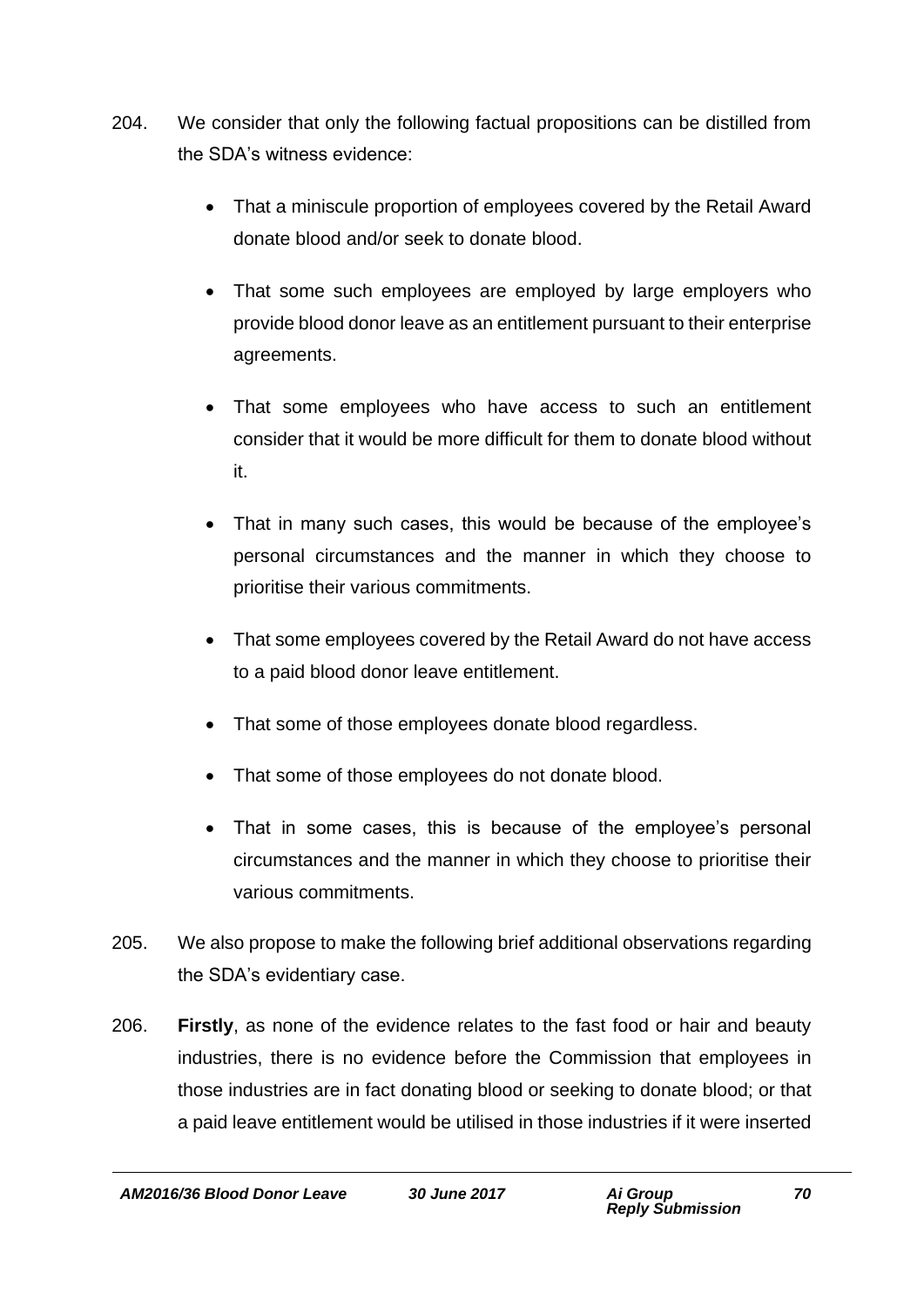204. We consider that only the following factual propositions can be distilled from the SDA's witness evidence:

- That a miniscule proportion of employees covered by the Retail Award donate blood and/or seek to donate blood.
- That some such employees are employed by large employers who provide blood donor leave as an entitlement pursuant to their enterprise agreements.
- That some employees who have access to such an entitlement consider that it would be more difficult for them to donate blood without it.
- That in many such cases, this would be because of the employee's personal circumstances and the manner in which they choose to prioritise their various commitments.
- That some employees covered by the Retail Award do not have access to a paid blood donor leave entitlement.
- That some of those employees donate blood regardless.
- That some of those employees do not donate blood.
- That in some cases, this is because of the employee's personal circumstances and the manner in which they choose to prioritise their various commitments.

205. We also propose to make the following brief additional observations regarding the SDA's evidentiary case.

206. **Firstly**, as none of the evidence relates to the fast food or hair and beauty industries, there is no evidence before the Commission that employees in those industries are in fact donating blood or seeking to donate blood; or that a paid leave entitlement would be utilised in those industries if it were inserted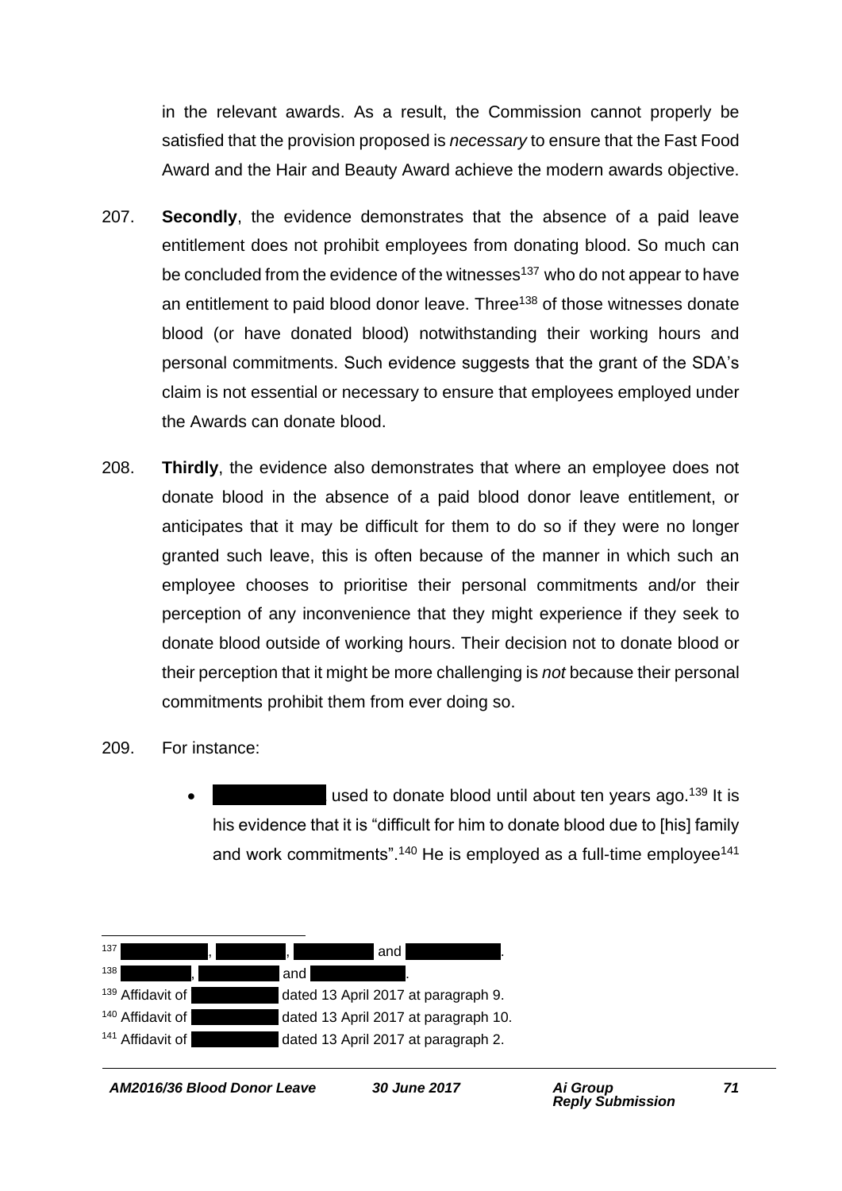in the relevant awards. As a result, the Commission cannot properly be satisfied that the provision proposed is *necessary* to ensure that the Fast Food Award and the Hair and Beauty Award achieve the modern awards objective.

207. **Secondly**, the evidence demonstrates that the absence of a paid leave entitlement does not prohibit employees from donating blood. So much can be concluded from the evidence of the witnesses[137] who do not appear to have an entitlement to paid blood donor leave. Three[138] of those witnesses donate blood (or have donated blood) notwithstanding their working hours and personal commitments. Such evidence suggests that the grant of the SDA's claim is not essential or necessary to ensure that employees employed under the Awards can donate blood.

208. **Thirdly**, the evidence also demonstrates that where an employee does not donate blood in the absence of a paid blood donor leave entitlement, or anticipates that it may be difficult for them to do so if they were no longer granted such leave, this is often because of the manner in which such an employee chooses to prioritise their personal commitments and/or their perception of any inconvenience that they might experience if they seek to donate blood outside of working hours. Their decision not to donate blood or their perception that it might be more challenging is *not* because their personal commitments prohibit them from ever doing so.

209. For instance:

- [redacted] used to donate blood until about ten years ago.[139] It is his evidence that it is "difficult for him to donate blood due to [his] family and work commitments".[140] He is employed as a full-time employee[141]

---

[137] [redacted], [redacted], [redacted] and [redacted].

[138] [redacted], [redacted] and [redacted].

[139] Affidavit of [redacted] dated 13 April 2017 at paragraph 9.

[140] Affidavit of [redacted] dated 13 April 2017 at paragraph 10.

[141] Affidavit of [redacted] dated 13 April 2017 at paragraph 2.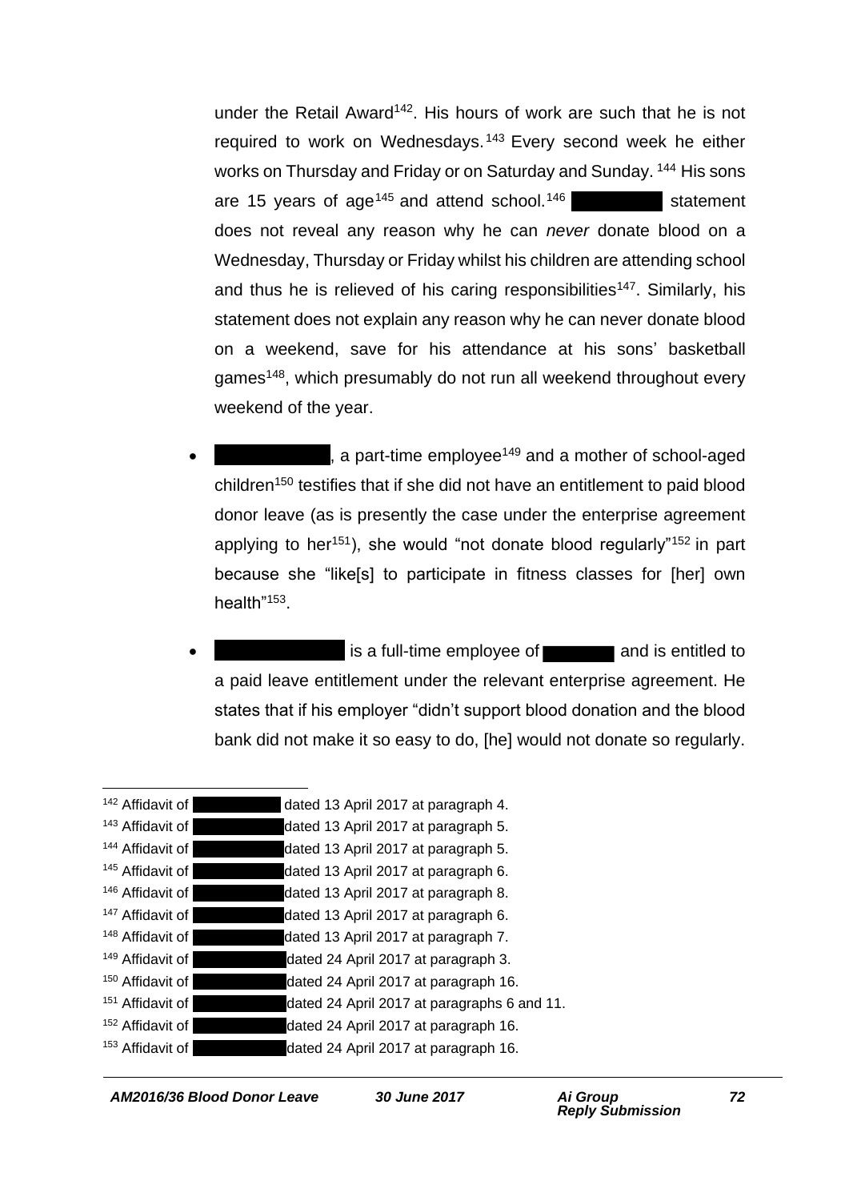under the Retail Award[142]. His hours of work are such that he is not required to work on Wednesdays.[143] Every second week he either works on Thursday and Friday or on Saturday and Sunday.[144] His sons are 15 years of age[145] and attend school.[146] ██████ statement does not reveal any reason why he can *never* donate blood on a Wednesday, Thursday or Friday whilst his children are attending school and thus he is relieved of his caring responsibilities[147]. Similarly, his statement does not explain any reason why he can never donate blood on a weekend, save for his attendance at his sons' basketball games[148], which presumably do not run all weekend throughout every weekend of the year.

- ██████, a part-time employee[149] and a mother of school-aged children[150] testifies that if she did not have an entitlement to paid blood donor leave (as is presently the case under the enterprise agreement applying to her[151]), she would "not donate blood regularly"[152] in part because she "like[s] to participate in fitness classes for [her] own health"[153].

- ██████ is a full-time employee of ██████ and is entitled to a paid leave entitlement under the relevant enterprise agreement. He states that if his employer "didn't support blood donation and the blood bank did not make it so easy to do, [he] would not donate so regularly.

---

[142] Affidavit of ██████ dated 13 April 2017 at paragraph 4.
[143] Affidavit of ██████ dated 13 April 2017 at paragraph 5.
[144] Affidavit of ██████ dated 13 April 2017 at paragraph 5.
[145] Affidavit of ██████ dated 13 April 2017 at paragraph 6.
[146] Affidavit of ██████ dated 13 April 2017 at paragraph 8.
[147] Affidavit of ██████ dated 13 April 2017 at paragraph 6.
[148] Affidavit of ██████ dated 13 April 2017 at paragraph 7.
[149] Affidavit of ██████ dated 24 April 2017 at paragraph 3.
[150] Affidavit of ██████ dated 24 April 2017 at paragraph 16.
[151] Affidavit of ██████ dated 24 April 2017 at paragraphs 6 and 11.
[152] Affidavit of ██████ dated 24 April 2017 at paragraph 16.
[153] Affidavit of ██████ dated 24 April 2017 at paragraph 16.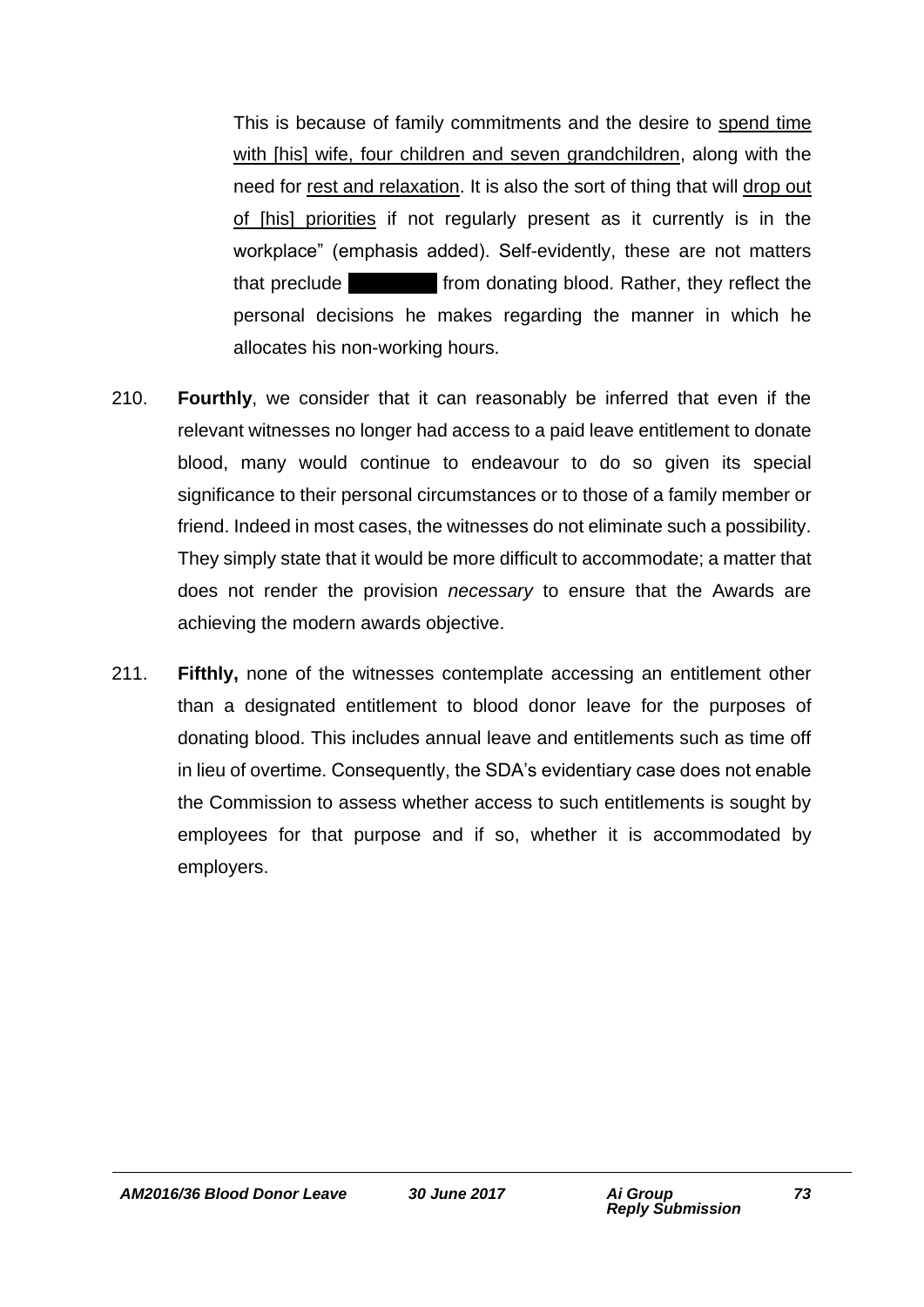This is because of family commitments and the desire to <u>spend time with [his] wife, four children and seven grandchildren</u>, along with the need for <u>rest and relaxation</u>. It is also the sort of thing that will <u>drop out of [his] priorities</u> if not regularly present as it currently is in the workplace" (emphasis added). Self-evidently, these are not matters that preclude ████████ from donating blood. Rather, they reflect the personal decisions he makes regarding the manner in which he allocates his non-working hours.

210. **Fourthly**, we consider that it can reasonably be inferred that even if the relevant witnesses no longer had access to a paid leave entitlement to donate blood, many would continue to endeavour to do so given its special significance to their personal circumstances or to those of a family member or friend. Indeed in most cases, the witnesses do not eliminate such a possibility. They simply state that it would be more difficult to accommodate; a matter that does not render the provision *necessary* to ensure that the Awards are achieving the modern awards objective.

211. **Fifthly,** none of the witnesses contemplate accessing an entitlement other than a designated entitlement to blood donor leave for the purposes of donating blood. This includes annual leave and entitlements such as time off in lieu of overtime. Consequently, the SDA's evidentiary case does not enable the Commission to assess whether access to such entitlements is sought by employees for that purpose and if so, whether it is accommodated by employers.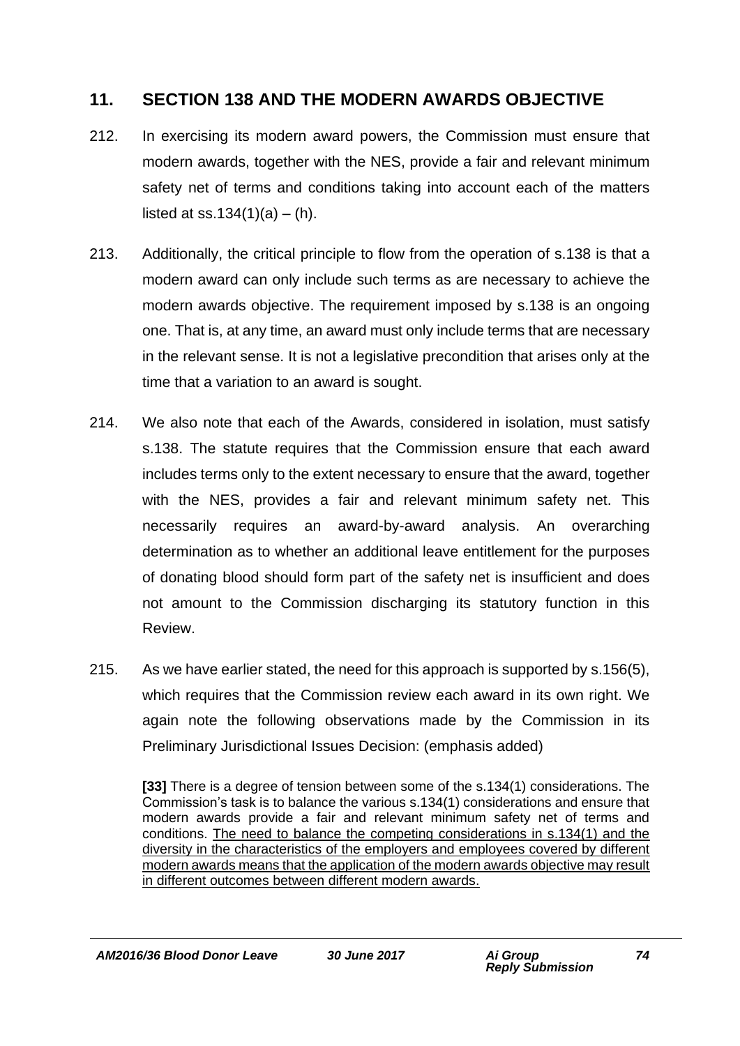## 11. SECTION 138 AND THE MODERN AWARDS OBJECTIVE

212. In exercising its modern award powers, the Commission must ensure that modern awards, together with the NES, provide a fair and relevant minimum safety net of terms and conditions taking into account each of the matters listed at ss.134(1)(a) – (h).

213. Additionally, the critical principle to flow from the operation of s.138 is that a modern award can only include such terms as are necessary to achieve the modern awards objective. The requirement imposed by s.138 is an ongoing one. That is, at any time, an award must only include terms that are necessary in the relevant sense. It is not a legislative precondition that arises only at the time that a variation to an award is sought.

214. We also note that each of the Awards, considered in isolation, must satisfy s.138. The statute requires that the Commission ensure that each award includes terms only to the extent necessary to ensure that the award, together with the NES, provides a fair and relevant minimum safety net. This necessarily requires an award-by-award analysis. An overarching determination as to whether an additional leave entitlement for the purposes of donating blood should form part of the safety net is insufficient and does not amount to the Commission discharging its statutory function in this Review.

215. As we have earlier stated, the need for this approach is supported by s.156(5), which requires that the Commission review each award in its own right. We again note the following observations made by the Commission in its Preliminary Jurisdictional Issues Decision: (emphasis added)

> **[33]** There is a degree of tension between some of the s.134(1) considerations. The Commission's task is to balance the various s.134(1) considerations and ensure that modern awards provide a fair and relevant minimum safety net of terms and conditions. <u>The need to balance the competing considerations in s.134(1) and the diversity in the characteristics of the employers and employees covered by different modern awards means that the application of the modern awards objective may result in different outcomes between different modern awards.</u>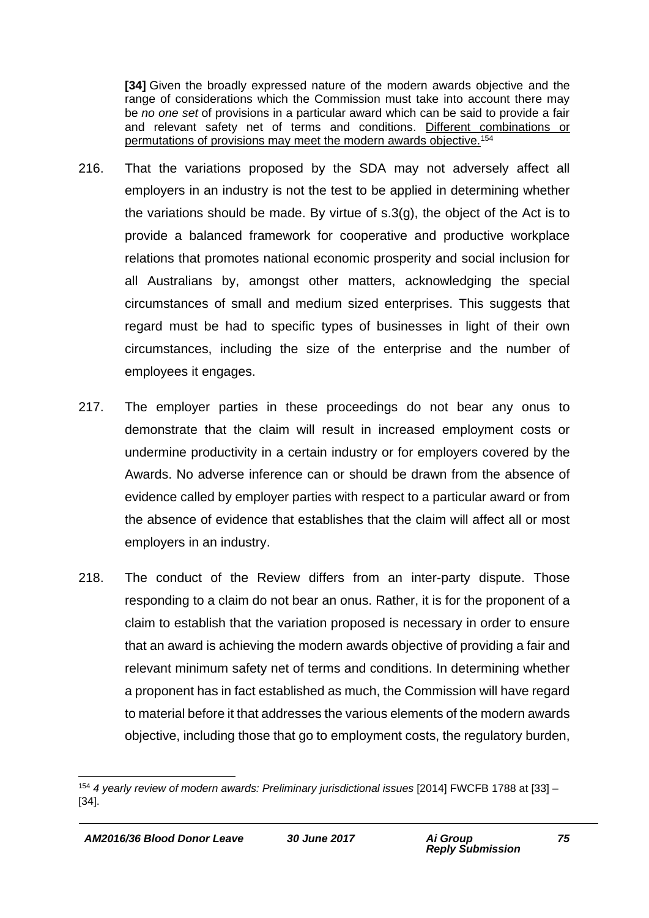> **[34]** Given the broadly expressed nature of the modern awards objective and the range of considerations which the Commission must take into account there may be *no one set* of provisions in a particular award which can be said to provide a fair and relevant safety net of terms and conditions. <u>Different combinations or permutations of provisions may meet the modern awards objective.</u>[154]

216. That the variations proposed by the SDA may not adversely affect all employers in an industry is not the test to be applied in determining whether the variations should be made. By virtue of s.3(g), the object of the Act is to provide a balanced framework for cooperative and productive workplace relations that promotes national economic prosperity and social inclusion for all Australians by, amongst other matters, acknowledging the special circumstances of small and medium sized enterprises. This suggests that regard must be had to specific types of businesses in light of their own circumstances, including the size of the enterprise and the number of employees it engages.

217. The employer parties in these proceedings do not bear any onus to demonstrate that the claim will result in increased employment costs or undermine productivity in a certain industry or for employers covered by the Awards. No adverse inference can or should be drawn from the absence of evidence called by employer parties with respect to a particular award or from the absence of evidence that establishes that the claim will affect all or most employers in an industry.

218. The conduct of the Review differs from an inter-party dispute. Those responding to a claim do not bear an onus. Rather, it is for the proponent of a claim to establish that the variation proposed is necessary in order to ensure that an award is achieving the modern awards objective of providing a fair and relevant minimum safety net of terms and conditions. In determining whether a proponent has in fact established as much, the Commission will have regard to material before it that addresses the various elements of the modern awards objective, including those that go to employment costs, the regulatory burden,

[154] *4 yearly review of modern awards: Preliminary jurisdictional issues* [2014] FWCFB 1788 at [33] – [34].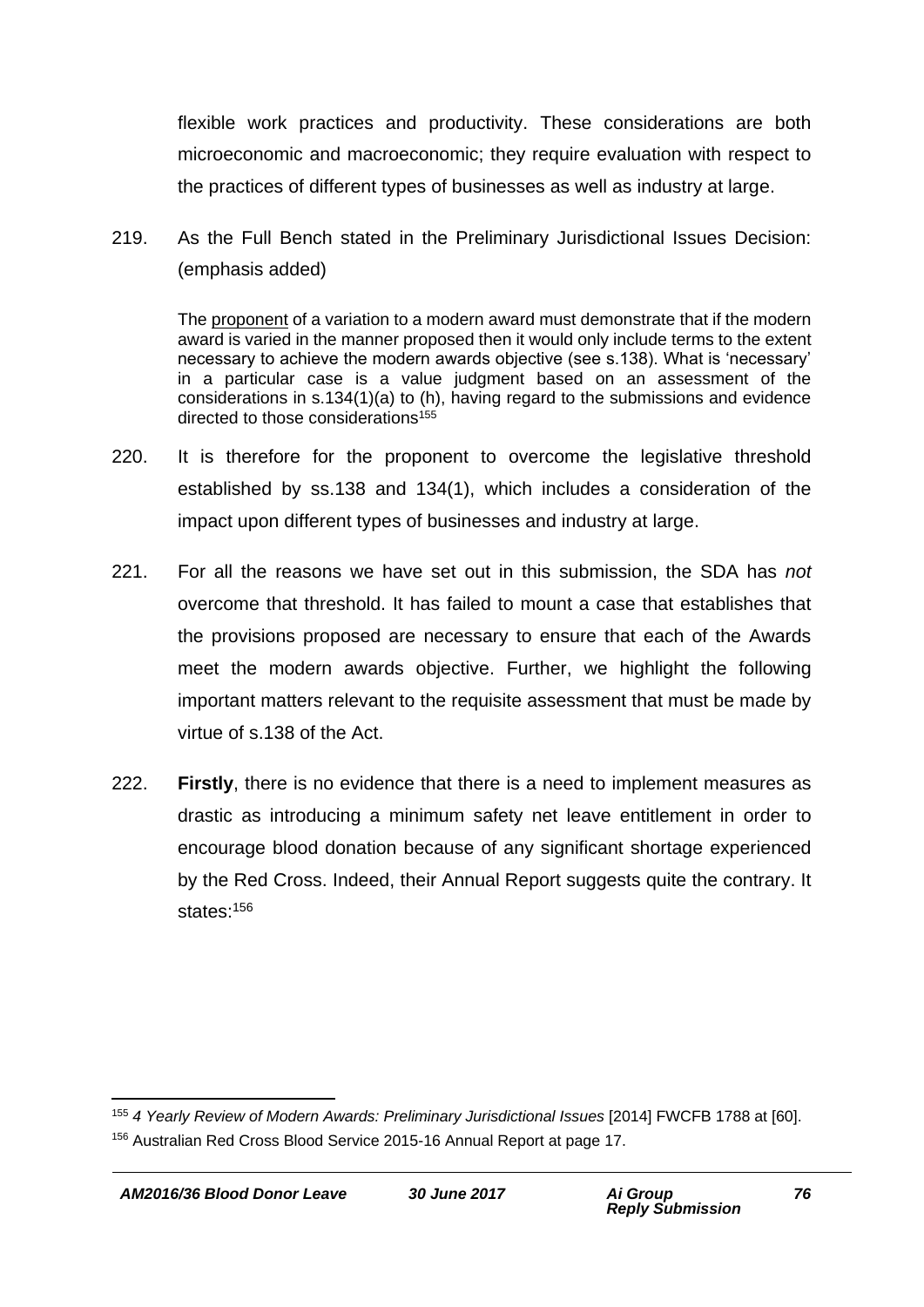flexible work practices and productivity. These considerations are both microeconomic and macroeconomic; they require evaluation with respect to the practices of different types of businesses as well as industry at large.

219. As the Full Bench stated in the Preliminary Jurisdictional Issues Decision: (emphasis added)

> The proponent of a variation to a modern award must demonstrate that if the modern award is varied in the manner proposed then it would only include terms to the extent necessary to achieve the modern awards objective (see s.138). What is 'necessary' in a particular case is a value judgment based on an assessment of the considerations in s.134(1)(a) to (h), having regard to the submissions and evidence directed to those considerations[155]

220. It is therefore for the proponent to overcome the legislative threshold established by ss.138 and 134(1), which includes a consideration of the impact upon different types of businesses and industry at large.

221. For all the reasons we have set out in this submission, the SDA has *not* overcome that threshold. It has failed to mount a case that establishes that the provisions proposed are necessary to ensure that each of the Awards meet the modern awards objective. Further, we highlight the following important matters relevant to the requisite assessment that must be made by virtue of s.138 of the Act.

222. **Firstly**, there is no evidence that there is a need to implement measures as drastic as introducing a minimum safety net leave entitlement in order to encourage blood donation because of any significant shortage experienced by the Red Cross. Indeed, their Annual Report suggests quite the contrary. It states:[156]

---

[155] *4 Yearly Review of Modern Awards: Preliminary Jurisdictional Issues* [2014] FWCFB 1788 at [60].

[156] Australian Red Cross Blood Service 2015-16 Annual Report at page 17.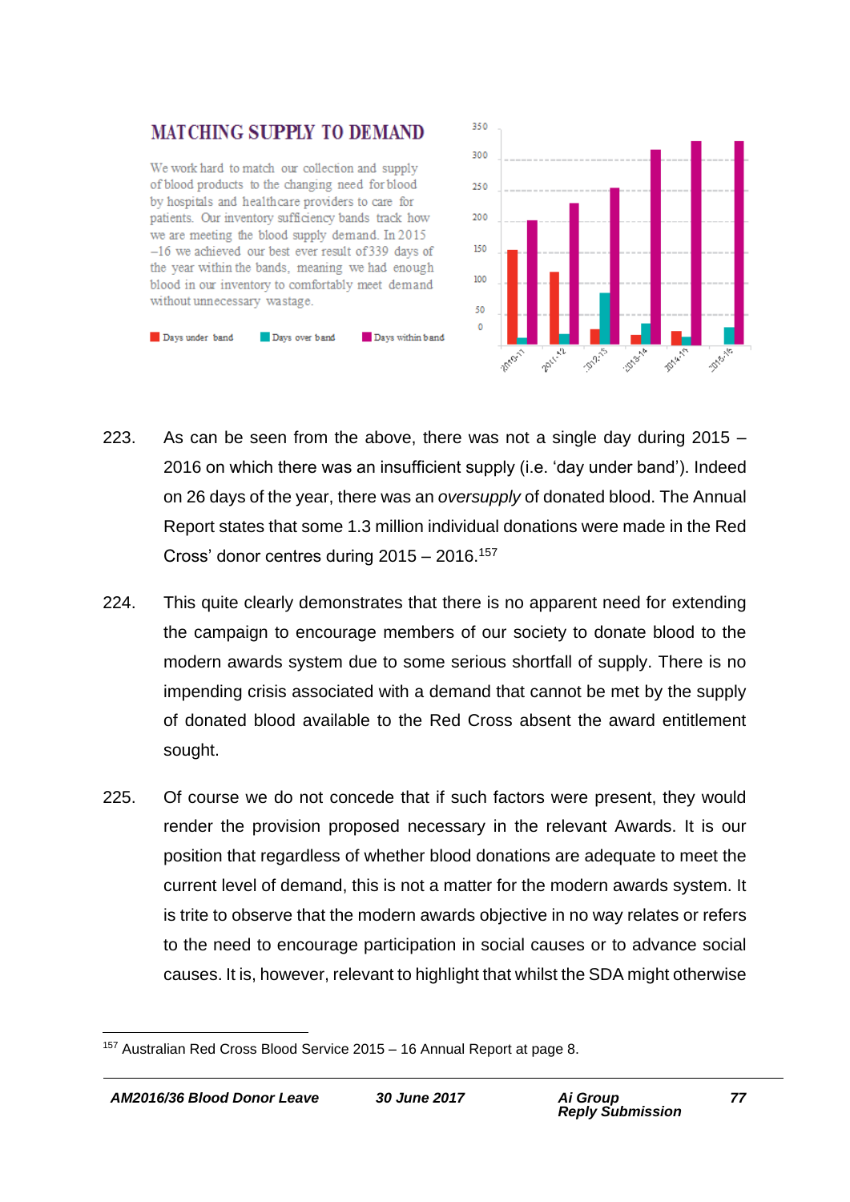## MATCHING SUPPLY TO DEMAND

We work hard to match our collection and supply of blood products to the changing need for blood by hospitals and healthcare providers to care for patients. Our inventory sufficiency bands track how we are meeting the blood supply demand. In 2015 –16 we achieved our best ever result of 339 days of the year within the bands, meaning we had enough blood in our inventory to comfortably meet demand without unnecessary wastage.

Days under band &nbsp;&nbsp; Days over band &nbsp;&nbsp; Days within band

223. As can be seen from the above, there was not a single day during 2015 – 2016 on which there was an insufficient supply (i.e. 'day under band'). Indeed on 26 days of the year, there was an *oversupply* of donated blood. The Annual Report states that some 1.3 million individual donations were made in the Red Cross' donor centres during 2015 – 2016.[157]

224. This quite clearly demonstrates that there is no apparent need for extending the campaign to encourage members of our society to donate blood to the modern awards system due to some serious shortfall of supply. There is no impending crisis associated with a demand that cannot be met by the supply of donated blood available to the Red Cross absent the award entitlement sought.

225. Of course we do not concede that if such factors were present, they would render the provision proposed necessary in the relevant Awards. It is our position that regardless of whether blood donations are adequate to meet the current level of demand, this is not a matter for the modern awards system. It is trite to observe that the modern awards objective in no way relates or refers to the need to encourage participation in social causes or to advance social causes. It is, however, relevant to highlight that whilst the SDA might otherwise

[157] Australian Red Cross Blood Service 2015 – 16 Annual Report at page 8.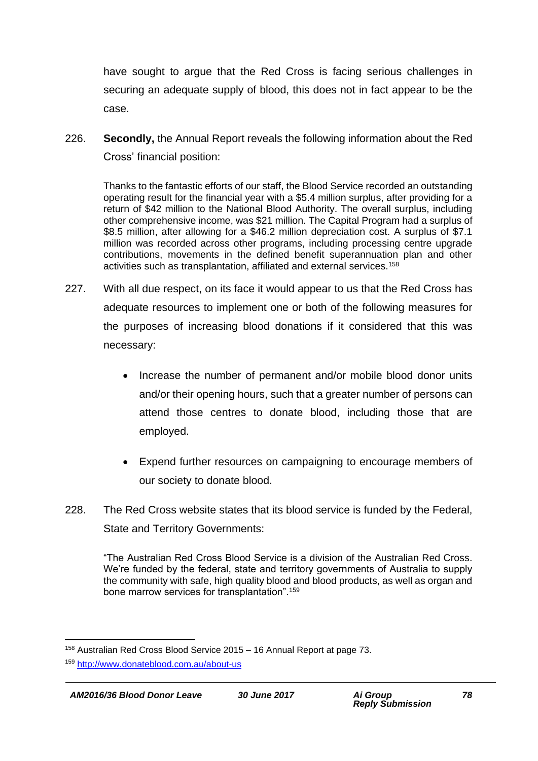have sought to argue that the Red Cross is facing serious challenges in securing an adequate supply of blood, this does not in fact appear to be the case.

226. **Secondly,** the Annual Report reveals the following information about the Red Cross' financial position:

> Thanks to the fantastic efforts of our staff, the Blood Service recorded an outstanding operating result for the financial year with a $5.4 million surplus, after providing for a return of $42 million to the National Blood Authority. The overall surplus, including other comprehensive income, was $21 million. The Capital Program had a surplus of $8.5 million, after allowing for a $46.2 million depreciation cost. A surplus of $7.1 million was recorded across other programs, including processing centre upgrade contributions, movements in the defined benefit superannuation plan and other activities such as transplantation, affiliated and external services.[158]

227. With all due respect, on its face it would appear to us that the Red Cross has adequate resources to implement one or both of the following measures for the purposes of increasing blood donations if it considered that this was necessary:

- Increase the number of permanent and/or mobile blood donor units and/or their opening hours, such that a greater number of persons can attend those centres to donate blood, including those that are employed.

- Expend further resources on campaigning to encourage members of our society to donate blood.

228. The Red Cross website states that its blood service is funded by the Federal, State and Territory Governments:

> "The Australian Red Cross Blood Service is a division of the Australian Red Cross. We're funded by the federal, state and territory governments of Australia to supply the community with safe, high quality blood and blood products, as well as organ and bone marrow services for transplantation".[159]

---

[158] Australian Red Cross Blood Service 2015 – 16 Annual Report at page 73.

[159] http://www.donateblood.com.au/about-us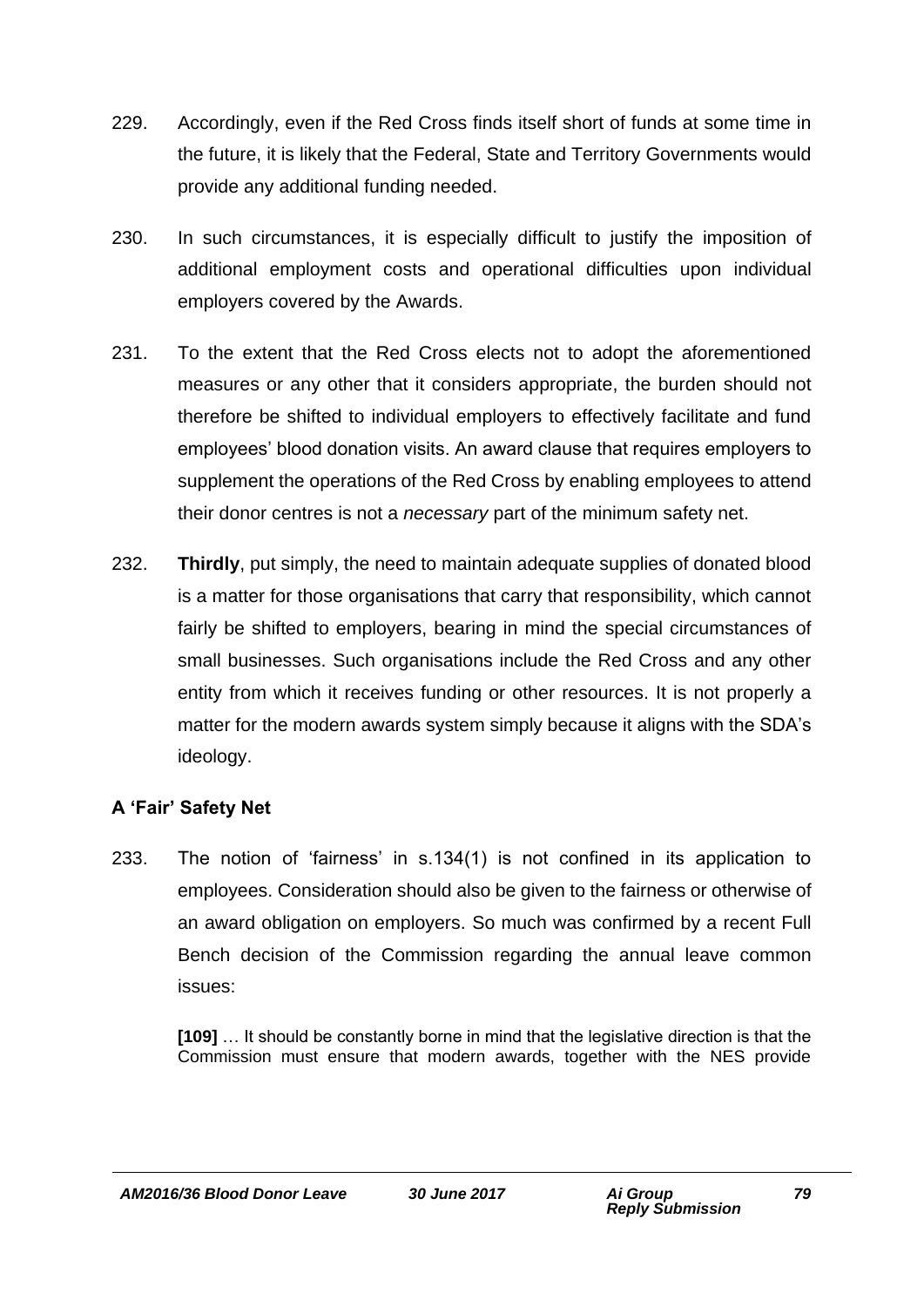229. Accordingly, even if the Red Cross finds itself short of funds at some time in the future, it is likely that the Federal, State and Territory Governments would provide any additional funding needed.

230. In such circumstances, it is especially difficult to justify the imposition of additional employment costs and operational difficulties upon individual employers covered by the Awards.

231. To the extent that the Red Cross elects not to adopt the aforementioned measures or any other that it considers appropriate, the burden should not therefore be shifted to individual employers to effectively facilitate and fund employees' blood donation visits. An award clause that requires employers to supplement the operations of the Red Cross by enabling employees to attend their donor centres is not a *necessary* part of the minimum safety net.

232. **Thirdly**, put simply, the need to maintain adequate supplies of donated blood is a matter for those organisations that carry that responsibility, which cannot fairly be shifted to employers, bearing in mind the special circumstances of small businesses. Such organisations include the Red Cross and any other entity from which it receives funding or other resources. It is not properly a matter for the modern awards system simply because it aligns with the SDA's ideology.

### A 'Fair' Safety Net

233. The notion of 'fairness' in s.134(1) is not confined in its application to employees. Consideration should also be given to the fairness or otherwise of an award obligation on employers. So much was confirmed by a recent Full Bench decision of the Commission regarding the annual leave common issues:

> **[109]** … It should be constantly borne in mind that the legislative direction is that the Commission must ensure that modern awards, together with the NES provide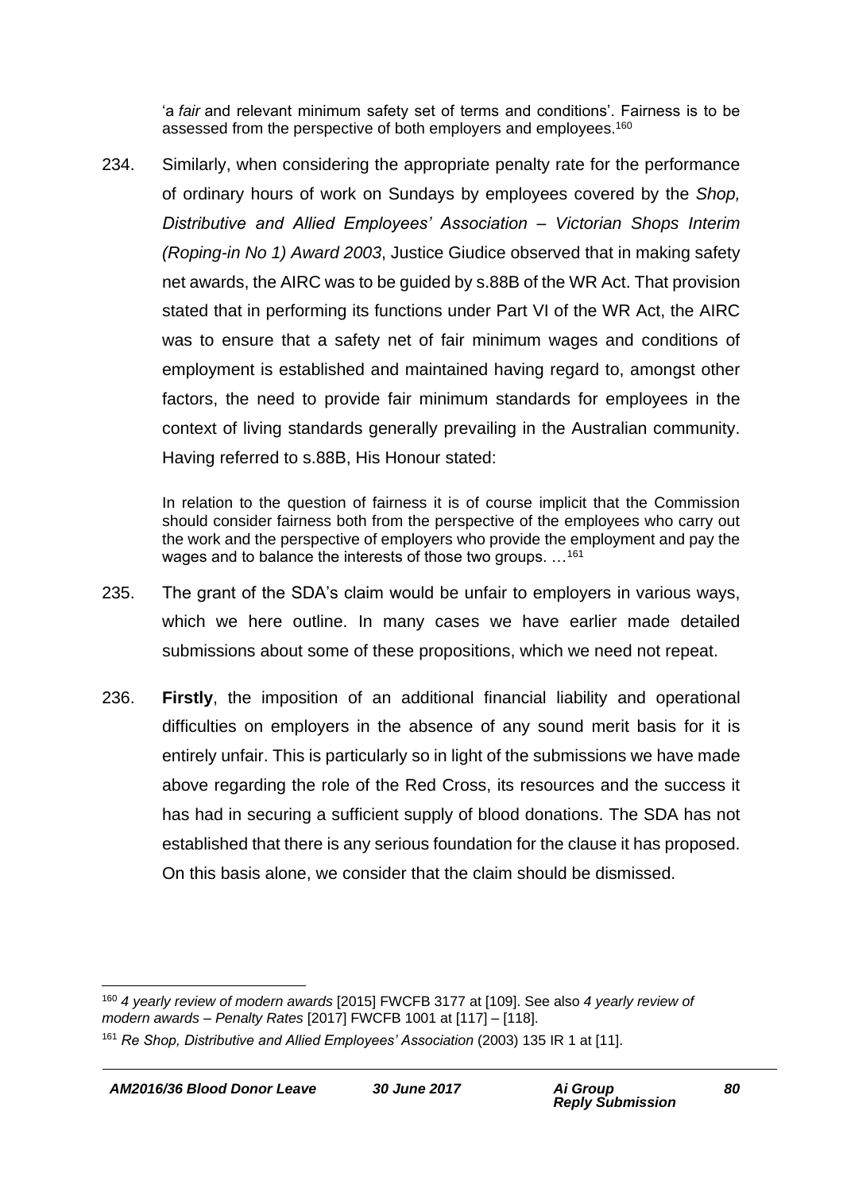'a *fair* and relevant minimum safety set of terms and conditions'. Fairness is to be assessed from the perspective of both employers and employees.[160]

234. Similarly, when considering the appropriate penalty rate for the performance of ordinary hours of work on Sundays by employees covered by the *Shop, Distributive and Allied Employees' Association – Victorian Shops Interim (Roping-in No 1) Award 2003*, Justice Giudice observed that in making safety net awards, the AIRC was to be guided by s.88B of the WR Act. That provision stated that in performing its functions under Part VI of the WR Act, the AIRC was to ensure that a safety net of fair minimum wages and conditions of employment is established and maintained having regard to, amongst other factors, the need to provide fair minimum standards for employees in the context of living standards generally prevailing in the Australian community. Having referred to s.88B, His Honour stated:

> In relation to the question of fairness it is of course implicit that the Commission should consider fairness both from the perspective of the employees who carry out the work and the perspective of employers who provide the employment and pay the wages and to balance the interests of those two groups. …[161]

235. The grant of the SDA's claim would be unfair to employers in various ways, which we here outline. In many cases we have earlier made detailed submissions about some of these propositions, which we need not repeat.

236. **Firstly**, the imposition of an additional financial liability and operational difficulties on employers in the absence of any sound merit basis for it is entirely unfair. This is particularly so in light of the submissions we have made above regarding the role of the Red Cross, its resources and the success it has had in securing a sufficient supply of blood donations. The SDA has not established that there is any serious foundation for the clause it has proposed. On this basis alone, we consider that the claim should be dismissed.

---

[160] *4 yearly review of modern awards* [2015] FWCFB 3177 at [109]. See also *4 yearly review of modern awards – Penalty Rates* [2017] FWCFB 1001 at [117] – [118].

[161] *Re Shop, Distributive and Allied Employees' Association* (2003) 135 IR 1 at [11].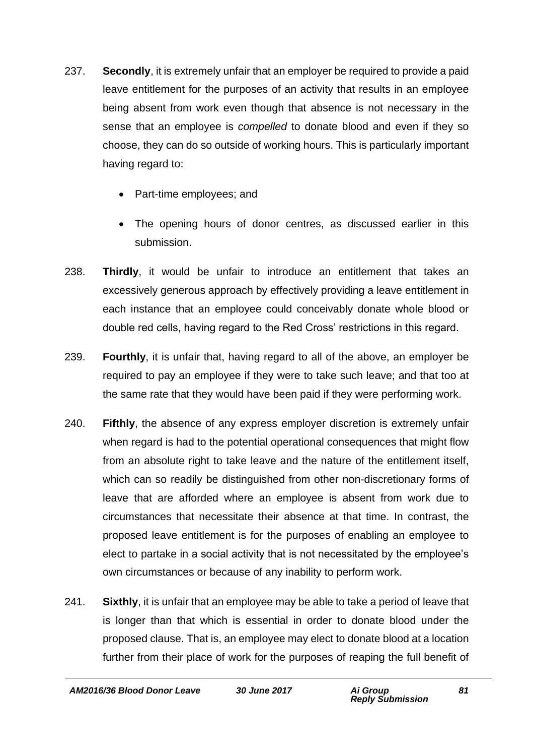237. **Secondly**, it is extremely unfair that an employer be required to provide a paid leave entitlement for the purposes of an activity that results in an employee being absent from work even though that absence is not necessary in the sense that an employee is *compelled* to donate blood and even if they so choose, they can do so outside of working hours. This is particularly important having regard to:

   - Part-time employees; and

   - The opening hours of donor centres, as discussed earlier in this submission.

238. **Thirdly**, it would be unfair to introduce an entitlement that takes an excessively generous approach by effectively providing a leave entitlement in each instance that an employee could conceivably donate whole blood or double red cells, having regard to the Red Cross' restrictions in this regard.

239. **Fourthly**, it is unfair that, having regard to all of the above, an employer be required to pay an employee if they were to take such leave; and that too at the same rate that they would have been paid if they were performing work.

240. **Fifthly**, the absence of any express employer discretion is extremely unfair when regard is had to the potential operational consequences that might flow from an absolute right to take leave and the nature of the entitlement itself, which can so readily be distinguished from other non-discretionary forms of leave that are afforded where an employee is absent from work due to circumstances that necessitate their absence at that time. In contrast, the proposed leave entitlement is for the purposes of enabling an employee to elect to partake in a social activity that is not necessitated by the employee's own circumstances or because of any inability to perform work.

241. **Sixthly**, it is unfair that an employee may be able to take a period of leave that is longer than that which is essential in order to donate blood under the proposed clause. That is, an employee may elect to donate blood at a location further from their place of work for the purposes of reaping the full benefit of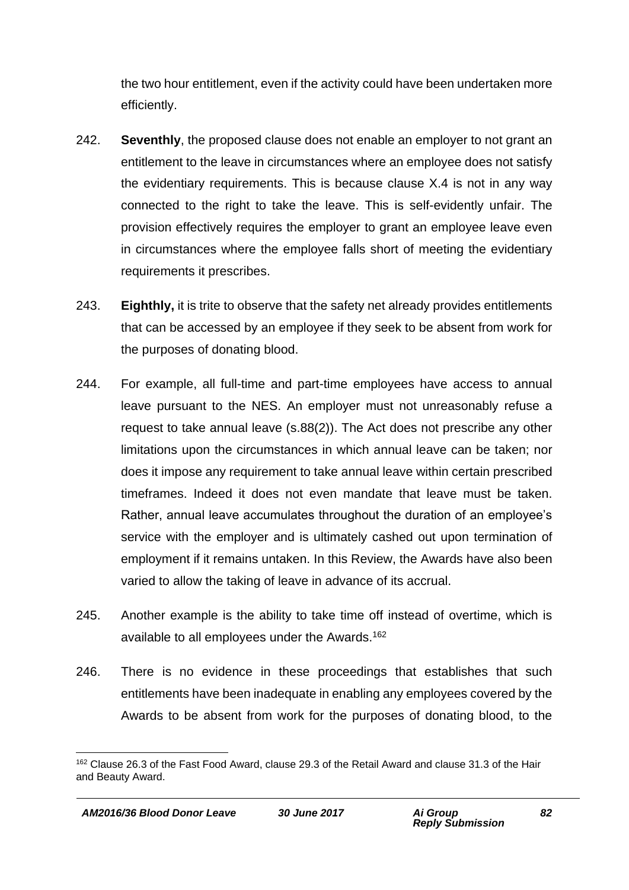the two hour entitlement, even if the activity could have been undertaken more efficiently.

242. **Seventhly**, the proposed clause does not enable an employer to not grant an entitlement to the leave in circumstances where an employee does not satisfy the evidentiary requirements. This is because clause X.4 is not in any way connected to the right to take the leave. This is self-evidently unfair. The provision effectively requires the employer to grant an employee leave even in circumstances where the employee falls short of meeting the evidentiary requirements it prescribes.

243. **Eighthly,** it is trite to observe that the safety net already provides entitlements that can be accessed by an employee if they seek to be absent from work for the purposes of donating blood.

244. For example, all full-time and part-time employees have access to annual leave pursuant to the NES. An employer must not unreasonably refuse a request to take annual leave (s.88(2)). The Act does not prescribe any other limitations upon the circumstances in which annual leave can be taken; nor does it impose any requirement to take annual leave within certain prescribed timeframes. Indeed it does not even mandate that leave must be taken. Rather, annual leave accumulates throughout the duration of an employee's service with the employer and is ultimately cashed out upon termination of employment if it remains untaken. In this Review, the Awards have also been varied to allow the taking of leave in advance of its accrual.

245. Another example is the ability to take time off instead of overtime, which is available to all employees under the Awards.[162]

246. There is no evidence in these proceedings that establishes that such entitlements have been inadequate in enabling any employees covered by the Awards to be absent from work for the purposes of donating blood, to the

[162] Clause 26.3 of the Fast Food Award, clause 29.3 of the Retail Award and clause 31.3 of the Hair and Beauty Award.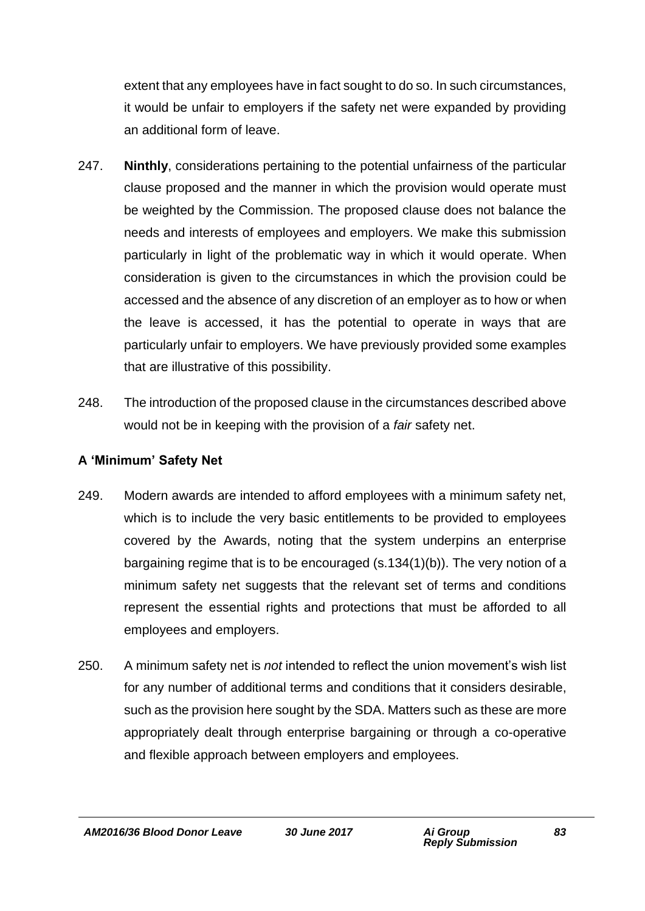extent that any employees have in fact sought to do so. In such circumstances, it would be unfair to employers if the safety net were expanded by providing an additional form of leave.

247. **Ninthly**, considerations pertaining to the potential unfairness of the particular clause proposed and the manner in which the provision would operate must be weighted by the Commission. The proposed clause does not balance the needs and interests of employees and employers. We make this submission particularly in light of the problematic way in which it would operate. When consideration is given to the circumstances in which the provision could be accessed and the absence of any discretion of an employer as to how or when the leave is accessed, it has the potential to operate in ways that are particularly unfair to employers. We have previously provided some examples that are illustrative of this possibility.

248. The introduction of the proposed clause in the circumstances described above would not be in keeping with the provision of a *fair* safety net.

### A 'Minimum' Safety Net

249. Modern awards are intended to afford employees with a minimum safety net, which is to include the very basic entitlements to be provided to employees covered by the Awards, noting that the system underpins an enterprise bargaining regime that is to be encouraged (s.134(1)(b)). The very notion of a minimum safety net suggests that the relevant set of terms and conditions represent the essential rights and protections that must be afforded to all employees and employers.

250. A minimum safety net is *not* intended to reflect the union movement's wish list for any number of additional terms and conditions that it considers desirable, such as the provision here sought by the SDA. Matters such as these are more appropriately dealt through enterprise bargaining or through a co-operative and flexible approach between employers and employees.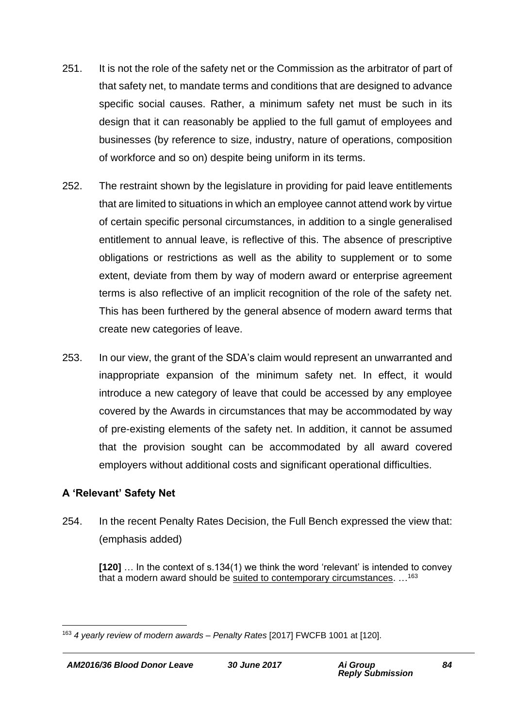251. It is not the role of the safety net or the Commission as the arbitrator of part of that safety net, to mandate terms and conditions that are designed to advance specific social causes. Rather, a minimum safety net must be such in its design that it can reasonably be applied to the full gamut of employees and businesses (by reference to size, industry, nature of operations, composition of workforce and so on) despite being uniform in its terms.

252. The restraint shown by the legislature in providing for paid leave entitlements that are limited to situations in which an employee cannot attend work by virtue of certain specific personal circumstances, in addition to a single generalised entitlement to annual leave, is reflective of this. The absence of prescriptive obligations or restrictions as well as the ability to supplement or to some extent, deviate from them by way of modern award or enterprise agreement terms is also reflective of an implicit recognition of the role of the safety net. This has been furthered by the general absence of modern award terms that create new categories of leave.

253. In our view, the grant of the SDA's claim would represent an unwarranted and inappropriate expansion of the minimum safety net. In effect, it would introduce a new category of leave that could be accessed by any employee covered by the Awards in circumstances that may be accommodated by way of pre-existing elements of the safety net. In addition, it cannot be assumed that the provision sought can be accommodated by all award covered employers without additional costs and significant operational difficulties.

### A 'Relevant' Safety Net

254. In the recent Penalty Rates Decision, the Full Bench expressed the view that: (emphasis added)

> **[120]** … In the context of s.134(1) we think the word 'relevant' is intended to convey that a modern award should be <u>suited to contemporary circumstances</u>. …[163]

---

[163] *4 yearly review of modern awards – Penalty Rates* [2017] FWCFB 1001 at [120].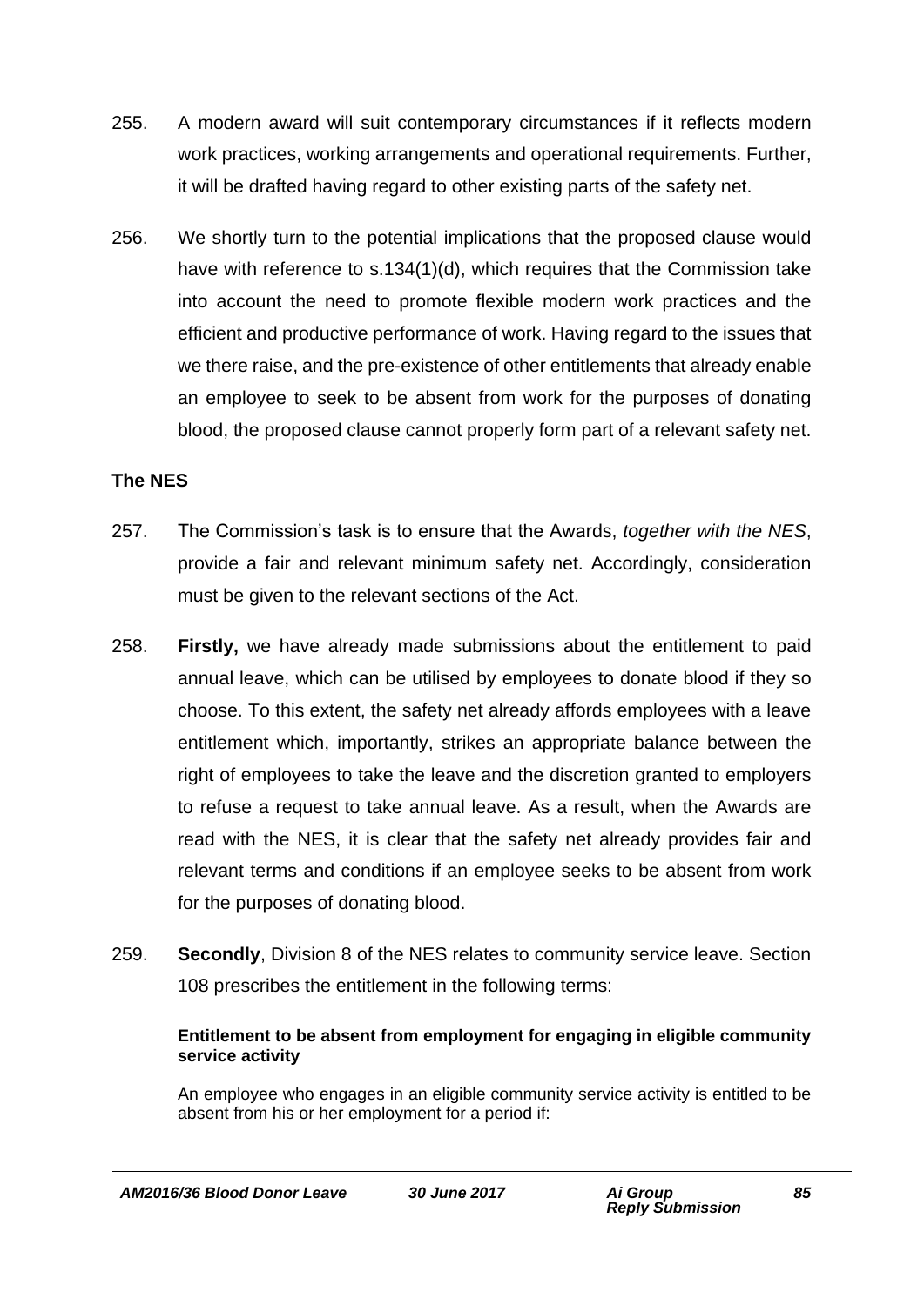255. A modern award will suit contemporary circumstances if it reflects modern work practices, working arrangements and operational requirements. Further, it will be drafted having regard to other existing parts of the safety net.

256. We shortly turn to the potential implications that the proposed clause would have with reference to s.134(1)(d), which requires that the Commission take into account the need to promote flexible modern work practices and the efficient and productive performance of work. Having regard to the issues that we there raise, and the pre-existence of other entitlements that already enable an employee to seek to be absent from work for the purposes of donating blood, the proposed clause cannot properly form part of a relevant safety net.

**The NES**

257. The Commission's task is to ensure that the Awards, *together with the NES*, provide a fair and relevant minimum safety net. Accordingly, consideration must be given to the relevant sections of the Act.

258. **Firstly,** we have already made submissions about the entitlement to paid annual leave, which can be utilised by employees to donate blood if they so choose. To this extent, the safety net already affords employees with a leave entitlement which, importantly, strikes an appropriate balance between the right of employees to take the leave and the discretion granted to employers to refuse a request to take annual leave. As a result, when the Awards are read with the NES, it is clear that the safety net already provides fair and relevant terms and conditions if an employee seeks to be absent from work for the purposes of donating blood.

259. **Secondly**, Division 8 of the NES relates to community service leave. Section 108 prescribes the entitlement in the following terms:

> **Entitlement to be absent from employment for engaging in eligible community service activity**
>
> An employee who engages in an eligible community service activity is entitled to be absent from his or her employment for a period if: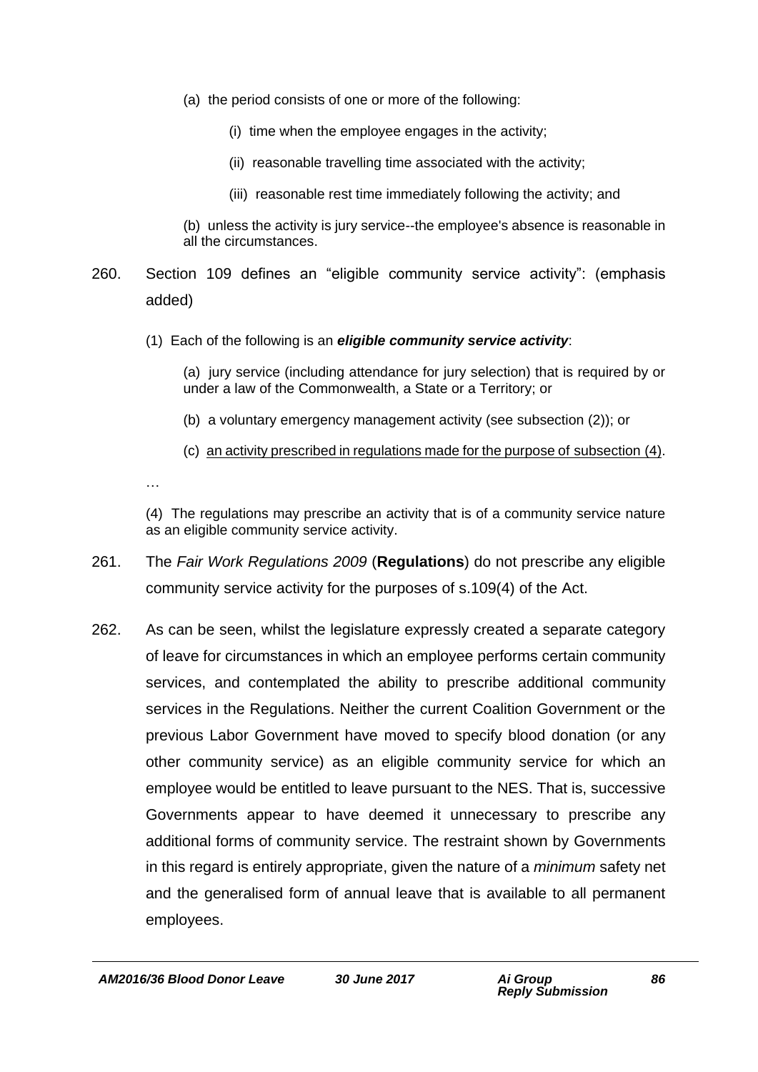(a) the period consists of one or more of the following:

(i) time when the employee engages in the activity;

(ii) reasonable travelling time associated with the activity;

(iii) reasonable rest time immediately following the activity; and

(b) unless the activity is jury service--the employee's absence is reasonable in all the circumstances.

260. Section 109 defines an "eligible community service activity": (emphasis added)

(1) Each of the following is an ***eligible community service activity***:

(a) jury service (including attendance for jury selection) that is required by or under a law of the Commonwealth, a State or a Territory; or

(b) a voluntary emergency management activity (see subsection (2)); or

(c) <u>an activity prescribed in regulations made for the purpose of subsection (4)</u>.

…

(4) The regulations may prescribe an activity that is of a community service nature as an eligible community service activity.

261. The *Fair Work Regulations 2009* (**Regulations**) do not prescribe any eligible community service activity for the purposes of s.109(4) of the Act.

262. As can be seen, whilst the legislature expressly created a separate category of leave for circumstances in which an employee performs certain community services, and contemplated the ability to prescribe additional community services in the Regulations. Neither the current Coalition Government or the previous Labor Government have moved to specify blood donation (or any other community service) as an eligible community service for which an employee would be entitled to leave pursuant to the NES. That is, successive Governments appear to have deemed it unnecessary to prescribe any additional forms of community service. The restraint shown by Governments in this regard is entirely appropriate, given the nature of a *minimum* safety net and the generalised form of annual leave that is available to all permanent employees.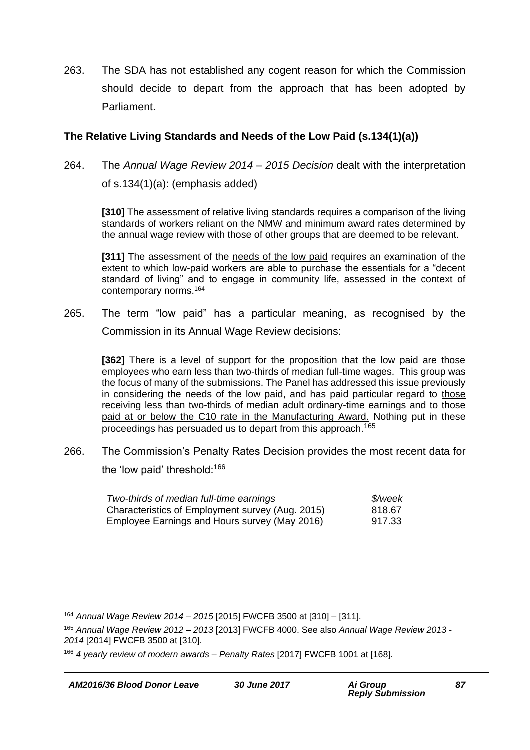263. The SDA has not established any cogent reason for which the Commission should decide to depart from the approach that has been adopted by Parliament.

**The Relative Living Standards and Needs of the Low Paid (s.134(1)(a))**

264. The *Annual Wage Review 2014 – 2015 Decision* dealt with the interpretation of s.134(1)(a): (emphasis added)

> **[310]** The assessment of <u>relative living standards</u> requires a comparison of the living standards of workers reliant on the NMW and minimum award rates determined by the annual wage review with those of other groups that are deemed to be relevant.
>
> **[311]** The assessment of the <u>needs of the low paid</u> requires an examination of the extent to which low-paid workers are able to purchase the essentials for a "decent standard of living" and to engage in community life, assessed in the context of contemporary norms.[164]

265. The term "low paid" has a particular meaning, as recognised by the Commission in its Annual Wage Review decisions:

> **[362]** There is a level of support for the proposition that the low paid are those employees who earn less than two-thirds of median full-time wages. This group was the focus of many of the submissions. The Panel has addressed this issue previously in considering the needs of the low paid, and has paid particular regard to <u>those receiving less than two-thirds of median adult ordinary-time earnings and to those paid at or below the C10 rate in the Manufacturing Award.</u> Nothing put in these proceedings has persuaded us to depart from this approach.[165]

266. The Commission's Penalty Rates Decision provides the most recent data for the 'low paid' threshold:[166]

| *Two-thirds of median full-time earnings* | *$/week* |
|---|---|
| Characteristics of Employment survey (Aug. 2015) | 818.67 |
| Employee Earnings and Hours survey (May 2016) | 917.33 |

---

[164] *Annual Wage Review 2014 – 2015* [2015] FWCFB 3500 at [310] – [311].

[165] *Annual Wage Review 2012 – 2013* [2013] FWCFB 4000. See also *Annual Wage Review 2013 - 2014* [2014] FWCFB 3500 at [310].

[166] *4 yearly review of modern awards – Penalty Rates* [2017] FWCFB 1001 at [168].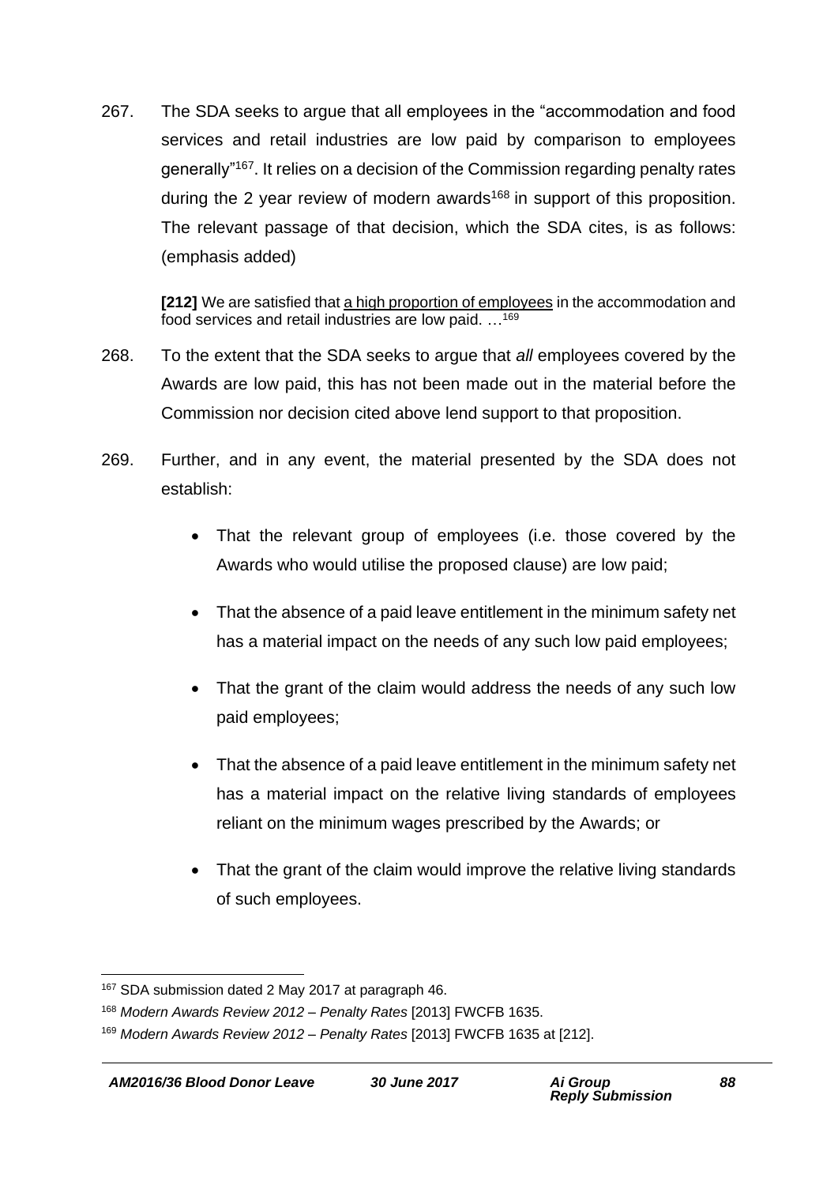267. The SDA seeks to argue that all employees in the "accommodation and food services and retail industries are low paid by comparison to employees generally"[167]. It relies on a decision of the Commission regarding penalty rates during the 2 year review of modern awards[168] in support of this proposition. The relevant passage of that decision, which the SDA cites, is as follows: (emphasis added)

> **[212]** We are satisfied that <u>a high proportion of employees</u> in the accommodation and food services and retail industries are low paid. …[169]

268. To the extent that the SDA seeks to argue that *all* employees covered by the Awards are low paid, this has not been made out in the material before the Commission nor decision cited above lend support to that proposition.

269. Further, and in any event, the material presented by the SDA does not establish:

- That the relevant group of employees (i.e. those covered by the Awards who would utilise the proposed clause) are low paid;
- That the absence of a paid leave entitlement in the minimum safety net has a material impact on the needs of any such low paid employees;
- That the grant of the claim would address the needs of any such low paid employees;
- That the absence of a paid leave entitlement in the minimum safety net has a material impact on the relative living standards of employees reliant on the minimum wages prescribed by the Awards; or
- That the grant of the claim would improve the relative living standards of such employees.

---

[167] SDA submission dated 2 May 2017 at paragraph 46.

[168] *Modern Awards Review 2012 – Penalty Rates* [2013] FWCFB 1635.

[169] *Modern Awards Review 2012 – Penalty Rates* [2013] FWCFB 1635 at [212].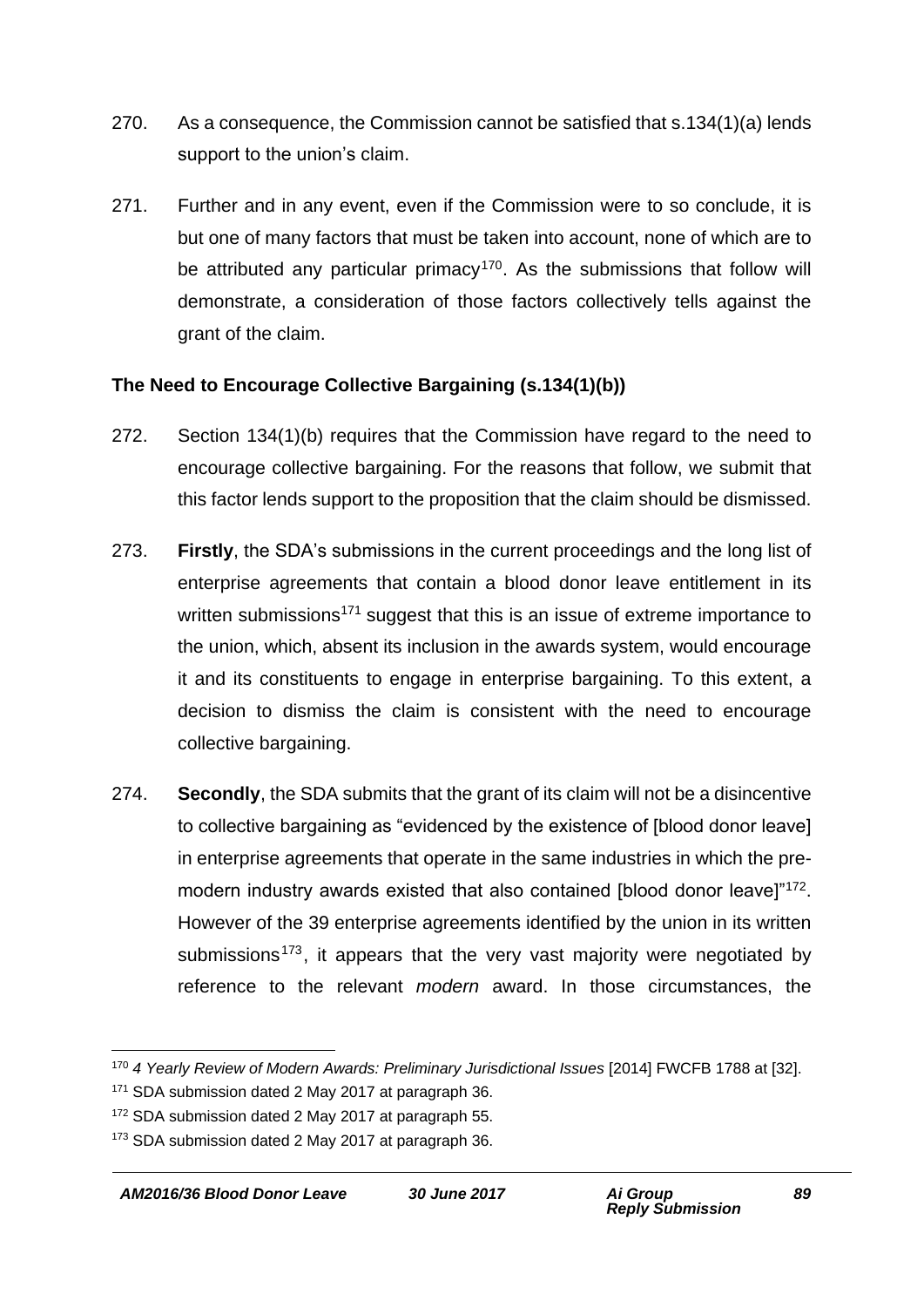270. As a consequence, the Commission cannot be satisfied that s.134(1)(a) lends support to the union's claim.

271. Further and in any event, even if the Commission were to so conclude, it is but one of many factors that must be taken into account, none of which are to be attributed any particular primacy[170]. As the submissions that follow will demonstrate, a consideration of those factors collectively tells against the grant of the claim.

**The Need to Encourage Collective Bargaining (s.134(1)(b))**

272. Section 134(1)(b) requires that the Commission have regard to the need to encourage collective bargaining. For the reasons that follow, we submit that this factor lends support to the proposition that the claim should be dismissed.

273. **Firstly**, the SDA's submissions in the current proceedings and the long list of enterprise agreements that contain a blood donor leave entitlement in its written submissions[171] suggest that this is an issue of extreme importance to the union, which, absent its inclusion in the awards system, would encourage it and its constituents to engage in enterprise bargaining. To this extent, a decision to dismiss the claim is consistent with the need to encourage collective bargaining.

274. **Secondly**, the SDA submits that the grant of its claim will not be a disincentive to collective bargaining as "evidenced by the existence of [blood donor leave] in enterprise agreements that operate in the same industries in which the pre-modern industry awards existed that also contained [blood donor leave]"[172]. However of the 39 enterprise agreements identified by the union in its written submissions[173], it appears that the very vast majority were negotiated by reference to the relevant *modern* award. In those circumstances, the

---

[170] *4 Yearly Review of Modern Awards: Preliminary Jurisdictional Issues* [2014] FWCFB 1788 at [32].

[171] SDA submission dated 2 May 2017 at paragraph 36.

[172] SDA submission dated 2 May 2017 at paragraph 55.

[173] SDA submission dated 2 May 2017 at paragraph 36.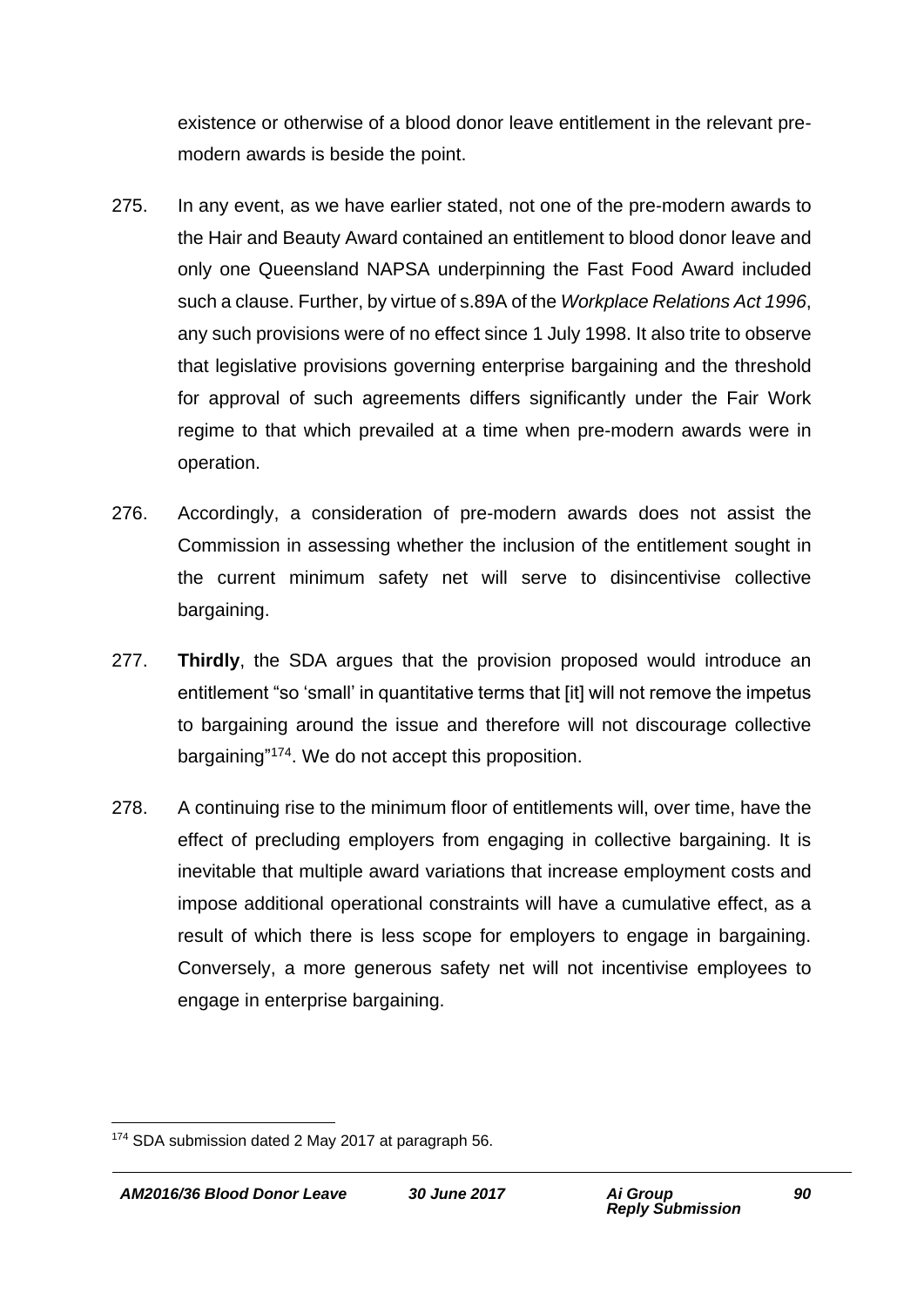existence or otherwise of a blood donor leave entitlement in the relevant pre-modern awards is beside the point.

275. In any event, as we have earlier stated, not one of the pre-modern awards to the Hair and Beauty Award contained an entitlement to blood donor leave and only one Queensland NAPSA underpinning the Fast Food Award included such a clause. Further, by virtue of s.89A of the *Workplace Relations Act 1996*, any such provisions were of no effect since 1 July 1998. It also trite to observe that legislative provisions governing enterprise bargaining and the threshold for approval of such agreements differs significantly under the Fair Work regime to that which prevailed at a time when pre-modern awards were in operation.

276. Accordingly, a consideration of pre-modern awards does not assist the Commission in assessing whether the inclusion of the entitlement sought in the current minimum safety net will serve to disincentivise collective bargaining.

277. **Thirdly**, the SDA argues that the provision proposed would introduce an entitlement "so 'small' in quantitative terms that [it] will not remove the impetus to bargaining around the issue and therefore will not discourage collective bargaining"[174]. We do not accept this proposition.

278. A continuing rise to the minimum floor of entitlements will, over time, have the effect of precluding employers from engaging in collective bargaining. It is inevitable that multiple award variations that increase employment costs and impose additional operational constraints will have a cumulative effect, as a result of which there is less scope for employers to engage in bargaining. Conversely, a more generous safety net will not incentivise employees to engage in enterprise bargaining.

[174] SDA submission dated 2 May 2017 at paragraph 56.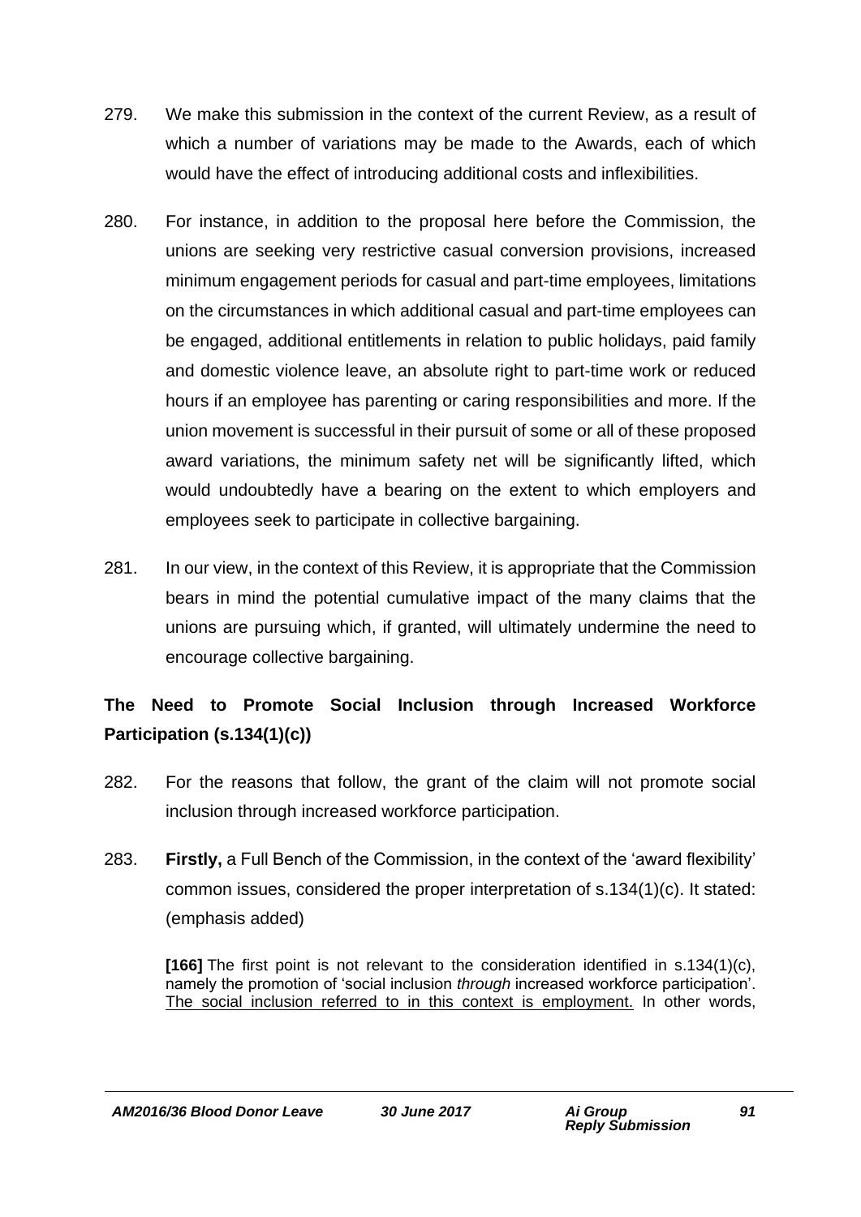279. We make this submission in the context of the current Review, as a result of which a number of variations may be made to the Awards, each of which would have the effect of introducing additional costs and inflexibilities.

280. For instance, in addition to the proposal here before the Commission, the unions are seeking very restrictive casual conversion provisions, increased minimum engagement periods for casual and part-time employees, limitations on the circumstances in which additional casual and part-time employees can be engaged, additional entitlements in relation to public holidays, paid family and domestic violence leave, an absolute right to part-time work or reduced hours if an employee has parenting or caring responsibilities and more. If the union movement is successful in their pursuit of some or all of these proposed award variations, the minimum safety net will be significantly lifted, which would undoubtedly have a bearing on the extent to which employers and employees seek to participate in collective bargaining.

281. In our view, in the context of this Review, it is appropriate that the Commission bears in mind the potential cumulative impact of the many claims that the unions are pursuing which, if granted, will ultimately undermine the need to encourage collective bargaining.

**The Need to Promote Social Inclusion through Increased Workforce Participation (s.134(1)(c))**

282. For the reasons that follow, the grant of the claim will not promote social inclusion through increased workforce participation.

283. **Firstly,** a Full Bench of the Commission, in the context of the 'award flexibility' common issues, considered the proper interpretation of s.134(1)(c). It stated: (emphasis added)

> **[166]** The first point is not relevant to the consideration identified in s.134(1)(c), namely the promotion of 'social inclusion *through* increased workforce participation'. <u>The social inclusion referred to in this context is employment.</u> In other words,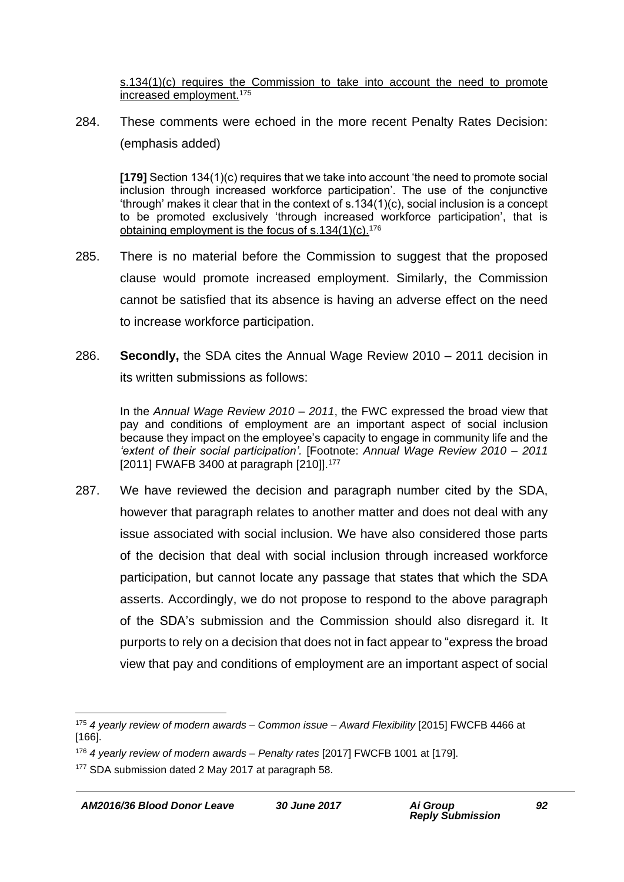> s.134(1)(c) requires the Commission to take into account the need to promote increased employment.[175]

284. These comments were echoed in the more recent Penalty Rates Decision: (emphasis added)

> **[179]** Section 134(1)(c) requires that we take into account 'the need to promote social inclusion through increased workforce participation'. The use of the conjunctive 'through' makes it clear that in the context of s.134(1)(c), social inclusion is a concept to be promoted exclusively 'through increased workforce participation', that is obtaining employment is the focus of s.134(1)(c).[176]

285. There is no material before the Commission to suggest that the proposed clause would promote increased employment. Similarly, the Commission cannot be satisfied that its absence is having an adverse effect on the need to increase workforce participation.

286. **Secondly,** the SDA cites the Annual Wage Review 2010 – 2011 decision in its written submissions as follows:

> In the *Annual Wage Review 2010 – 2011*, the FWC expressed the broad view that pay and conditions of employment are an important aspect of social inclusion because they impact on the employee's capacity to engage in community life and the *'extent of their social participation'.* [Footnote: *Annual Wage Review 2010 – 2011* [2011] FWAFB 3400 at paragraph [210]].[177]

287. We have reviewed the decision and paragraph number cited by the SDA, however that paragraph relates to another matter and does not deal with any issue associated with social inclusion. We have also considered those parts of the decision that deal with social inclusion through increased workforce participation, but cannot locate any passage that states that which the SDA asserts. Accordingly, we do not propose to respond to the above paragraph of the SDA's submission and the Commission should also disregard it. It purports to rely on a decision that does not in fact appear to "express the broad view that pay and conditions of employment are an important aspect of social

---

[175] *4 yearly review of modern awards – Common issue – Award Flexibility* [2015] FWCFB 4466 at [166].

[176] *4 yearly review of modern awards – Penalty rates* [2017] FWCFB 1001 at [179].

[177] SDA submission dated 2 May 2017 at paragraph 58.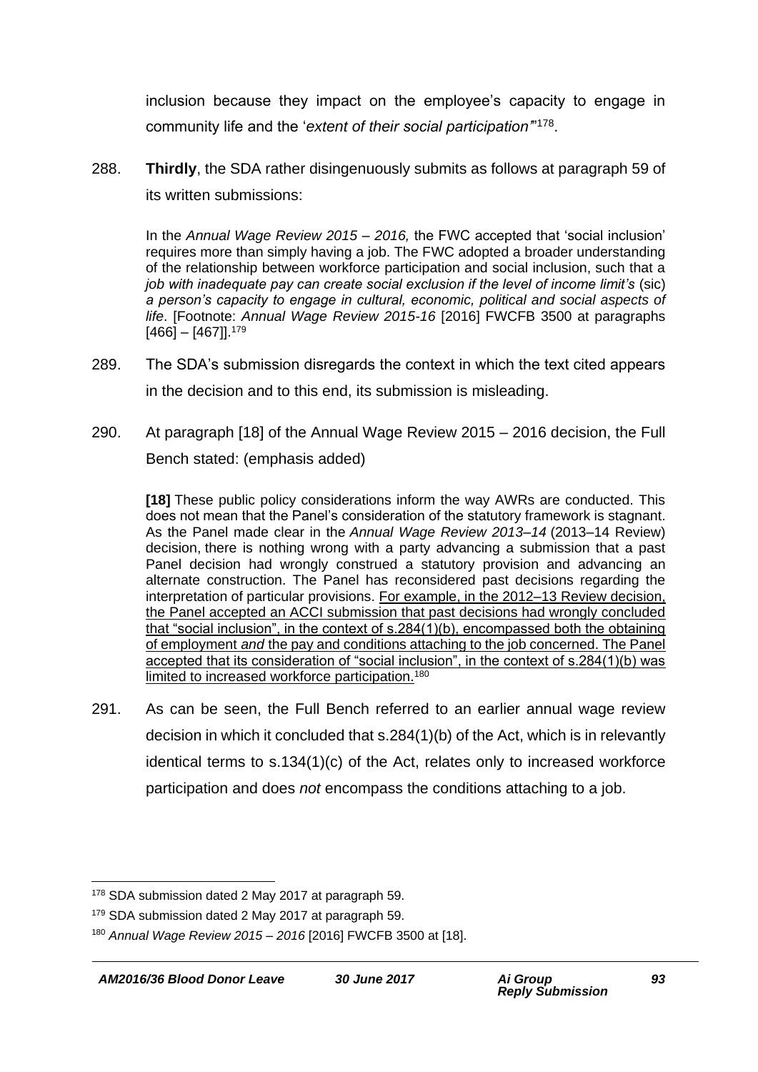inclusion because they impact on the employee's capacity to engage in community life and the '*extent of their social participation*'"[178].

288. **Thirdly**, the SDA rather disingenuously submits as follows at paragraph 59 of its written submissions:

> In the *Annual Wage Review 2015 – 2016,* the FWC accepted that 'social inclusion' requires more than simply having a job. The FWC adopted a broader understanding of the relationship between workforce participation and social inclusion, such that a *job with inadequate pay can create social exclusion if the level of income limit's* (sic) *a person's capacity to engage in cultural, economic, political and social aspects of life*. [Footnote: *Annual Wage Review 2015-16* [2016] FWCFB 3500 at paragraphs [466] – [467]].[179]

289. The SDA's submission disregards the context in which the text cited appears in the decision and to this end, its submission is misleading.

290. At paragraph [18] of the Annual Wage Review 2015 – 2016 decision, the Full Bench stated: (emphasis added)

> **[18]** These public policy considerations inform the way AWRs are conducted. This does not mean that the Panel's consideration of the statutory framework is stagnant. As the Panel made clear in the *Annual Wage Review 2013–14* (2013–14 Review) decision, there is nothing wrong with a party advancing a submission that a past Panel decision had wrongly construed a statutory provision and advancing an alternate construction. The Panel has reconsidered past decisions regarding the interpretation of particular provisions. <u>For example, in the 2012–13 Review decision, the Panel accepted an ACCI submission that past decisions had wrongly concluded that "social inclusion", in the context of s.284(1)(b), encompassed both the obtaining of employment *and* the pay and conditions attaching to the job concerned. The Panel accepted that its consideration of "social inclusion", in the context of s.284(1)(b) was limited to increased workforce participation.</u>[180]

291. As can be seen, the Full Bench referred to an earlier annual wage review decision in which it concluded that s.284(1)(b) of the Act, which is in relevantly identical terms to s.134(1)(c) of the Act, relates only to increased workforce participation and does *not* encompass the conditions attaching to a job.

---

[178] SDA submission dated 2 May 2017 at paragraph 59.

[179] SDA submission dated 2 May 2017 at paragraph 59.

[180] *Annual Wage Review 2015 – 2016* [2016] FWCFB 3500 at [18].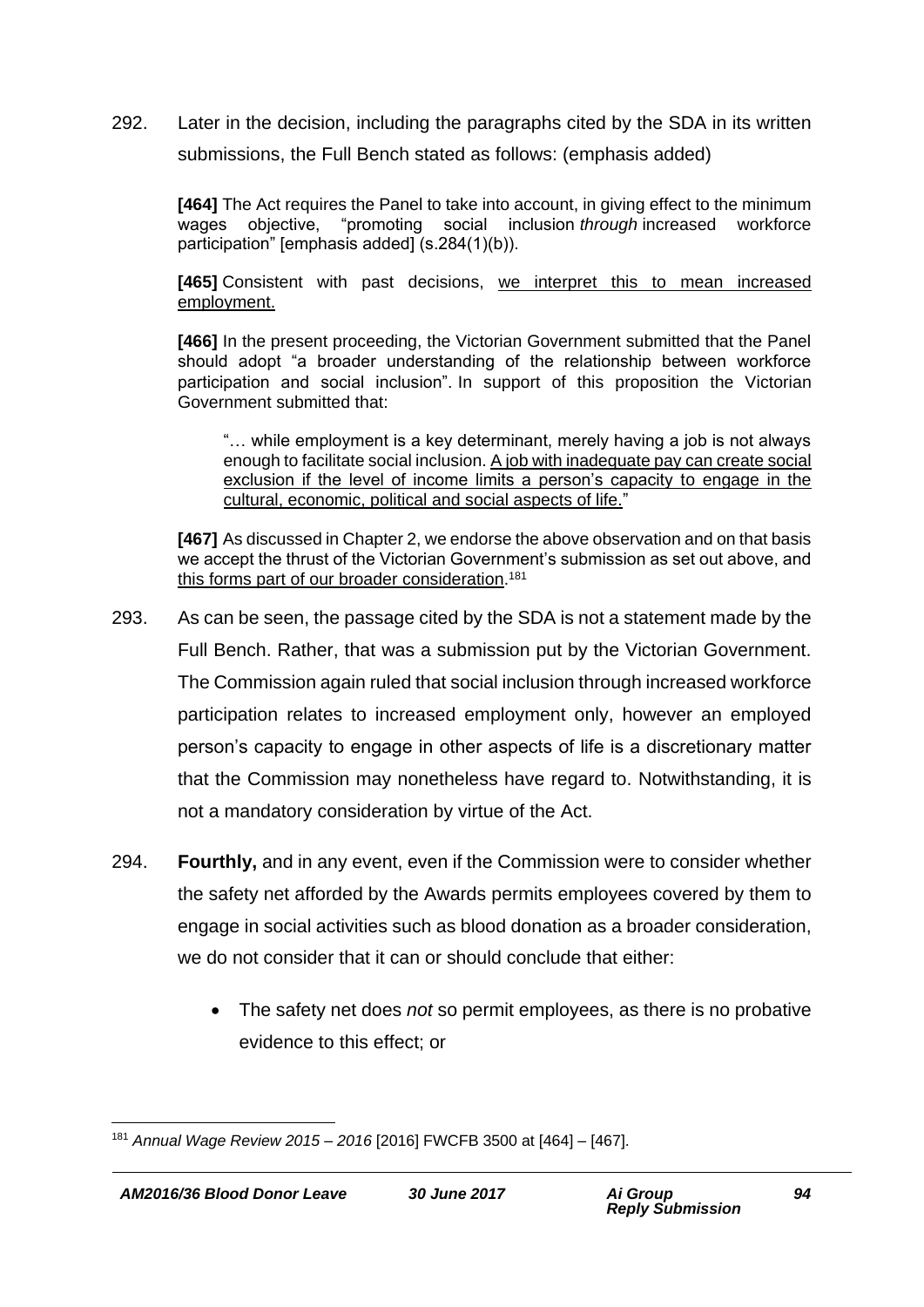292. Later in the decision, including the paragraphs cited by the SDA in its written submissions, the Full Bench stated as follows: (emphasis added)

> **[464]** The Act requires the Panel to take into account, in giving effect to the minimum wages objective, "promoting social inclusion *through* increased workforce participation" [emphasis added] (s.284(1)(b)).
>
> **[465]** Consistent with past decisions, <u>we interpret this to mean increased employment.</u>
>
> **[466]** In the present proceeding, the Victorian Government submitted that the Panel should adopt "a broader understanding of the relationship between workforce participation and social inclusion". In support of this proposition the Victorian Government submitted that:
>
> > "… while employment is a key determinant, merely having a job is not always enough to facilitate social inclusion. <u>A job with inadequate pay can create social exclusion if the level of income limits a person's capacity to engage in the cultural, economic, political and social aspects of life.</u>"
>
> **[467]** As discussed in Chapter 2, we endorse the above observation and on that basis we accept the thrust of the Victorian Government's submission as set out above, and <u>this forms part of our broader consideration</u>.[181]

293. As can be seen, the passage cited by the SDA is not a statement made by the Full Bench. Rather, that was a submission put by the Victorian Government. The Commission again ruled that social inclusion through increased workforce participation relates to increased employment only, however an employed person's capacity to engage in other aspects of life is a discretionary matter that the Commission may nonetheless have regard to. Notwithstanding, it is not a mandatory consideration by virtue of the Act.

294. **Fourthly,** and in any event, even if the Commission were to consider whether the safety net afforded by the Awards permits employees covered by them to engage in social activities such as blood donation as a broader consideration, we do not consider that it can or should conclude that either:

- The safety net does *not* so permit employees, as there is no probative evidence to this effect; or

---

[181] *Annual Wage Review 2015 – 2016* [2016] FWCFB 3500 at [464] – [467].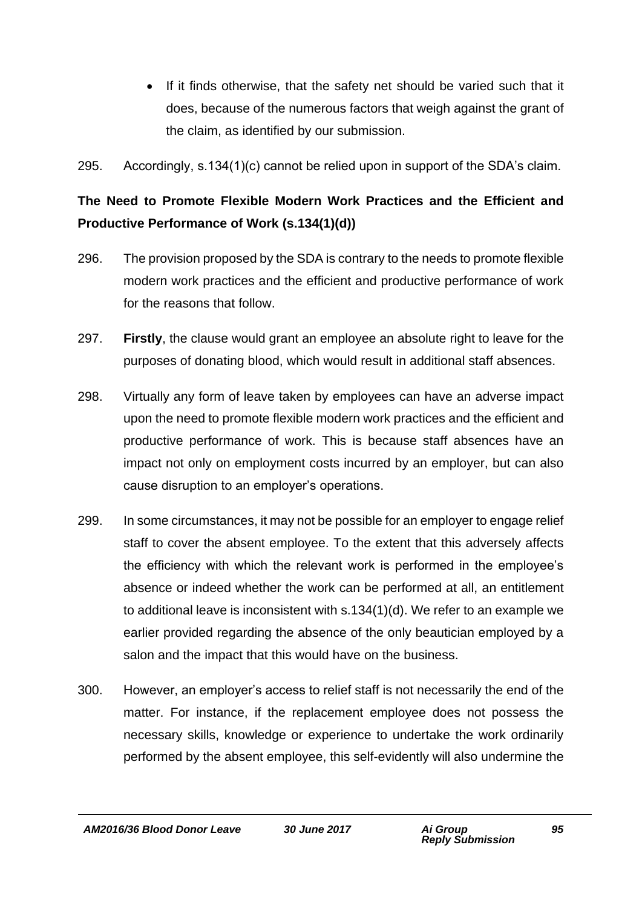- If it finds otherwise, that the safety net should be varied such that it does, because of the numerous factors that weigh against the grant of the claim, as identified by our submission.

295. Accordingly, s.134(1)(c) cannot be relied upon in support of the SDA's claim.

**The Need to Promote Flexible Modern Work Practices and the Efficient and Productive Performance of Work (s.134(1)(d))**

296. The provision proposed by the SDA is contrary to the needs to promote flexible modern work practices and the efficient and productive performance of work for the reasons that follow.

297. **Firstly**, the clause would grant an employee an absolute right to leave for the purposes of donating blood, which would result in additional staff absences.

298. Virtually any form of leave taken by employees can have an adverse impact upon the need to promote flexible modern work practices and the efficient and productive performance of work. This is because staff absences have an impact not only on employment costs incurred by an employer, but can also cause disruption to an employer's operations.

299. In some circumstances, it may not be possible for an employer to engage relief staff to cover the absent employee. To the extent that this adversely affects the efficiency with which the relevant work is performed in the employee's absence or indeed whether the work can be performed at all, an entitlement to additional leave is inconsistent with s.134(1)(d). We refer to an example we earlier provided regarding the absence of the only beautician employed by a salon and the impact that this would have on the business.

300. However, an employer's access to relief staff is not necessarily the end of the matter. For instance, if the replacement employee does not possess the necessary skills, knowledge or experience to undertake the work ordinarily performed by the absent employee, this self-evidently will also undermine the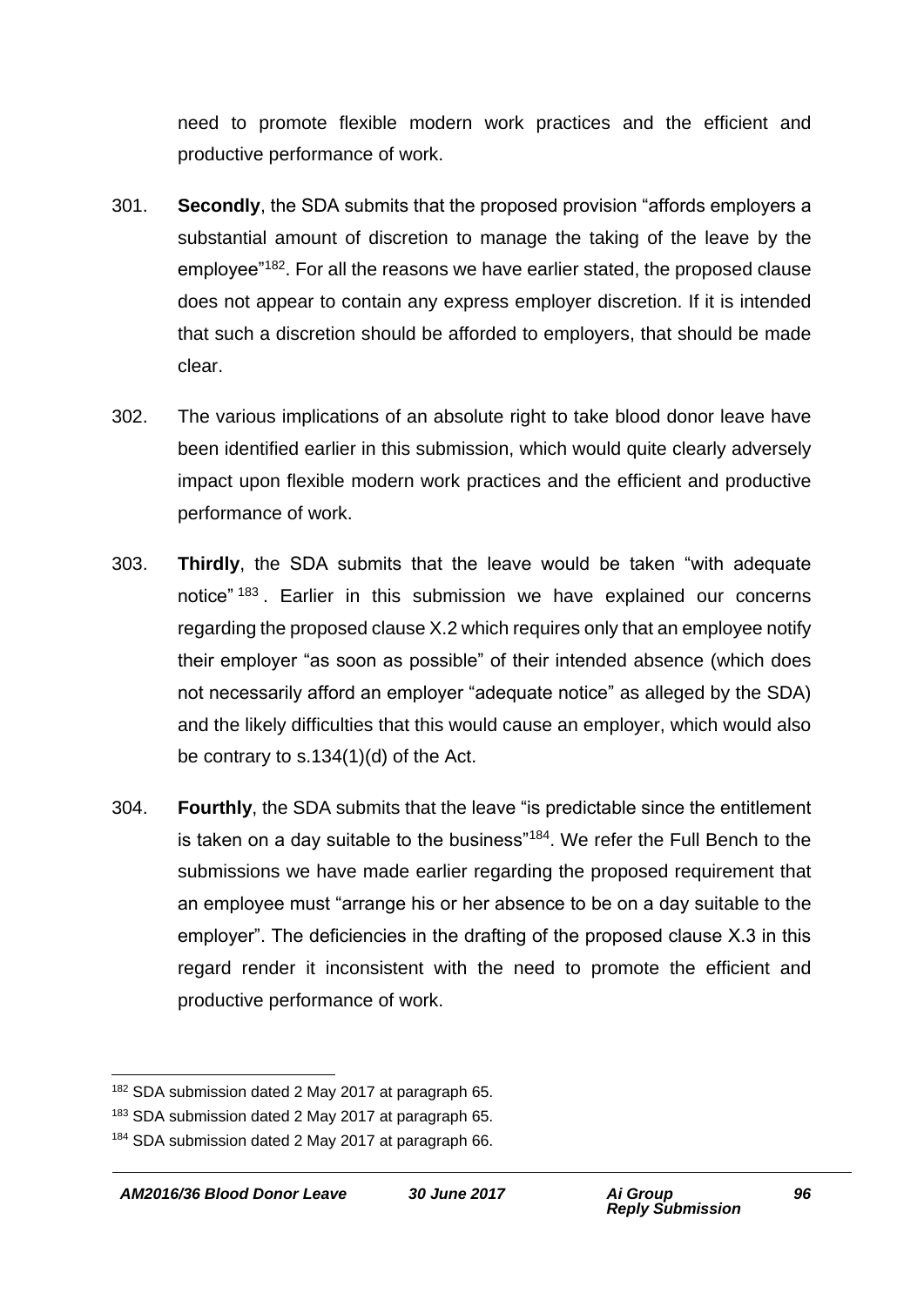need to promote flexible modern work practices and the efficient and productive performance of work.

301. **Secondly**, the SDA submits that the proposed provision "affords employers a substantial amount of discretion to manage the taking of the leave by the employee"[182]. For all the reasons we have earlier stated, the proposed clause does not appear to contain any express employer discretion. If it is intended that such a discretion should be afforded to employers, that should be made clear.

302. The various implications of an absolute right to take blood donor leave have been identified earlier in this submission, which would quite clearly adversely impact upon flexible modern work practices and the efficient and productive performance of work.

303. **Thirdly**, the SDA submits that the leave would be taken "with adequate notice"[183]. Earlier in this submission we have explained our concerns regarding the proposed clause X.2 which requires only that an employee notify their employer "as soon as possible" of their intended absence (which does not necessarily afford an employer "adequate notice" as alleged by the SDA) and the likely difficulties that this would cause an employer, which would also be contrary to s.134(1)(d) of the Act.

304. **Fourthly**, the SDA submits that the leave "is predictable since the entitlement is taken on a day suitable to the business"[184]. We refer the Full Bench to the submissions we have made earlier regarding the proposed requirement that an employee must "arrange his or her absence to be on a day suitable to the employer". The deficiencies in the drafting of the proposed clause X.3 in this regard render it inconsistent with the need to promote the efficient and productive performance of work.

---

[182] SDA submission dated 2 May 2017 at paragraph 65.

[183] SDA submission dated 2 May 2017 at paragraph 65.

[184] SDA submission dated 2 May 2017 at paragraph 66.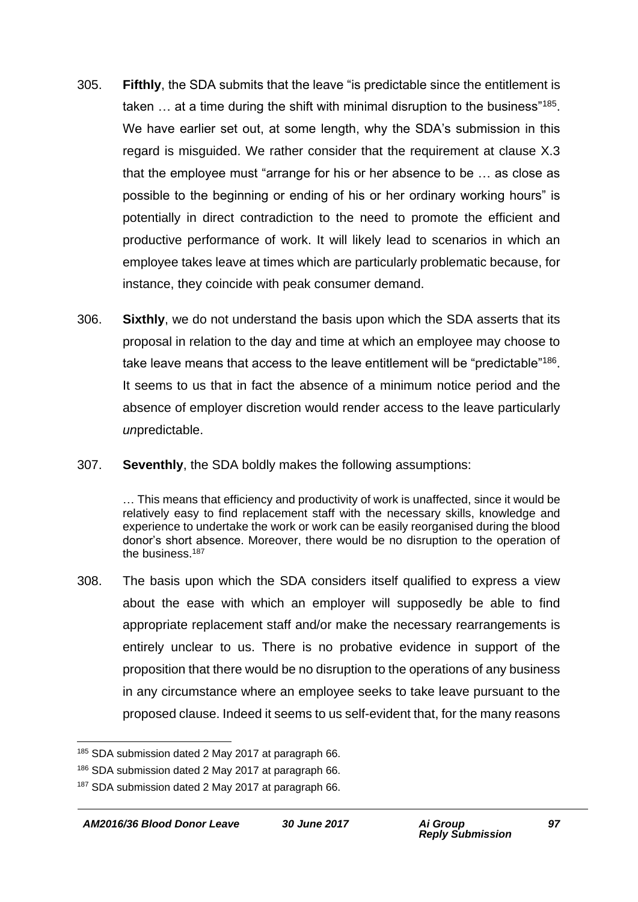305. **Fifthly**, the SDA submits that the leave "is predictable since the entitlement is taken … at a time during the shift with minimal disruption to the business"[185]. We have earlier set out, at some length, why the SDA's submission in this regard is misguided. We rather consider that the requirement at clause X.3 that the employee must "arrange for his or her absence to be … as close as possible to the beginning or ending of his or her ordinary working hours" is potentially in direct contradiction to the need to promote the efficient and productive performance of work. It will likely lead to scenarios in which an employee takes leave at times which are particularly problematic because, for instance, they coincide with peak consumer demand.

306. **Sixthly**, we do not understand the basis upon which the SDA asserts that its proposal in relation to the day and time at which an employee may choose to take leave means that access to the leave entitlement will be "predictable"[186]. It seems to us that in fact the absence of a minimum notice period and the absence of employer discretion would render access to the leave particularly *un*predictable.

307. **Seventhly**, the SDA boldly makes the following assumptions:

> … This means that efficiency and productivity of work is unaffected, since it would be relatively easy to find replacement staff with the necessary skills, knowledge and experience to undertake the work or work can be easily reorganised during the blood donor's short absence. Moreover, there would be no disruption to the operation of the business.[187]

308. The basis upon which the SDA considers itself qualified to express a view about the ease with which an employer will supposedly be able to find appropriate replacement staff and/or make the necessary rearrangements is entirely unclear to us. There is no probative evidence in support of the proposition that there would be no disruption to the operations of any business in any circumstance where an employee seeks to take leave pursuant to the proposed clause. Indeed it seems to us self-evident that, for the many reasons

---

[185] SDA submission dated 2 May 2017 at paragraph 66.

[186] SDA submission dated 2 May 2017 at paragraph 66.

[187] SDA submission dated 2 May 2017 at paragraph 66.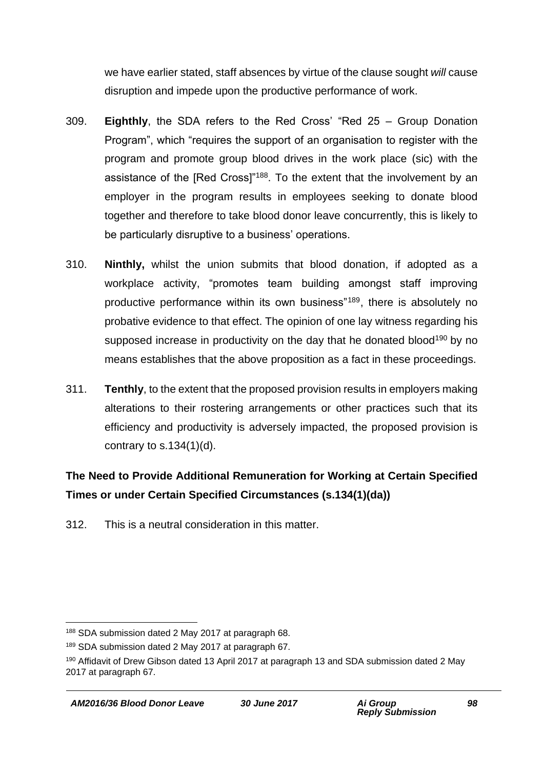we have earlier stated, staff absences by virtue of the clause sought *will* cause disruption and impede upon the productive performance of work.

309. **Eighthly**, the SDA refers to the Red Cross' "Red 25 – Group Donation Program", which "requires the support of an organisation to register with the program and promote group blood drives in the work place (sic) with the assistance of the [Red Cross]"[188]. To the extent that the involvement by an employer in the program results in employees seeking to donate blood together and therefore to take blood donor leave concurrently, this is likely to be particularly disruptive to a business' operations.

310. **Ninthly,** whilst the union submits that blood donation, if adopted as a workplace activity, "promotes team building amongst staff improving productive performance within its own business"[189], there is absolutely no probative evidence to that effect. The opinion of one lay witness regarding his supposed increase in productivity on the day that he donated blood[190] by no means establishes that the above proposition as a fact in these proceedings.

311. **Tenthly**, to the extent that the proposed provision results in employers making alterations to their rostering arrangements or other practices such that its efficiency and productivity is adversely impacted, the proposed provision is contrary to s.134(1)(d).

## The Need to Provide Additional Remuneration for Working at Certain Specified Times or under Certain Specified Circumstances (s.134(1)(da))

312. This is a neutral consideration in this matter.

---

[188] SDA submission dated 2 May 2017 at paragraph 68.

[189] SDA submission dated 2 May 2017 at paragraph 67.

[190] Affidavit of Drew Gibson dated 13 April 2017 at paragraph 13 and SDA submission dated 2 May 2017 at paragraph 67.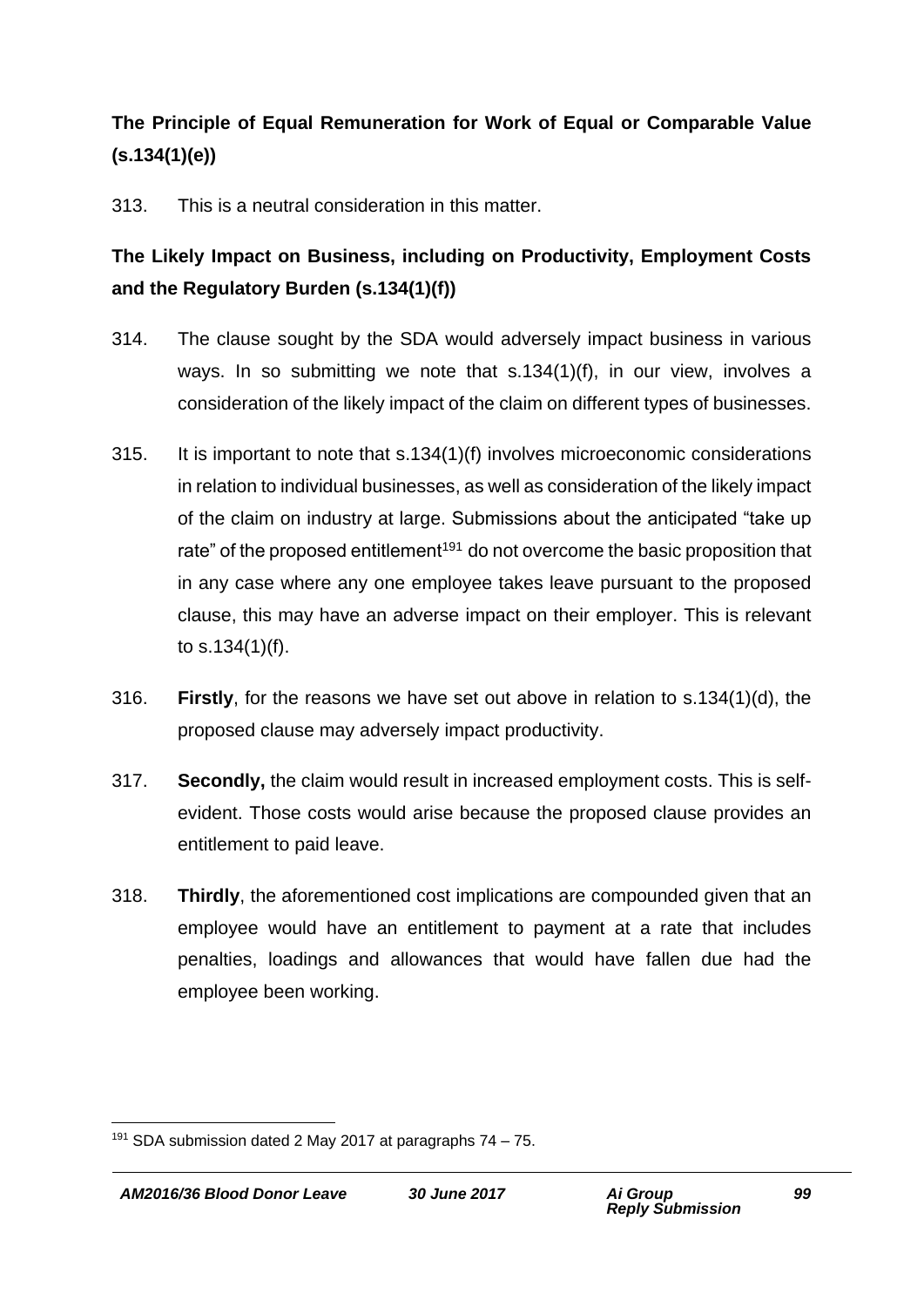## The Principle of Equal Remuneration for Work of Equal or Comparable Value (s.134(1)(e))

313. This is a neutral consideration in this matter.

## The Likely Impact on Business, including on Productivity, Employment Costs and the Regulatory Burden (s.134(1)(f))

314. The clause sought by the SDA would adversely impact business in various ways. In so submitting we note that s.134(1)(f), in our view, involves a consideration of the likely impact of the claim on different types of businesses.

315. It is important to note that s.134(1)(f) involves microeconomic considerations in relation to individual businesses, as well as consideration of the likely impact of the claim on industry at large. Submissions about the anticipated "take up rate" of the proposed entitlement[191] do not overcome the basic proposition that in any case where any one employee takes leave pursuant to the proposed clause, this may have an adverse impact on their employer. This is relevant to s.134(1)(f).

316. **Firstly**, for the reasons we have set out above in relation to s.134(1)(d), the proposed clause may adversely impact productivity.

317. **Secondly,** the claim would result in increased employment costs. This is self-evident. Those costs would arise because the proposed clause provides an entitlement to paid leave.

318. **Thirdly**, the aforementioned cost implications are compounded given that an employee would have an entitlement to payment at a rate that includes penalties, loadings and allowances that would have fallen due had the employee been working.

---

[191] SDA submission dated 2 May 2017 at paragraphs 74 – 75.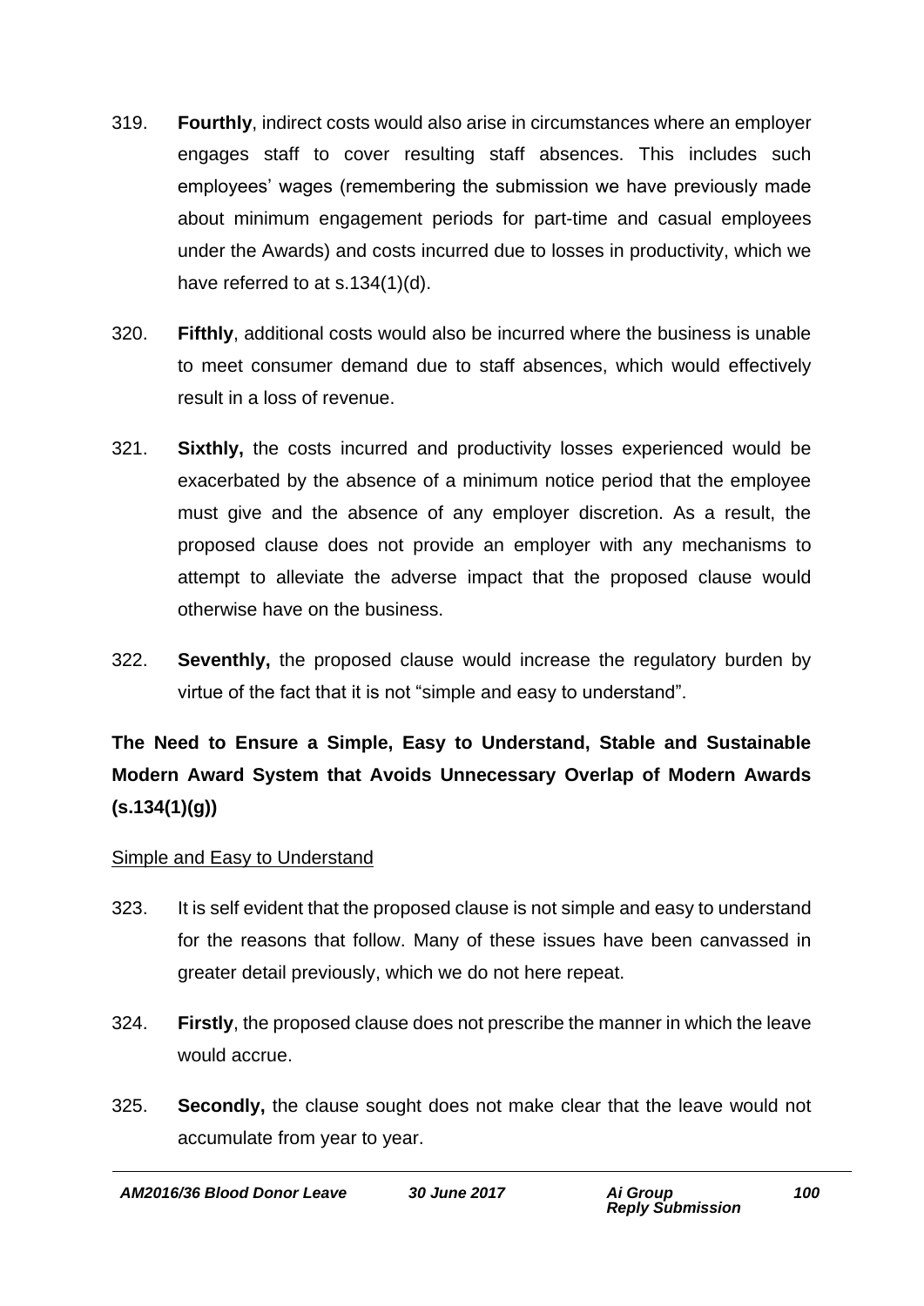319. **Fourthly**, indirect costs would also arise in circumstances where an employer engages staff to cover resulting staff absences. This includes such employees' wages (remembering the submission we have previously made about minimum engagement periods for part-time and casual employees under the Awards) and costs incurred due to losses in productivity, which we have referred to at s.134(1)(d).

320. **Fifthly**, additional costs would also be incurred where the business is unable to meet consumer demand due to staff absences, which would effectively result in a loss of revenue.

321. **Sixthly,** the costs incurred and productivity losses experienced would be exacerbated by the absence of a minimum notice period that the employee must give and the absence of any employer discretion. As a result, the proposed clause does not provide an employer with any mechanisms to attempt to alleviate the adverse impact that the proposed clause would otherwise have on the business.

322. **Seventhly,** the proposed clause would increase the regulatory burden by virtue of the fact that it is not "simple and easy to understand".

## The Need to Ensure a Simple, Easy to Understand, Stable and Sustainable Modern Award System that Avoids Unnecessary Overlap of Modern Awards (s.134(1)(g))

<u>Simple and Easy to Understand</u>

323. It is self evident that the proposed clause is not simple and easy to understand for the reasons that follow. Many of these issues have been canvassed in greater detail previously, which we do not here repeat.

324. **Firstly**, the proposed clause does not prescribe the manner in which the leave would accrue.

325. **Secondly,** the clause sought does not make clear that the leave would not accumulate from year to year.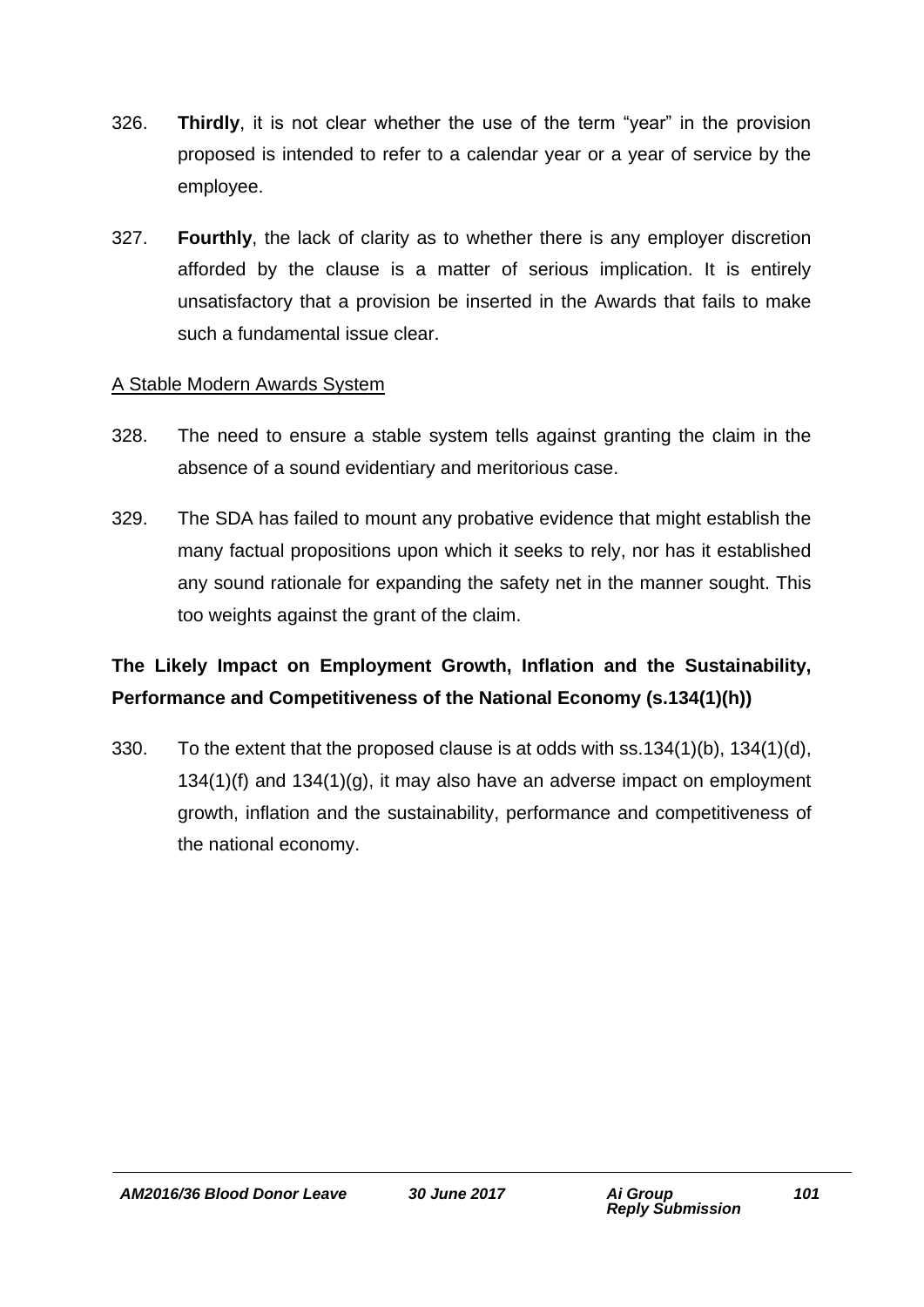326. **Thirdly**, it is not clear whether the use of the term "year" in the provision proposed is intended to refer to a calendar year or a year of service by the employee.

327. **Fourthly**, the lack of clarity as to whether there is any employer discretion afforded by the clause is a matter of serious implication. It is entirely unsatisfactory that a provision be inserted in the Awards that fails to make such a fundamental issue clear.

<u>A Stable Modern Awards System</u>

328. The need to ensure a stable system tells against granting the claim in the absence of a sound evidentiary and meritorious case.

329. The SDA has failed to mount any probative evidence that might establish the many factual propositions upon which it seeks to rely, nor has it established any sound rationale for expanding the safety net in the manner sought. This too weights against the grant of the claim.

**The Likely Impact on Employment Growth, Inflation and the Sustainability, Performance and Competitiveness of the National Economy (s.134(1)(h))**

330. To the extent that the proposed clause is at odds with ss.134(1)(b), 134(1)(d), 134(1)(f) and 134(1)(g), it may also have an adverse impact on employment growth, inflation and the sustainability, performance and competitiveness of the national economy.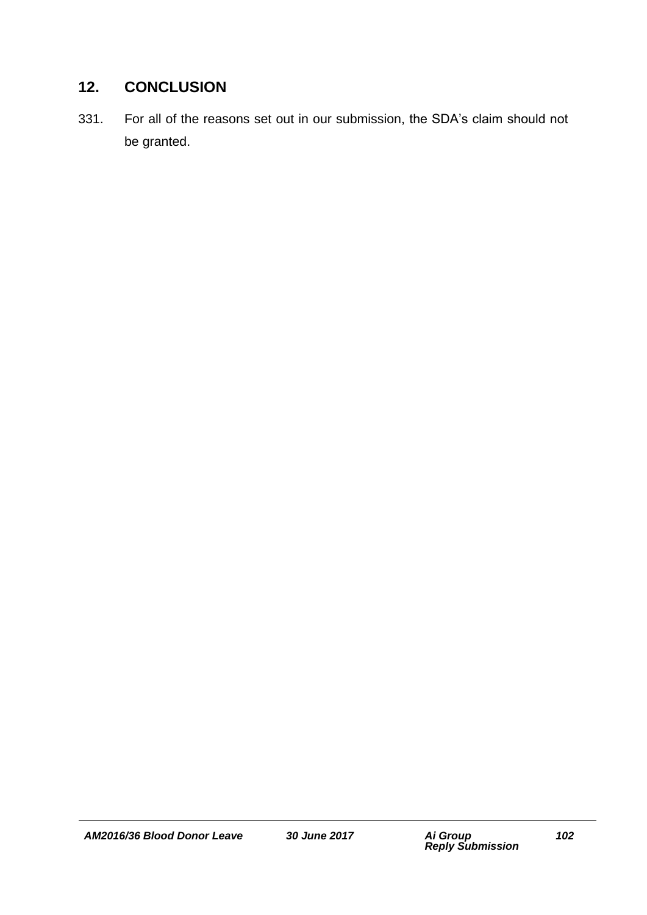## 12. CONCLUSION

331. For all of the reasons set out in our submission, the SDA's claim should not be granted.